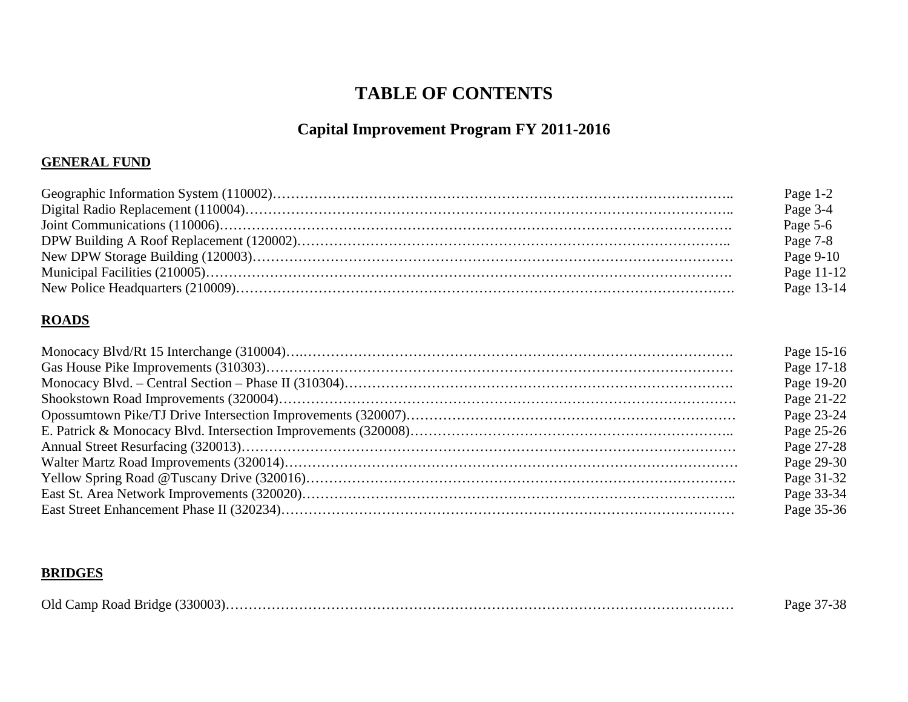# TABLE OF CONTENTS

## Capital Improvement Program FY 2011-2016

**GENERAL FUND**

| Project | Page |
|---|---|
| Geographic Information System (110002) | Page 1-2 |
| Digital Radio Replacement (110004) | Page 3-4 |
| Joint Communications (110006) | Page 5-6 |
| DPW Building A Roof Replacement (120002) | Page 7-8 |
| New DPW Storage Building (120003) | Page 9-10 |
| Municipal Facilities (210005) | Page 11-12 |
| New Police Headquarters (210009) | Page 13-14 |

**ROADS**

| Project | Page |
|---|---|
| Monocacy Blvd/Rt 15 Interchange (310004) | Page 15-16 |
| Gas House Pike Improvements (310303) | Page 17-18 |
| Monocacy Blvd. – Central Section – Phase II (310304) | Page 19-20 |
| Shookstown Road Improvements (320004) | Page 21-22 |
| Opossumtown Pike/TJ Drive Intersection Improvements (320007) | Page 23-24 |
| E. Patrick & Monocacy Blvd. Intersection Improvements (320008) | Page 25-26 |
| Annual Street Resurfacing (320013) | Page 27-28 |
| Walter Martz Road Improvements (320014) | Page 29-30 |
| Yellow Spring Road @Tuscany Drive (320016) | Page 31-32 |
| East St. Area Network Improvements (320020) | Page 33-34 |
| East Street Enhancement Phase II (320234) | Page 35-36 |

**BRIDGES**

| Project | Page |
|---|---|
| Old Camp Road Bridge (330003) | Page 37-38 |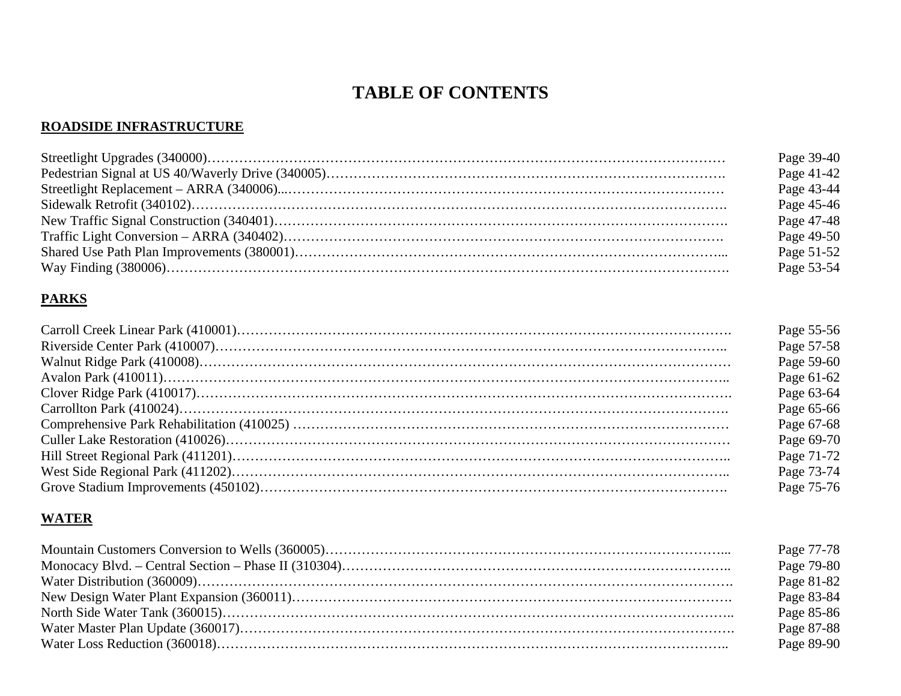# TABLE OF CONTENTS

## ROADSIDE INFRASTRUCTURE

| | |
|---|---|
| Streetlight Upgrades (340000) | Page 39-40 |
| Pedestrian Signal at US 40/Waverly Drive (340005) | Page 41-42 |
| Streetlight Replacement – ARRA (340006) | Page 43-44 |
| Sidewalk Retrofit (340102) | Page 45-46 |
| New Traffic Signal Construction (340401) | Page 47-48 |
| Traffic Light Conversion – ARRA (340402) | Page 49-50 |
| Shared Use Path Plan Improvements (380001) | Page 51-52 |
| Way Finding (380006) | Page 53-54 |

## PARKS

| | |
|---|---|
| Carroll Creek Linear Park (410001) | Page 55-56 |
| Riverside Center Park (410007) | Page 57-58 |
| Walnut Ridge Park (410008) | Page 59-60 |
| Avalon Park (410011) | Page 61-62 |
| Clover Ridge Park (410017) | Page 63-64 |
| Carrollton Park (410024) | Page 65-66 |
| Comprehensive Park Rehabilitation (410025) | Page 67-68 |
| Culler Lake Restoration (410026) | Page 69-70 |
| Hill Street Regional Park (411201) | Page 71-72 |
| West Side Regional Park (411202) | Page 73-74 |
| Grove Stadium Improvements (450102) | Page 75-76 |

## WATER

| | |
|---|---|
| Mountain Customers Conversion to Wells (360005) | Page 77-78 |
| Monocacy Blvd. – Central Section – Phase II (310304) | Page 79-80 |
| Water Distribution (360009) | Page 81-82 |
| New Design Water Plant Expansion (360011) | Page 83-84 |
| North Side Water Tank (360015) | Page 85-86 |
| Water Master Plan Update (360017) | Page 87-88 |
| Water Loss Reduction (360018) | Page 89-90 |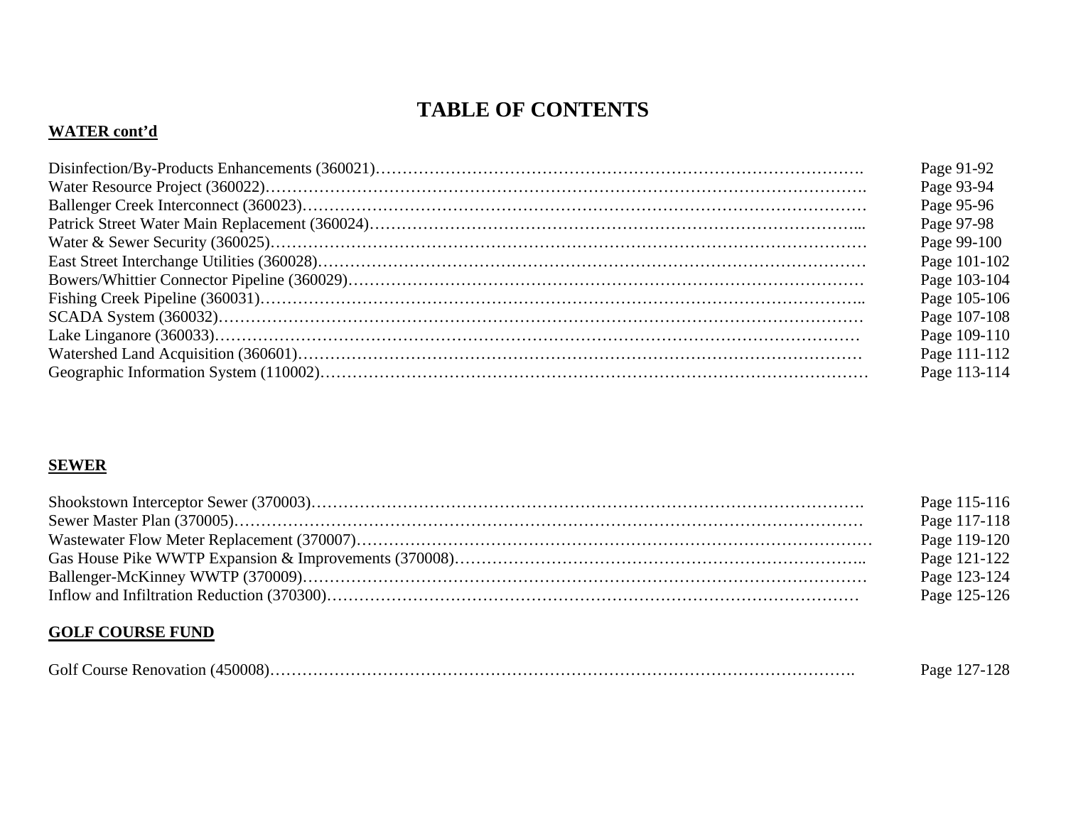# TABLE OF CONTENTS

**WATER cont'd**

| | |
|---|---|
| Disinfection/By-Products Enhancements (360021)………………………………………………………………………………. | Page 91-92 |
| Water Resource Project (360022)………………………………………………………………………………………………. | Page 93-94 |
| Ballenger Creek Interconnect (360023)………………………………………………………………………………………… | Page 95-96 |
| Patrick Street Water Main Replacement (360024)……………………………………………………………………………... | Page 97-98 |
| Water & Sewer Security (360025)……………………………………………………………………………………………… | Page 99-100 |
| East Street Interchange Utilities (360028)……………………………………………………………………………………… | Page 101-102 |
| Bowers/Whittier Connector Pipeline (360029)………………………………………………………………………………… | Page 103-104 |
| Fishing Creek Pipeline (360031)……………………………………………………………………………………………….. | Page 105-106 |
| SCADA System (360032)……………………………………………………………………………………………………… | Page 107-108 |
| Lake Linganore (360033)……………………………………………………………………………………………………… | Page 109-110 |
| Watershed Land Acquisition (360601)………………………………………………………………………………………… | Page 111-112 |
| Geographic Information System (110002)……………………………………………………………………………………… | Page 113-114 |

**SEWER**

| | |
|---|---|
| Shookstown Interceptor Sewer (370003)………………………………………………………………………………………. | Page 115-116 |
| Sewer Master Plan (370005)…………………………………………………………………………………………………… | Page 117-118 |
| Wastewater Flow Meter Replacement (370007)………………………………………………………………………………… | Page 119-120 |
| Gas House Pike WWTP Expansion & Improvements (370008)………………………………………………………………….. | Page 121-122 |
| Ballenger-McKinney WWTP (370009)………………………………………………………………………………………… | Page 123-124 |
| Inflow and Infiltration Reduction (370300)…………………………………………………………………………………… | Page 125-126 |

**GOLF COURSE FUND**

| | |
|---|---|
| Golf Course Renovation (450008)……………………………………………………………………………………………. | Page 127-128 |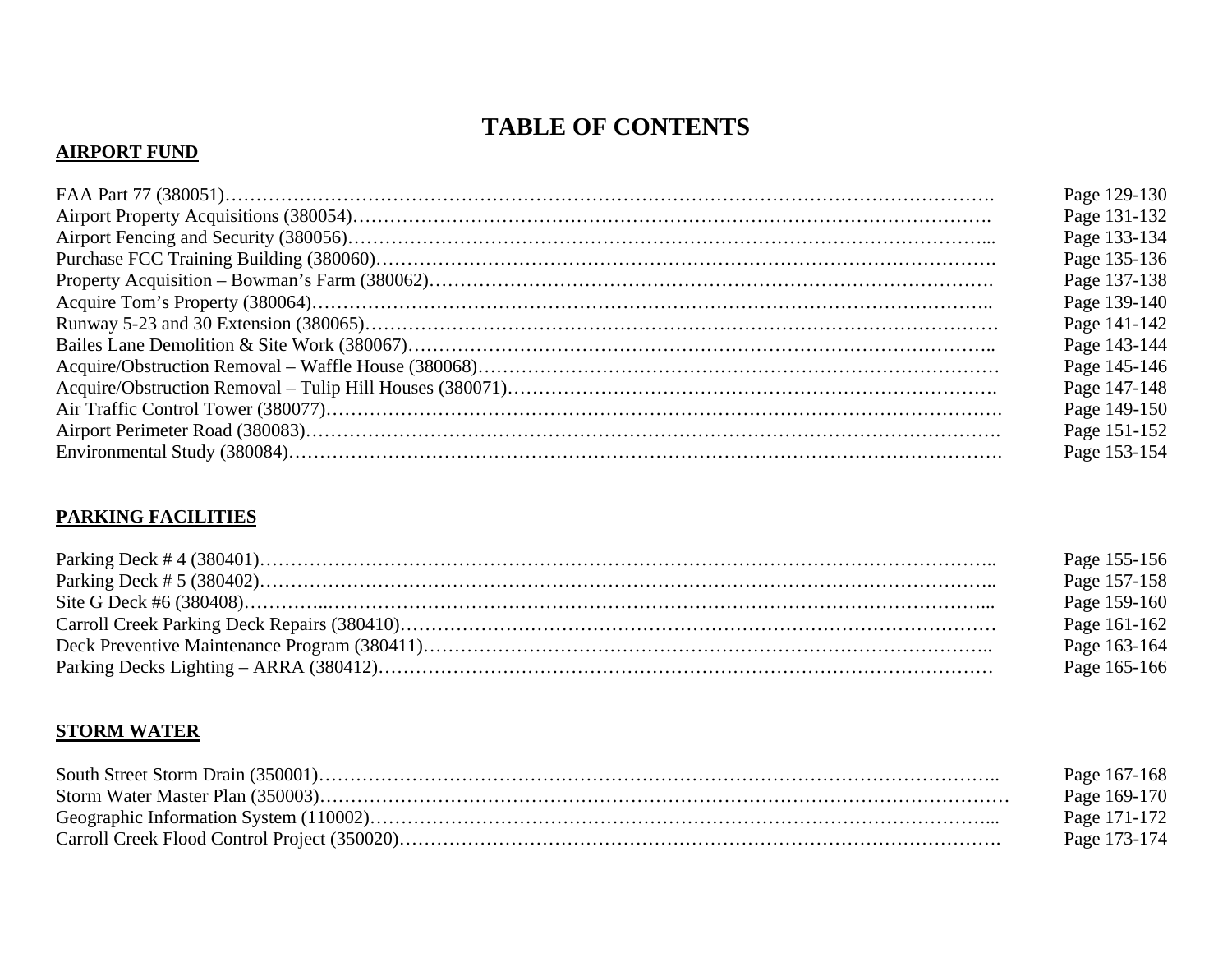# TABLE OF CONTENTS

## AIRPORT FUND

| | |
|---|---|
| FAA Part 77 (380051) | Page 129-130 |
| Airport Property Acquisitions (380054) | Page 131-132 |
| Airport Fencing and Security (380056) | Page 133-134 |
| Purchase FCC Training Building (380060) | Page 135-136 |
| Property Acquisition – Bowman’s Farm (380062) | Page 137-138 |
| Acquire Tom’s Property (380064) | Page 139-140 |
| Runway 5-23 and 30 Extension (380065) | Page 141-142 |
| Bailes Lane Demolition & Site Work (380067) | Page 143-144 |
| Acquire/Obstruction Removal – Waffle House (380068) | Page 145-146 |
| Acquire/Obstruction Removal – Tulip Hill Houses (380071) | Page 147-148 |
| Air Traffic Control Tower (380077) | Page 149-150 |
| Airport Perimeter Road (380083) | Page 151-152 |
| Environmental Study (380084) | Page 153-154 |

## PARKING FACILITIES

| | |
|---|---|
| Parking Deck # 4 (380401) | Page 155-156 |
| Parking Deck # 5 (380402) | Page 157-158 |
| Site G Deck #6 (380408) | Page 159-160 |
| Carroll Creek Parking Deck Repairs (380410) | Page 161-162 |
| Deck Preventive Maintenance Program (380411) | Page 163-164 |
| Parking Decks Lighting – ARRA (380412) | Page 165-166 |

## STORM WATER

| | |
|---|---|
| South Street Storm Drain (350001) | Page 167-168 |
| Storm Water Master Plan (350003) | Page 169-170 |
| Geographic Information System (110002) | Page 171-172 |
| Carroll Creek Flood Control Project (350020) | Page 173-174 |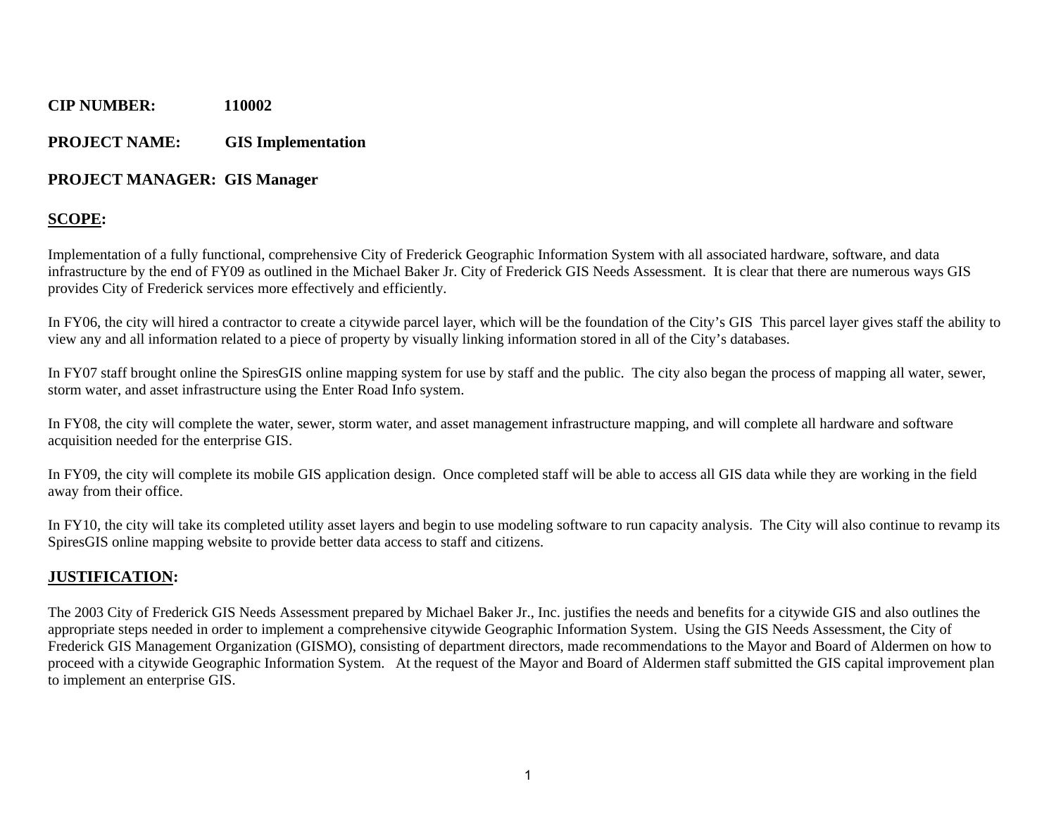**CIP NUMBER:** 110002

**PROJECT NAME:** GIS Implementation

**PROJECT MANAGER:** GIS Manager

## SCOPE:

Implementation of a fully functional, comprehensive City of Frederick Geographic Information System with all associated hardware, software, and data infrastructure by the end of FY09 as outlined in the Michael Baker Jr. City of Frederick GIS Needs Assessment. It is clear that there are numerous ways GIS provides City of Frederick services more effectively and efficiently.

In FY06, the city will hired a contractor to create a citywide parcel layer, which will be the foundation of the City's GIS This parcel layer gives staff the ability to view any and all information related to a piece of property by visually linking information stored in all of the City's databases.

In FY07 staff brought online the SpiresGIS online mapping system for use by staff and the public. The city also began the process of mapping all water, sewer, storm water, and asset infrastructure using the Enter Road Info system.

In FY08, the city will complete the water, sewer, storm water, and asset management infrastructure mapping, and will complete all hardware and software acquisition needed for the enterprise GIS.

In FY09, the city will complete its mobile GIS application design. Once completed staff will be able to access all GIS data while they are working in the field away from their office.

In FY10, the city will take its completed utility asset layers and begin to use modeling software to run capacity analysis. The City will also continue to revamp its SpiresGIS online mapping website to provide better data access to staff and citizens.

## JUSTIFICATION:

The 2003 City of Frederick GIS Needs Assessment prepared by Michael Baker Jr., Inc. justifies the needs and benefits for a citywide GIS and also outlines the appropriate steps needed in order to implement a comprehensive citywide Geographic Information System. Using the GIS Needs Assessment, the City of Frederick GIS Management Organization (GISMO), consisting of department directors, made recommendations to the Mayor and Board of Aldermen on how to proceed with a citywide Geographic Information System. At the request of the Mayor and Board of Aldermen staff submitted the GIS capital improvement plan to implement an enterprise GIS.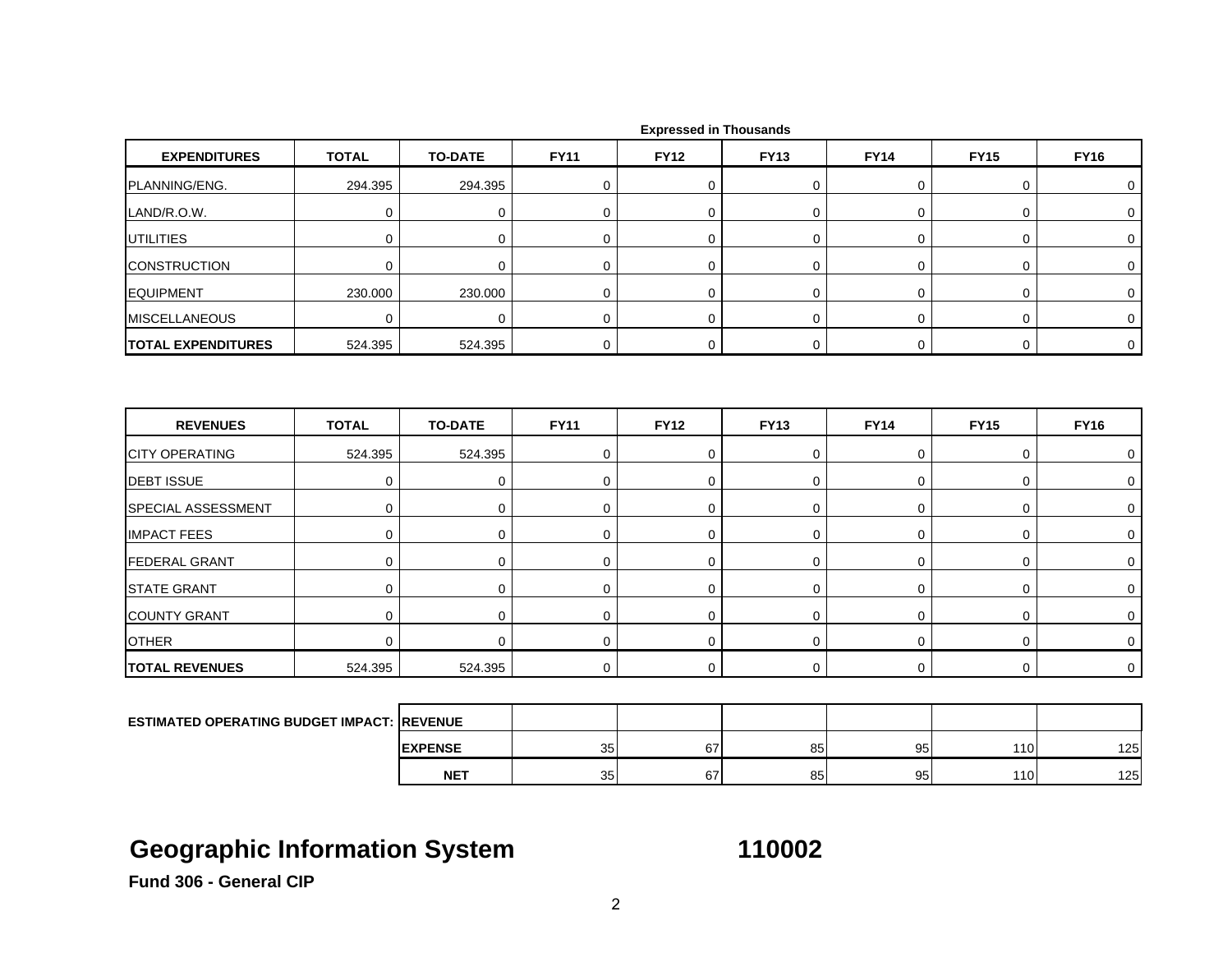Expressed in Thousands

| EXPENDITURES | TOTAL | TO-DATE | FY11 | FY12 | FY13 | FY14 | FY15 | FY16 |
|---|---|---|---|---|---|---|---|---|
| PLANNING/ENG. | 294.395 | 294.395 | 0 | 0 | 0 | 0 | 0 | 0 |
| LAND/R.O.W. | 0 | 0 | 0 | 0 | 0 | 0 | 0 | 0 |
| UTILITIES | 0 | 0 | 0 | 0 | 0 | 0 | 0 | 0 |
| CONSTRUCTION | 0 | 0 | 0 | 0 | 0 | 0 | 0 | 0 |
| EQUIPMENT | 230.000 | 230.000 | 0 | 0 | 0 | 0 | 0 | 0 |
| MISCELLANEOUS | 0 | 0 | 0 | 0 | 0 | 0 | 0 | 0 |
| **TOTAL EXPENDITURES** | 524.395 | 524.395 | 0 | 0 | 0 | 0 | 0 | 0 |

| REVENUES | TOTAL | TO-DATE | FY11 | FY12 | FY13 | FY14 | FY15 | FY16 |
|---|---|---|---|---|---|---|---|---|
| CITY OPERATING | 524.395 | 524.395 | 0 | 0 | 0 | 0 | 0 | 0 |
| DEBT ISSUE | 0 | 0 | 0 | 0 | 0 | 0 | 0 | 0 |
| SPECIAL ASSESSMENT | 0 | 0 | 0 | 0 | 0 | 0 | 0 | 0 |
| IMPACT FEES | 0 | 0 | 0 | 0 | 0 | 0 | 0 | 0 |
| FEDERAL GRANT | 0 | 0 | 0 | 0 | 0 | 0 | 0 | 0 |
| STATE GRANT | 0 | 0 | 0 | 0 | 0 | 0 | 0 | 0 |
| COUNTY GRANT | 0 | 0 | 0 | 0 | 0 | 0 | 0 | 0 |
| OTHER | 0 | 0 | 0 | 0 | 0 | 0 | 0 | 0 |
| **TOTAL REVENUES** | 524.395 | 524.395 | 0 | 0 | 0 | 0 | 0 | 0 |

| ESTIMATED OPERATING BUDGET IMPACT: | | FY11 | FY12 | FY13 | FY14 | FY15 | FY16 |
|---|---|---|---|---|---|---|---|
| | **REVENUE** | | | | | | |
| | **EXPENSE** | 35 | 67 | 85 | 95 | 110 | 125 |
| | **NET** | 35 | 67 | 85 | 95 | 110 | 125 |

# Geographic Information System 110002

**Fund 306 - General CIP**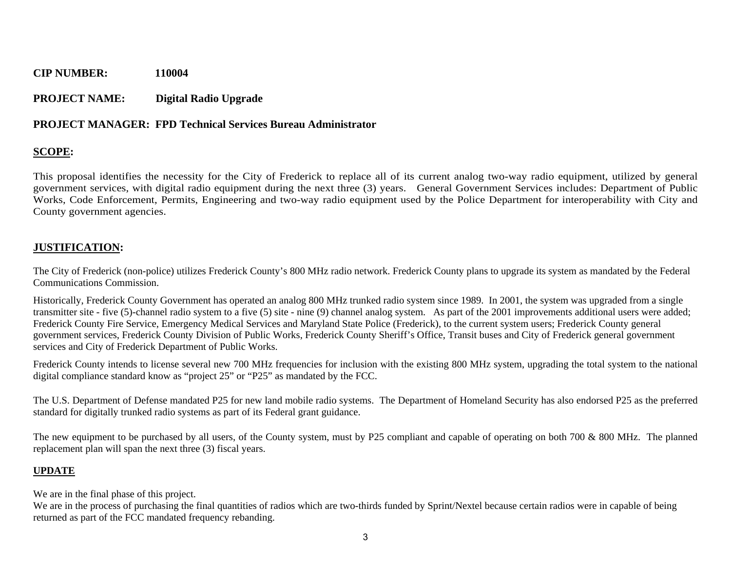**CIP NUMBER:** **110004**

**PROJECT NAME:** **Digital Radio Upgrade**

**PROJECT MANAGER: FPD Technical Services Bureau Administrator**

**SCOPE:**

This proposal identifies the necessity for the City of Frederick to replace all of its current analog two-way radio equipment, utilized by general government services, with digital radio equipment during the next three (3) years. General Government Services includes: Department of Public Works, Code Enforcement, Permits, Engineering and two-way radio equipment used by the Police Department for interoperability with City and County government agencies.

**JUSTIFICATION:**

The City of Frederick (non-police) utilizes Frederick County's 800 MHz radio network. Frederick County plans to upgrade its system as mandated by the Federal Communications Commission.

Historically, Frederick County Government has operated an analog 800 MHz trunked radio system since 1989. In 2001, the system was upgraded from a single transmitter site - five (5)-channel radio system to a five (5) site - nine (9) channel analog system. As part of the 2001 improvements additional users were added; Frederick County Fire Service, Emergency Medical Services and Maryland State Police (Frederick), to the current system users; Frederick County general government services, Frederick County Division of Public Works, Frederick County Sheriff's Office, Transit buses and City of Frederick general government services and City of Frederick Department of Public Works.

Frederick County intends to license several new 700 MHz frequencies for inclusion with the existing 800 MHz system, upgrading the total system to the national digital compliance standard know as "project 25" or "P25" as mandated by the FCC.

The U.S. Department of Defense mandated P25 for new land mobile radio systems. The Department of Homeland Security has also endorsed P25 as the preferred standard for digitally trunked radio systems as part of its Federal grant guidance.

The new equipment to be purchased by all users, of the County system, must by P25 compliant and capable of operating on both 700 & 800 MHz. The planned replacement plan will span the next three (3) fiscal years.

**UPDATE**

We are in the final phase of this project.
We are in the process of purchasing the final quantities of radios which are two-thirds funded by Sprint/Nextel because certain radios were in capable of being returned as part of the FCC mandated frequency rebanding.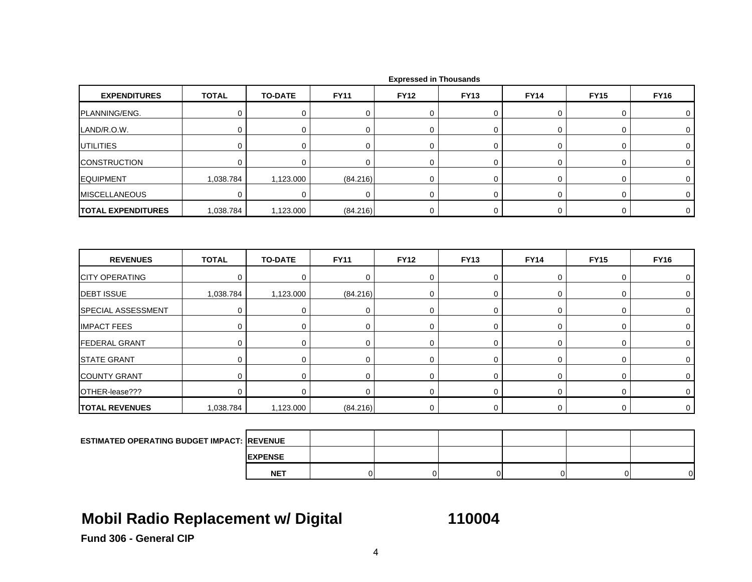Expressed in Thousands

| EXPENDITURES | TOTAL | TO-DATE | FY11 | FY12 | FY13 | FY14 | FY15 | FY16 |
|---|---|---|---|---|---|---|---|---|
| PLANNING/ENG. | 0 | 0 | 0 | 0 | 0 | 0 | 0 | 0 |
| LAND/R.O.W. | 0 | 0 | 0 | 0 | 0 | 0 | 0 | 0 |
| UTILITIES | 0 | 0 | 0 | 0 | 0 | 0 | 0 | 0 |
| CONSTRUCTION | 0 | 0 | 0 | 0 | 0 | 0 | 0 | 0 |
| EQUIPMENT | 1,038.784 | 1,123.000 | (84.216) | 0 | 0 | 0 | 0 | 0 |
| MISCELLANEOUS | 0 | 0 | 0 | 0 | 0 | 0 | 0 | 0 |
| **TOTAL EXPENDITURES** | 1,038.784 | 1,123.000 | (84.216) | 0 | 0 | 0 | 0 | 0 |

| REVENUES | TOTAL | TO-DATE | FY11 | FY12 | FY13 | FY14 | FY15 | FY16 |
|---|---|---|---|---|---|---|---|---|
| CITY OPERATING | 0 | 0 | 0 | 0 | 0 | 0 | 0 | 0 |
| DEBT ISSUE | 1,038.784 | 1,123.000 | (84.216) | 0 | 0 | 0 | 0 | 0 |
| SPECIAL ASSESSMENT | 0 | 0 | 0 | 0 | 0 | 0 | 0 | 0 |
| IMPACT FEES | 0 | 0 | 0 | 0 | 0 | 0 | 0 | 0 |
| FEDERAL GRANT | 0 | 0 | 0 | 0 | 0 | 0 | 0 | 0 |
| STATE GRANT | 0 | 0 | 0 | 0 | 0 | 0 | 0 | 0 |
| COUNTY GRANT | 0 | 0 | 0 | 0 | 0 | 0 | 0 | 0 |
| OTHER-lease??? | 0 | 0 | 0 | 0 | 0 | 0 | 0 | 0 |
| **TOTAL REVENUES** | 1,038.784 | 1,123.000 | (84.216) | 0 | 0 | 0 | 0 | 0 |

| ESTIMATED OPERATING BUDGET IMPACT: | | FY11 | FY12 | FY13 | FY14 | FY15 | FY16 |
|---|---|---|---|---|---|---|---|
| | **REVENUE** | | | | | | |
| | **EXPENSE** | | | | | | |
| | **NET** | 0 | 0 | 0 | 0 | 0 | 0 |

## Mobil Radio Replacement w/ Digital 110004

**Fund 306 - General CIP**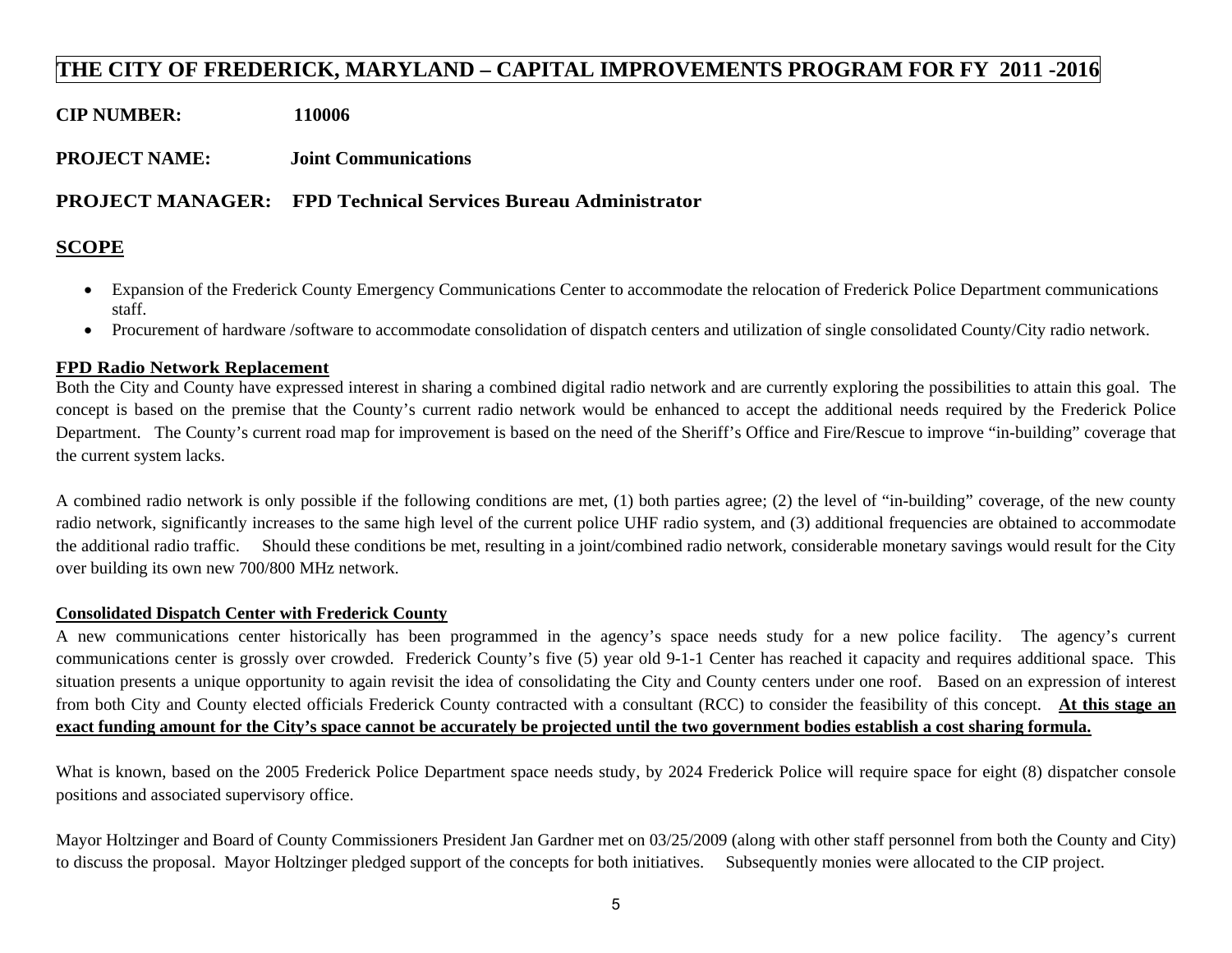# THE CITY OF FREDERICK, MARYLAND – CAPITAL IMPROVEMENTS PROGRAM FOR FY 2011 -2016

**CIP NUMBER:** 110006

**PROJECT NAME:** Joint Communications

**PROJECT MANAGER:** FPD Technical Services Bureau Administrator

## SCOPE

- Expansion of the Frederick County Emergency Communications Center to accommodate the relocation of Frederick Police Department communications staff.
- Procurement of hardware /software to accommodate consolidation of dispatch centers and utilization of single consolidated County/City radio network.

### FPD Radio Network Replacement

Both the City and County have expressed interest in sharing a combined digital radio network and are currently exploring the possibilities to attain this goal. The concept is based on the premise that the County's current radio network would be enhanced to accept the additional needs required by the Frederick Police Department. The County's current road map for improvement is based on the need of the Sheriff's Office and Fire/Rescue to improve "in-building" coverage that the current system lacks.

A combined radio network is only possible if the following conditions are met, (1) both parties agree; (2) the level of "in-building" coverage, of the new county radio network, significantly increases to the same high level of the current police UHF radio system, and (3) additional frequencies are obtained to accommodate the additional radio traffic. Should these conditions be met, resulting in a joint/combined radio network, considerable monetary savings would result for the City over building its own new 700/800 MHz network.

### Consolidated Dispatch Center with Frederick County

A new communications center historically has been programmed in the agency's space needs study for a new police facility. The agency's current communications center is grossly over crowded. Frederick County's five (5) year old 9-1-1 Center has reached it capacity and requires additional space. This situation presents a unique opportunity to again revisit the idea of consolidating the City and County centers under one roof. Based on an expression of interest from both City and County elected officials Frederick County contracted with a consultant (RCC) to consider the feasibility of this concept. **At this stage an exact funding amount for the City's space cannot be accurately be projected until the two government bodies establish a cost sharing formula.**

What is known, based on the 2005 Frederick Police Department space needs study, by 2024 Frederick Police will require space for eight (8) dispatcher console positions and associated supervisory office.

Mayor Holtzinger and Board of County Commissioners President Jan Gardner met on 03/25/2009 (along with other staff personnel from both the County and City) to discuss the proposal. Mayor Holtzinger pledged support of the concepts for both initiatives. Subsequently monies were allocated to the CIP project.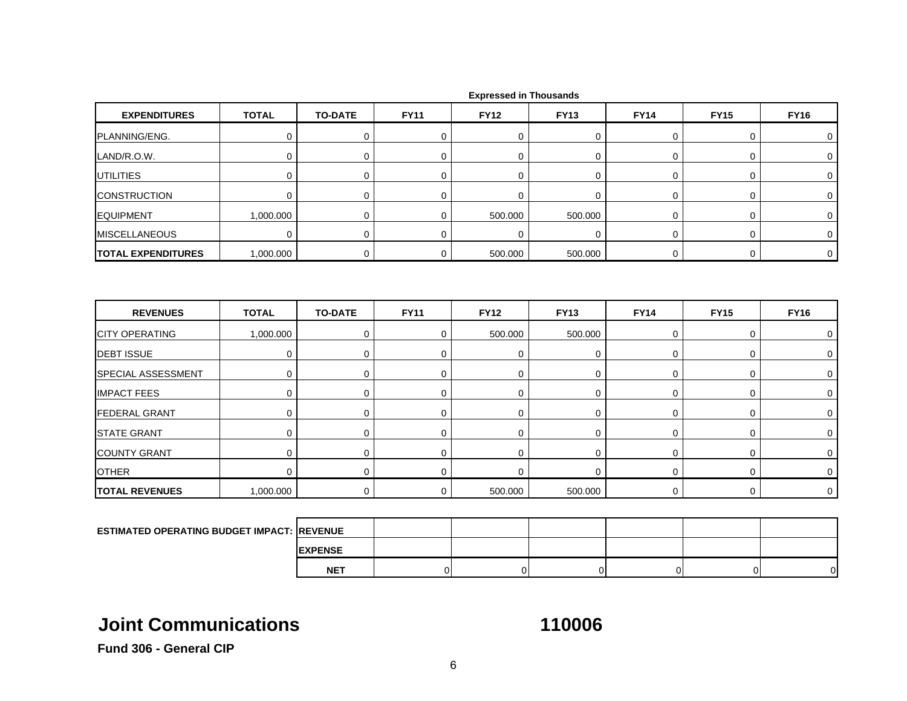Expressed in Thousands

| EXPENDITURES | TOTAL | TO-DATE | FY11 | FY12 | FY13 | FY14 | FY15 | FY16 |
|---|---|---|---|---|---|---|---|---|
| PLANNING/ENG. | 0 | 0 | 0 | 0 | 0 | 0 | 0 | 0 |
| LAND/R.O.W. | 0 | 0 | 0 | 0 | 0 | 0 | 0 | 0 |
| UTILITIES | 0 | 0 | 0 | 0 | 0 | 0 | 0 | 0 |
| CONSTRUCTION | 0 | 0 | 0 | 0 | 0 | 0 | 0 | 0 |
| EQUIPMENT | 1,000.000 | 0 | 0 | 500.000 | 500.000 | 0 | 0 | 0 |
| MISCELLANEOUS | 0 | 0 | 0 | 0 | 0 | 0 | 0 | 0 |
| **TOTAL EXPENDITURES** | 1,000.000 | 0 | 0 | 500.000 | 500.000 | 0 | 0 | 0 |

| REVENUES | TOTAL | TO-DATE | FY11 | FY12 | FY13 | FY14 | FY15 | FY16 |
|---|---|---|---|---|---|---|---|---|
| CITY OPERATING | 1,000.000 | 0 | 0 | 500.000 | 500.000 | 0 | 0 | 0 |
| DEBT ISSUE | 0 | 0 | 0 | 0 | 0 | 0 | 0 | 0 |
| SPECIAL ASSESSMENT | 0 | 0 | 0 | 0 | 0 | 0 | 0 | 0 |
| IMPACT FEES | 0 | 0 | 0 | 0 | 0 | 0 | 0 | 0 |
| FEDERAL GRANT | 0 | 0 | 0 | 0 | 0 | 0 | 0 | 0 |
| STATE GRANT | 0 | 0 | 0 | 0 | 0 | 0 | 0 | 0 |
| COUNTY GRANT | 0 | 0 | 0 | 0 | 0 | 0 | 0 | 0 |
| OTHER | 0 | 0 | 0 | 0 | 0 | 0 | 0 | 0 |
| **TOTAL REVENUES** | 1,000.000 | 0 | 0 | 500.000 | 500.000 | 0 | 0 | 0 |

| ESTIMATED OPERATING BUDGET IMPACT: | | FY11 | FY12 | FY13 | FY14 | FY15 | FY16 |
|---|---|---|---|---|---|---|---|
| | **REVENUE** | | | | | | |
| | **EXPENSE** | | | | | | |
| | **NET** | 0 | 0 | 0 | 0 | 0 | 0 |

# Joint Communications 110006

**Fund 306 - General CIP**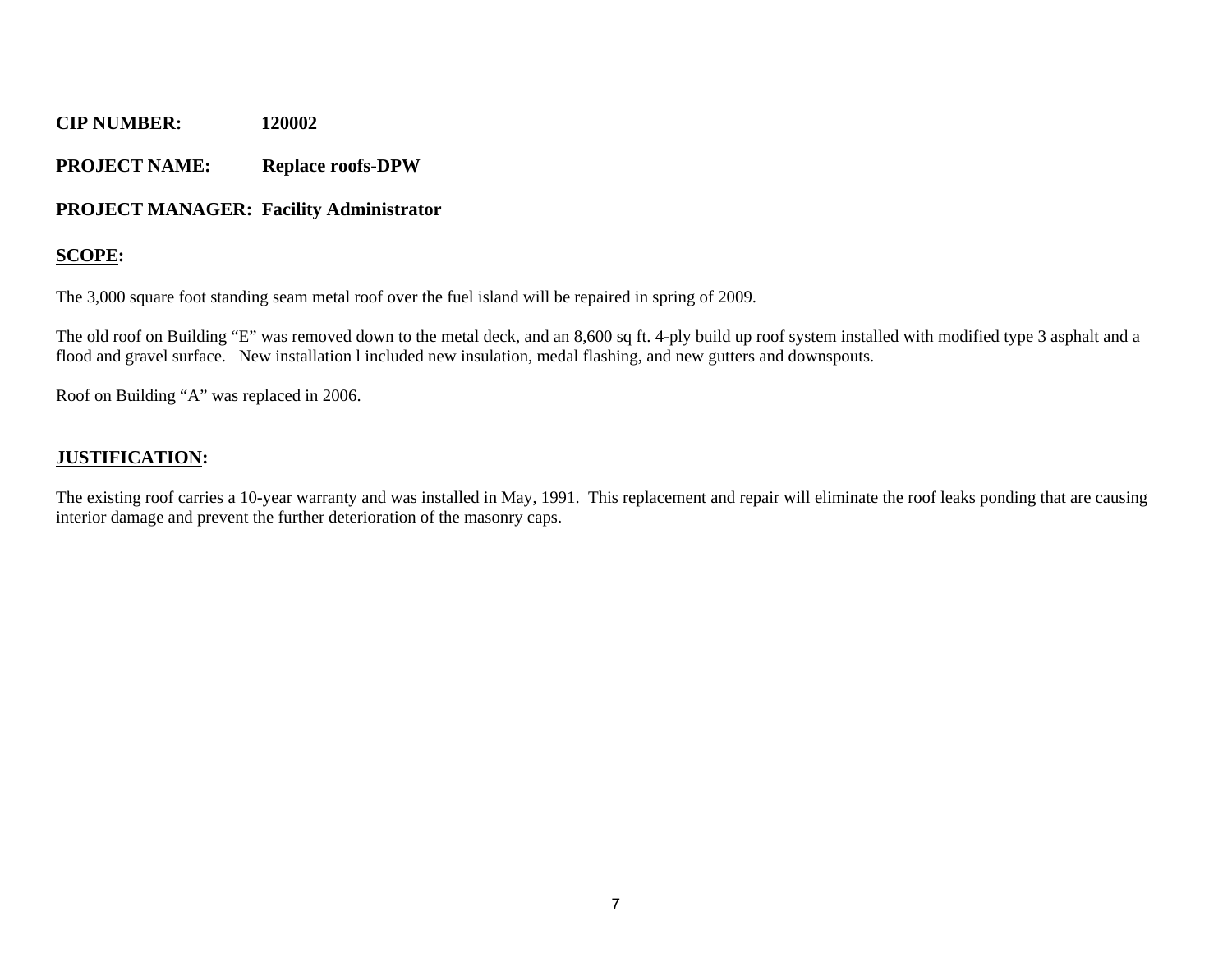**CIP NUMBER:** 120002

**PROJECT NAME:** Replace roofs-DPW

**PROJECT MANAGER:** Facility Administrator

## SCOPE:

The 3,000 square foot standing seam metal roof over the fuel island will be repaired in spring of 2009.

The old roof on Building "E" was removed down to the metal deck, and an 8,600 sq ft. 4-ply build up roof system installed with modified type 3 asphalt and a flood and gravel surface. New installation l included new insulation, medal flashing, and new gutters and downspouts.

Roof on Building "A" was replaced in 2006.

## JUSTIFICATION:

The existing roof carries a 10-year warranty and was installed in May, 1991. This replacement and repair will eliminate the roof leaks ponding that are causing interior damage and prevent the further deterioration of the masonry caps.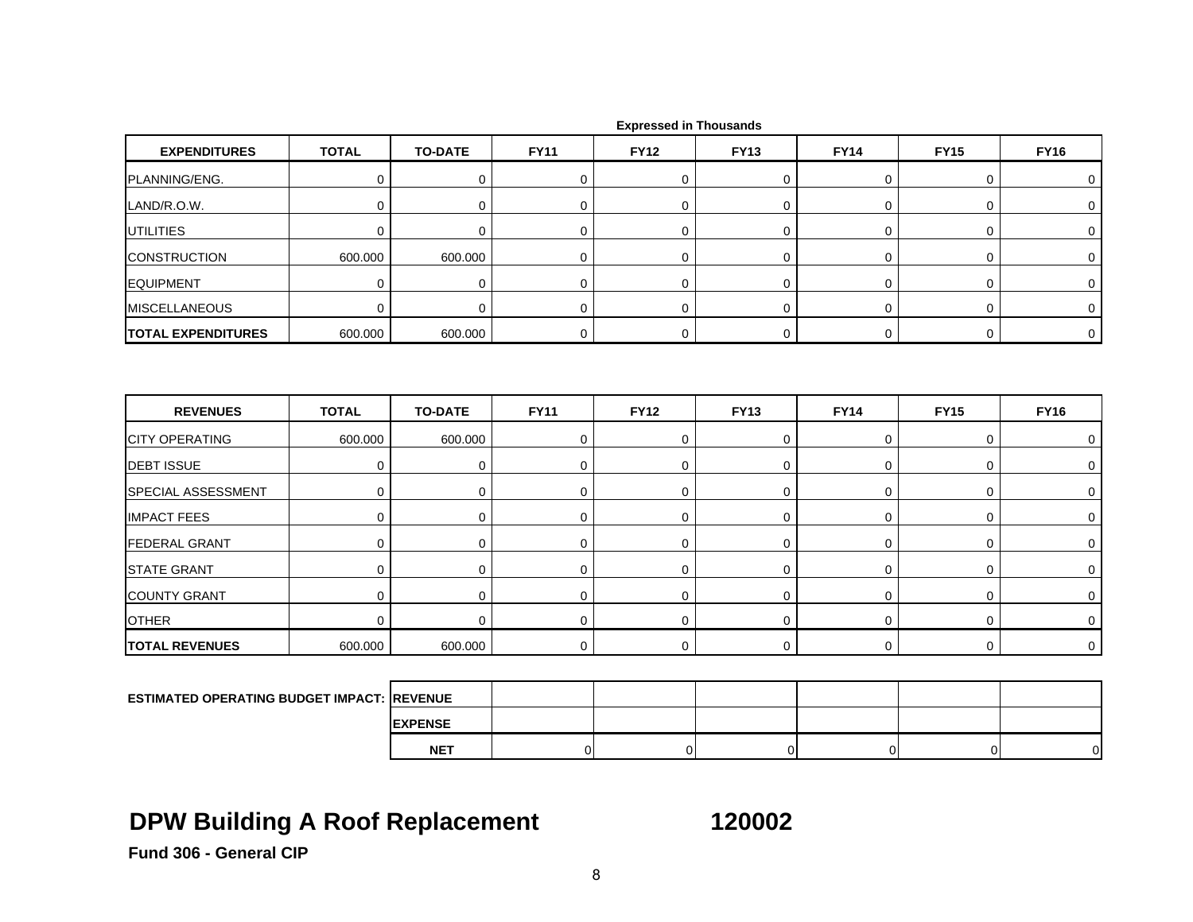Expressed in Thousands

| EXPENDITURES | TOTAL | TO-DATE | FY11 | FY12 | FY13 | FY14 | FY15 | FY16 |
|---|---|---|---|---|---|---|---|---|
| PLANNING/ENG. | 0 | 0 | 0 | 0 | 0 | 0 | 0 | 0 |
| LAND/R.O.W. | 0 | 0 | 0 | 0 | 0 | 0 | 0 | 0 |
| UTILITIES | 0 | 0 | 0 | 0 | 0 | 0 | 0 | 0 |
| CONSTRUCTION | 600.000 | 600.000 | 0 | 0 | 0 | 0 | 0 | 0 |
| EQUIPMENT | 0 | 0 | 0 | 0 | 0 | 0 | 0 | 0 |
| MISCELLANEOUS | 0 | 0 | 0 | 0 | 0 | 0 | 0 | 0 |
| **TOTAL EXPENDITURES** | 600.000 | 600.000 | 0 | 0 | 0 | 0 | 0 | 0 |

| REVENUES | TOTAL | TO-DATE | FY11 | FY12 | FY13 | FY14 | FY15 | FY16 |
|---|---|---|---|---|---|---|---|---|
| CITY OPERATING | 600.000 | 600.000 | 0 | 0 | 0 | 0 | 0 | 0 |
| DEBT ISSUE | 0 | 0 | 0 | 0 | 0 | 0 | 0 | 0 |
| SPECIAL ASSESSMENT | 0 | 0 | 0 | 0 | 0 | 0 | 0 | 0 |
| IMPACT FEES | 0 | 0 | 0 | 0 | 0 | 0 | 0 | 0 |
| FEDERAL GRANT | 0 | 0 | 0 | 0 | 0 | 0 | 0 | 0 |
| STATE GRANT | 0 | 0 | 0 | 0 | 0 | 0 | 0 | 0 |
| COUNTY GRANT | 0 | 0 | 0 | 0 | 0 | 0 | 0 | 0 |
| OTHER | 0 | 0 | 0 | 0 | 0 | 0 | 0 | 0 |
| **TOTAL REVENUES** | 600.000 | 600.000 | 0 | 0 | 0 | 0 | 0 | 0 |

| ESTIMATED OPERATING BUDGET IMPACT: | | FY11 | FY12 | FY13 | FY14 | FY15 | FY16 |
|---|---|---|---|---|---|---|---|
| | REVENUE | | | | | | |
| | EXPENSE | | | | | | |
| | NET | 0 | 0 | 0 | 0 | 0 | 0 |

# DPW Building A Roof Replacement 120002

**Fund 306 - General CIP**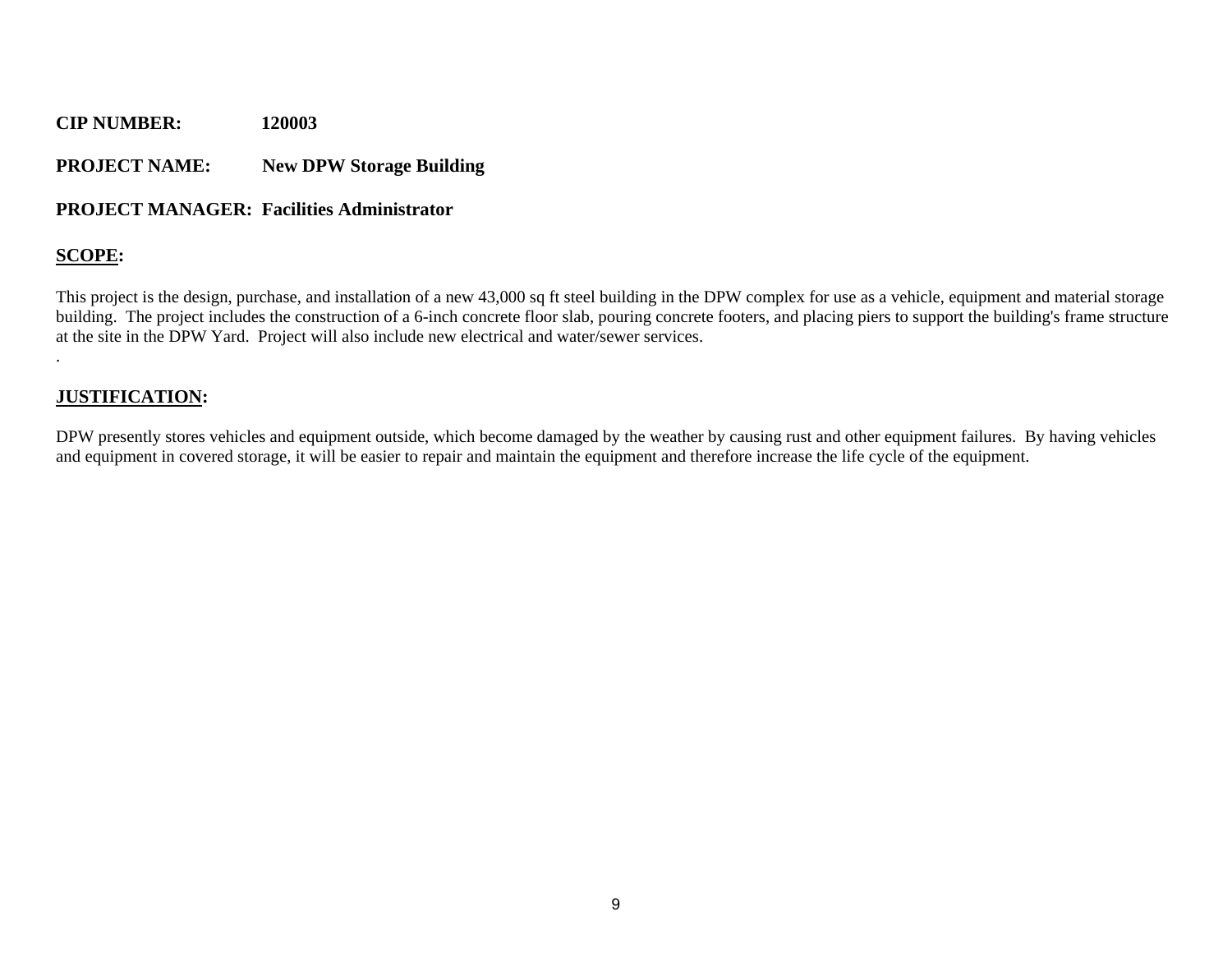**CIP NUMBER:** 120003

**PROJECT NAME:** New DPW Storage Building

**PROJECT MANAGER:** Facilities Administrator

## SCOPE:

This project is the design, purchase, and installation of a new 43,000 sq ft steel building in the DPW complex for use as a vehicle, equipment and material storage building. The project includes the construction of a 6-inch concrete floor slab, pouring concrete footers, and placing piers to support the building's frame structure at the site in the DPW Yard. Project will also include new electrical and water/sewer services.

.

## JUSTIFICATION:

DPW presently stores vehicles and equipment outside, which become damaged by the weather by causing rust and other equipment failures. By having vehicles and equipment in covered storage, it will be easier to repair and maintain the equipment and therefore increase the life cycle of the equipment.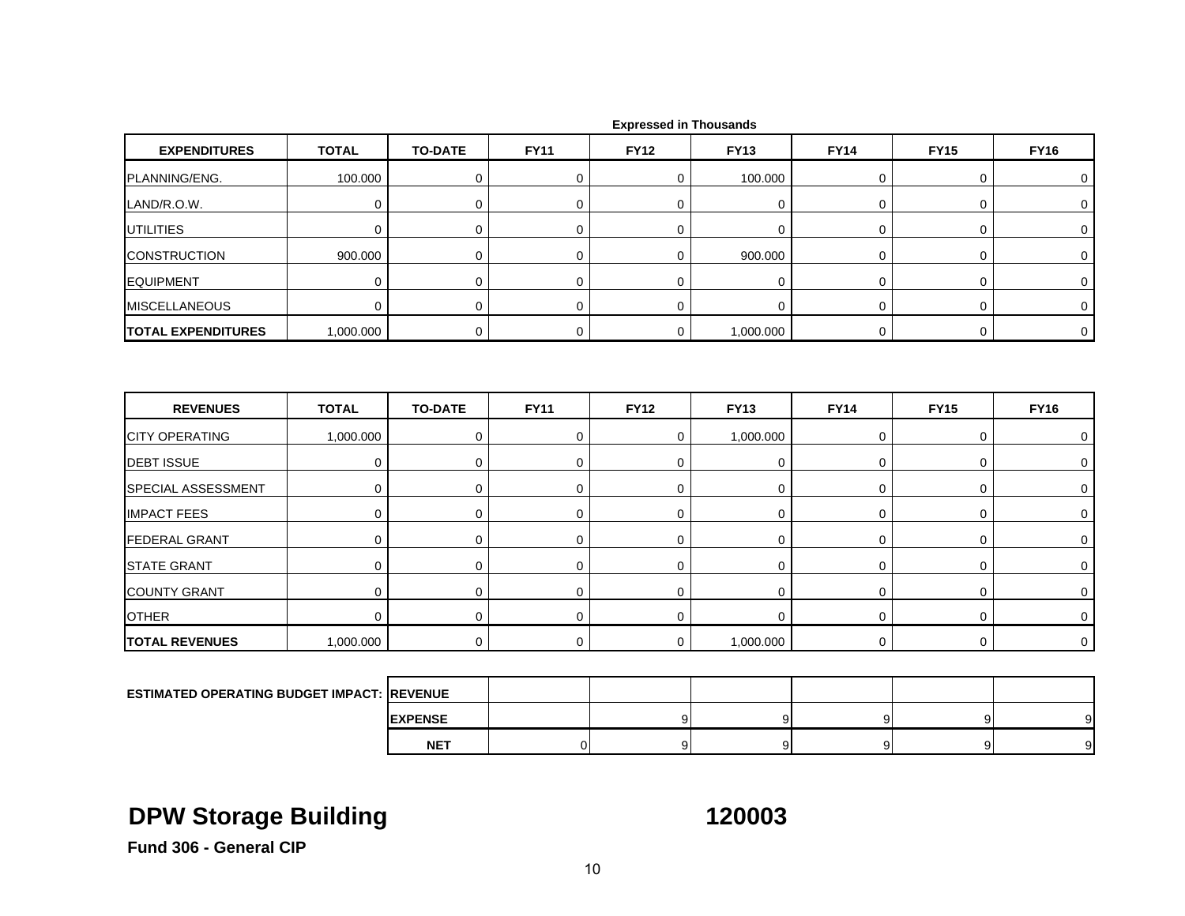Expressed in Thousands

| EXPENDITURES | TOTAL | TO-DATE | FY11 | FY12 | FY13 | FY14 | FY15 | FY16 |
|---|---|---|---|---|---|---|---|---|
| PLANNING/ENG. | 100.000 | 0 | 0 | 0 | 100.000 | 0 | 0 | 0 |
| LAND/R.O.W. | 0 | 0 | 0 | 0 | 0 | 0 | 0 | 0 |
| UTILITIES | 0 | 0 | 0 | 0 | 0 | 0 | 0 | 0 |
| CONSTRUCTION | 900.000 | 0 | 0 | 0 | 900.000 | 0 | 0 | 0 |
| EQUIPMENT | 0 | 0 | 0 | 0 | 0 | 0 | 0 | 0 |
| MISCELLANEOUS | 0 | 0 | 0 | 0 | 0 | 0 | 0 | 0 |
| **TOTAL EXPENDITURES** | 1,000.000 | 0 | 0 | 0 | 1,000.000 | 0 | 0 | 0 |

| REVENUES | TOTAL | TO-DATE | FY11 | FY12 | FY13 | FY14 | FY15 | FY16 |
|---|---|---|---|---|---|---|---|---|
| CITY OPERATING | 1,000.000 | 0 | 0 | 0 | 1,000.000 | 0 | 0 | 0 |
| DEBT ISSUE | 0 | 0 | 0 | 0 | 0 | 0 | 0 | 0 |
| SPECIAL ASSESSMENT | 0 | 0 | 0 | 0 | 0 | 0 | 0 | 0 |
| IMPACT FEES | 0 | 0 | 0 | 0 | 0 | 0 | 0 | 0 |
| FEDERAL GRANT | 0 | 0 | 0 | 0 | 0 | 0 | 0 | 0 |
| STATE GRANT | 0 | 0 | 0 | 0 | 0 | 0 | 0 | 0 |
| COUNTY GRANT | 0 | 0 | 0 | 0 | 0 | 0 | 0 | 0 |
| OTHER | 0 | 0 | 0 | 0 | 0 | 0 | 0 | 0 |
| **TOTAL REVENUES** | 1,000.000 | 0 | 0 | 0 | 1,000.000 | 0 | 0 | 0 |

| ESTIMATED OPERATING BUDGET IMPACT: | | FY11 | FY12 | FY13 | FY14 | FY15 | FY16 |
|---|---|---|---|---|---|---|---|
| | **REVENUE** | | | | | | |
| | **EXPENSE** | | 9 | 9 | 9 | 9 | 9 |
| | **NET** | 0 | 9 | 9 | 9 | 9 | 9 |

# DPW Storage Building 120003

**Fund 306 - General CIP**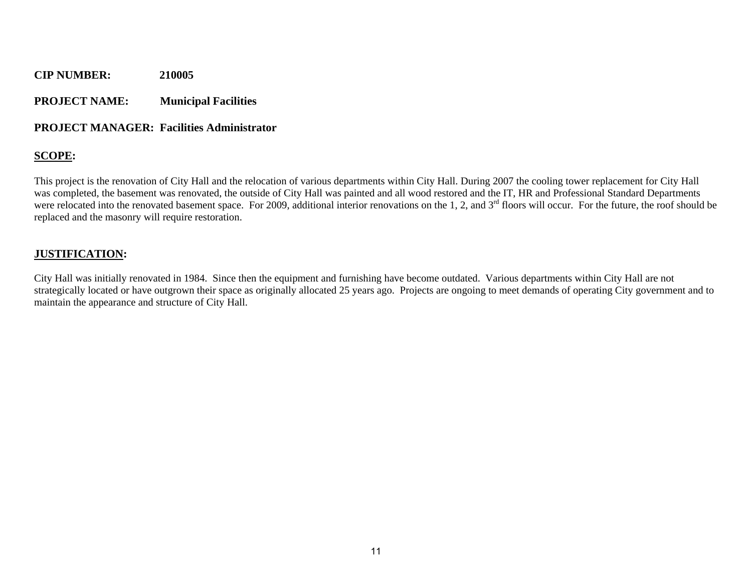**CIP NUMBER:** 210005

**PROJECT NAME:** Municipal Facilities

**PROJECT MANAGER:** Facilities Administrator

## SCOPE:

This project is the renovation of City Hall and the relocation of various departments within City Hall. During 2007 the cooling tower replacement for City Hall was completed, the basement was renovated, the outside of City Hall was painted and all wood restored and the IT, HR and Professional Standard Departments were relocated into the renovated basement space. For 2009, additional interior renovations on the 1, 2, and 3rd floors will occur. For the future, the roof should be replaced and the masonry will require restoration.

## JUSTIFICATION:

City Hall was initially renovated in 1984. Since then the equipment and furnishing have become outdated. Various departments within City Hall are not strategically located or have outgrown their space as originally allocated 25 years ago. Projects are ongoing to meet demands of operating City government and to maintain the appearance and structure of City Hall.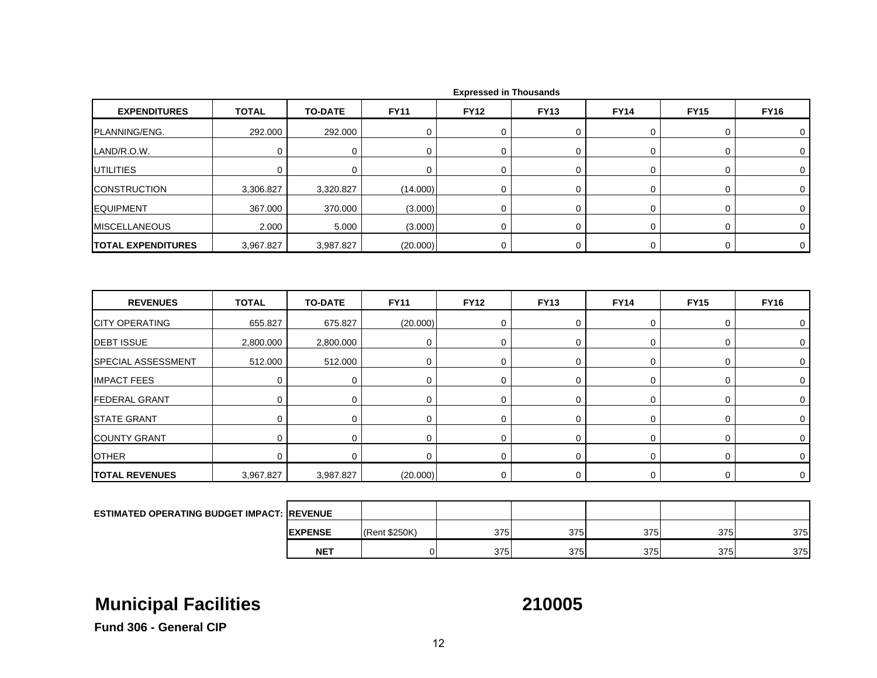Expressed in Thousands

| EXPENDITURES | TOTAL | TO-DATE | FY11 | FY12 | FY13 | FY14 | FY15 | FY16 |
|---|---|---|---|---|---|---|---|---|
| PLANNING/ENG. | 292.000 | 292.000 | 0 | 0 | 0 | 0 | 0 | 0 |
| LAND/R.O.W. | 0 | 0 | 0 | 0 | 0 | 0 | 0 | 0 |
| UTILITIES | 0 | 0 | 0 | 0 | 0 | 0 | 0 | 0 |
| CONSTRUCTION | 3,306.827 | 3,320.827 | (14.000) | 0 | 0 | 0 | 0 | 0 |
| EQUIPMENT | 367.000 | 370.000 | (3.000) | 0 | 0 | 0 | 0 | 0 |
| MISCELLANEOUS | 2.000 | 5.000 | (3.000) | 0 | 0 | 0 | 0 | 0 |
| **TOTAL EXPENDITURES** | 3,967.827 | 3,987.827 | (20.000) | 0 | 0 | 0 | 0 | 0 |

| REVENUES | TOTAL | TO-DATE | FY11 | FY12 | FY13 | FY14 | FY15 | FY16 |
|---|---|---|---|---|---|---|---|---|
| CITY OPERATING | 655.827 | 675.827 | (20.000) | 0 | 0 | 0 | 0 | 0 |
| DEBT ISSUE | 2,800.000 | 2,800.000 | 0 | 0 | 0 | 0 | 0 | 0 |
| SPECIAL ASSESSMENT | 512.000 | 512.000 | 0 | 0 | 0 | 0 | 0 | 0 |
| IMPACT FEES | 0 | 0 | 0 | 0 | 0 | 0 | 0 | 0 |
| FEDERAL GRANT | 0 | 0 | 0 | 0 | 0 | 0 | 0 | 0 |
| STATE GRANT | 0 | 0 | 0 | 0 | 0 | 0 | 0 | 0 |
| COUNTY GRANT | 0 | 0 | 0 | 0 | 0 | 0 | 0 | 0 |
| OTHER | 0 | 0 | 0 | 0 | 0 | 0 | 0 | 0 |
| **TOTAL REVENUES** | 3,967.827 | 3,987.827 | (20.000) | 0 | 0 | 0 | 0 | 0 |

| ESTIMATED OPERATING BUDGET IMPACT: | | FY11 | FY12 | FY13 | FY14 | FY15 | FY16 |
|---|---|---|---|---|---|---|---|
| | **REVENUE** | | | | | | |
| | **EXPENSE** | (Rent $250K) | 375 | 375 | 375 | 375 | 375 |
| | **NET** | 0 | 375 | 375 | 375 | 375 | 375 |

# Municipal Facilities 210005

**Fund 306 - General CIP**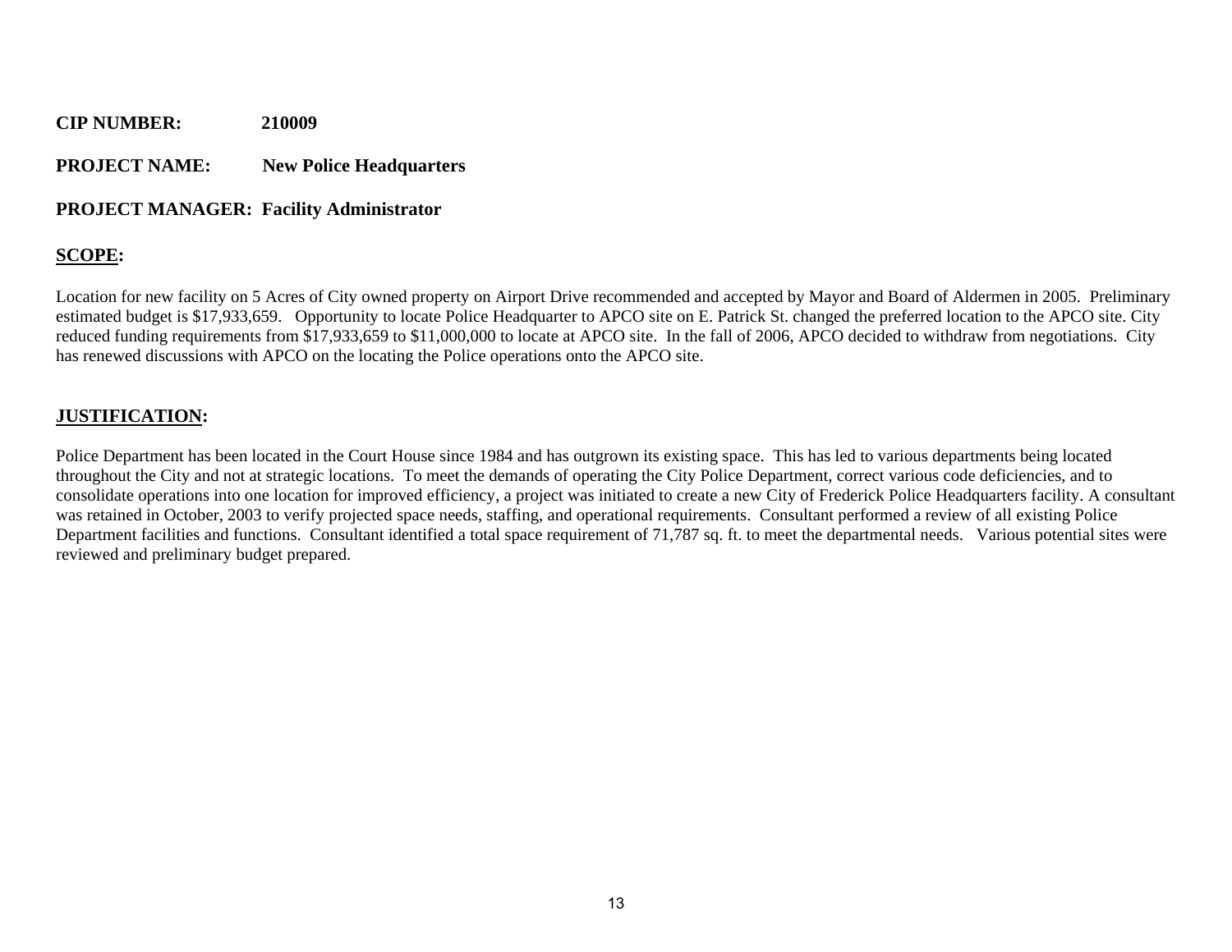**CIP NUMBER:** **210009**

**PROJECT NAME:** **New Police Headquarters**

**PROJECT MANAGER: Facility Administrator**

## **SCOPE:**

Location for new facility on 5 Acres of City owned property on Airport Drive recommended and accepted by Mayor and Board of Aldermen in 2005. Preliminary estimated budget is $17,933,659. Opportunity to locate Police Headquarter to APCO site on E. Patrick St. changed the preferred location to the APCO site. City reduced funding requirements from $17,933,659 to $11,000,000 to locate at APCO site. In the fall of 2006, APCO decided to withdraw from negotiations. City has renewed discussions with APCO on the locating the Police operations onto the APCO site.

## **JUSTIFICATION:**

Police Department has been located in the Court House since 1984 and has outgrown its existing space. This has led to various departments being located throughout the City and not at strategic locations. To meet the demands of operating the City Police Department, correct various code deficiencies, and to consolidate operations into one location for improved efficiency, a project was initiated to create a new City of Frederick Police Headquarters facility. A consultant was retained in October, 2003 to verify projected space needs, staffing, and operational requirements. Consultant performed a review of all existing Police Department facilities and functions. Consultant identified a total space requirement of 71,787 sq. ft. to meet the departmental needs. Various potential sites were reviewed and preliminary budget prepared.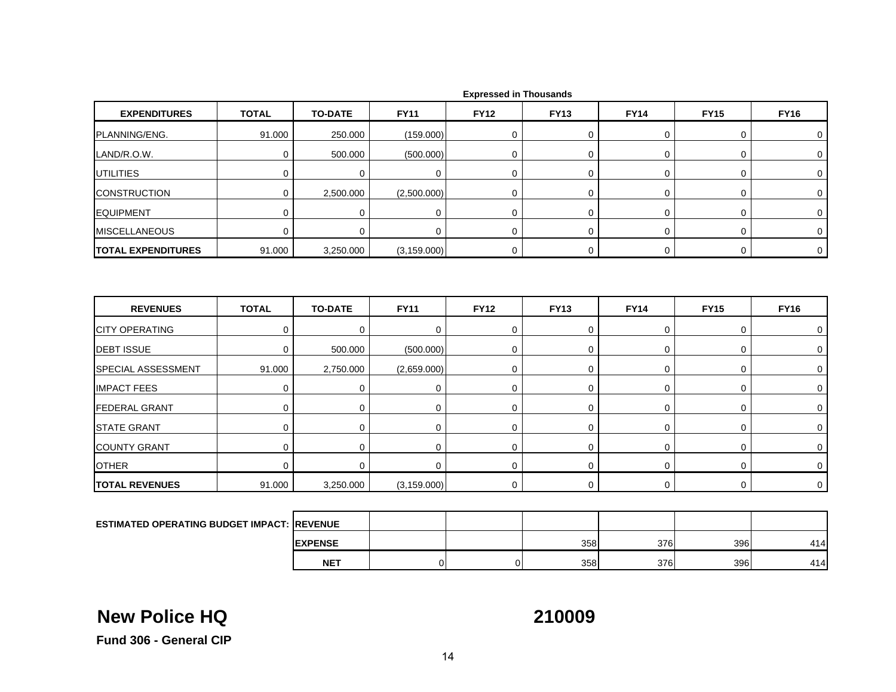Expressed in Thousands

| EXPENDITURES | TOTAL | TO-DATE | FY11 | FY12 | FY13 | FY14 | FY15 | FY16 |
|---|---|---|---|---|---|---|---|---|
| PLANNING/ENG. | 91.000 | 250.000 | (159.000) | 0 | 0 | 0 | 0 | 0 |
| LAND/R.O.W. | 0 | 500.000 | (500.000) | 0 | 0 | 0 | 0 | 0 |
| UTILITIES | 0 | 0 | 0 | 0 | 0 | 0 | 0 | 0 |
| CONSTRUCTION | 0 | 2,500.000 | (2,500.000) | 0 | 0 | 0 | 0 | 0 |
| EQUIPMENT | 0 | 0 | 0 | 0 | 0 | 0 | 0 | 0 |
| MISCELLANEOUS | 0 | 0 | 0 | 0 | 0 | 0 | 0 | 0 |
| **TOTAL EXPENDITURES** | 91.000 | 3,250.000 | (3,159.000) | 0 | 0 | 0 | 0 | 0 |

| REVENUES | TOTAL | TO-DATE | FY11 | FY12 | FY13 | FY14 | FY15 | FY16 |
|---|---|---|---|---|---|---|---|---|
| CITY OPERATING | 0 | 0 | 0 | 0 | 0 | 0 | 0 | 0 |
| DEBT ISSUE | 0 | 500.000 | (500.000) | 0 | 0 | 0 | 0 | 0 |
| SPECIAL ASSESSMENT | 91.000 | 2,750.000 | (2,659.000) | 0 | 0 | 0 | 0 | 0 |
| IMPACT FEES | 0 | 0 | 0 | 0 | 0 | 0 | 0 | 0 |
| FEDERAL GRANT | 0 | 0 | 0 | 0 | 0 | 0 | 0 | 0 |
| STATE GRANT | 0 | 0 | 0 | 0 | 0 | 0 | 0 | 0 |
| COUNTY GRANT | 0 | 0 | 0 | 0 | 0 | 0 | 0 | 0 |
| OTHER | 0 | 0 | 0 | 0 | 0 | 0 | 0 | 0 |
| **TOTAL REVENUES** | 91.000 | 3,250.000 | (3,159.000) | 0 | 0 | 0 | 0 | 0 |

| ESTIMATED OPERATING BUDGET IMPACT: | | FY11 | FY12 | FY13 | FY14 | FY15 | FY16 |
|---|---|---|---|---|---|---|---|
| | **REVENUE** | | | | | | |
| | **EXPENSE** | | | 358 | 376 | 396 | 414 |
| | **NET** | 0 | 0 | 358 | 376 | 396 | 414 |

## New Police HQ 210009

**Fund 306 - General CIP**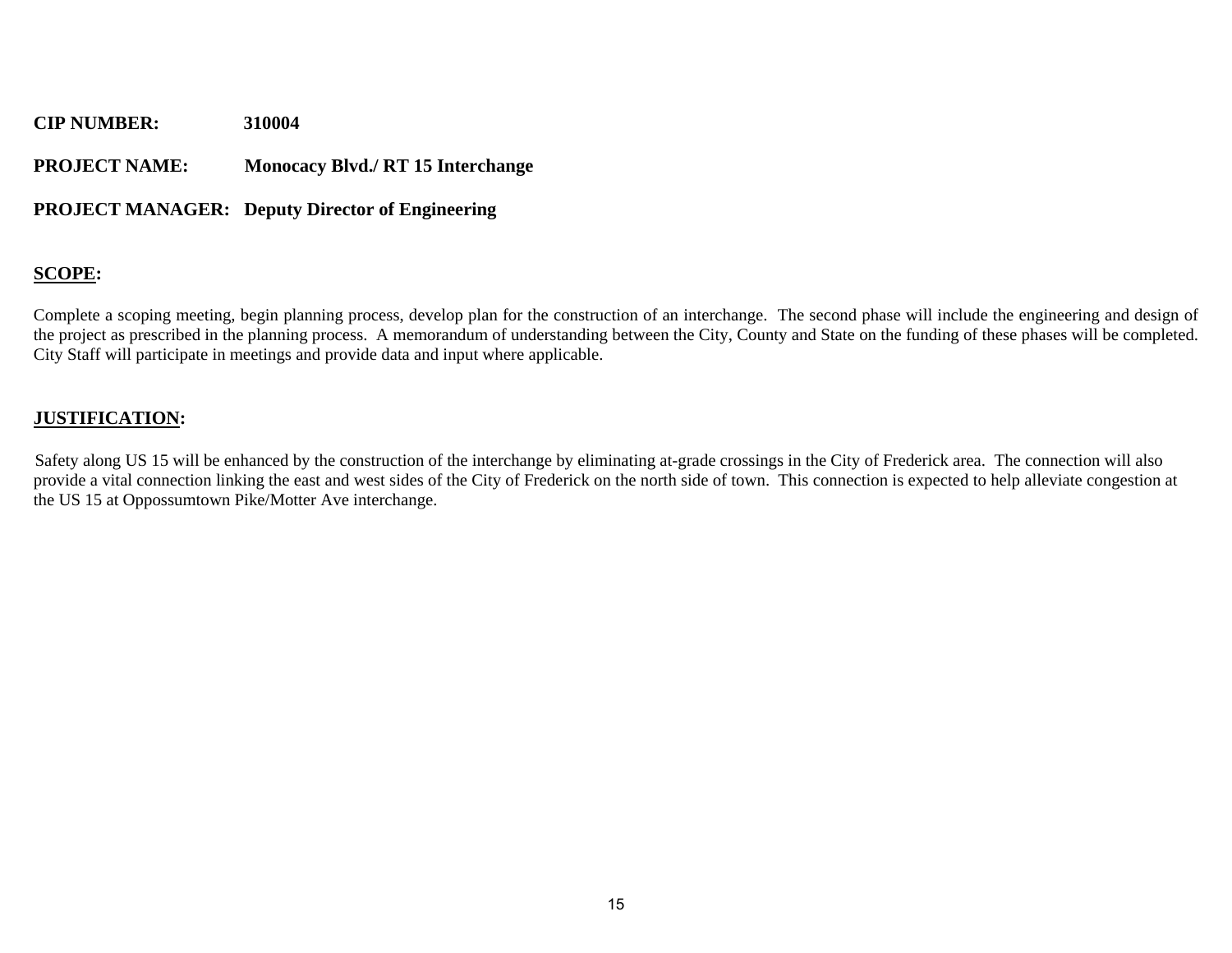**CIP NUMBER:** 310004

**PROJECT NAME:** Monocacy Blvd./ RT 15 Interchange

**PROJECT MANAGER:** Deputy Director of Engineering

## SCOPE:

Complete a scoping meeting, begin planning process, develop plan for the construction of an interchange. The second phase will include the engineering and design of the project as prescribed in the planning process. A memorandum of understanding between the City, County and State on the funding of these phases will be completed. City Staff will participate in meetings and provide data and input where applicable.

## JUSTIFICATION:

Safety along US 15 will be enhanced by the construction of the interchange by eliminating at-grade crossings in the City of Frederick area. The connection will also provide a vital connection linking the east and west sides of the City of Frederick on the north side of town. This connection is expected to help alleviate congestion at the US 15 at Oppossumtown Pike/Motter Ave interchange.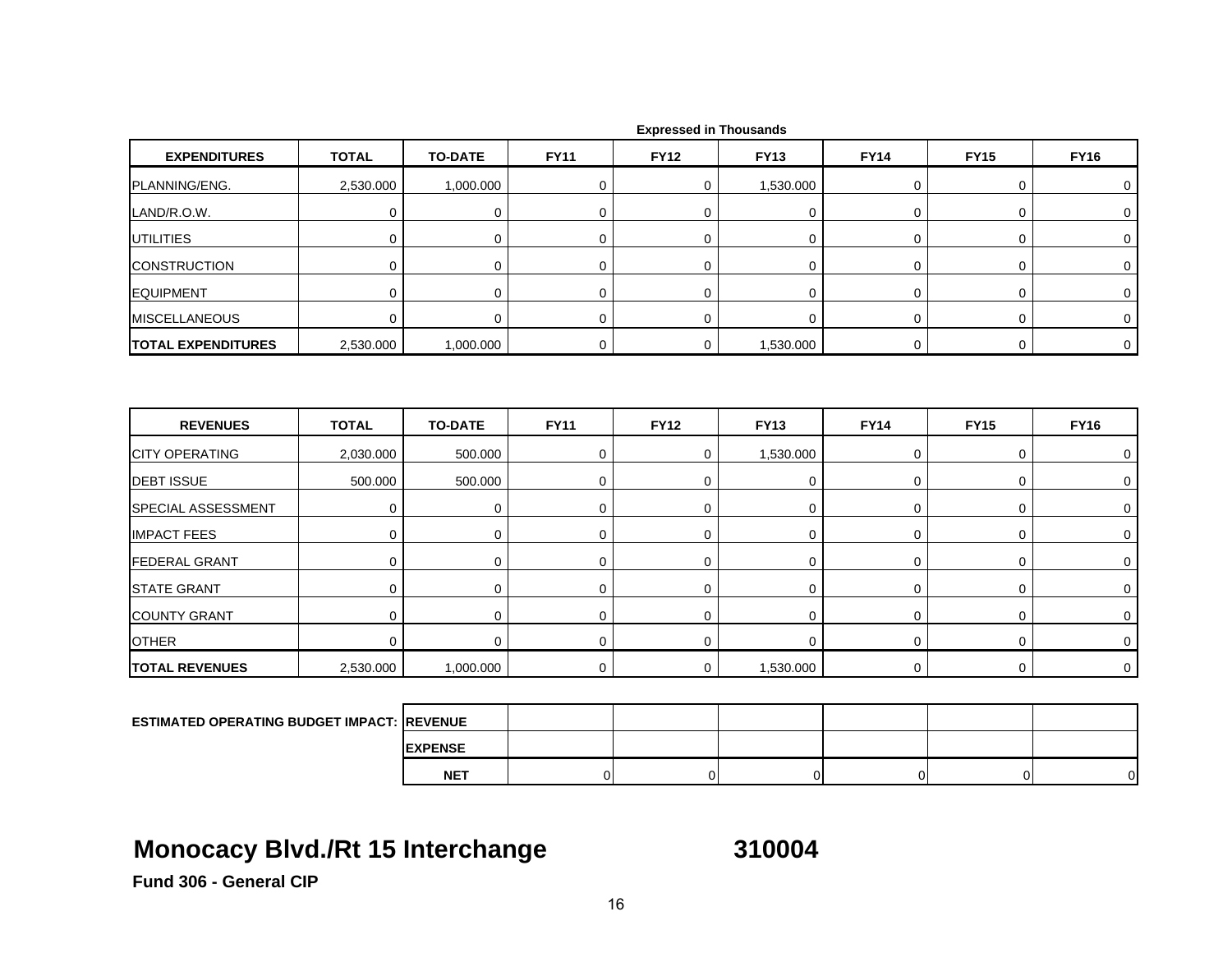Expressed in Thousands

| EXPENDITURES | TOTAL | TO-DATE | FY11 | FY12 | FY13 | FY14 | FY15 | FY16 |
|---|---|---|---|---|---|---|---|---|
| PLANNING/ENG. | 2,530.000 | 1,000.000 | 0 | 0 | 1,530.000 | 0 | 0 | 0 |
| LAND/R.O.W. | 0 | 0 | 0 | 0 | 0 | 0 | 0 | 0 |
| UTILITIES | 0 | 0 | 0 | 0 | 0 | 0 | 0 | 0 |
| CONSTRUCTION | 0 | 0 | 0 | 0 | 0 | 0 | 0 | 0 |
| EQUIPMENT | 0 | 0 | 0 | 0 | 0 | 0 | 0 | 0 |
| MISCELLANEOUS | 0 | 0 | 0 | 0 | 0 | 0 | 0 | 0 |
| **TOTAL EXPENDITURES** | 2,530.000 | 1,000.000 | 0 | 0 | 1,530.000 | 0 | 0 | 0 |

| REVENUES | TOTAL | TO-DATE | FY11 | FY12 | FY13 | FY14 | FY15 | FY16 |
|---|---|---|---|---|---|---|---|---|
| CITY OPERATING | 2,030.000 | 500.000 | 0 | 0 | 1,530.000 | 0 | 0 | 0 |
| DEBT ISSUE | 500.000 | 500.000 | 0 | 0 | 0 | 0 | 0 | 0 |
| SPECIAL ASSESSMENT | 0 | 0 | 0 | 0 | 0 | 0 | 0 | 0 |
| IMPACT FEES | 0 | 0 | 0 | 0 | 0 | 0 | 0 | 0 |
| FEDERAL GRANT | 0 | 0 | 0 | 0 | 0 | 0 | 0 | 0 |
| STATE GRANT | 0 | 0 | 0 | 0 | 0 | 0 | 0 | 0 |
| COUNTY GRANT | 0 | 0 | 0 | 0 | 0 | 0 | 0 | 0 |
| OTHER | 0 | 0 | 0 | 0 | 0 | 0 | 0 | 0 |
| **TOTAL REVENUES** | 2,530.000 | 1,000.000 | 0 | 0 | 1,530.000 | 0 | 0 | 0 |

| ESTIMATED OPERATING BUDGET IMPACT: | | FY11 | FY12 | FY13 | FY14 | FY15 | FY16 |
|---|---|---|---|---|---|---|---|
| | REVENUE | | | | | | |
| | EXPENSE | | | | | | |
| | NET | 0 | 0 | 0 | 0 | 0 | 0 |

# Monocacy Blvd./Rt 15 Interchange 310004

**Fund 306 - General CIP**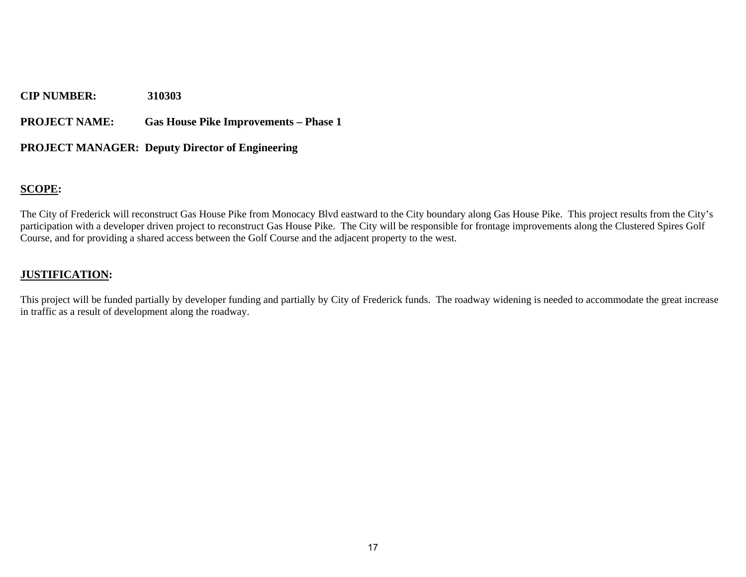**CIP NUMBER:** 310303

**PROJECT NAME:** Gas House Pike Improvements – Phase 1

**PROJECT MANAGER:** Deputy Director of Engineering

## SCOPE:

The City of Frederick will reconstruct Gas House Pike from Monocacy Blvd eastward to the City boundary along Gas House Pike. This project results from the City's participation with a developer driven project to reconstruct Gas House Pike. The City will be responsible for frontage improvements along the Clustered Spires Golf Course, and for providing a shared access between the Golf Course and the adjacent property to the west.

## JUSTIFICATION:

This project will be funded partially by developer funding and partially by City of Frederick funds. The roadway widening is needed to accommodate the great increase in traffic as a result of development along the roadway.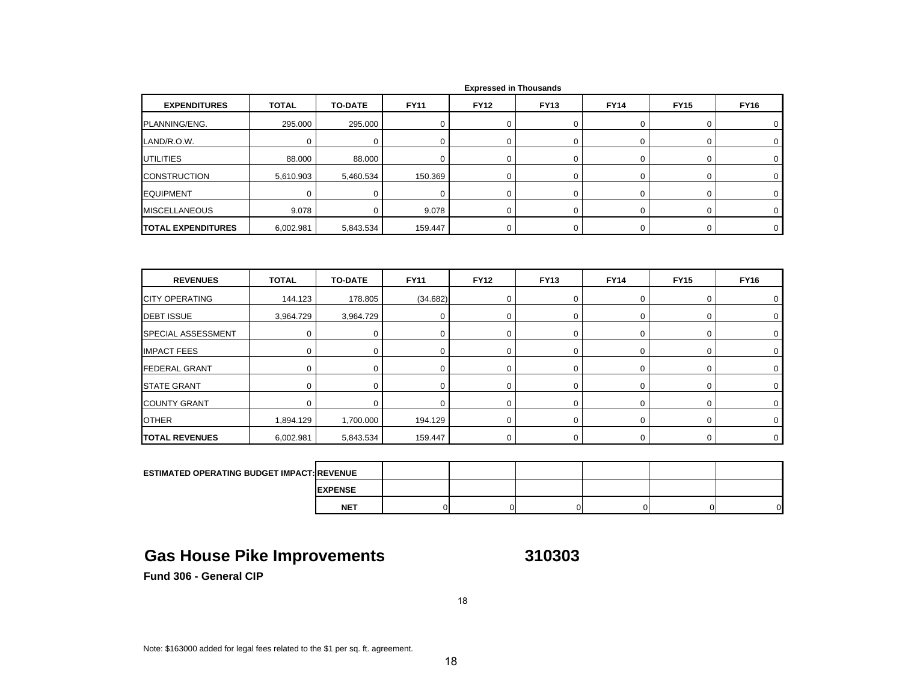**Expressed in Thousands**

| EXPENDITURES | TOTAL | TO-DATE | FY11 | FY12 | FY13 | FY14 | FY15 | FY16 |
|---|---|---|---|---|---|---|---|---|
| PLANNING/ENG. | 295.000 | 295.000 | 0 | 0 | 0 | 0 | 0 | 0 |
| LAND/R.O.W. | 0 | 0 | 0 | 0 | 0 | 0 | 0 | 0 |
| UTILITIES | 88.000 | 88.000 | 0 | 0 | 0 | 0 | 0 | 0 |
| CONSTRUCTION | 5,610.903 | 5,460.534 | 150.369 | 0 | 0 | 0 | 0 | 0 |
| EQUIPMENT | 0 | 0 | 0 | 0 | 0 | 0 | 0 | 0 |
| MISCELLANEOUS | 9.078 | 0 | 9.078 | 0 | 0 | 0 | 0 | 0 |
| **TOTAL EXPENDITURES** | 6,002.981 | 5,843.534 | 159.447 | 0 | 0 | 0 | 0 | 0 |

| REVENUES | TOTAL | TO-DATE | FY11 | FY12 | FY13 | FY14 | FY15 | FY16 |
|---|---|---|---|---|---|---|---|---|
| CITY OPERATING | 144.123 | 178.805 | (34.682) | 0 | 0 | 0 | 0 | 0 |
| DEBT ISSUE | 3,964.729 | 3,964.729 | 0 | 0 | 0 | 0 | 0 | 0 |
| SPECIAL ASSESSMENT | 0 | 0 | 0 | 0 | 0 | 0 | 0 | 0 |
| IMPACT FEES | 0 | 0 | 0 | 0 | 0 | 0 | 0 | 0 |
| FEDERAL GRANT | 0 | 0 | 0 | 0 | 0 | 0 | 0 | 0 |
| STATE GRANT | 0 | 0 | 0 | 0 | 0 | 0 | 0 | 0 |
| COUNTY GRANT | 0 | 0 | 0 | 0 | 0 | 0 | 0 | 0 |
| OTHER | 1,894.129 | 1,700.000 | 194.129 | 0 | 0 | 0 | 0 | 0 |
| **TOTAL REVENUES** | 6,002.981 | 5,843.534 | 159.447 | 0 | 0 | 0 | 0 | 0 |

| ESTIMATED OPERATING BUDGET IMPACT: | | | | | | | |
|---|---|---|---|---|---|---|---|
| | REVENUE | | | | | | |
| | EXPENSE | | | | | | |
| | NET | 0 | 0 | 0 | 0 | 0 | 0 |

## Gas House Pike Improvements 310303

**Fund 306 - General CIP**

Note: $163000 added for legal fees related to the $1 per sq. ft. agreement.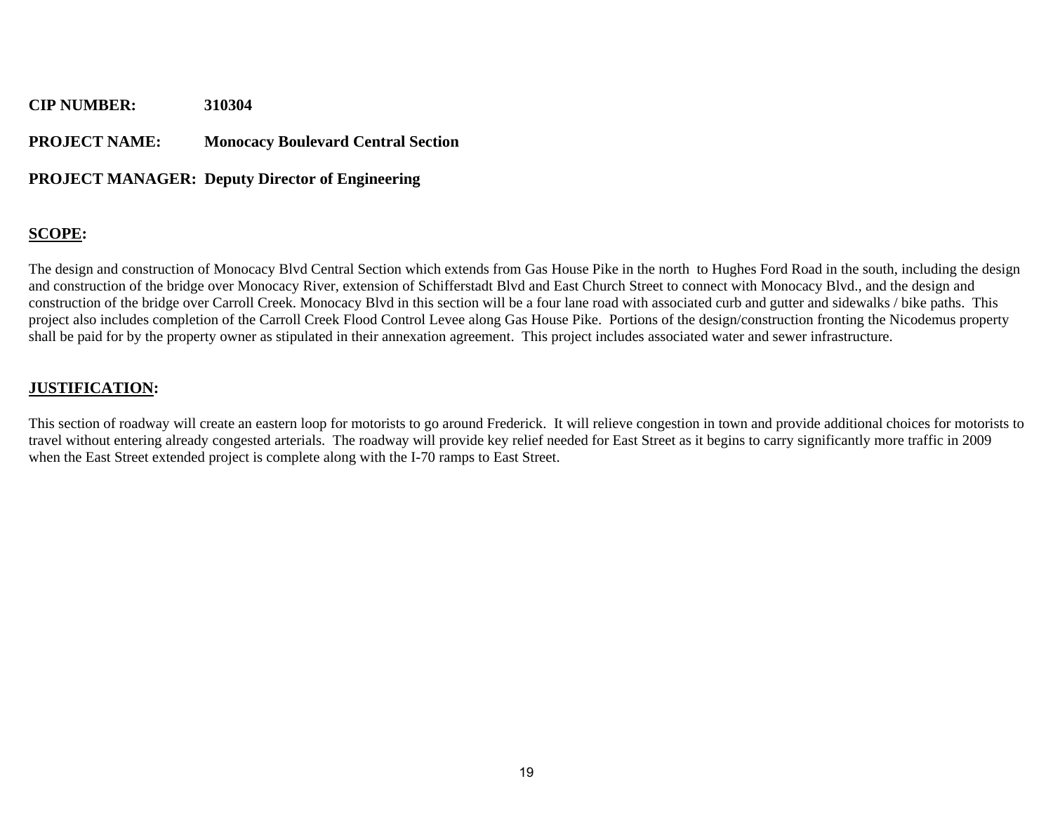**CIP NUMBER:** 310304

**PROJECT NAME:** Monocacy Boulevard Central Section

**PROJECT MANAGER:** Deputy Director of Engineering

**SCOPE:**

The design and construction of Monocacy Blvd Central Section which extends from Gas House Pike in the north to Hughes Ford Road in the south, including the design and construction of the bridge over Monocacy River, extension of Schifferstadt Blvd and East Church Street to connect with Monocacy Blvd., and the design and construction of the bridge over Carroll Creek. Monocacy Blvd in this section will be a four lane road with associated curb and gutter and sidewalks / bike paths. This project also includes completion of the Carroll Creek Flood Control Levee along Gas House Pike. Portions of the design/construction fronting the Nicodemus property shall be paid for by the property owner as stipulated in their annexation agreement. This project includes associated water and sewer infrastructure.

**JUSTIFICATION:**

This section of roadway will create an eastern loop for motorists to go around Frederick. It will relieve congestion in town and provide additional choices for motorists to travel without entering already congested arterials. The roadway will provide key relief needed for East Street as it begins to carry significantly more traffic in 2009 when the East Street extended project is complete along with the I-70 ramps to East Street.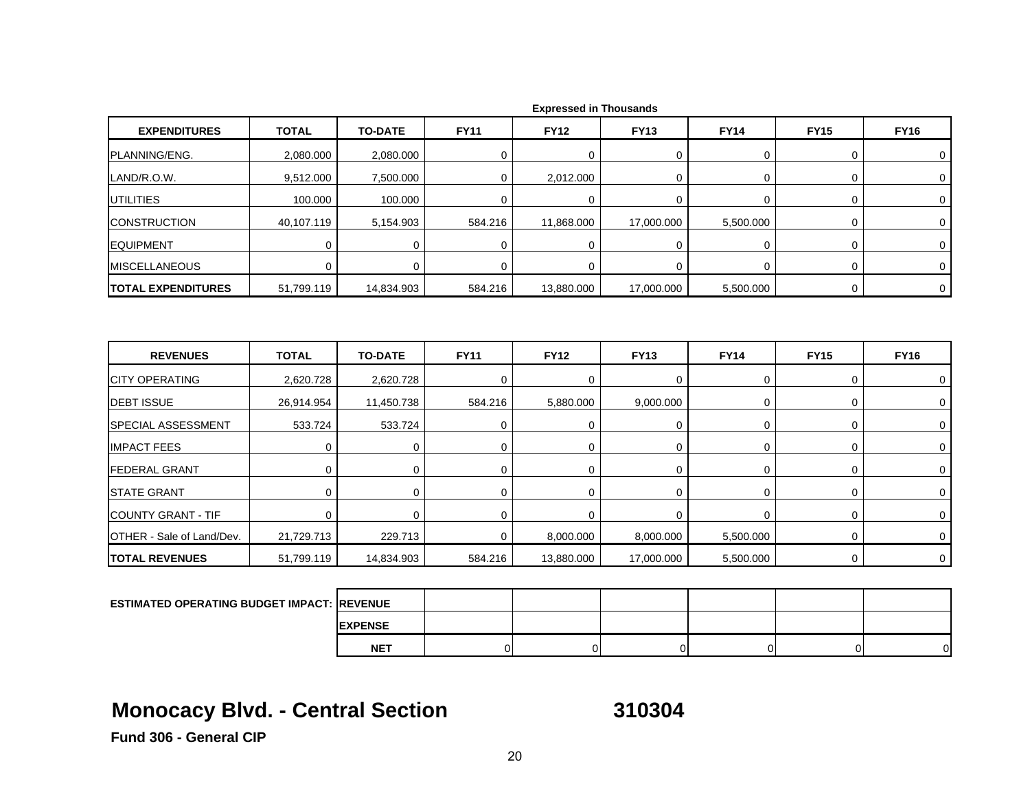Expressed in Thousands

| EXPENDITURES | TOTAL | TO-DATE | FY11 | FY12 | FY13 | FY14 | FY15 | FY16 |
|---|---|---|---|---|---|---|---|---|
| PLANNING/ENG. | 2,080.000 | 2,080.000 | 0 | 0 | 0 | 0 | 0 | 0 |
| LAND/R.O.W. | 9,512.000 | 7,500.000 | 0 | 2,012.000 | 0 | 0 | 0 | 0 |
| UTILITIES | 100.000 | 100.000 | 0 | 0 | 0 | 0 | 0 | 0 |
| CONSTRUCTION | 40,107.119 | 5,154.903 | 584.216 | 11,868.000 | 17,000.000 | 5,500.000 | 0 | 0 |
| EQUIPMENT | 0 | 0 | 0 | 0 | 0 | 0 | 0 | 0 |
| MISCELLANEOUS | 0 | 0 | 0 | 0 | 0 | 0 | 0 | 0 |
| **TOTAL EXPENDITURES** | 51,799.119 | 14,834.903 | 584.216 | 13,880.000 | 17,000.000 | 5,500.000 | 0 | 0 |

| REVENUES | TOTAL | TO-DATE | FY11 | FY12 | FY13 | FY14 | FY15 | FY16 |
|---|---|---|---|---|---|---|---|---|
| CITY OPERATING | 2,620.728 | 2,620.728 | 0 | 0 | 0 | 0 | 0 | 0 |
| DEBT ISSUE | 26,914.954 | 11,450.738 | 584.216 | 5,880.000 | 9,000.000 | 0 | 0 | 0 |
| SPECIAL ASSESSMENT | 533.724 | 533.724 | 0 | 0 | 0 | 0 | 0 | 0 |
| IMPACT FEES | 0 | 0 | 0 | 0 | 0 | 0 | 0 | 0 |
| FEDERAL GRANT | 0 | 0 | 0 | 0 | 0 | 0 | 0 | 0 |
| STATE GRANT | 0 | 0 | 0 | 0 | 0 | 0 | 0 | 0 |
| COUNTY GRANT - TIF | 0 | 0 | 0 | 0 | 0 | 0 | 0 | 0 |
| OTHER - Sale of Land/Dev. | 21,729.713 | 229.713 | 0 | 8,000.000 | 8,000.000 | 5,500.000 | 0 | 0 |
| **TOTAL REVENUES** | 51,799.119 | 14,834.903 | 584.216 | 13,880.000 | 17,000.000 | 5,500.000 | 0 | 0 |

| ESTIMATED OPERATING BUDGET IMPACT: | | | | | | | |
|---|---|---|---|---|---|---|---|
| | **REVENUE** | | | | | | |
| | **EXPENSE** | | | | | | |
| | **NET** | 0 | 0 | 0 | 0 | 0 | 0 |

## Monocacy Blvd. - Central Section 310304

**Fund 306 - General CIP**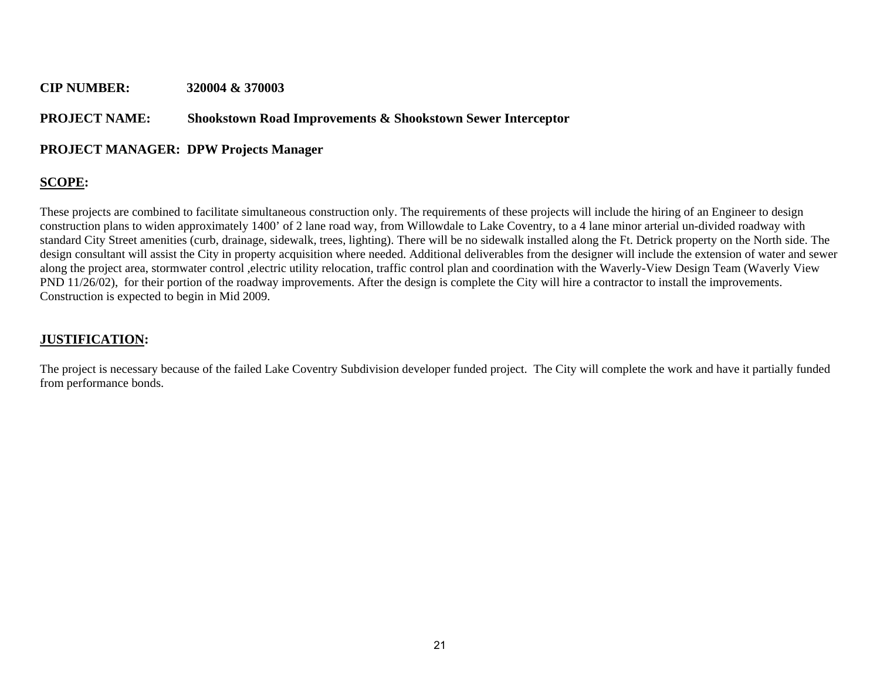**CIP NUMBER:** 320004 & 370003

**PROJECT NAME:** Shookstown Road Improvements & Shookstown Sewer Interceptor

**PROJECT MANAGER:** DPW Projects Manager

## SCOPE:

These projects are combined to facilitate simultaneous construction only. The requirements of these projects will include the hiring of an Engineer to design construction plans to widen approximately 1400' of 2 lane road way, from Willowdale to Lake Coventry, to a 4 lane minor arterial un-divided roadway with standard City Street amenities (curb, drainage, sidewalk, trees, lighting). There will be no sidewalk installed along the Ft. Detrick property on the North side. The design consultant will assist the City in property acquisition where needed. Additional deliverables from the designer will include the extension of water and sewer along the project area, stormwater control ,electric utility relocation, traffic control plan and coordination with the Waverly-View Design Team (Waverly View PND 11/26/02), for their portion of the roadway improvements. After the design is complete the City will hire a contractor to install the improvements. Construction is expected to begin in Mid 2009.

## JUSTIFICATION:

The project is necessary because of the failed Lake Coventry Subdivision developer funded project. The City will complete the work and have it partially funded from performance bonds.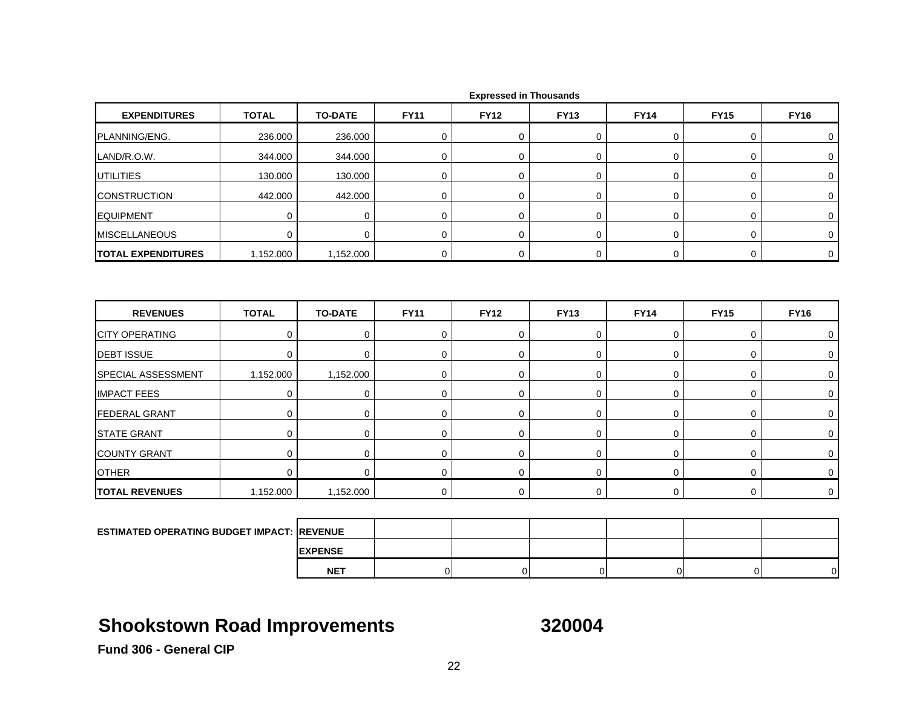Expressed in Thousands

| EXPENDITURES | TOTAL | TO-DATE | FY11 | FY12 | FY13 | FY14 | FY15 | FY16 |
|---|---|---|---|---|---|---|---|---|
| PLANNING/ENG. | 236.000 | 236.000 | 0 | 0 | 0 | 0 | 0 | 0 |
| LAND/R.O.W. | 344.000 | 344.000 | 0 | 0 | 0 | 0 | 0 | 0 |
| UTILITIES | 130.000 | 130.000 | 0 | 0 | 0 | 0 | 0 | 0 |
| CONSTRUCTION | 442.000 | 442.000 | 0 | 0 | 0 | 0 | 0 | 0 |
| EQUIPMENT | 0 | 0 | 0 | 0 | 0 | 0 | 0 | 0 |
| MISCELLANEOUS | 0 | 0 | 0 | 0 | 0 | 0 | 0 | 0 |
| **TOTAL EXPENDITURES** | 1,152.000 | 1,152.000 | 0 | 0 | 0 | 0 | 0 | 0 |

| REVENUES | TOTAL | TO-DATE | FY11 | FY12 | FY13 | FY14 | FY15 | FY16 |
|---|---|---|---|---|---|---|---|---|
| CITY OPERATING | 0 | 0 | 0 | 0 | 0 | 0 | 0 | 0 |
| DEBT ISSUE | 0 | 0 | 0 | 0 | 0 | 0 | 0 | 0 |
| SPECIAL ASSESSMENT | 1,152.000 | 1,152.000 | 0 | 0 | 0 | 0 | 0 | 0 |
| IMPACT FEES | 0 | 0 | 0 | 0 | 0 | 0 | 0 | 0 |
| FEDERAL GRANT | 0 | 0 | 0 | 0 | 0 | 0 | 0 | 0 |
| STATE GRANT | 0 | 0 | 0 | 0 | 0 | 0 | 0 | 0 |
| COUNTY GRANT | 0 | 0 | 0 | 0 | 0 | 0 | 0 | 0 |
| OTHER | 0 | 0 | 0 | 0 | 0 | 0 | 0 | 0 |
| **TOTAL REVENUES** | 1,152.000 | 1,152.000 | 0 | 0 | 0 | 0 | 0 | 0 |

| ESTIMATED OPERATING BUDGET IMPACT: | | FY11 | FY12 | FY13 | FY14 | FY15 | FY16 |
|---|---|---|---|---|---|---|---|
| | REVENUE | | | | | | |
| | EXPENSE | | | | | | |
| | NET | 0 | 0 | 0 | 0 | 0 | 0 |

## Shookstown Road Improvements 320004

**Fund 306 - General CIP**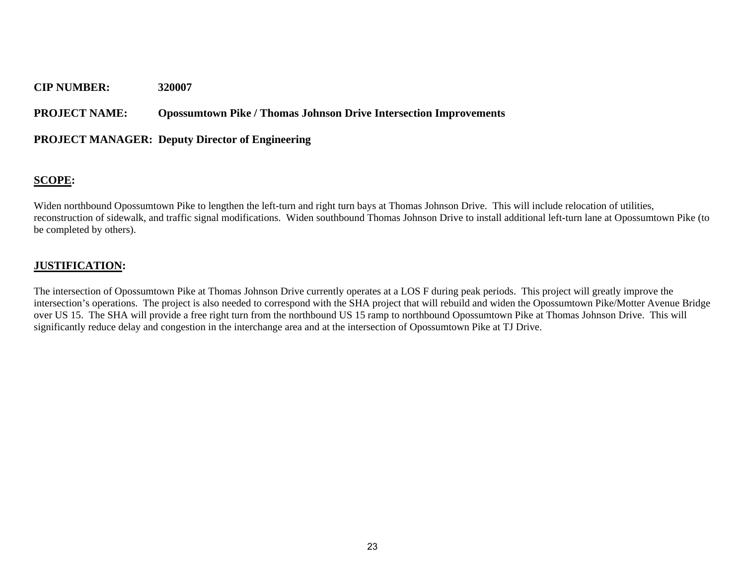**CIP NUMBER:** **320007**

**PROJECT NAME:** **Opossumtown Pike / Thomas Johnson Drive Intersection Improvements**

**PROJECT MANAGER: Deputy Director of Engineering**

## SCOPE:

Widen northbound Opossumtown Pike to lengthen the left-turn and right turn bays at Thomas Johnson Drive. This will include relocation of utilities, reconstruction of sidewalk, and traffic signal modifications. Widen southbound Thomas Johnson Drive to install additional left-turn lane at Opossumtown Pike (to be completed by others).

## JUSTIFICATION:

The intersection of Opossumtown Pike at Thomas Johnson Drive currently operates at a LOS F during peak periods. This project will greatly improve the intersection's operations. The project is also needed to correspond with the SHA project that will rebuild and widen the Opossumtown Pike/Motter Avenue Bridge over US 15. The SHA will provide a free right turn from the northbound US 15 ramp to northbound Opossumtown Pike at Thomas Johnson Drive. This will significantly reduce delay and congestion in the interchange area and at the intersection of Opossumtown Pike at TJ Drive.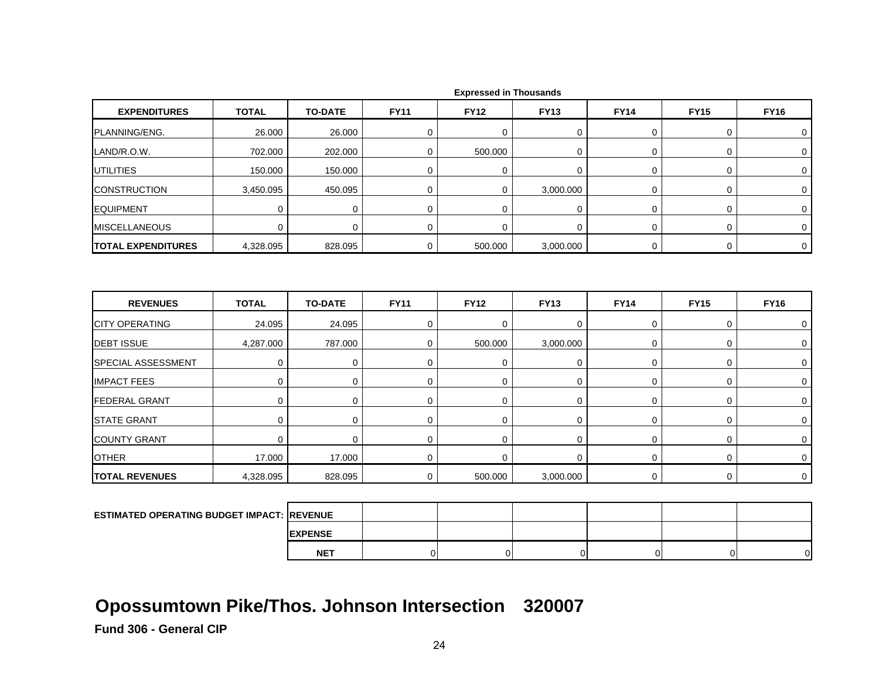Expressed in Thousands

| EXPENDITURES | TOTAL | TO-DATE | FY11 | FY12 | FY13 | FY14 | FY15 | FY16 |
|---|---|---|---|---|---|---|---|---|
| PLANNING/ENG. | 26.000 | 26.000 | 0 | 0 | 0 | 0 | 0 | 0 |
| LAND/R.O.W. | 702.000 | 202.000 | 0 | 500.000 | 0 | 0 | 0 | 0 |
| UTILITIES | 150.000 | 150.000 | 0 | 0 | 0 | 0 | 0 | 0 |
| CONSTRUCTION | 3,450.095 | 450.095 | 0 | 0 | 3,000.000 | 0 | 0 | 0 |
| EQUIPMENT | 0 | 0 | 0 | 0 | 0 | 0 | 0 | 0 |
| MISCELLANEOUS | 0 | 0 | 0 | 0 | 0 | 0 | 0 | 0 |
| **TOTAL EXPENDITURES** | 4,328.095 | 828.095 | 0 | 500.000 | 3,000.000 | 0 | 0 | 0 |

| REVENUES | TOTAL | TO-DATE | FY11 | FY12 | FY13 | FY14 | FY15 | FY16 |
|---|---|---|---|---|---|---|---|---|
| CITY OPERATING | 24.095 | 24.095 | 0 | 0 | 0 | 0 | 0 | 0 |
| DEBT ISSUE | 4,287.000 | 787.000 | 0 | 500.000 | 3,000.000 | 0 | 0 | 0 |
| SPECIAL ASSESSMENT | 0 | 0 | 0 | 0 | 0 | 0 | 0 | 0 |
| IMPACT FEES | 0 | 0 | 0 | 0 | 0 | 0 | 0 | 0 |
| FEDERAL GRANT | 0 | 0 | 0 | 0 | 0 | 0 | 0 | 0 |
| STATE GRANT | 0 | 0 | 0 | 0 | 0 | 0 | 0 | 0 |
| COUNTY GRANT | 0 | 0 | 0 | 0 | 0 | 0 | 0 | 0 |
| OTHER | 17.000 | 17.000 | 0 | 0 | 0 | 0 | 0 | 0 |
| **TOTAL REVENUES** | 4,328.095 | 828.095 | 0 | 500.000 | 3,000.000 | 0 | 0 | 0 |

| ESTIMATED OPERATING BUDGET IMPACT: | | | | | | |
|---|---|---|---|---|---|---|
| **REVENUE** | | | | | | |
| **EXPENSE** | | | | | | |
| **NET** | 0 | 0 | 0 | 0 | 0 | 0 |

# Opossumtown Pike/Thos. Johnson Intersection 320007

**Fund 306 - General CIP**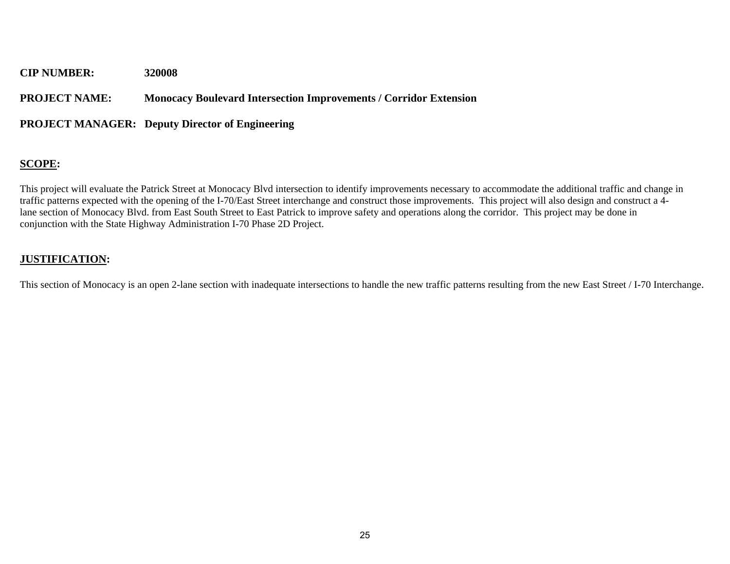**CIP NUMBER:** 320008

**PROJECT NAME:** Monocacy Boulevard Intersection Improvements / Corridor Extension

**PROJECT MANAGER:** Deputy Director of Engineering

**SCOPE:**

This project will evaluate the Patrick Street at Monocacy Blvd intersection to identify improvements necessary to accommodate the additional traffic and change in traffic patterns expected with the opening of the I-70/East Street interchange and construct those improvements. This project will also design and construct a 4-lane section of Monocacy Blvd. from East South Street to East Patrick to improve safety and operations along the corridor. This project may be done in conjunction with the State Highway Administration I-70 Phase 2D Project.

**JUSTIFICATION:**

This section of Monocacy is an open 2-lane section with inadequate intersections to handle the new traffic patterns resulting from the new East Street / I-70 Interchange.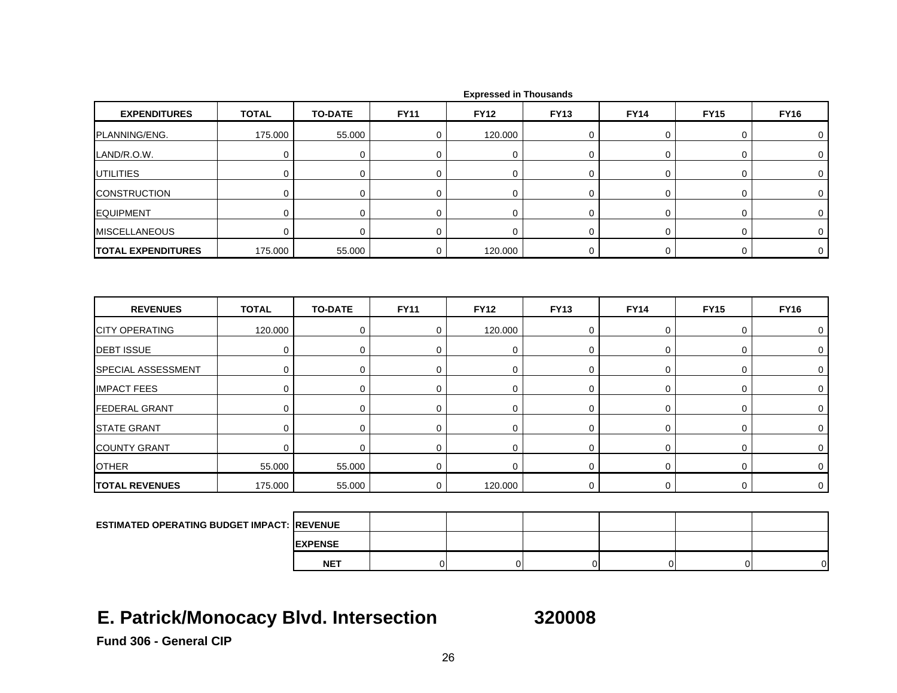Expressed in Thousands

| EXPENDITURES | TOTAL | TO-DATE | FY11 | FY12 | FY13 | FY14 | FY15 | FY16 |
|---|---|---|---|---|---|---|---|---|
| PLANNING/ENG. | 175.000 | 55.000 | 0 | 120.000 | 0 | 0 | 0 | 0 |
| LAND/R.O.W. | 0 | 0 | 0 | 0 | 0 | 0 | 0 | 0 |
| UTILITIES | 0 | 0 | 0 | 0 | 0 | 0 | 0 | 0 |
| CONSTRUCTION | 0 | 0 | 0 | 0 | 0 | 0 | 0 | 0 |
| EQUIPMENT | 0 | 0 | 0 | 0 | 0 | 0 | 0 | 0 |
| MISCELLANEOUS | 0 | 0 | 0 | 0 | 0 | 0 | 0 | 0 |
| **TOTAL EXPENDITURES** | 175.000 | 55.000 | 0 | 120.000 | 0 | 0 | 0 | 0 |

| REVENUES | TOTAL | TO-DATE | FY11 | FY12 | FY13 | FY14 | FY15 | FY16 |
|---|---|---|---|---|---|---|---|---|
| CITY OPERATING | 120.000 | 0 | 0 | 120.000 | 0 | 0 | 0 | 0 |
| DEBT ISSUE | 0 | 0 | 0 | 0 | 0 | 0 | 0 | 0 |
| SPECIAL ASSESSMENT | 0 | 0 | 0 | 0 | 0 | 0 | 0 | 0 |
| IMPACT FEES | 0 | 0 | 0 | 0 | 0 | 0 | 0 | 0 |
| FEDERAL GRANT | 0 | 0 | 0 | 0 | 0 | 0 | 0 | 0 |
| STATE GRANT | 0 | 0 | 0 | 0 | 0 | 0 | 0 | 0 |
| COUNTY GRANT | 0 | 0 | 0 | 0 | 0 | 0 | 0 | 0 |
| OTHER | 55.000 | 55.000 | 0 | 0 | 0 | 0 | 0 | 0 |
| **TOTAL REVENUES** | 175.000 | 55.000 | 0 | 120.000 | 0 | 0 | 0 | 0 |

| ESTIMATED OPERATING BUDGET IMPACT: | | | | | | |
|---|---|---|---|---|---|---|
| REVENUE | | | | | | |
| EXPENSE | | | | | | |
| NET | 0 | 0 | 0 | 0 | 0 | 0 |

# E. Patrick/Monocacy Blvd. Intersection 320008

**Fund 306 - General CIP**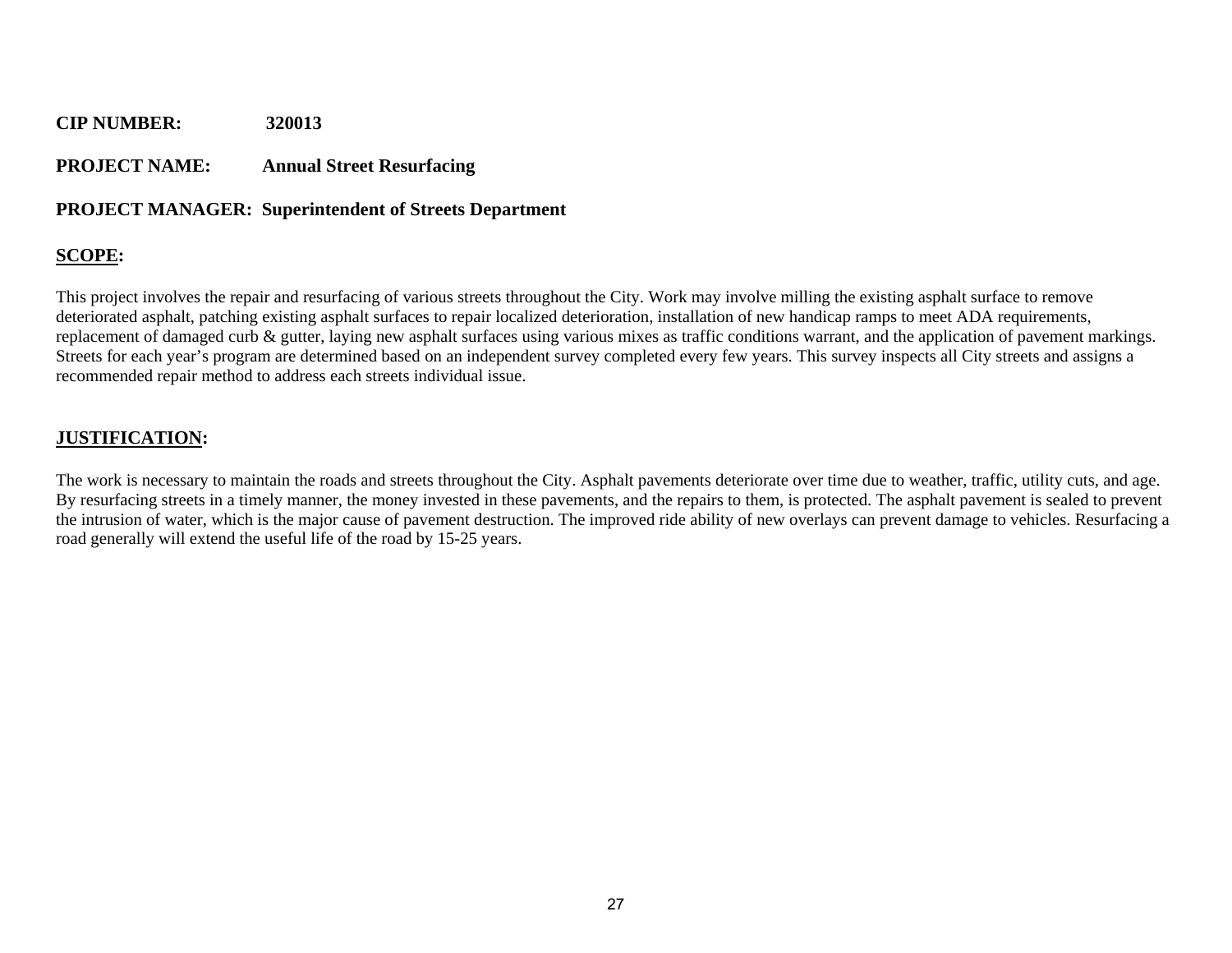**CIP NUMBER:** 320013

**PROJECT NAME:** Annual Street Resurfacing

**PROJECT MANAGER:** Superintendent of Streets Department

## SCOPE:

This project involves the repair and resurfacing of various streets throughout the City. Work may involve milling the existing asphalt surface to remove deteriorated asphalt, patching existing asphalt surfaces to repair localized deterioration, installation of new handicap ramps to meet ADA requirements, replacement of damaged curb & gutter, laying new asphalt surfaces using various mixes as traffic conditions warrant, and the application of pavement markings. Streets for each year's program are determined based on an independent survey completed every few years. This survey inspects all City streets and assigns a recommended repair method to address each streets individual issue.

## JUSTIFICATION:

The work is necessary to maintain the roads and streets throughout the City. Asphalt pavements deteriorate over time due to weather, traffic, utility cuts, and age. By resurfacing streets in a timely manner, the money invested in these pavements, and the repairs to them, is protected. The asphalt pavement is sealed to prevent the intrusion of water, which is the major cause of pavement destruction. The improved ride ability of new overlays can prevent damage to vehicles. Resurfacing a road generally will extend the useful life of the road by 15-25 years.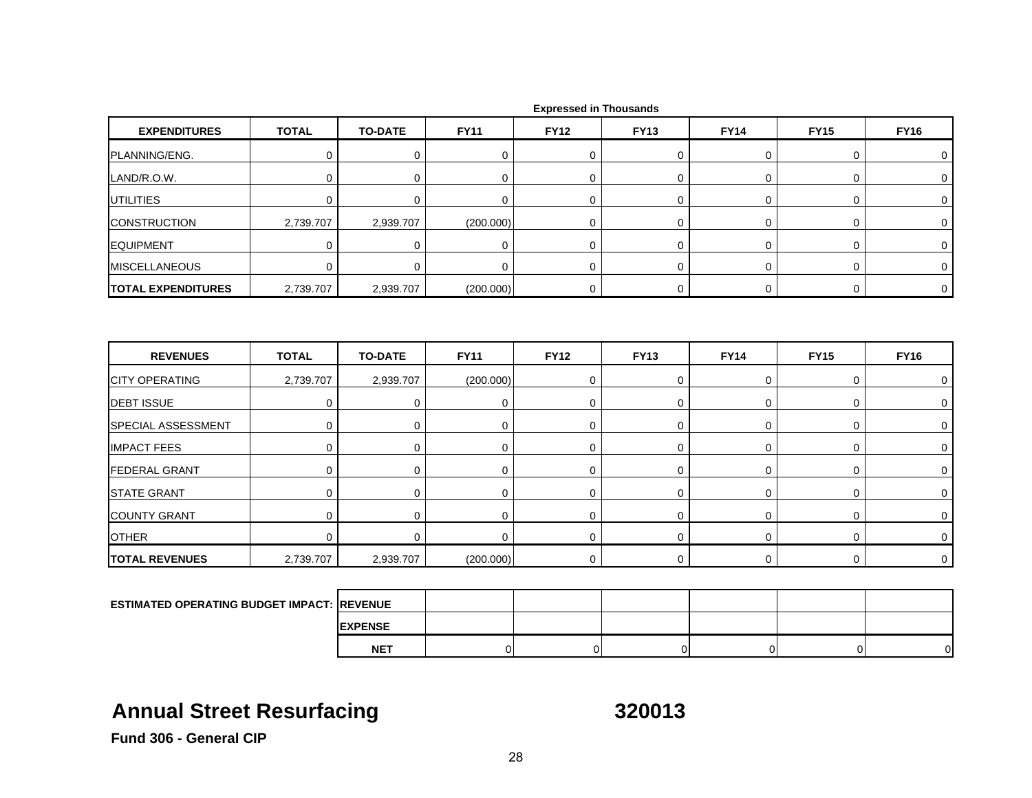Expressed in Thousands

| EXPENDITURES | TOTAL | TO-DATE | FY11 | FY12 | FY13 | FY14 | FY15 | FY16 |
|---|---|---|---|---|---|---|---|---|
| PLANNING/ENG. | 0 | 0 | 0 | 0 | 0 | 0 | 0 | 0 |
| LAND/R.O.W. | 0 | 0 | 0 | 0 | 0 | 0 | 0 | 0 |
| UTILITIES | 0 | 0 | 0 | 0 | 0 | 0 | 0 | 0 |
| CONSTRUCTION | 2,739.707 | 2,939.707 | (200.000) | 0 | 0 | 0 | 0 | 0 |
| EQUIPMENT | 0 | 0 | 0 | 0 | 0 | 0 | 0 | 0 |
| MISCELLANEOUS | 0 | 0 | 0 | 0 | 0 | 0 | 0 | 0 |
| **TOTAL EXPENDITURES** | 2,739.707 | 2,939.707 | (200.000) | 0 | 0 | 0 | 0 | 0 |

| REVENUES | TOTAL | TO-DATE | FY11 | FY12 | FY13 | FY14 | FY15 | FY16 |
|---|---|---|---|---|---|---|---|---|
| CITY OPERATING | 2,739.707 | 2,939.707 | (200.000) | 0 | 0 | 0 | 0 | 0 |
| DEBT ISSUE | 0 | 0 | 0 | 0 | 0 | 0 | 0 | 0 |
| SPECIAL ASSESSMENT | 0 | 0 | 0 | 0 | 0 | 0 | 0 | 0 |
| IMPACT FEES | 0 | 0 | 0 | 0 | 0 | 0 | 0 | 0 |
| FEDERAL GRANT | 0 | 0 | 0 | 0 | 0 | 0 | 0 | 0 |
| STATE GRANT | 0 | 0 | 0 | 0 | 0 | 0 | 0 | 0 |
| COUNTY GRANT | 0 | 0 | 0 | 0 | 0 | 0 | 0 | 0 |
| OTHER | 0 | 0 | 0 | 0 | 0 | 0 | 0 | 0 |
| **TOTAL REVENUES** | 2,739.707 | 2,939.707 | (200.000) | 0 | 0 | 0 | 0 | 0 |

| ESTIMATED OPERATING BUDGET IMPACT: | | | | | | | |
|---|---|---|---|---|---|---|---|
| | REVENUE | | | | | | |
| | EXPENSE | | | | | | |
| | NET | 0 | 0 | 0 | 0 | 0 | 0 |

## Annual Street Resurfacing 320013

**Fund 306 - General CIP**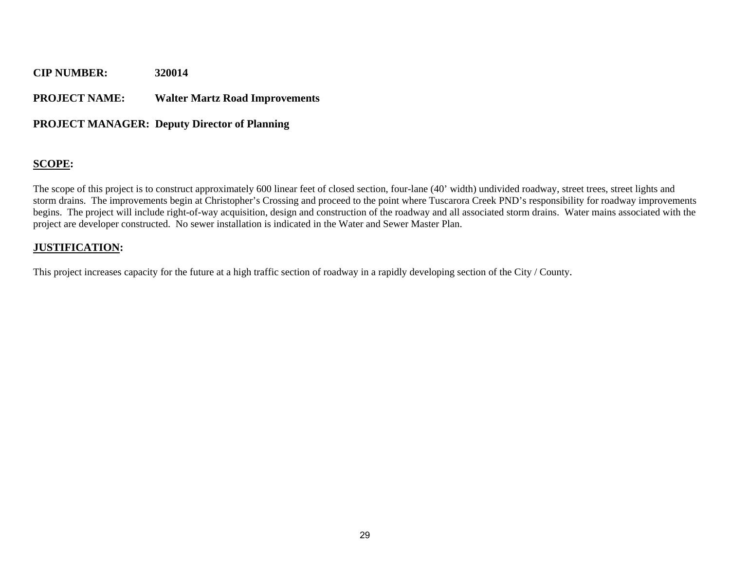**CIP NUMBER:** **320014**

**PROJECT NAME:** **Walter Martz Road Improvements**

**PROJECT MANAGER:** **Deputy Director of Planning**

## SCOPE:

The scope of this project is to construct approximately 600 linear feet of closed section, four-lane (40' width) undivided roadway, street trees, street lights and storm drains. The improvements begin at Christopher's Crossing and proceed to the point where Tuscarora Creek PND's responsibility for roadway improvements begins. The project will include right-of-way acquisition, design and construction of the roadway and all associated storm drains. Water mains associated with the project are developer constructed. No sewer installation is indicated in the Water and Sewer Master Plan.

## JUSTIFICATION:

This project increases capacity for the future at a high traffic section of roadway in a rapidly developing section of the City / County.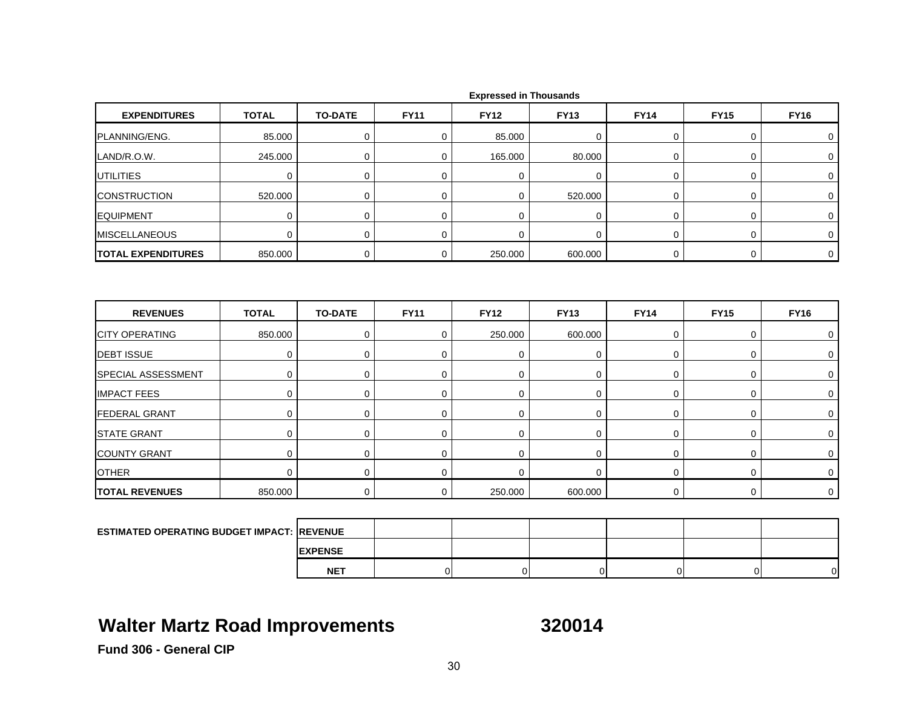Expressed in Thousands

| EXPENDITURES | TOTAL | TO-DATE | FY11 | FY12 | FY13 | FY14 | FY15 | FY16 |
|---|---|---|---|---|---|---|---|---|
| PLANNING/ENG. | 85.000 | 0 | 0 | 85.000 | 0 | 0 | 0 | 0 |
| LAND/R.O.W. | 245.000 | 0 | 0 | 165.000 | 80.000 | 0 | 0 | 0 |
| UTILITIES | 0 | 0 | 0 | 0 | 0 | 0 | 0 | 0 |
| CONSTRUCTION | 520.000 | 0 | 0 | 0 | 520.000 | 0 | 0 | 0 |
| EQUIPMENT | 0 | 0 | 0 | 0 | 0 | 0 | 0 | 0 |
| MISCELLANEOUS | 0 | 0 | 0 | 0 | 0 | 0 | 0 | 0 |
| **TOTAL EXPENDITURES** | 850.000 | 0 | 0 | 250.000 | 600.000 | 0 | 0 | 0 |

| REVENUES | TOTAL | TO-DATE | FY11 | FY12 | FY13 | FY14 | FY15 | FY16 |
|---|---|---|---|---|---|---|---|---|
| CITY OPERATING | 850.000 | 0 | 0 | 250.000 | 600.000 | 0 | 0 | 0 |
| DEBT ISSUE | 0 | 0 | 0 | 0 | 0 | 0 | 0 | 0 |
| SPECIAL ASSESSMENT | 0 | 0 | 0 | 0 | 0 | 0 | 0 | 0 |
| IMPACT FEES | 0 | 0 | 0 | 0 | 0 | 0 | 0 | 0 |
| FEDERAL GRANT | 0 | 0 | 0 | 0 | 0 | 0 | 0 | 0 |
| STATE GRANT | 0 | 0 | 0 | 0 | 0 | 0 | 0 | 0 |
| COUNTY GRANT | 0 | 0 | 0 | 0 | 0 | 0 | 0 | 0 |
| OTHER | 0 | 0 | 0 | 0 | 0 | 0 | 0 | 0 |
| **TOTAL REVENUES** | 850.000 | 0 | 0 | 250.000 | 600.000 | 0 | 0 | 0 |

| ESTIMATED OPERATING BUDGET IMPACT: | | | | | | | |
|---|---|---|---|---|---|---|---|
| | REVENUE | | | | | | |
| | EXPENSE | | | | | | |
| | NET | 0 | 0 | 0 | 0 | 0 | 0 |

## Walter Martz Road Improvements 320014

**Fund 306 - General CIP**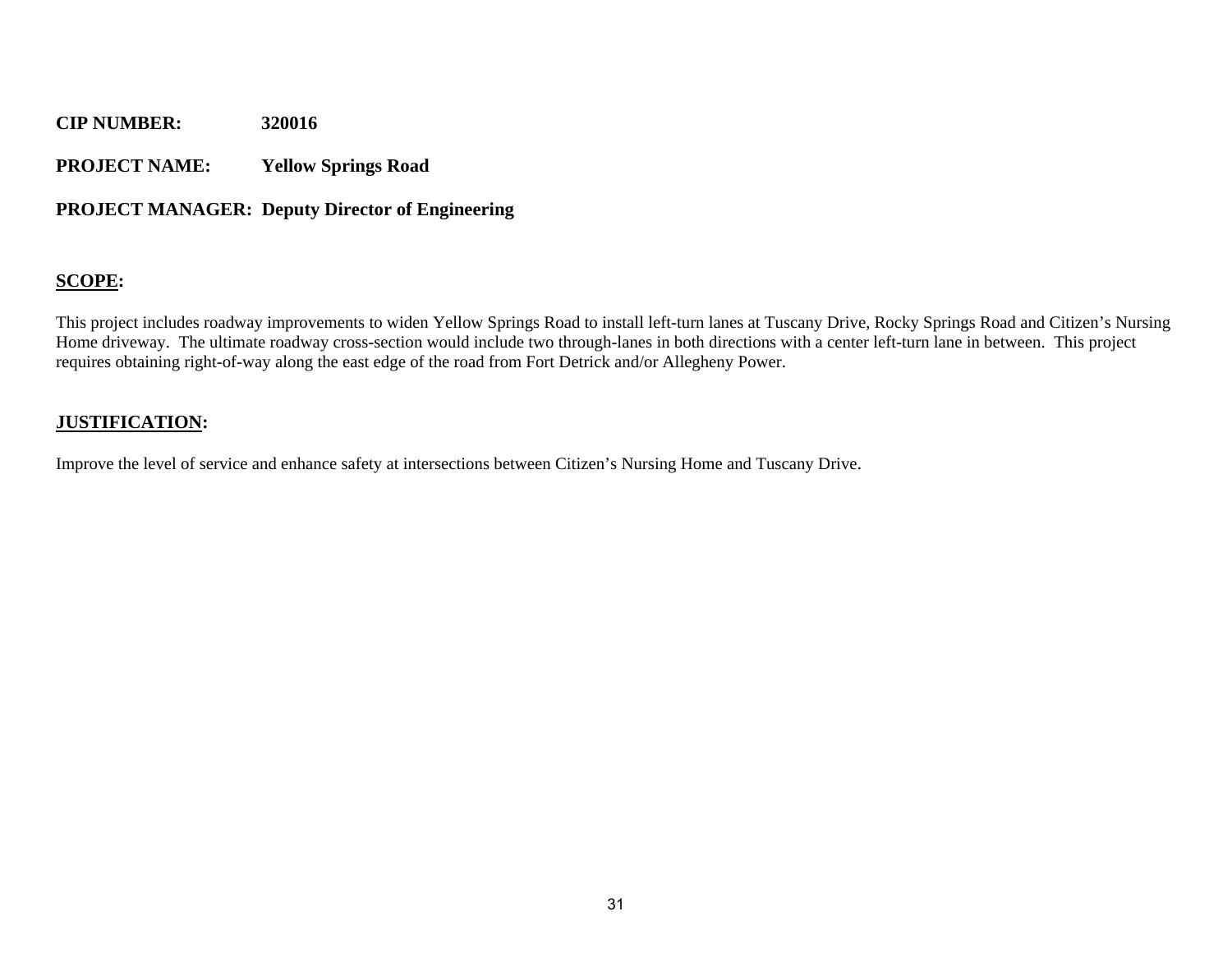**CIP NUMBER:** 320016

**PROJECT NAME:** Yellow Springs Road

**PROJECT MANAGER:** Deputy Director of Engineering

## SCOPE:

This project includes roadway improvements to widen Yellow Springs Road to install left-turn lanes at Tuscany Drive, Rocky Springs Road and Citizen's Nursing Home driveway. The ultimate roadway cross-section would include two through-lanes in both directions with a center left-turn lane in between. This project requires obtaining right-of-way along the east edge of the road from Fort Detrick and/or Allegheny Power.

## JUSTIFICATION:

Improve the level of service and enhance safety at intersections between Citizen's Nursing Home and Tuscany Drive.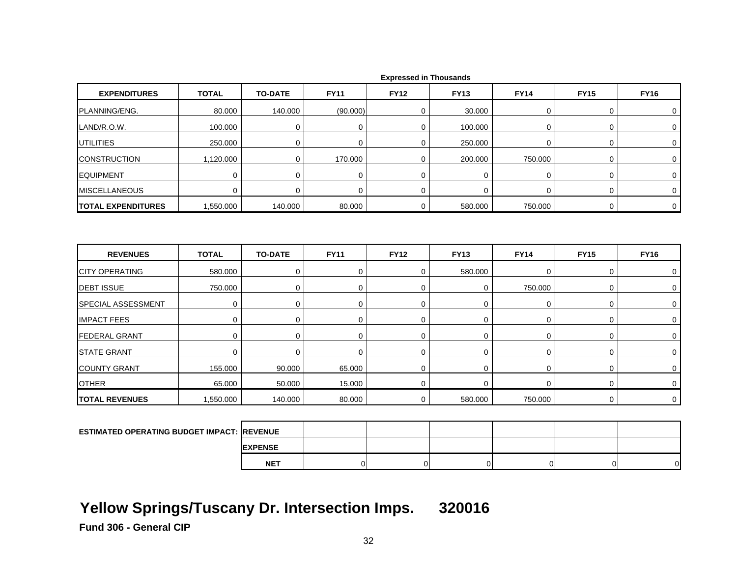Expressed in Thousands

| EXPENDITURES | TOTAL | TO-DATE | FY11 | FY12 | FY13 | FY14 | FY15 | FY16 |
|---|---|---|---|---|---|---|---|---|
| PLANNING/ENG. | 80.000 | 140.000 | (90.000) | 0 | 30.000 | 0 | 0 | 0 |
| LAND/R.O.W. | 100.000 | 0 | 0 | 0 | 100.000 | 0 | 0 | 0 |
| UTILITIES | 250.000 | 0 | 0 | 0 | 250.000 | 0 | 0 | 0 |
| CONSTRUCTION | 1,120.000 | 0 | 170.000 | 0 | 200.000 | 750.000 | 0 | 0 |
| EQUIPMENT | 0 | 0 | 0 | 0 | 0 | 0 | 0 | 0 |
| MISCELLANEOUS | 0 | 0 | 0 | 0 | 0 | 0 | 0 | 0 |
| **TOTAL EXPENDITURES** | 1,550.000 | 140.000 | 80.000 | 0 | 580.000 | 750.000 | 0 | 0 |

| REVENUES | TOTAL | TO-DATE | FY11 | FY12 | FY13 | FY14 | FY15 | FY16 |
|---|---|---|---|---|---|---|---|---|
| CITY OPERATING | 580.000 | 0 | 0 | 0 | 580.000 | 0 | 0 | 0 |
| DEBT ISSUE | 750.000 | 0 | 0 | 0 | 0 | 750.000 | 0 | 0 |
| SPECIAL ASSESSMENT | 0 | 0 | 0 | 0 | 0 | 0 | 0 | 0 |
| IMPACT FEES | 0 | 0 | 0 | 0 | 0 | 0 | 0 | 0 |
| FEDERAL GRANT | 0 | 0 | 0 | 0 | 0 | 0 | 0 | 0 |
| STATE GRANT | 0 | 0 | 0 | 0 | 0 | 0 | 0 | 0 |
| COUNTY GRANT | 155.000 | 90.000 | 65.000 | 0 | 0 | 0 | 0 | 0 |
| OTHER | 65.000 | 50.000 | 15.000 | 0 | 0 | 0 | 0 | 0 |
| **TOTAL REVENUES** | 1,550.000 | 140.000 | 80.000 | 0 | 580.000 | 750.000 | 0 | 0 |

| ESTIMATED OPERATING BUDGET IMPACT: | | FY11 | FY12 | FY13 | FY14 | FY15 | FY16 |
|---|---|---|---|---|---|---|---|
| | REVENUE | | | | | | |
| | EXPENSE | | | | | | |
| | NET | 0 | 0 | 0 | 0 | 0 | 0 |

# Yellow Springs/Tuscany Dr. Intersection Imps. 320016

**Fund 306 - General CIP**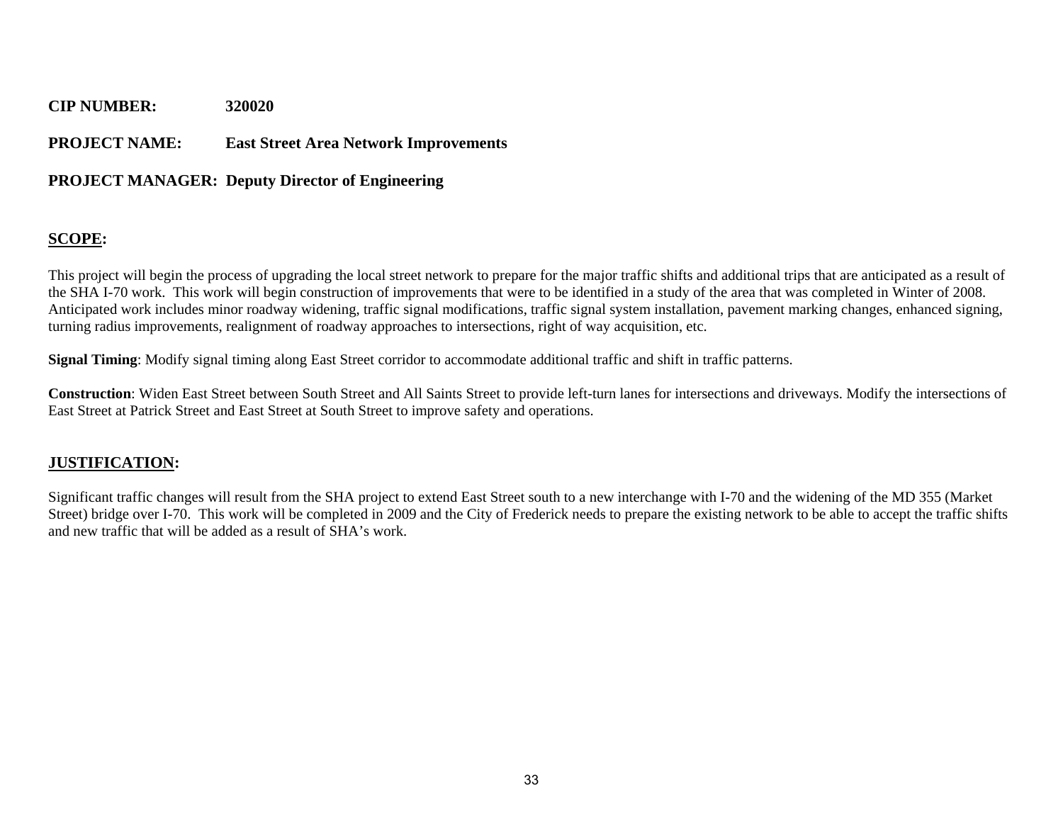**CIP NUMBER:** **320020**

**PROJECT NAME:** **East Street Area Network Improvements**

**PROJECT MANAGER:** **Deputy Director of Engineering**

## SCOPE:

This project will begin the process of upgrading the local street network to prepare for the major traffic shifts and additional trips that are anticipated as a result of the SHA I-70 work. This work will begin construction of improvements that were to be identified in a study of the area that was completed in Winter of 2008. Anticipated work includes minor roadway widening, traffic signal modifications, traffic signal system installation, pavement marking changes, enhanced signing, turning radius improvements, realignment of roadway approaches to intersections, right of way acquisition, etc.

**Signal Timing**: Modify signal timing along East Street corridor to accommodate additional traffic and shift in traffic patterns.

**Construction**: Widen East Street between South Street and All Saints Street to provide left-turn lanes for intersections and driveways. Modify the intersections of East Street at Patrick Street and East Street at South Street to improve safety and operations.

## JUSTIFICATION:

Significant traffic changes will result from the SHA project to extend East Street south to a new interchange with I-70 and the widening of the MD 355 (Market Street) bridge over I-70. This work will be completed in 2009 and the City of Frederick needs to prepare the existing network to be able to accept the traffic shifts and new traffic that will be added as a result of SHA's work.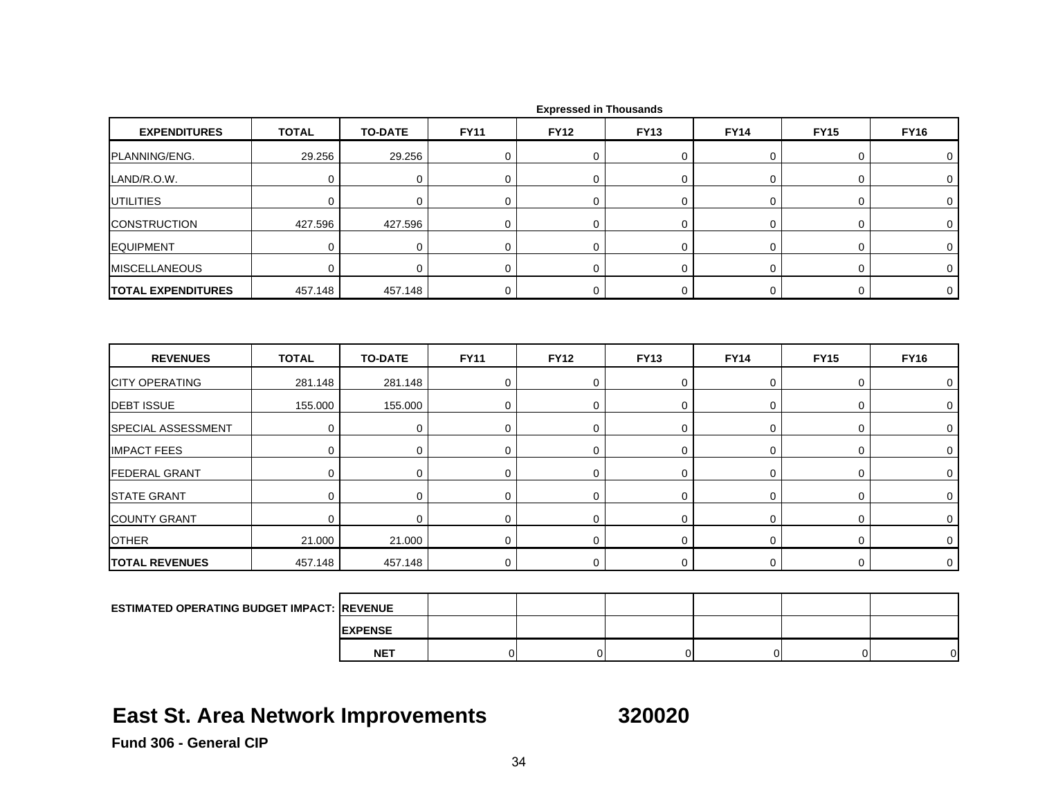Expressed in Thousands

| EXPENDITURES | TOTAL | TO-DATE | FY11 | FY12 | FY13 | FY14 | FY15 | FY16 |
|---|---|---|---|---|---|---|---|---|
| PLANNING/ENG. | 29.256 | 29.256 | 0 | 0 | 0 | 0 | 0 | 0 |
| LAND/R.O.W. | 0 | 0 | 0 | 0 | 0 | 0 | 0 | 0 |
| UTILITIES | 0 | 0 | 0 | 0 | 0 | 0 | 0 | 0 |
| CONSTRUCTION | 427.596 | 427.596 | 0 | 0 | 0 | 0 | 0 | 0 |
| EQUIPMENT | 0 | 0 | 0 | 0 | 0 | 0 | 0 | 0 |
| MISCELLANEOUS | 0 | 0 | 0 | 0 | 0 | 0 | 0 | 0 |
| **TOTAL EXPENDITURES** | 457.148 | 457.148 | 0 | 0 | 0 | 0 | 0 | 0 |

| REVENUES | TOTAL | TO-DATE | FY11 | FY12 | FY13 | FY14 | FY15 | FY16 |
|---|---|---|---|---|---|---|---|---|
| CITY OPERATING | 281.148 | 281.148 | 0 | 0 | 0 | 0 | 0 | 0 |
| DEBT ISSUE | 155.000 | 155.000 | 0 | 0 | 0 | 0 | 0 | 0 |
| SPECIAL ASSESSMENT | 0 | 0 | 0 | 0 | 0 | 0 | 0 | 0 |
| IMPACT FEES | 0 | 0 | 0 | 0 | 0 | 0 | 0 | 0 |
| FEDERAL GRANT | 0 | 0 | 0 | 0 | 0 | 0 | 0 | 0 |
| STATE GRANT | 0 | 0 | 0 | 0 | 0 | 0 | 0 | 0 |
| COUNTY GRANT | 0 | 0 | 0 | 0 | 0 | 0 | 0 | 0 |
| OTHER | 21.000 | 21.000 | 0 | 0 | 0 | 0 | 0 | 0 |
| **TOTAL REVENUES** | 457.148 | 457.148 | 0 | 0 | 0 | 0 | 0 | 0 |

| ESTIMATED OPERATING BUDGET IMPACT: | | FY11 | FY12 | FY13 | FY14 | FY15 | FY16 |
|---|---|---|---|---|---|---|---|
| | REVENUE | | | | | | |
| | EXPENSE | | | | | | |
| | NET | 0 | 0 | 0 | 0 | 0 | 0 |

# East St. Area Network Improvements 320020

**Fund 306 - General CIP**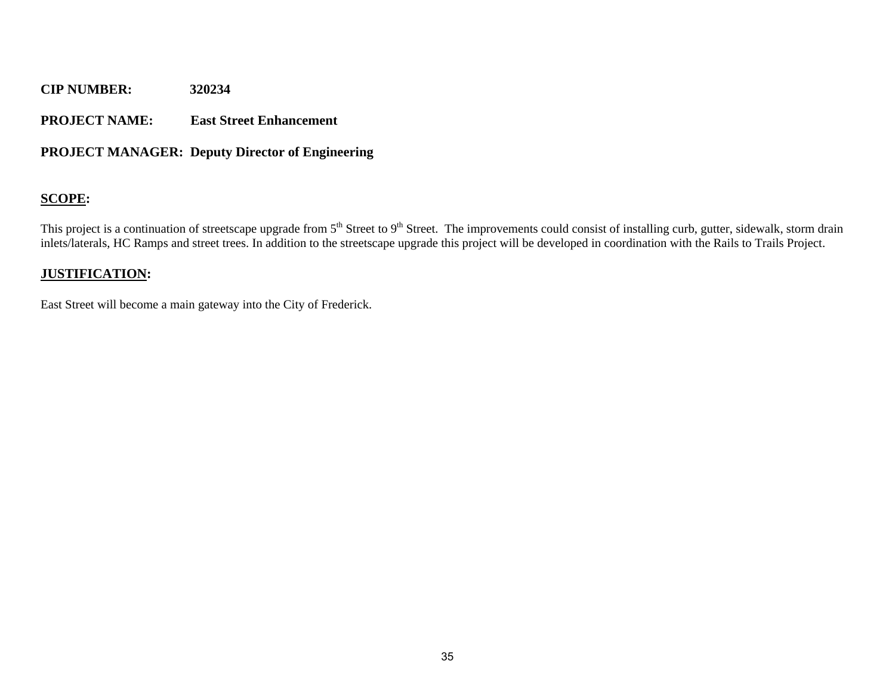**CIP NUMBER:** **320234**

**PROJECT NAME:** **East Street Enhancement**

**PROJECT MANAGER:** **Deputy Director of Engineering**

## SCOPE:

This project is a continuation of streetscape upgrade from 5th Street to 9th Street. The improvements could consist of installing curb, gutter, sidewalk, storm drain inlets/laterals, HC Ramps and street trees. In addition to the streetscape upgrade this project will be developed in coordination with the Rails to Trails Project.

## JUSTIFICATION:

East Street will become a main gateway into the City of Frederick.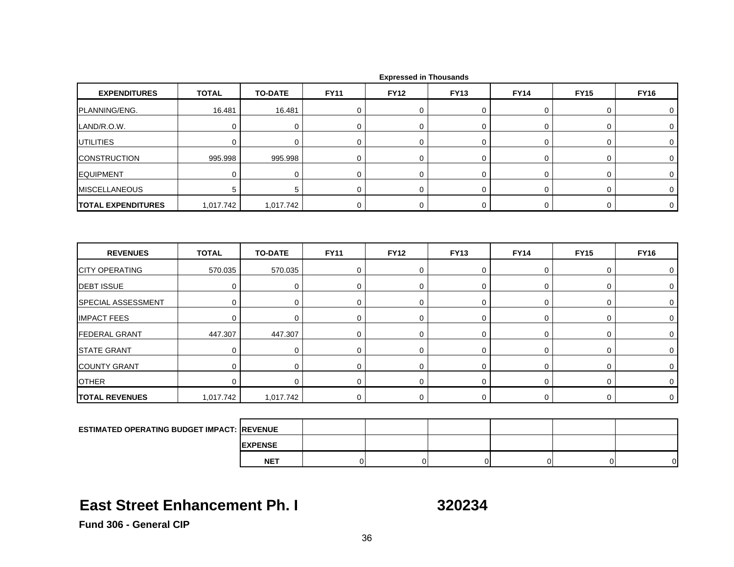Expressed in Thousands

| EXPENDITURES | TOTAL | TO-DATE | FY11 | FY12 | FY13 | FY14 | FY15 | FY16 |
|---|---|---|---|---|---|---|---|---|
| PLANNING/ENG. | 16.481 | 16.481 | 0 | 0 | 0 | 0 | 0 | 0 |
| LAND/R.O.W. | 0 | 0 | 0 | 0 | 0 | 0 | 0 | 0 |
| UTILITIES | 0 | 0 | 0 | 0 | 0 | 0 | 0 | 0 |
| CONSTRUCTION | 995.998 | 995.998 | 0 | 0 | 0 | 0 | 0 | 0 |
| EQUIPMENT | 0 | 0 | 0 | 0 | 0 | 0 | 0 | 0 |
| MISCELLANEOUS | 5 | 5 | 0 | 0 | 0 | 0 | 0 | 0 |
| **TOTAL EXPENDITURES** | 1,017.742 | 1,017.742 | 0 | 0 | 0 | 0 | 0 | 0 |

| REVENUES | TOTAL | TO-DATE | FY11 | FY12 | FY13 | FY14 | FY15 | FY16 |
|---|---|---|---|---|---|---|---|---|
| CITY OPERATING | 570.035 | 570.035 | 0 | 0 | 0 | 0 | 0 | 0 |
| DEBT ISSUE | 0 | 0 | 0 | 0 | 0 | 0 | 0 | 0 |
| SPECIAL ASSESSMENT | 0 | 0 | 0 | 0 | 0 | 0 | 0 | 0 |
| IMPACT FEES | 0 | 0 | 0 | 0 | 0 | 0 | 0 | 0 |
| FEDERAL GRANT | 447.307 | 447.307 | 0 | 0 | 0 | 0 | 0 | 0 |
| STATE GRANT | 0 | 0 | 0 | 0 | 0 | 0 | 0 | 0 |
| COUNTY GRANT | 0 | 0 | 0 | 0 | 0 | 0 | 0 | 0 |
| OTHER | 0 | 0 | 0 | 0 | 0 | 0 | 0 | 0 |
| **TOTAL REVENUES** | 1,017.742 | 1,017.742 | 0 | 0 | 0 | 0 | 0 | 0 |

| ESTIMATED OPERATING BUDGET IMPACT: | | FY11 | FY12 | FY13 | FY14 | FY15 | FY16 |
|---|---|---|---|---|---|---|---|
| | REVENUE | | | | | | |
| | EXPENSE | | | | | | |
| | NET | 0 | 0 | 0 | 0 | 0 | 0 |

# East Street Enhancement Ph. I 320234

**Fund 306 - General CIP**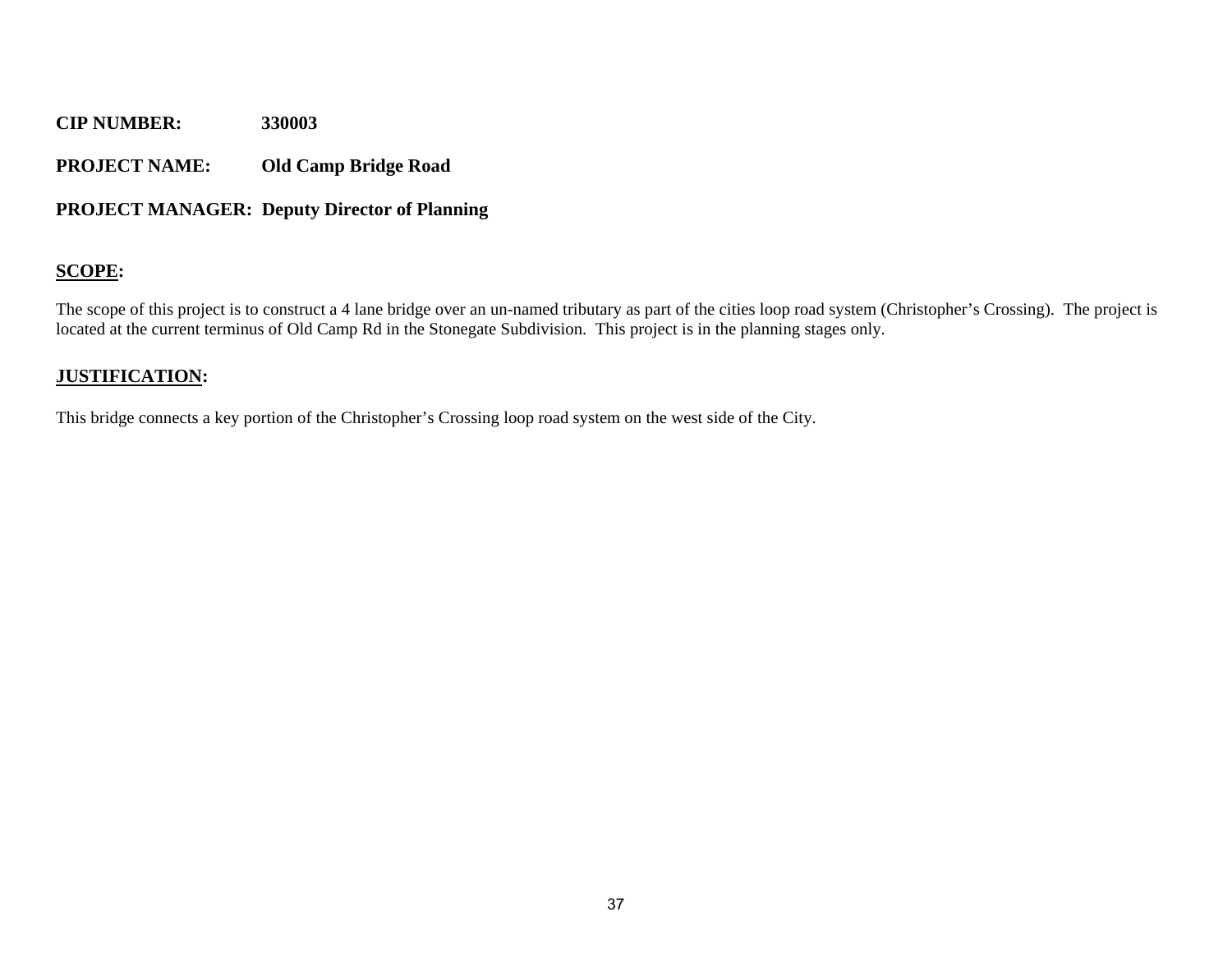**CIP NUMBER:** 330003

**PROJECT NAME:** Old Camp Bridge Road

**PROJECT MANAGER:** Deputy Director of Planning

## SCOPE:

The scope of this project is to construct a 4 lane bridge over an un-named tributary as part of the cities loop road system (Christopher's Crossing). The project is located at the current terminus of Old Camp Rd in the Stonegate Subdivision. This project is in the planning stages only.

## JUSTIFICATION:

This bridge connects a key portion of the Christopher's Crossing loop road system on the west side of the City.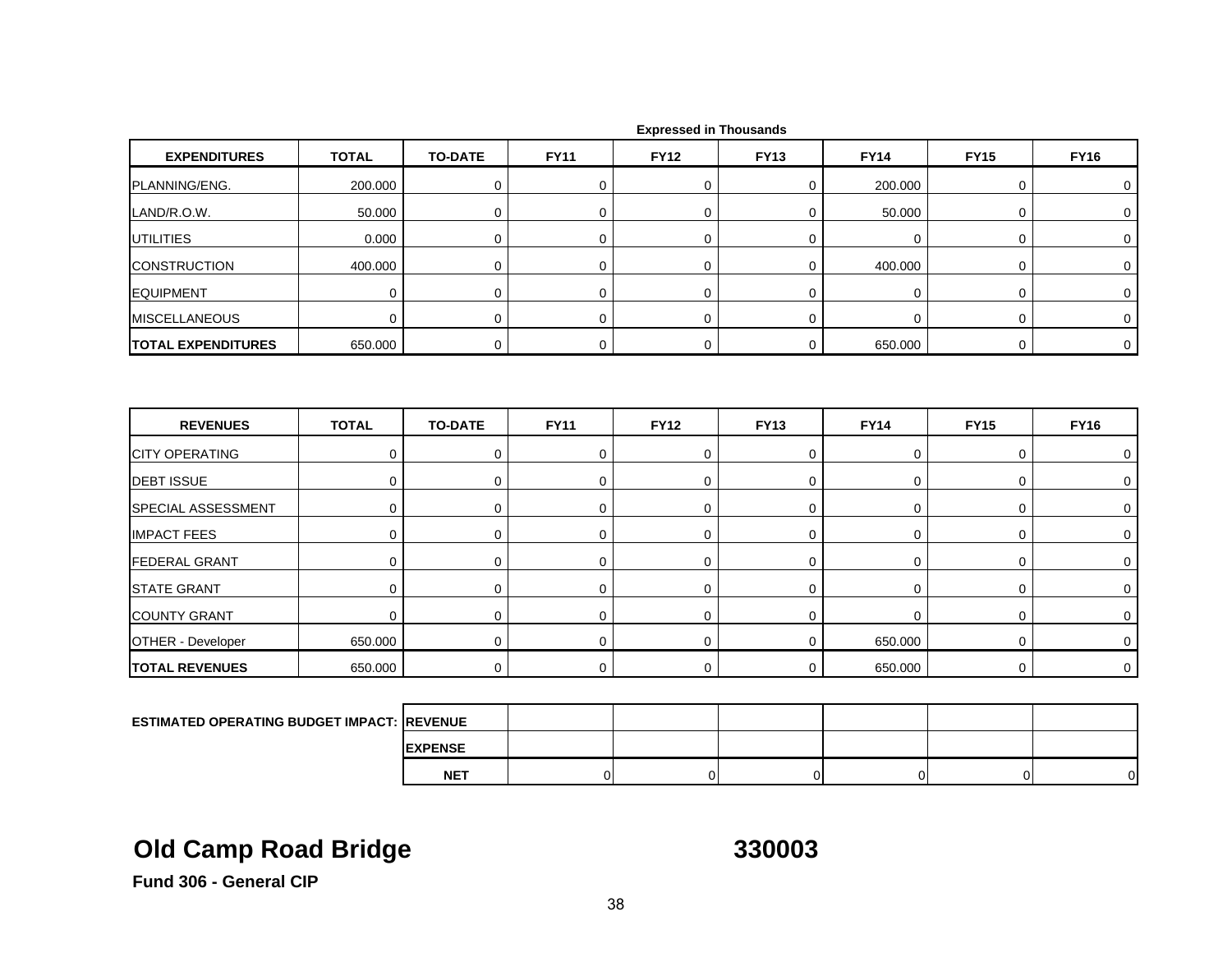Expressed in Thousands

| EXPENDITURES | TOTAL | TO-DATE | FY11 | FY12 | FY13 | FY14 | FY15 | FY16 |
|---|---|---|---|---|---|---|---|---|
| PLANNING/ENG. | 200.000 | 0 | 0 | 0 | 0 | 200.000 | 0 | 0 |
| LAND/R.O.W. | 50.000 | 0 | 0 | 0 | 0 | 50.000 | 0 | 0 |
| UTILITIES | 0.000 | 0 | 0 | 0 | 0 | 0 | 0 | 0 |
| CONSTRUCTION | 400.000 | 0 | 0 | 0 | 0 | 400.000 | 0 | 0 |
| EQUIPMENT | 0 | 0 | 0 | 0 | 0 | 0 | 0 | 0 |
| MISCELLANEOUS | 0 | 0 | 0 | 0 | 0 | 0 | 0 | 0 |
| **TOTAL EXPENDITURES** | 650.000 | 0 | 0 | 0 | 0 | 650.000 | 0 | 0 |

| REVENUES | TOTAL | TO-DATE | FY11 | FY12 | FY13 | FY14 | FY15 | FY16 |
|---|---|---|---|---|---|---|---|---|
| CITY OPERATING | 0 | 0 | 0 | 0 | 0 | 0 | 0 | 0 |
| DEBT ISSUE | 0 | 0 | 0 | 0 | 0 | 0 | 0 | 0 |
| SPECIAL ASSESSMENT | 0 | 0 | 0 | 0 | 0 | 0 | 0 | 0 |
| IMPACT FEES | 0 | 0 | 0 | 0 | 0 | 0 | 0 | 0 |
| FEDERAL GRANT | 0 | 0 | 0 | 0 | 0 | 0 | 0 | 0 |
| STATE GRANT | 0 | 0 | 0 | 0 | 0 | 0 | 0 | 0 |
| COUNTY GRANT | 0 | 0 | 0 | 0 | 0 | 0 | 0 | 0 |
| OTHER - Developer | 650.000 | 0 | 0 | 0 | 0 | 650.000 | 0 | 0 |
| **TOTAL REVENUES** | 650.000 | 0 | 0 | 0 | 0 | 650.000 | 0 | 0 |

| ESTIMATED OPERATING BUDGET IMPACT: | | FY11 | FY12 | FY13 | FY14 | FY15 | FY16 |
|---|---|---|---|---|---|---|---|
| | REVENUE | | | | | | |
| | EXPENSE | | | | | | |
| | NET | 0 | 0 | 0 | 0 | 0 | 0 |

# Old Camp Road Bridge 330003

**Fund 306 - General CIP**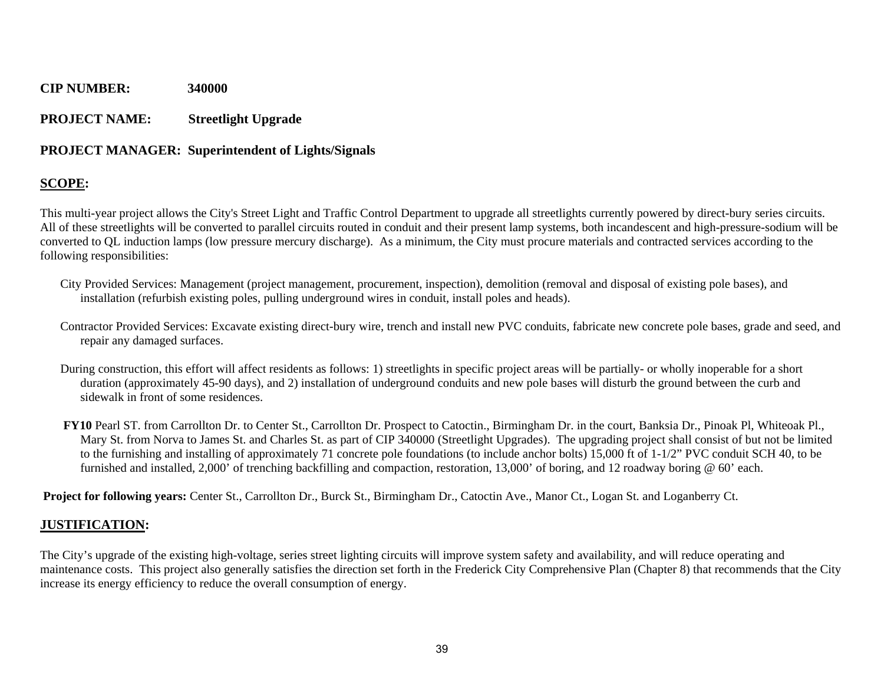**CIP NUMBER:** 340000

**PROJECT NAME:** Streetlight Upgrade

**PROJECT MANAGER:** Superintendent of Lights/Signals

## SCOPE:

This multi-year project allows the City's Street Light and Traffic Control Department to upgrade all streetlights currently powered by direct-bury series circuits. All of these streetlights will be converted to parallel circuits routed in conduit and their present lamp systems, both incandescent and high-pressure-sodium will be converted to QL induction lamps (low pressure mercury discharge). As a minimum, the City must procure materials and contracted services according to the following responsibilities:

City Provided Services: Management (project management, procurement, inspection), demolition (removal and disposal of existing pole bases), and installation (refurbish existing poles, pulling underground wires in conduit, install poles and heads).

Contractor Provided Services: Excavate existing direct-bury wire, trench and install new PVC conduits, fabricate new concrete pole bases, grade and seed, and repair any damaged surfaces.

During construction, this effort will affect residents as follows: 1) streetlights in specific project areas will be partially- or wholly inoperable for a short duration (approximately 45-90 days), and 2) installation of underground conduits and new pole bases will disturb the ground between the curb and sidewalk in front of some residences.

**FY10** Pearl ST. from Carrollton Dr. to Center St., Carrollton Dr. Prospect to Catoctin., Birmingham Dr. in the court, Banksia Dr., Pinoak Pl, Whiteoak Pl., Mary St. from Norva to James St. and Charles St. as part of CIP 340000 (Streetlight Upgrades). The upgrading project shall consist of but not be limited to the furnishing and installing of approximately 71 concrete pole foundations (to include anchor bolts) 15,000 ft of 1-1/2" PVC conduit SCH 40, to be furnished and installed, 2,000' of trenching backfilling and compaction, restoration, 13,000' of boring, and 12 roadway boring @ 60' each.

**Project for following years:** Center St., Carrollton Dr., Burck St., Birmingham Dr., Catoctin Ave., Manor Ct., Logan St. and Loganberry Ct.

## JUSTIFICATION:

The City's upgrade of the existing high-voltage, series street lighting circuits will improve system safety and availability, and will reduce operating and maintenance costs. This project also generally satisfies the direction set forth in the Frederick City Comprehensive Plan (Chapter 8) that recommends that the City increase its energy efficiency to reduce the overall consumption of energy.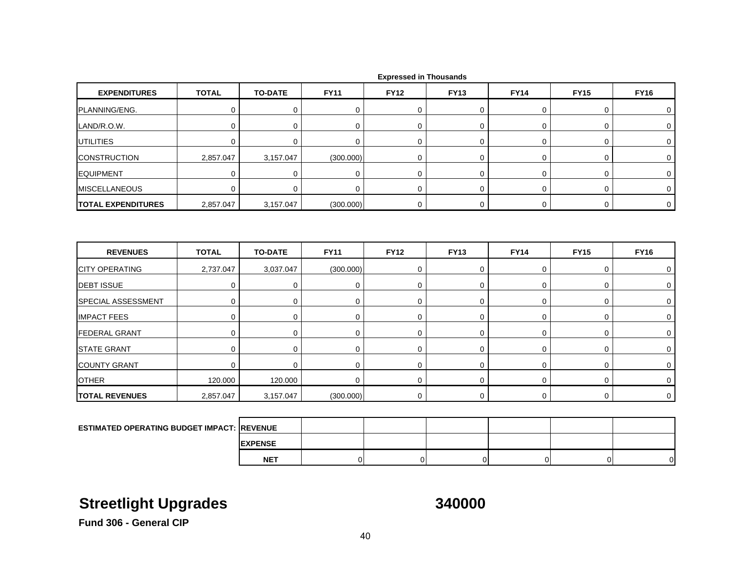Expressed in Thousands

| EXPENDITURES | TOTAL | TO-DATE | FY11 | FY12 | FY13 | FY14 | FY15 | FY16 |
|---|---|---|---|---|---|---|---|---|
| PLANNING/ENG. | 0 | 0 | 0 | 0 | 0 | 0 | 0 | 0 |
| LAND/R.O.W. | 0 | 0 | 0 | 0 | 0 | 0 | 0 | 0 |
| UTILITIES | 0 | 0 | 0 | 0 | 0 | 0 | 0 | 0 |
| CONSTRUCTION | 2,857.047 | 3,157.047 | (300.000) | 0 | 0 | 0 | 0 | 0 |
| EQUIPMENT | 0 | 0 | 0 | 0 | 0 | 0 | 0 | 0 |
| MISCELLANEOUS | 0 | 0 | 0 | 0 | 0 | 0 | 0 | 0 |
| **TOTAL EXPENDITURES** | 2,857.047 | 3,157.047 | (300.000) | 0 | 0 | 0 | 0 | 0 |

| REVENUES | TOTAL | TO-DATE | FY11 | FY12 | FY13 | FY14 | FY15 | FY16 |
|---|---|---|---|---|---|---|---|---|
| CITY OPERATING | 2,737.047 | 3,037.047 | (300.000) | 0 | 0 | 0 | 0 | 0 |
| DEBT ISSUE | 0 | 0 | 0 | 0 | 0 | 0 | 0 | 0 |
| SPECIAL ASSESSMENT | 0 | 0 | 0 | 0 | 0 | 0 | 0 | 0 |
| IMPACT FEES | 0 | 0 | 0 | 0 | 0 | 0 | 0 | 0 |
| FEDERAL GRANT | 0 | 0 | 0 | 0 | 0 | 0 | 0 | 0 |
| STATE GRANT | 0 | 0 | 0 | 0 | 0 | 0 | 0 | 0 |
| COUNTY GRANT | 0 | 0 | 0 | 0 | 0 | 0 | 0 | 0 |
| OTHER | 120.000 | 120.000 | 0 | 0 | 0 | 0 | 0 | 0 |
| **TOTAL REVENUES** | 2,857.047 | 3,157.047 | (300.000) | 0 | 0 | 0 | 0 | 0 |

| ESTIMATED OPERATING BUDGET IMPACT: | | FY11 | FY12 | FY13 | FY14 | FY15 | FY16 |
|---|---|---|---|---|---|---|---|
| | REVENUE | | | | | | |
| | EXPENSE | | | | | | |
| | **NET** | 0 | 0 | 0 | 0 | 0 | 0 |

# Streetlight Upgrades 340000

**Fund 306 - General CIP**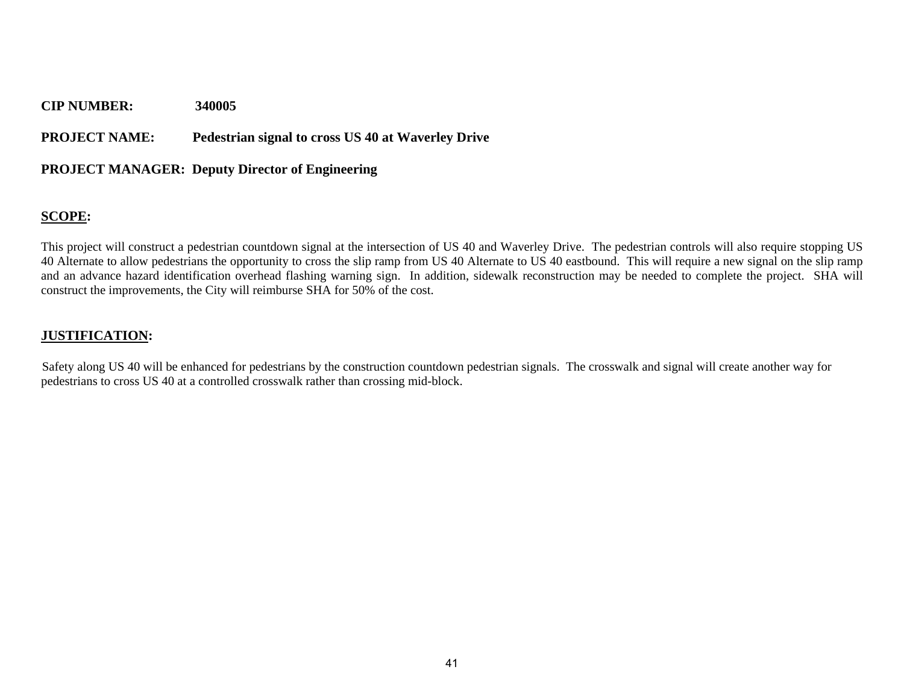**CIP NUMBER:** 340005

**PROJECT NAME:** Pedestrian signal to cross US 40 at Waverley Drive

**PROJECT MANAGER:** Deputy Director of Engineering

**SCOPE:**

This project will construct a pedestrian countdown signal at the intersection of US 40 and Waverley Drive. The pedestrian controls will also require stopping US 40 Alternate to allow pedestrians the opportunity to cross the slip ramp from US 40 Alternate to US 40 eastbound. This will require a new signal on the slip ramp and an advance hazard identification overhead flashing warning sign. In addition, sidewalk reconstruction may be needed to complete the project. SHA will construct the improvements, the City will reimburse SHA for 50% of the cost.

**JUSTIFICATION:**

Safety along US 40 will be enhanced for pedestrians by the construction countdown pedestrian signals. The crosswalk and signal will create another way for pedestrians to cross US 40 at a controlled crosswalk rather than crossing mid-block.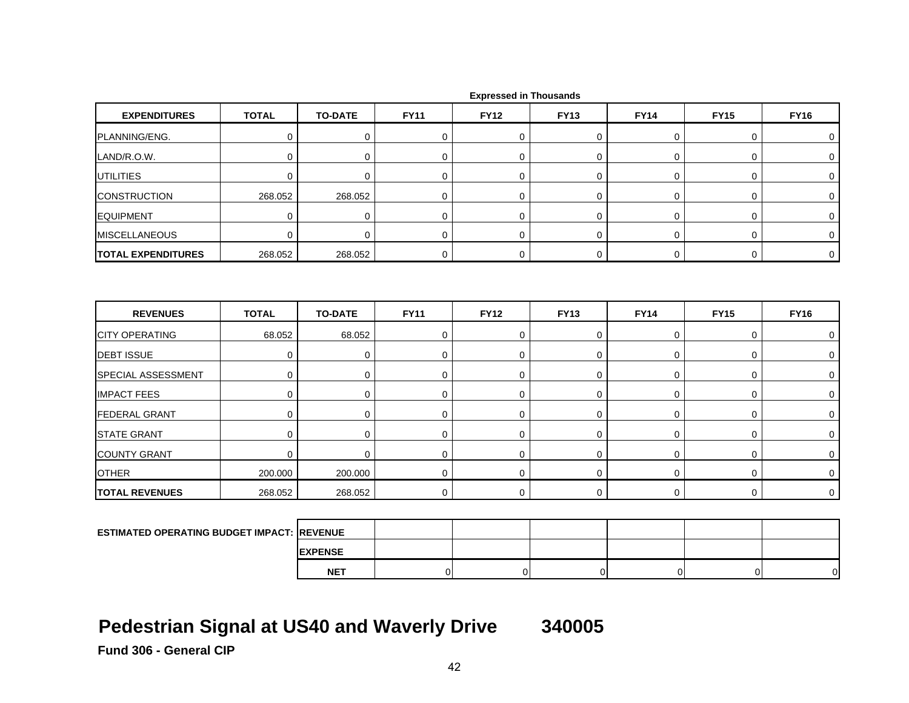Expressed in Thousands

| EXPENDITURES | TOTAL | TO-DATE | FY11 | FY12 | FY13 | FY14 | FY15 | FY16 |
|---|---|---|---|---|---|---|---|---|
| PLANNING/ENG. | 0 | 0 | 0 | 0 | 0 | 0 | 0 | 0 |
| LAND/R.O.W. | 0 | 0 | 0 | 0 | 0 | 0 | 0 | 0 |
| UTILITIES | 0 | 0 | 0 | 0 | 0 | 0 | 0 | 0 |
| CONSTRUCTION | 268.052 | 268.052 | 0 | 0 | 0 | 0 | 0 | 0 |
| EQUIPMENT | 0 | 0 | 0 | 0 | 0 | 0 | 0 | 0 |
| MISCELLANEOUS | 0 | 0 | 0 | 0 | 0 | 0 | 0 | 0 |
| **TOTAL EXPENDITURES** | 268.052 | 268.052 | 0 | 0 | 0 | 0 | 0 | 0 |

| REVENUES | TOTAL | TO-DATE | FY11 | FY12 | FY13 | FY14 | FY15 | FY16 |
|---|---|---|---|---|---|---|---|---|
| CITY OPERATING | 68.052 | 68.052 | 0 | 0 | 0 | 0 | 0 | 0 |
| DEBT ISSUE | 0 | 0 | 0 | 0 | 0 | 0 | 0 | 0 |
| SPECIAL ASSESSMENT | 0 | 0 | 0 | 0 | 0 | 0 | 0 | 0 |
| IMPACT FEES | 0 | 0 | 0 | 0 | 0 | 0 | 0 | 0 |
| FEDERAL GRANT | 0 | 0 | 0 | 0 | 0 | 0 | 0 | 0 |
| STATE GRANT | 0 | 0 | 0 | 0 | 0 | 0 | 0 | 0 |
| COUNTY GRANT | 0 | 0 | 0 | 0 | 0 | 0 | 0 | 0 |
| OTHER | 200.000 | 200.000 | 0 | 0 | 0 | 0 | 0 | 0 |
| **TOTAL REVENUES** | 268.052 | 268.052 | 0 | 0 | 0 | 0 | 0 | 0 |

| ESTIMATED OPERATING BUDGET IMPACT: | | FY11 | FY12 | FY13 | FY14 | FY15 | FY16 |
|---|---|---|---|---|---|---|---|
| | **REVENUE** | | | | | | |
| | **EXPENSE** | | | | | | |
| | **NET** | 0 | 0 | 0 | 0 | 0 | 0 |

# Pedestrian Signal at US40 and Waverly Drive 340005

**Fund 306 - General CIP**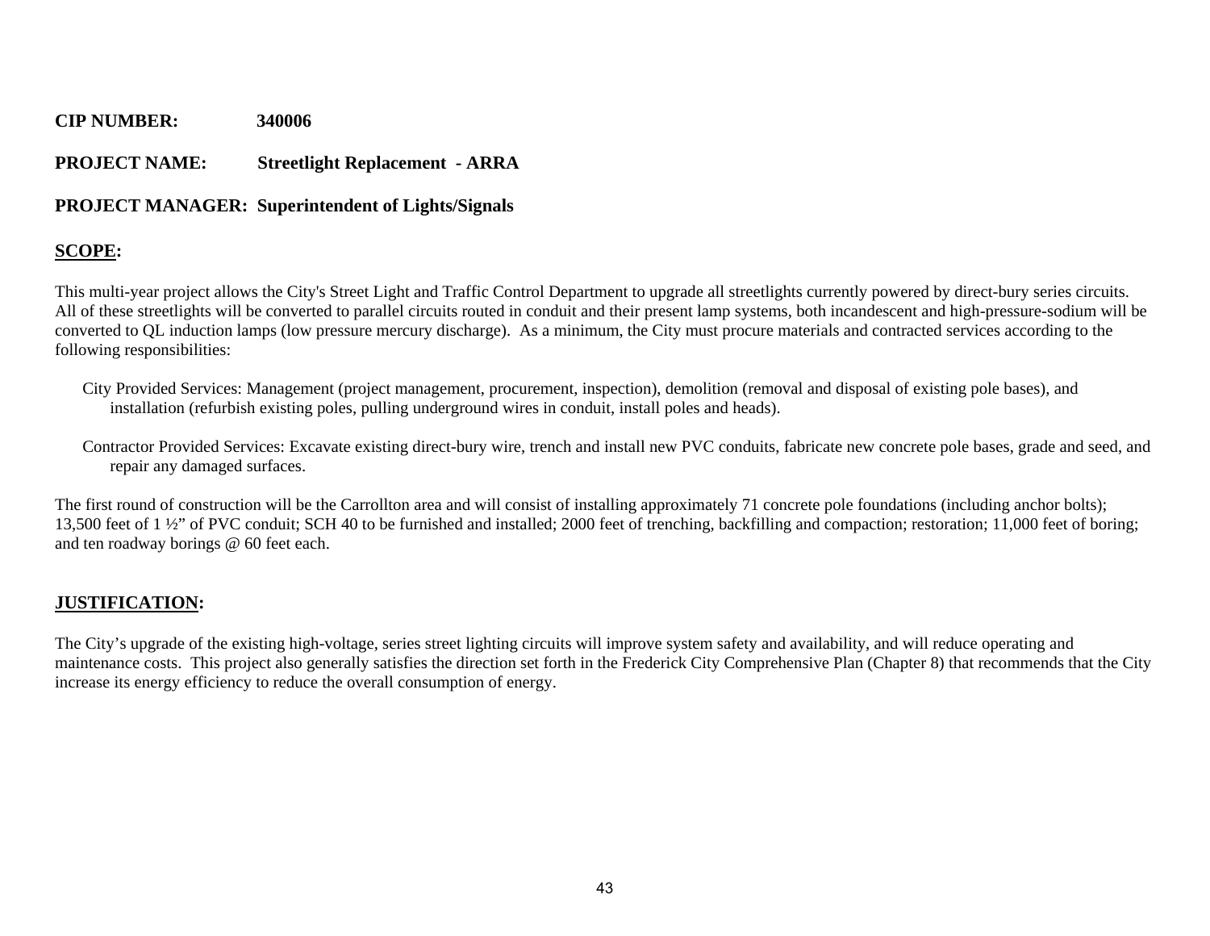**CIP NUMBER:** 340006

**PROJECT NAME:** Streetlight Replacement - ARRA

**PROJECT MANAGER:** Superintendent of Lights/Signals

## SCOPE:

This multi-year project allows the City's Street Light and Traffic Control Department to upgrade all streetlights currently powered by direct-bury series circuits. All of these streetlights will be converted to parallel circuits routed in conduit and their present lamp systems, both incandescent and high-pressure-sodium will be converted to QL induction lamps (low pressure mercury discharge). As a minimum, the City must procure materials and contracted services according to the following responsibilities:

City Provided Services: Management (project management, procurement, inspection), demolition (removal and disposal of existing pole bases), and installation (refurbish existing poles, pulling underground wires in conduit, install poles and heads).

Contractor Provided Services: Excavate existing direct-bury wire, trench and install new PVC conduits, fabricate new concrete pole bases, grade and seed, and repair any damaged surfaces.

The first round of construction will be the Carrollton area and will consist of installing approximately 71 concrete pole foundations (including anchor bolts); 13,500 feet of 1 ½" of PVC conduit; SCH 40 to be furnished and installed; 2000 feet of trenching, backfilling and compaction; restoration; 11,000 feet of boring; and ten roadway borings @ 60 feet each.

## JUSTIFICATION:

The City's upgrade of the existing high-voltage, series street lighting circuits will improve system safety and availability, and will reduce operating and maintenance costs. This project also generally satisfies the direction set forth in the Frederick City Comprehensive Plan (Chapter 8) that recommends that the City increase its energy efficiency to reduce the overall consumption of energy.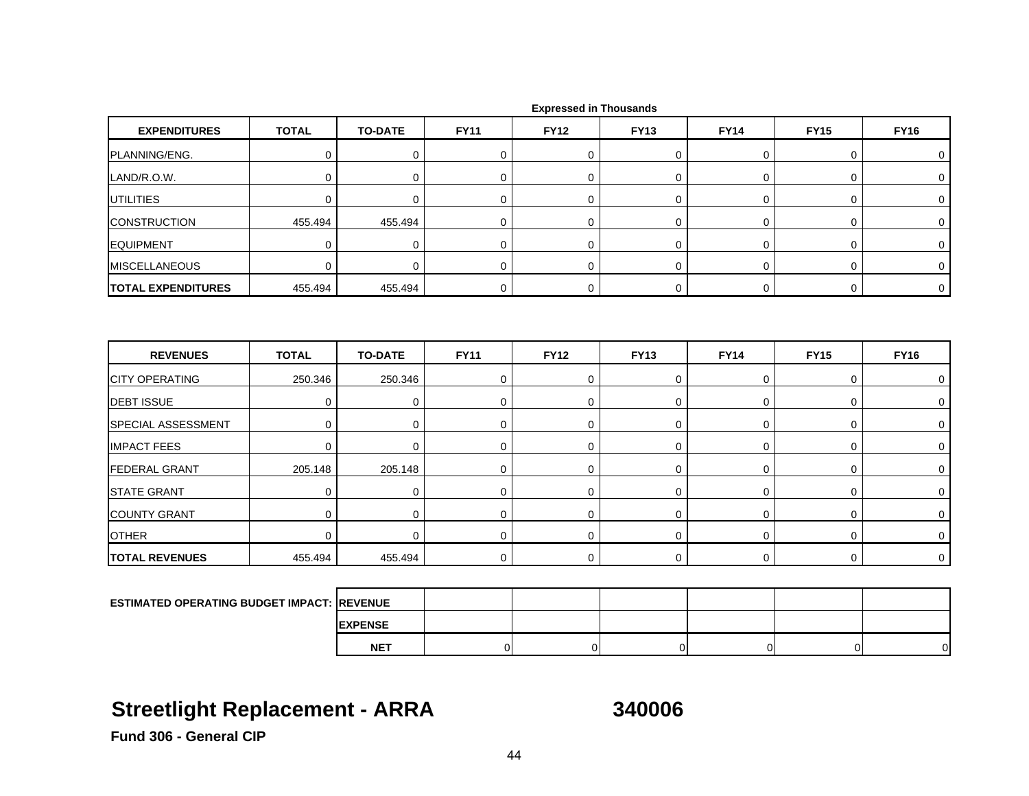Expressed in Thousands

| EXPENDITURES | TOTAL | TO-DATE | FY11 | FY12 | FY13 | FY14 | FY15 | FY16 |
|---|---|---|---|---|---|---|---|---|
| PLANNING/ENG. | 0 | 0 | 0 | 0 | 0 | 0 | 0 | 0 |
| LAND/R.O.W. | 0 | 0 | 0 | 0 | 0 | 0 | 0 | 0 |
| UTILITIES | 0 | 0 | 0 | 0 | 0 | 0 | 0 | 0 |
| CONSTRUCTION | 455.494 | 455.494 | 0 | 0 | 0 | 0 | 0 | 0 |
| EQUIPMENT | 0 | 0 | 0 | 0 | 0 | 0 | 0 | 0 |
| MISCELLANEOUS | 0 | 0 | 0 | 0 | 0 | 0 | 0 | 0 |
| **TOTAL EXPENDITURES** | 455.494 | 455.494 | 0 | 0 | 0 | 0 | 0 | 0 |

| REVENUES | TOTAL | TO-DATE | FY11 | FY12 | FY13 | FY14 | FY15 | FY16 |
|---|---|---|---|---|---|---|---|---|
| CITY OPERATING | 250.346 | 250.346 | 0 | 0 | 0 | 0 | 0 | 0 |
| DEBT ISSUE | 0 | 0 | 0 | 0 | 0 | 0 | 0 | 0 |
| SPECIAL ASSESSMENT | 0 | 0 | 0 | 0 | 0 | 0 | 0 | 0 |
| IMPACT FEES | 0 | 0 | 0 | 0 | 0 | 0 | 0 | 0 |
| FEDERAL GRANT | 205.148 | 205.148 | 0 | 0 | 0 | 0 | 0 | 0 |
| STATE GRANT | 0 | 0 | 0 | 0 | 0 | 0 | 0 | 0 |
| COUNTY GRANT | 0 | 0 | 0 | 0 | 0 | 0 | 0 | 0 |
| OTHER | 0 | 0 | 0 | 0 | 0 | 0 | 0 | 0 |
| **TOTAL REVENUES** | 455.494 | 455.494 | 0 | 0 | 0 | 0 | 0 | 0 |

| ESTIMATED OPERATING BUDGET IMPACT: | | | | | | | |
|---|---|---|---|---|---|---|---|
| | **REVENUE** | | | | | | |
| | **EXPENSE** | | | | | | |
| | **NET** | 0 | 0 | 0 | 0 | 0 | 0 |

# Streetlight Replacement - ARRA 340006

**Fund 306 - General CIP**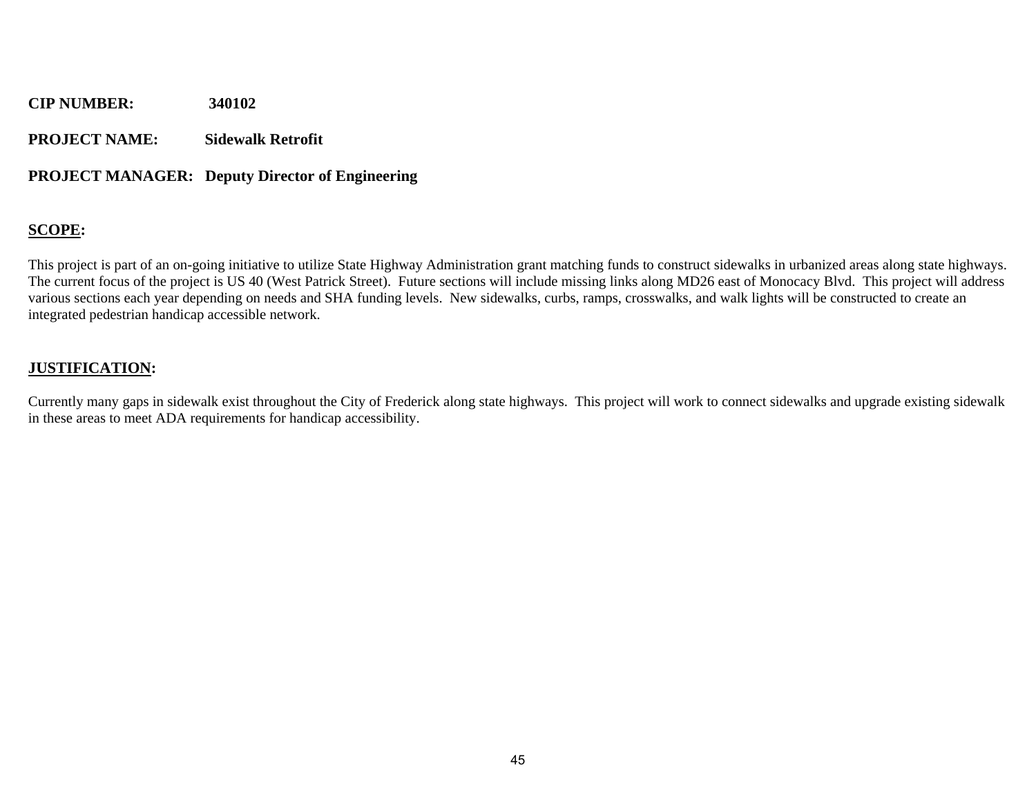**CIP NUMBER:** 340102

**PROJECT NAME:** Sidewalk Retrofit

**PROJECT MANAGER:** Deputy Director of Engineering

**SCOPE:**

This project is part of an on-going initiative to utilize State Highway Administration grant matching funds to construct sidewalks in urbanized areas along state highways. The current focus of the project is US 40 (West Patrick Street). Future sections will include missing links along MD26 east of Monocacy Blvd. This project will address various sections each year depending on needs and SHA funding levels. New sidewalks, curbs, ramps, crosswalks, and walk lights will be constructed to create an integrated pedestrian handicap accessible network.

**JUSTIFICATION:**

Currently many gaps in sidewalk exist throughout the City of Frederick along state highways. This project will work to connect sidewalks and upgrade existing sidewalk in these areas to meet ADA requirements for handicap accessibility.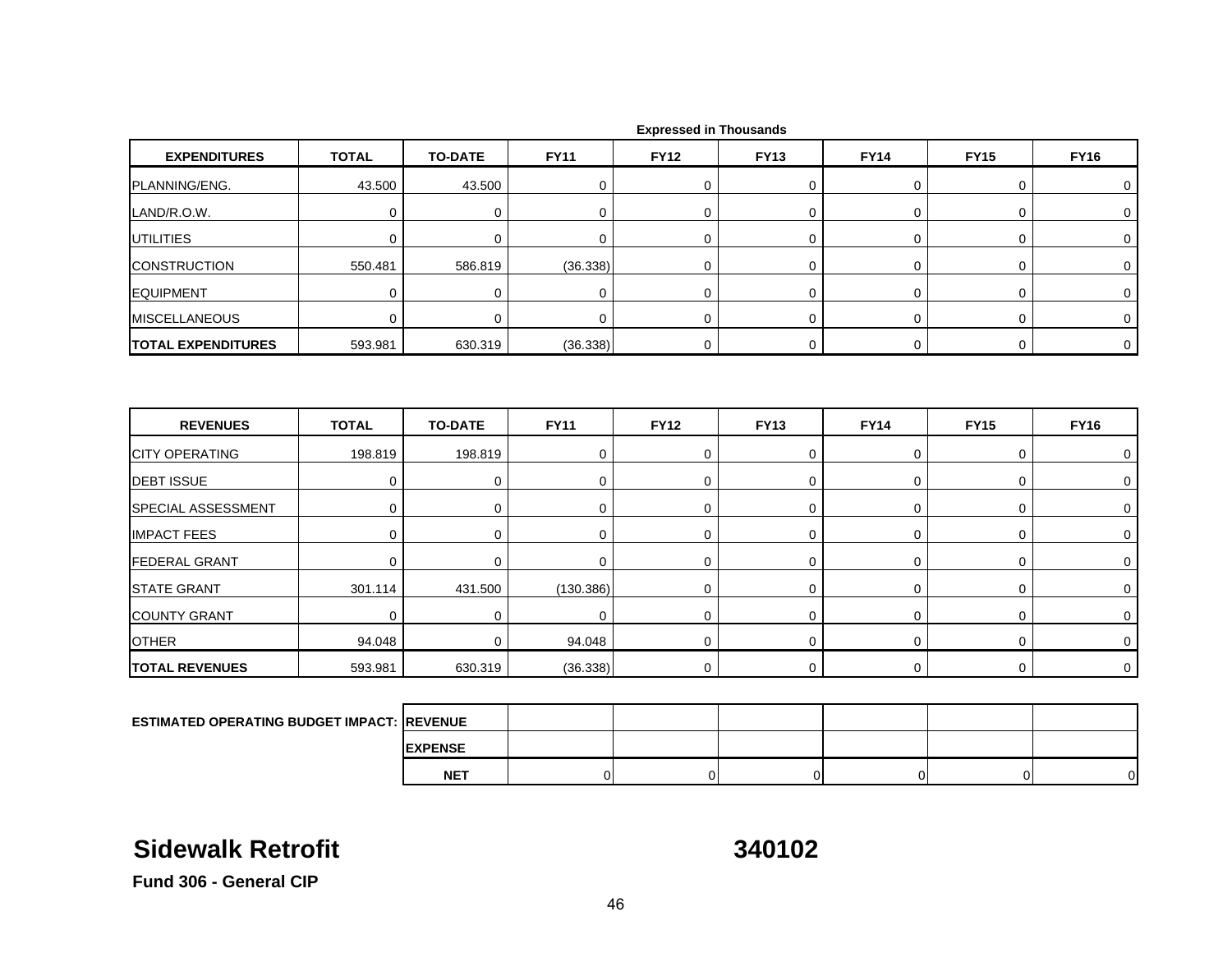Expressed in Thousands

| EXPENDITURES | TOTAL | TO-DATE | FY11 | FY12 | FY13 | FY14 | FY15 | FY16 |
|---|---|---|---|---|---|---|---|---|
| PLANNING/ENG. | 43.500 | 43.500 | 0 | 0 | 0 | 0 | 0 | 0 |
| LAND/R.O.W. | 0 | 0 | 0 | 0 | 0 | 0 | 0 | 0 |
| UTILITIES | 0 | 0 | 0 | 0 | 0 | 0 | 0 | 0 |
| CONSTRUCTION | 550.481 | 586.819 | (36.338) | 0 | 0 | 0 | 0 | 0 |
| EQUIPMENT | 0 | 0 | 0 | 0 | 0 | 0 | 0 | 0 |
| MISCELLANEOUS | 0 | 0 | 0 | 0 | 0 | 0 | 0 | 0 |
| **TOTAL EXPENDITURES** | 593.981 | 630.319 | (36.338) | 0 | 0 | 0 | 0 | 0 |

| REVENUES | TOTAL | TO-DATE | FY11 | FY12 | FY13 | FY14 | FY15 | FY16 |
|---|---|---|---|---|---|---|---|---|
| CITY OPERATING | 198.819 | 198.819 | 0 | 0 | 0 | 0 | 0 | 0 |
| DEBT ISSUE | 0 | 0 | 0 | 0 | 0 | 0 | 0 | 0 |
| SPECIAL ASSESSMENT | 0 | 0 | 0 | 0 | 0 | 0 | 0 | 0 |
| IMPACT FEES | 0 | 0 | 0 | 0 | 0 | 0 | 0 | 0 |
| FEDERAL GRANT | 0 | 0 | 0 | 0 | 0 | 0 | 0 | 0 |
| STATE GRANT | 301.114 | 431.500 | (130.386) | 0 | 0 | 0 | 0 | 0 |
| COUNTY GRANT | 0 | 0 | 0 | 0 | 0 | 0 | 0 | 0 |
| OTHER | 94.048 | 0 | 94.048 | 0 | 0 | 0 | 0 | 0 |
| **TOTAL REVENUES** | 593.981 | 630.319 | (36.338) | 0 | 0 | 0 | 0 | 0 |

| ESTIMATED OPERATING BUDGET IMPACT: | | FY11 | FY12 | FY13 | FY14 | FY15 | FY16 |
|---|---|---|---|---|---|---|---|
| | REVENUE | | | | | | |
| | EXPENSE | | | | | | |
| | NET | 0 | 0 | 0 | 0 | 0 | 0 |

## Sidewalk Retrofit 340102

**Fund 306 - General CIP**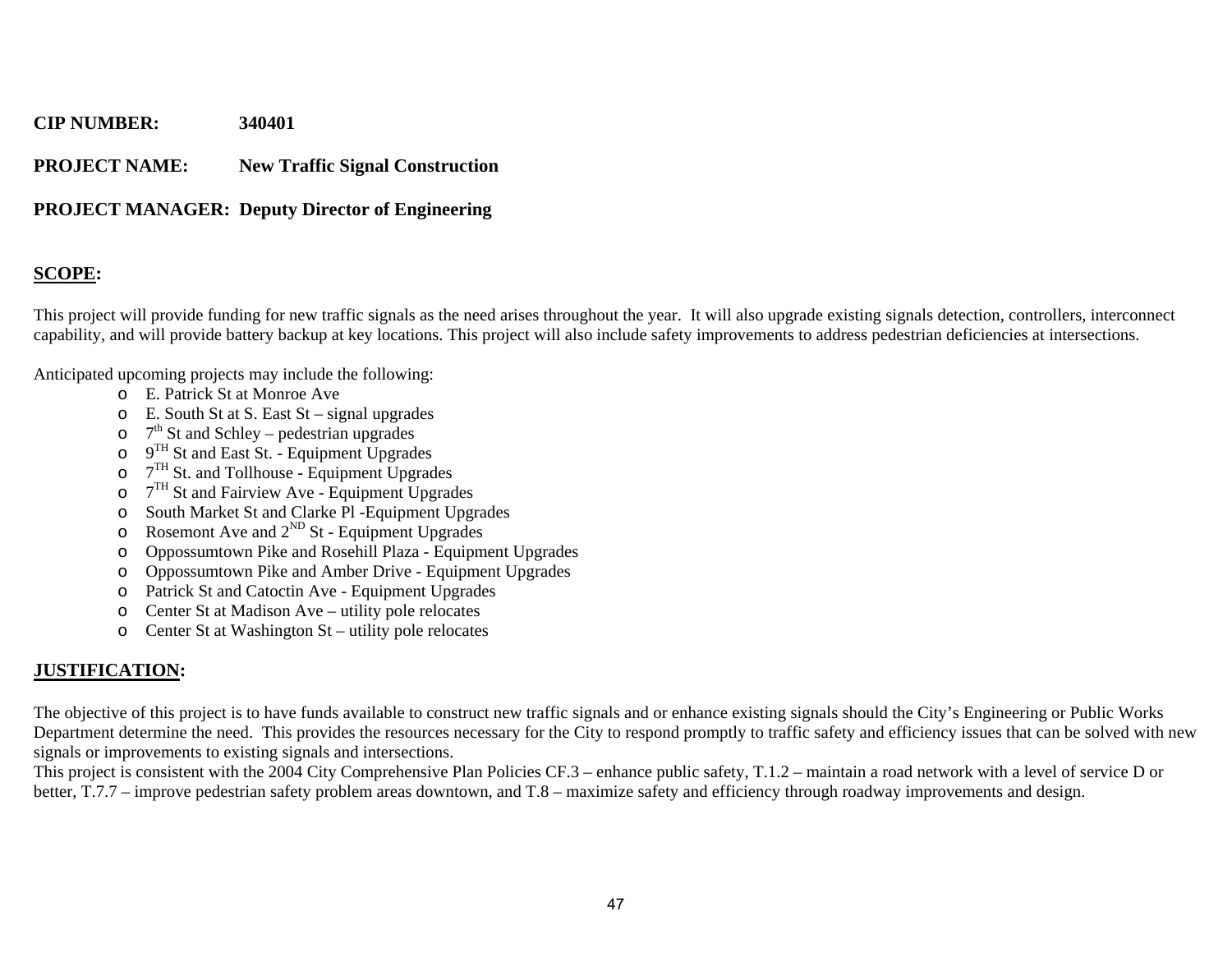**CIP NUMBER:** 340401

**PROJECT NAME:** New Traffic Signal Construction

**PROJECT MANAGER:** Deputy Director of Engineering

## SCOPE:

This project will provide funding for new traffic signals as the need arises throughout the year. It will also upgrade existing signals detection, controllers, interconnect capability, and will provide battery backup at key locations. This project will also include safety improvements to address pedestrian deficiencies at intersections.

Anticipated upcoming projects may include the following:

- E. Patrick St at Monroe Ave
- E. South St at S. East St – signal upgrades
- 7th St and Schley – pedestrian upgrades
- 9TH St and East St. - Equipment Upgrades
- 7TH St. and Tollhouse - Equipment Upgrades
- 7TH St and Fairview Ave - Equipment Upgrades
- South Market St and Clarke Pl -Equipment Upgrades
- Rosemont Ave and 2ND St - Equipment Upgrades
- Oppossumtown Pike and Rosehill Plaza - Equipment Upgrades
- Oppossumtown Pike and Amber Drive - Equipment Upgrades
- Patrick St and Catoctin Ave - Equipment Upgrades
- Center St at Madison Ave – utility pole relocates
- Center St at Washington St – utility pole relocates

## JUSTIFICATION:

The objective of this project is to have funds available to construct new traffic signals and or enhance existing signals should the City's Engineering or Public Works Department determine the need. This provides the resources necessary for the City to respond promptly to traffic safety and efficiency issues that can be solved with new signals or improvements to existing signals and intersections.

This project is consistent with the 2004 City Comprehensive Plan Policies CF.3 – enhance public safety, T.1.2 – maintain a road network with a level of service D or better, T.7.7 – improve pedestrian safety problem areas downtown, and T.8 – maximize safety and efficiency through roadway improvements and design.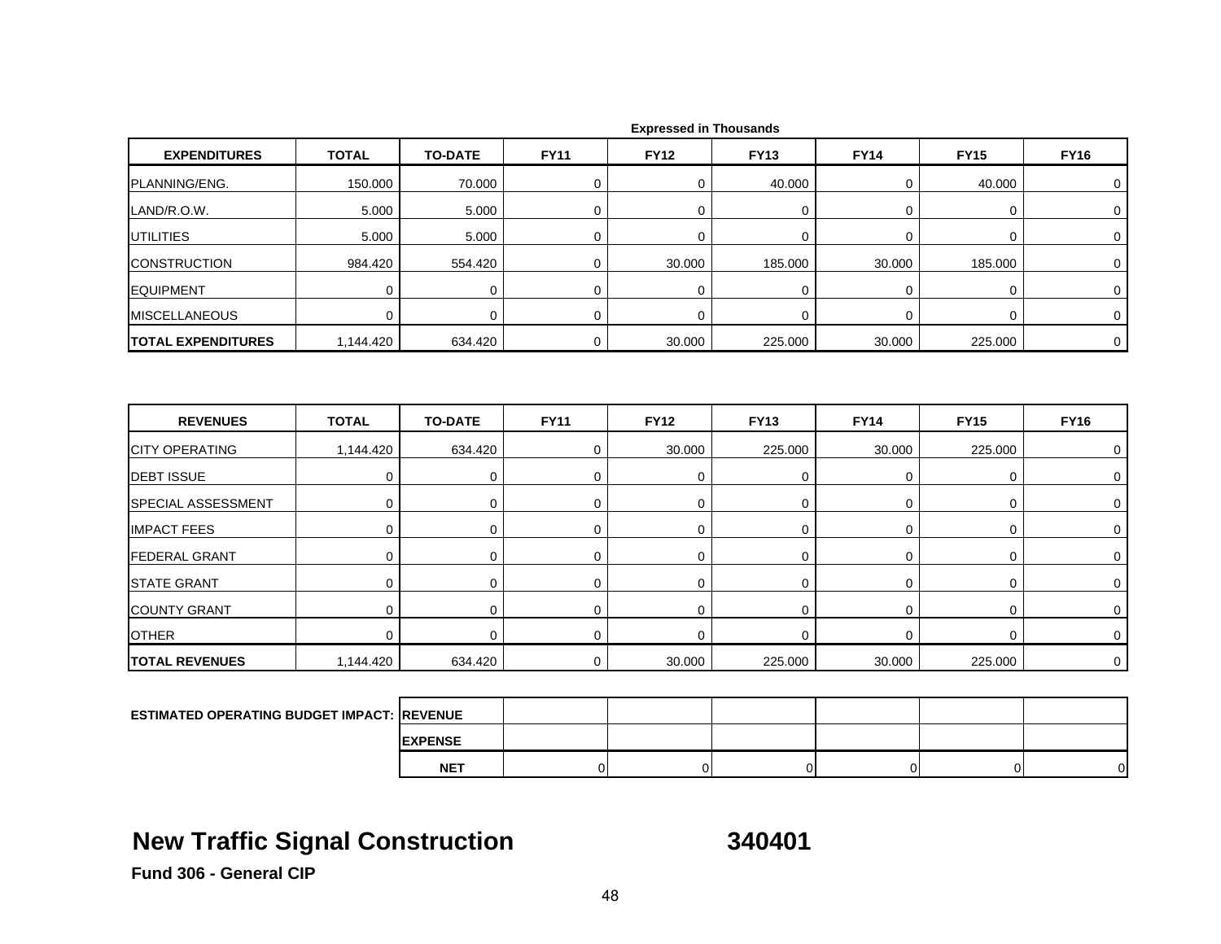Expressed in Thousands

| EXPENDITURES | TOTAL | TO-DATE | FY11 | FY12 | FY13 | FY14 | FY15 | FY16 |
|---|---|---|---|---|---|---|---|---|
| PLANNING/ENG. | 150.000 | 70.000 | 0 | 0 | 40.000 | 0 | 40.000 | 0 |
| LAND/R.O.W. | 5.000 | 5.000 | 0 | 0 | 0 | 0 | 0 | 0 |
| UTILITIES | 5.000 | 5.000 | 0 | 0 | 0 | 0 | 0 | 0 |
| CONSTRUCTION | 984.420 | 554.420 | 0 | 30.000 | 185.000 | 30.000 | 185.000 | 0 |
| EQUIPMENT | 0 | 0 | 0 | 0 | 0 | 0 | 0 | 0 |
| MISCELLANEOUS | 0 | 0 | 0 | 0 | 0 | 0 | 0 | 0 |
| **TOTAL EXPENDITURES** | 1,144.420 | 634.420 | 0 | 30.000 | 225.000 | 30.000 | 225.000 | 0 |

| REVENUES | TOTAL | TO-DATE | FY11 | FY12 | FY13 | FY14 | FY15 | FY16 |
|---|---|---|---|---|---|---|---|---|
| CITY OPERATING | 1,144.420 | 634.420 | 0 | 30.000 | 225.000 | 30.000 | 225.000 | 0 |
| DEBT ISSUE | 0 | 0 | 0 | 0 | 0 | 0 | 0 | 0 |
| SPECIAL ASSESSMENT | 0 | 0 | 0 | 0 | 0 | 0 | 0 | 0 |
| IMPACT FEES | 0 | 0 | 0 | 0 | 0 | 0 | 0 | 0 |
| FEDERAL GRANT | 0 | 0 | 0 | 0 | 0 | 0 | 0 | 0 |
| STATE GRANT | 0 | 0 | 0 | 0 | 0 | 0 | 0 | 0 |
| COUNTY GRANT | 0 | 0 | 0 | 0 | 0 | 0 | 0 | 0 |
| OTHER | 0 | 0 | 0 | 0 | 0 | 0 | 0 | 0 |
| **TOTAL REVENUES** | 1,144.420 | 634.420 | 0 | 30.000 | 225.000 | 30.000 | 225.000 | 0 |

| ESTIMATED OPERATING BUDGET IMPACT: | | | | | | | |
|---|---|---|---|---|---|---|---|
| | **REVENUE** | | | | | | |
| | **EXPENSE** | | | | | | |
| | **NET** | 0 | 0 | 0 | 0 | 0 | 0 |

# New Traffic Signal Construction 340401

**Fund 306 - General CIP**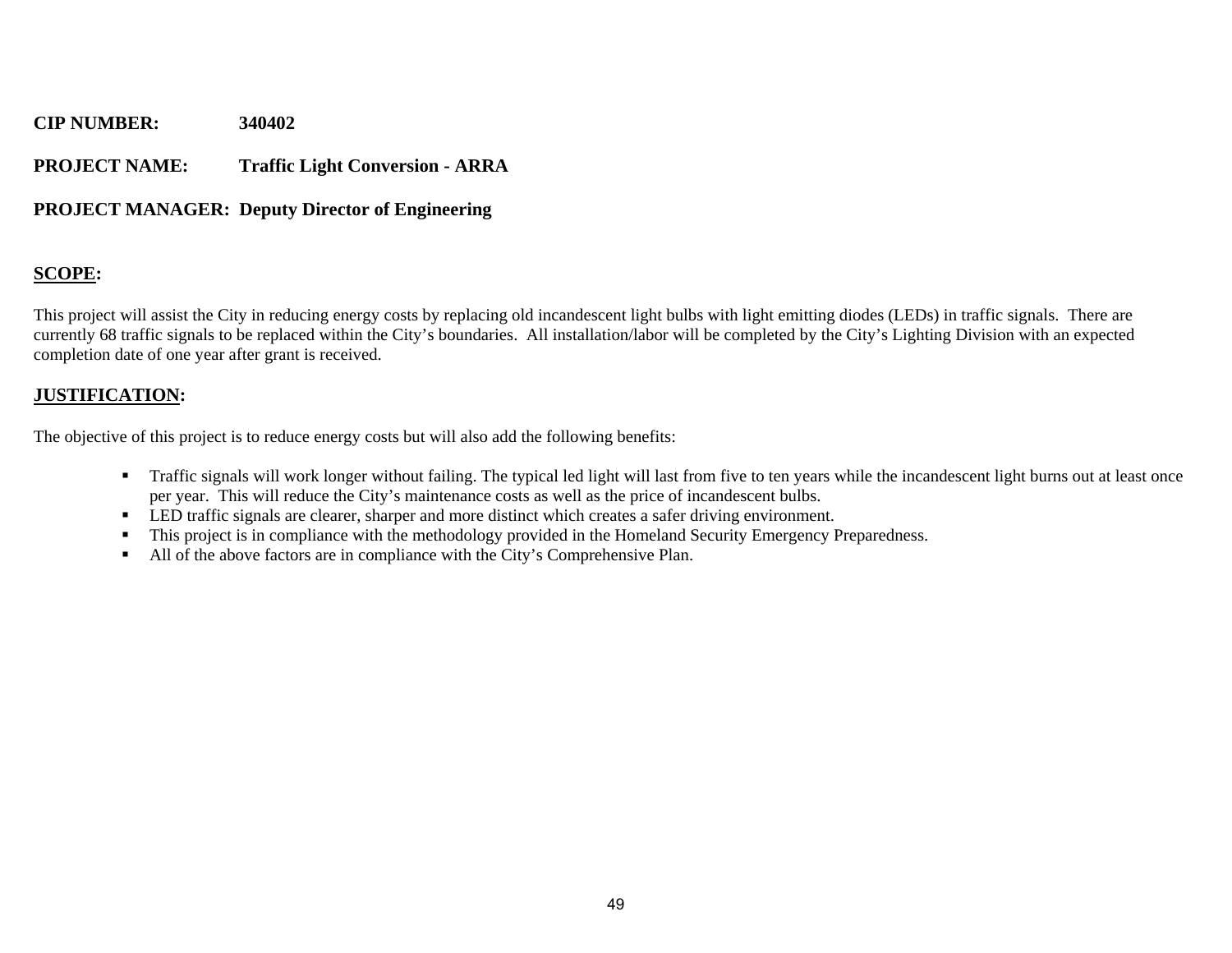**CIP NUMBER:** 340402

**PROJECT NAME:** Traffic Light Conversion - ARRA

**PROJECT MANAGER:** Deputy Director of Engineering

## SCOPE:

This project will assist the City in reducing energy costs by replacing old incandescent light bulbs with light emitting diodes (LEDs) in traffic signals. There are currently 68 traffic signals to be replaced within the City's boundaries. All installation/labor will be completed by the City's Lighting Division with an expected completion date of one year after grant is received.

## JUSTIFICATION:

The objective of this project is to reduce energy costs but will also add the following benefits:

- Traffic signals will work longer without failing. The typical led light will last from five to ten years while the incandescent light burns out at least once per year. This will reduce the City's maintenance costs as well as the price of incandescent bulbs.
- LED traffic signals are clearer, sharper and more distinct which creates a safer driving environment.
- This project is in compliance with the methodology provided in the Homeland Security Emergency Preparedness.
- All of the above factors are in compliance with the City's Comprehensive Plan.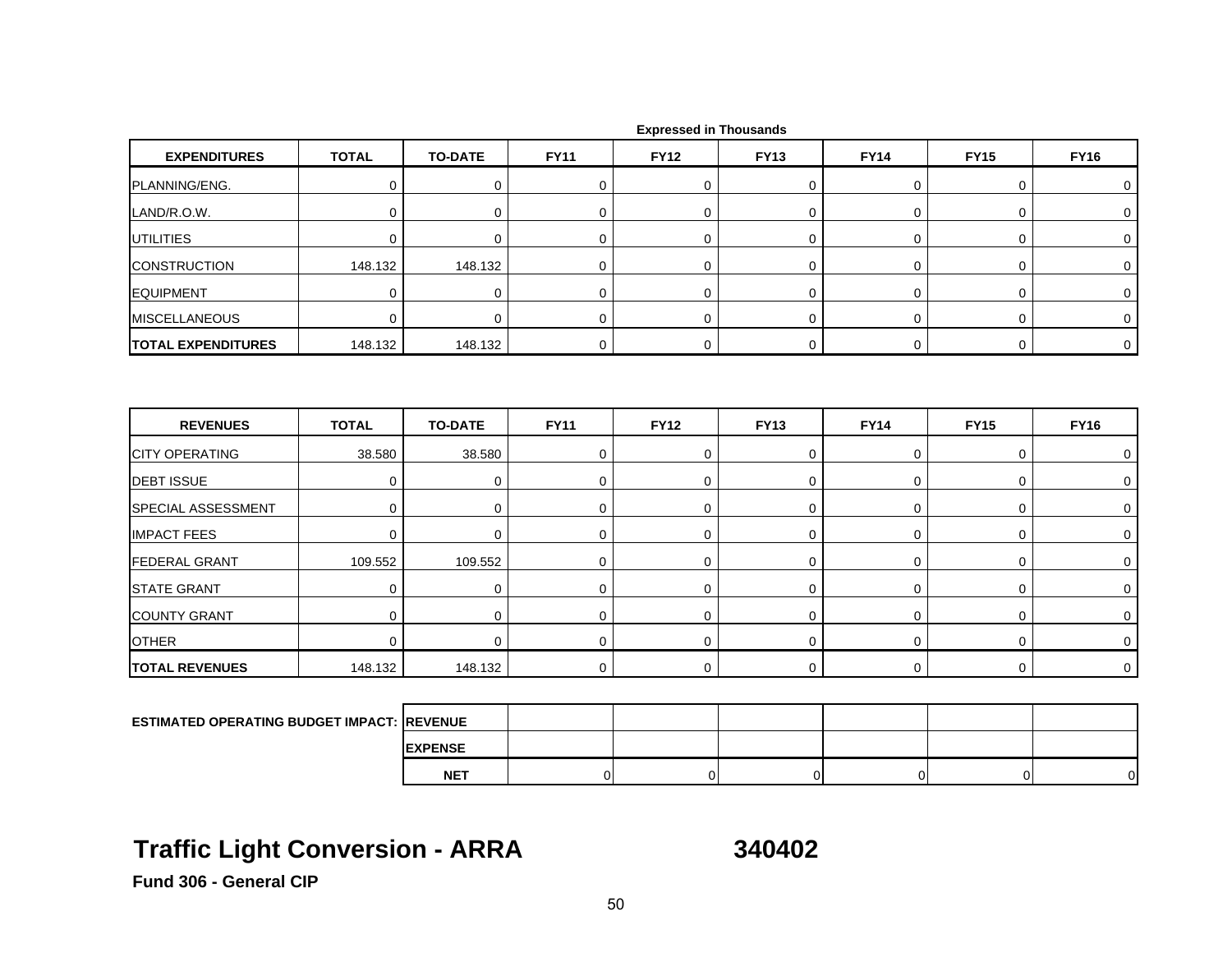Expressed in Thousands

| EXPENDITURES | TOTAL | TO-DATE | FY11 | FY12 | FY13 | FY14 | FY15 | FY16 |
|---|---|---|---|---|---|---|---|---|
| PLANNING/ENG. | 0 | 0 | 0 | 0 | 0 | 0 | 0 | 0 |
| LAND/R.O.W. | 0 | 0 | 0 | 0 | 0 | 0 | 0 | 0 |
| UTILITIES | 0 | 0 | 0 | 0 | 0 | 0 | 0 | 0 |
| CONSTRUCTION | 148.132 | 148.132 | 0 | 0 | 0 | 0 | 0 | 0 |
| EQUIPMENT | 0 | 0 | 0 | 0 | 0 | 0 | 0 | 0 |
| MISCELLANEOUS | 0 | 0 | 0 | 0 | 0 | 0 | 0 | 0 |
| **TOTAL EXPENDITURES** | 148.132 | 148.132 | 0 | 0 | 0 | 0 | 0 | 0 |

| REVENUES | TOTAL | TO-DATE | FY11 | FY12 | FY13 | FY14 | FY15 | FY16 |
|---|---|---|---|---|---|---|---|---|
| CITY OPERATING | 38.580 | 38.580 | 0 | 0 | 0 | 0 | 0 | 0 |
| DEBT ISSUE | 0 | 0 | 0 | 0 | 0 | 0 | 0 | 0 |
| SPECIAL ASSESSMENT | 0 | 0 | 0 | 0 | 0 | 0 | 0 | 0 |
| IMPACT FEES | 0 | 0 | 0 | 0 | 0 | 0 | 0 | 0 |
| FEDERAL GRANT | 109.552 | 109.552 | 0 | 0 | 0 | 0 | 0 | 0 |
| STATE GRANT | 0 | 0 | 0 | 0 | 0 | 0 | 0 | 0 |
| COUNTY GRANT | 0 | 0 | 0 | 0 | 0 | 0 | 0 | 0 |
| OTHER | 0 | 0 | 0 | 0 | 0 | 0 | 0 | 0 |
| **TOTAL REVENUES** | 148.132 | 148.132 | 0 | 0 | 0 | 0 | 0 | 0 |

| ESTIMATED OPERATING BUDGET IMPACT: | | | | | | | |
|---|---|---|---|---|---|---|---|
| | REVENUE | | | | | | |
| | EXPENSE | | | | | | |
| | NET | 0 | 0 | 0 | 0 | 0 | 0 |

# Traffic Light Conversion - ARRA 340402

**Fund 306 - General CIP**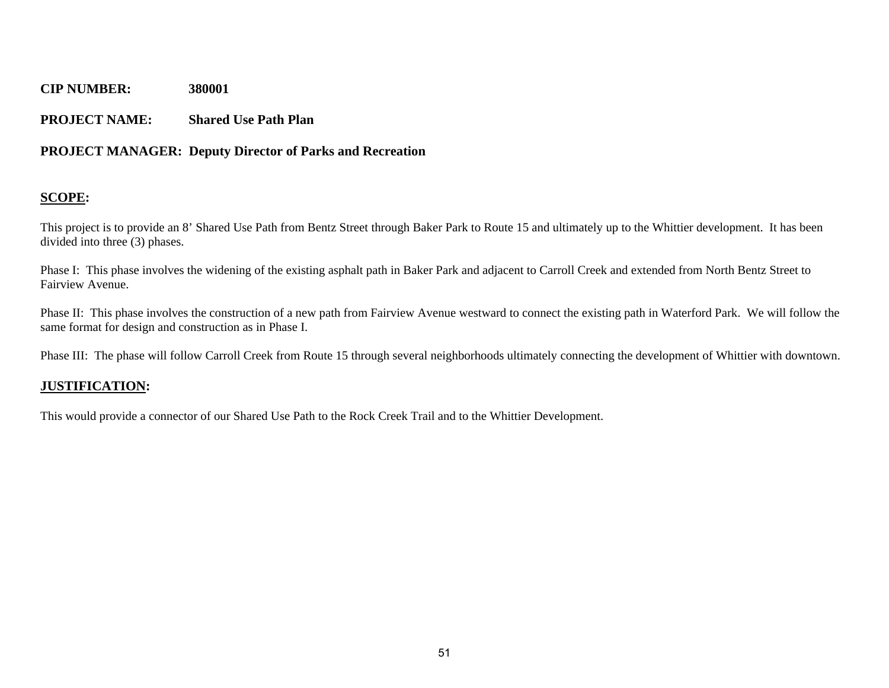**CIP NUMBER:** **380001**

**PROJECT NAME:** **Shared Use Path Plan**

**PROJECT MANAGER:** **Deputy Director of Parks and Recreation**

## SCOPE:

This project is to provide an 8' Shared Use Path from Bentz Street through Baker Park to Route 15 and ultimately up to the Whittier development. It has been divided into three (3) phases.

Phase I: This phase involves the widening of the existing asphalt path in Baker Park and adjacent to Carroll Creek and extended from North Bentz Street to Fairview Avenue.

Phase II: This phase involves the construction of a new path from Fairview Avenue westward to connect the existing path in Waterford Park. We will follow the same format for design and construction as in Phase I.

Phase III: The phase will follow Carroll Creek from Route 15 through several neighborhoods ultimately connecting the development of Whittier with downtown.

## JUSTIFICATION:

This would provide a connector of our Shared Use Path to the Rock Creek Trail and to the Whittier Development.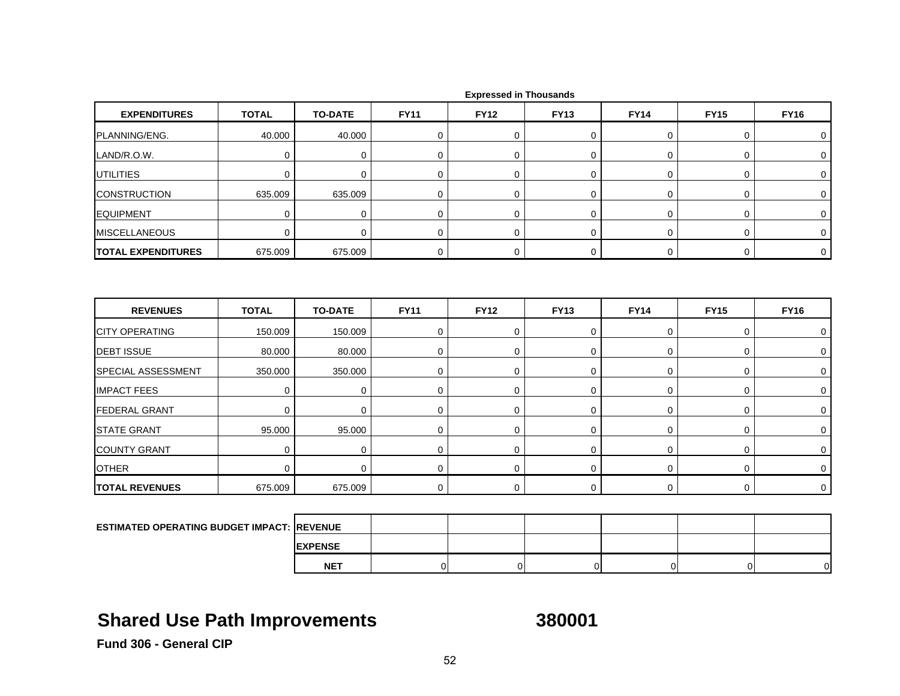Expressed in Thousands

| EXPENDITURES | TOTAL | TO-DATE | FY11 | FY12 | FY13 | FY14 | FY15 | FY16 |
|---|---|---|---|---|---|---|---|---|
| PLANNING/ENG. | 40.000 | 40.000 | 0 | 0 | 0 | 0 | 0 | 0 |
| LAND/R.O.W. | 0 | 0 | 0 | 0 | 0 | 0 | 0 | 0 |
| UTILITIES | 0 | 0 | 0 | 0 | 0 | 0 | 0 | 0 |
| CONSTRUCTION | 635.009 | 635.009 | 0 | 0 | 0 | 0 | 0 | 0 |
| EQUIPMENT | 0 | 0 | 0 | 0 | 0 | 0 | 0 | 0 |
| MISCELLANEOUS | 0 | 0 | 0 | 0 | 0 | 0 | 0 | 0 |
| **TOTAL EXPENDITURES** | 675.009 | 675.009 | 0 | 0 | 0 | 0 | 0 | 0 |

| REVENUES | TOTAL | TO-DATE | FY11 | FY12 | FY13 | FY14 | FY15 | FY16 |
|---|---|---|---|---|---|---|---|---|
| CITY OPERATING | 150.009 | 150.009 | 0 | 0 | 0 | 0 | 0 | 0 |
| DEBT ISSUE | 80.000 | 80.000 | 0 | 0 | 0 | 0 | 0 | 0 |
| SPECIAL ASSESSMENT | 350.000 | 350.000 | 0 | 0 | 0 | 0 | 0 | 0 |
| IMPACT FEES | 0 | 0 | 0 | 0 | 0 | 0 | 0 | 0 |
| FEDERAL GRANT | 0 | 0 | 0 | 0 | 0 | 0 | 0 | 0 |
| STATE GRANT | 95.000 | 95.000 | 0 | 0 | 0 | 0 | 0 | 0 |
| COUNTY GRANT | 0 | 0 | 0 | 0 | 0 | 0 | 0 | 0 |
| OTHER | 0 | 0 | 0 | 0 | 0 | 0 | 0 | 0 |
| **TOTAL REVENUES** | 675.009 | 675.009 | 0 | 0 | 0 | 0 | 0 | 0 |

| ESTIMATED OPERATING BUDGET IMPACT: | | FY11 | FY12 | FY13 | FY14 | FY15 | FY16 |
|---|---|---|---|---|---|---|---|
| | REVENUE | | | | | | |
| | EXPENSE | | | | | | |
| | NET | 0 | 0 | 0 | 0 | 0 | 0 |

## Shared Use Path Improvements 380001

**Fund 306 - General CIP**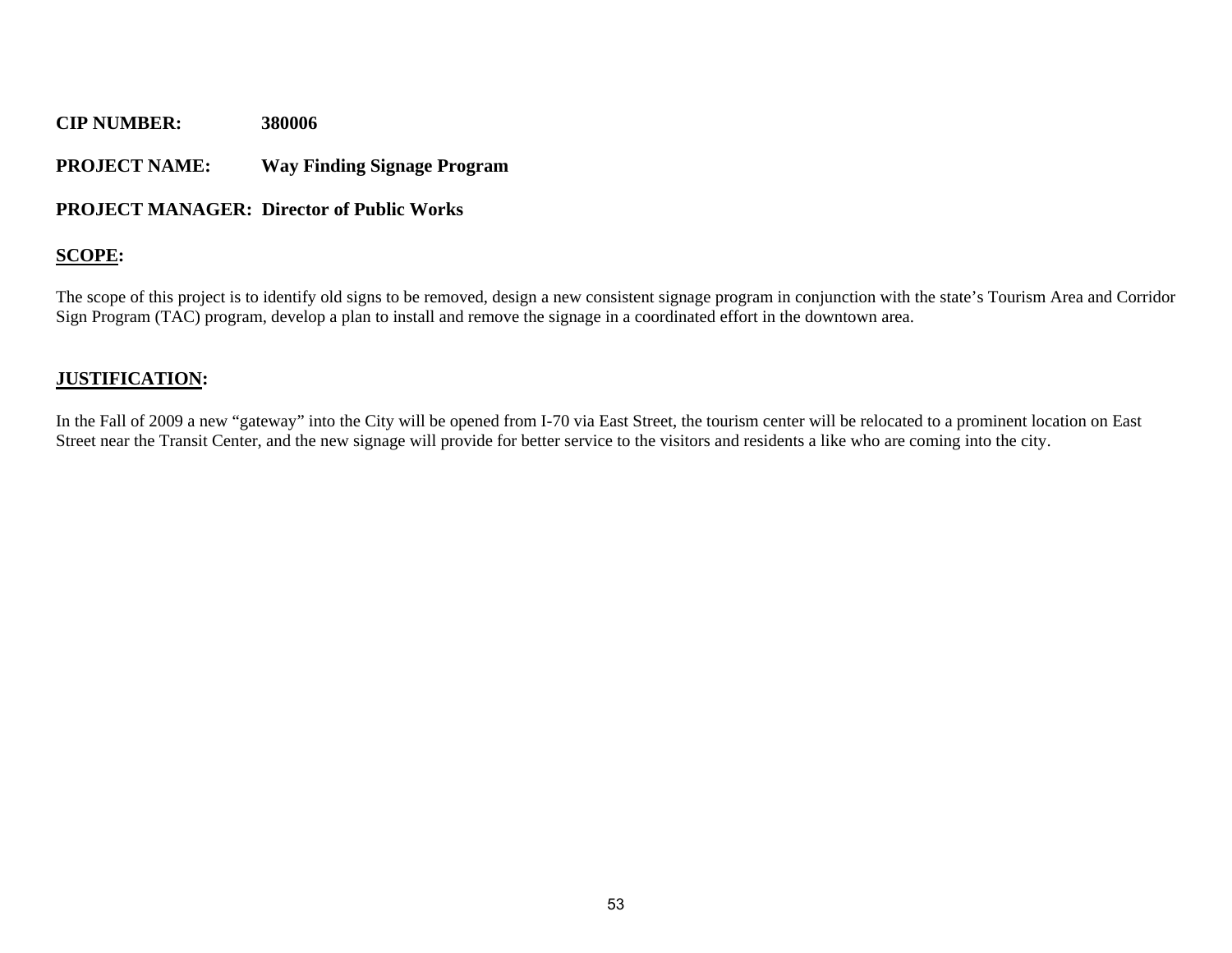**CIP NUMBER:** **380006**

**PROJECT NAME:** **Way Finding Signage Program**

**PROJECT MANAGER:** **Director of Public Works**

**SCOPE:**

The scope of this project is to identify old signs to be removed, design a new consistent signage program in conjunction with the state's Tourism Area and Corridor Sign Program (TAC) program, develop a plan to install and remove the signage in a coordinated effort in the downtown area.

**JUSTIFICATION:**

In the Fall of 2009 a new "gateway" into the City will be opened from I-70 via East Street, the tourism center will be relocated to a prominent location on East Street near the Transit Center, and the new signage will provide for better service to the visitors and residents a like who are coming into the city.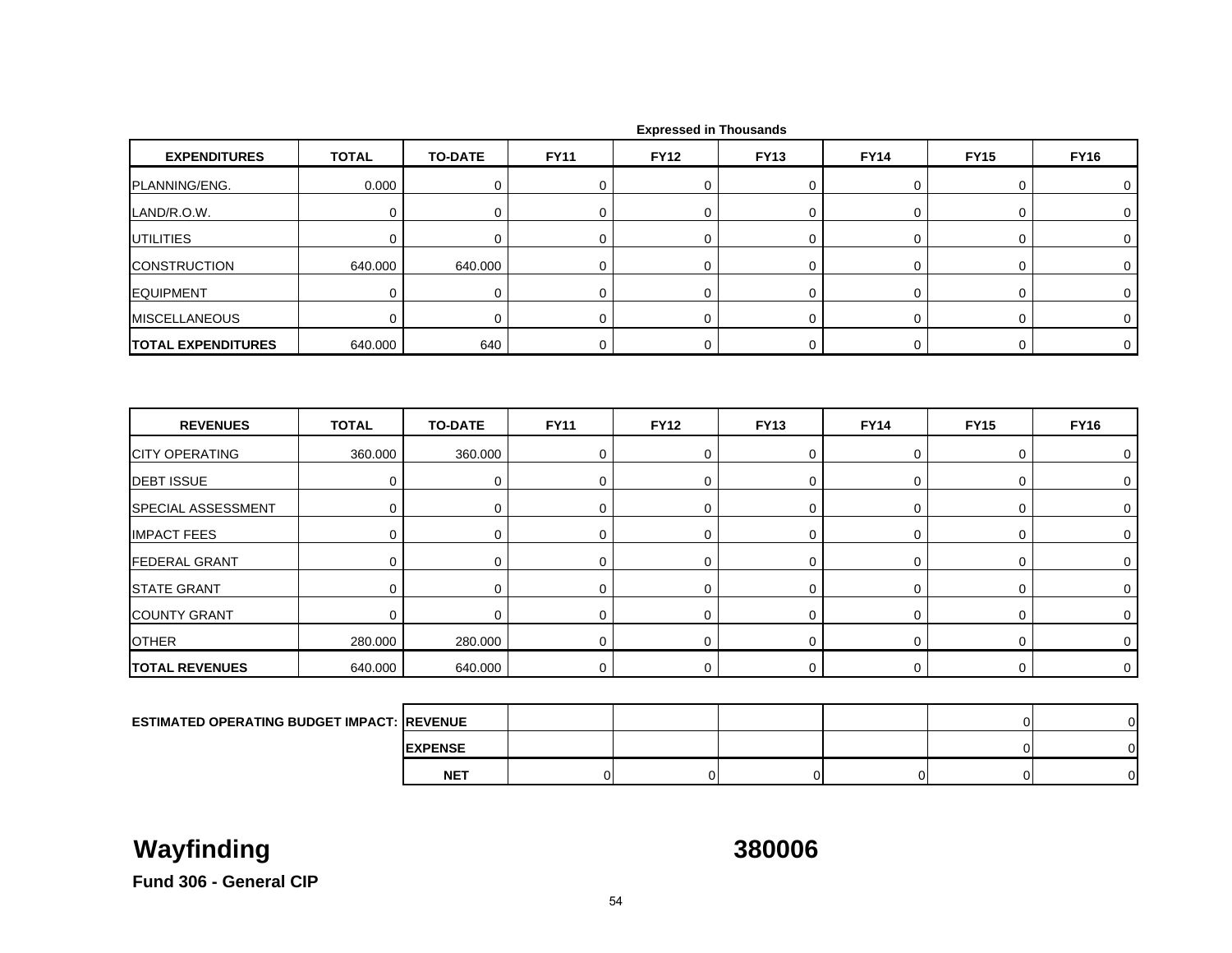Expressed in Thousands

| EXPENDITURES | TOTAL | TO-DATE | FY11 | FY12 | FY13 | FY14 | FY15 | FY16 |
|---|---|---|---|---|---|---|---|---|
| PLANNING/ENG. | 0.000 | 0 | 0 | 0 | 0 | 0 | 0 | 0 |
| LAND/R.O.W. | 0 | 0 | 0 | 0 | 0 | 0 | 0 | 0 |
| UTILITIES | 0 | 0 | 0 | 0 | 0 | 0 | 0 | 0 |
| CONSTRUCTION | 640.000 | 640.000 | 0 | 0 | 0 | 0 | 0 | 0 |
| EQUIPMENT | 0 | 0 | 0 | 0 | 0 | 0 | 0 | 0 |
| MISCELLANEOUS | 0 | 0 | 0 | 0 | 0 | 0 | 0 | 0 |
| **TOTAL EXPENDITURES** | 640.000 | 640 | 0 | 0 | 0 | 0 | 0 | 0 |

| REVENUES | TOTAL | TO-DATE | FY11 | FY12 | FY13 | FY14 | FY15 | FY16 |
|---|---|---|---|---|---|---|---|---|
| CITY OPERATING | 360.000 | 360.000 | 0 | 0 | 0 | 0 | 0 | 0 |
| DEBT ISSUE | 0 | 0 | 0 | 0 | 0 | 0 | 0 | 0 |
| SPECIAL ASSESSMENT | 0 | 0 | 0 | 0 | 0 | 0 | 0 | 0 |
| IMPACT FEES | 0 | 0 | 0 | 0 | 0 | 0 | 0 | 0 |
| FEDERAL GRANT | 0 | 0 | 0 | 0 | 0 | 0 | 0 | 0 |
| STATE GRANT | 0 | 0 | 0 | 0 | 0 | 0 | 0 | 0 |
| COUNTY GRANT | 0 | 0 | 0 | 0 | 0 | 0 | 0 | 0 |
| OTHER | 280.000 | 280.000 | 0 | 0 | 0 | 0 | 0 | 0 |
| **TOTAL REVENUES** | 640.000 | 640.000 | 0 | 0 | 0 | 0 | 0 | 0 |

| ESTIMATED OPERATING BUDGET IMPACT: | | | | | | | |
|---|---|---|---|---|---|---|---|
| | REVENUE | | | | | 0 | 0 |
| | EXPENSE | | | | | 0 | 0 |
| | NET | 0 | 0 | 0 | 0 | 0 | 0 |

# Wayfinding

# 380006

**Fund 306 - General CIP**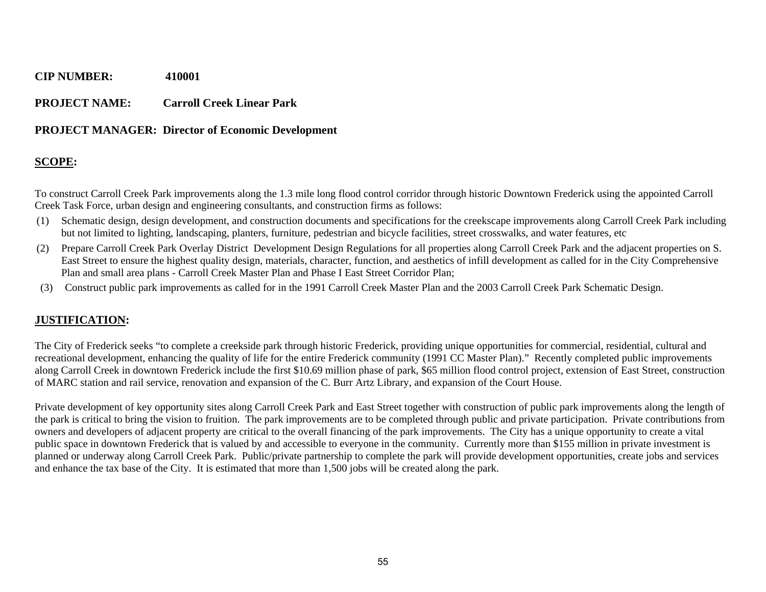**CIP NUMBER:** 410001

**PROJECT NAME:** Carroll Creek Linear Park

**PROJECT MANAGER:** Director of Economic Development

## SCOPE:

To construct Carroll Creek Park improvements along the 1.3 mile long flood control corridor through historic Downtown Frederick using the appointed Carroll Creek Task Force, urban design and engineering consultants, and construction firms as follows:

(1) Schematic design, design development, and construction documents and specifications for the creekscape improvements along Carroll Creek Park including but not limited to lighting, landscaping, planters, furniture, pedestrian and bicycle facilities, street crosswalks, and water features, etc

(2) Prepare Carroll Creek Park Overlay District Development Design Regulations for all properties along Carroll Creek Park and the adjacent properties on S. East Street to ensure the highest quality design, materials, character, function, and aesthetics of infill development as called for in the City Comprehensive Plan and small area plans - Carroll Creek Master Plan and Phase I East Street Corridor Plan;

(3) Construct public park improvements as called for in the 1991 Carroll Creek Master Plan and the 2003 Carroll Creek Park Schematic Design.

## JUSTIFICATION:

The City of Frederick seeks "to complete a creekside park through historic Frederick, providing unique opportunities for commercial, residential, cultural and recreational development, enhancing the quality of life for the entire Frederick community (1991 CC Master Plan)." Recently completed public improvements along Carroll Creek in downtown Frederick include the first $10.69 million phase of park, $65 million flood control project, extension of East Street, construction of MARC station and rail service, renovation and expansion of the C. Burr Artz Library, and expansion of the Court House.

Private development of key opportunity sites along Carroll Creek Park and East Street together with construction of public park improvements along the length of the park is critical to bring the vision to fruition. The park improvements are to be completed through public and private participation. Private contributions from owners and developers of adjacent property are critical to the overall financing of the park improvements. The City has a unique opportunity to create a vital public space in downtown Frederick that is valued by and accessible to everyone in the community. Currently more than $155 million in private investment is planned or underway along Carroll Creek Park. Public/private partnership to complete the park will provide development opportunities, create jobs and services and enhance the tax base of the City. It is estimated that more than 1,500 jobs will be created along the park.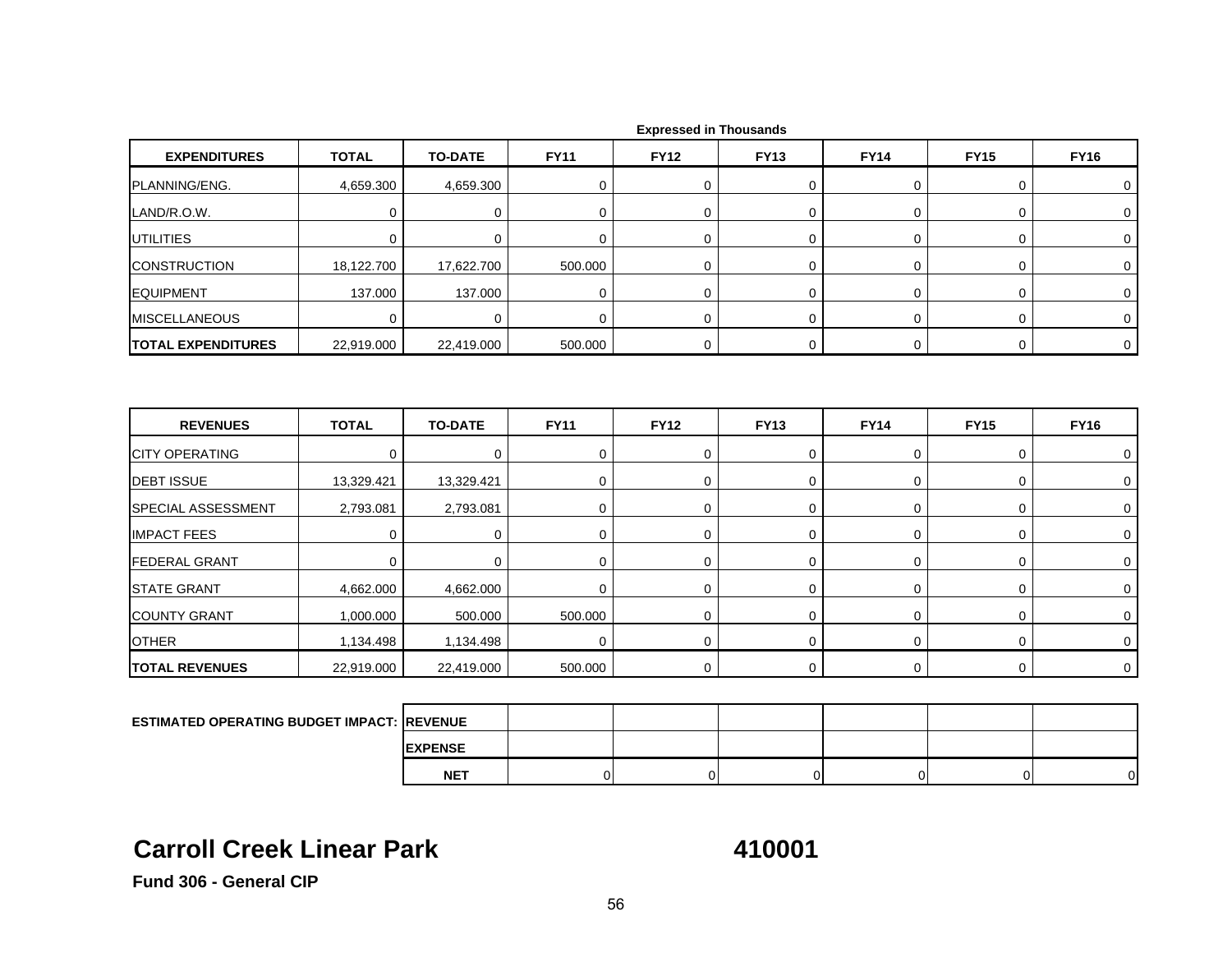Expressed in Thousands

| EXPENDITURES | TOTAL | TO-DATE | FY11 | FY12 | FY13 | FY14 | FY15 | FY16 |
|---|---|---|---|---|---|---|---|---|
| PLANNING/ENG. | 4,659.300 | 4,659.300 | 0 | 0 | 0 | 0 | 0 | 0 |
| LAND/R.O.W. | 0 | 0 | 0 | 0 | 0 | 0 | 0 | 0 |
| UTILITIES | 0 | 0 | 0 | 0 | 0 | 0 | 0 | 0 |
| CONSTRUCTION | 18,122.700 | 17,622.700 | 500.000 | 0 | 0 | 0 | 0 | 0 |
| EQUIPMENT | 137.000 | 137.000 | 0 | 0 | 0 | 0 | 0 | 0 |
| MISCELLANEOUS | 0 | 0 | 0 | 0 | 0 | 0 | 0 | 0 |
| **TOTAL EXPENDITURES** | 22,919.000 | 22,419.000 | 500.000 | 0 | 0 | 0 | 0 | 0 |

| REVENUES | TOTAL | TO-DATE | FY11 | FY12 | FY13 | FY14 | FY15 | FY16 |
|---|---|---|---|---|---|---|---|---|
| CITY OPERATING | 0 | 0 | 0 | 0 | 0 | 0 | 0 | 0 |
| DEBT ISSUE | 13,329.421 | 13,329.421 | 0 | 0 | 0 | 0 | 0 | 0 |
| SPECIAL ASSESSMENT | 2,793.081 | 2,793.081 | 0 | 0 | 0 | 0 | 0 | 0 |
| IMPACT FEES | 0 | 0 | 0 | 0 | 0 | 0 | 0 | 0 |
| FEDERAL GRANT | 0 | 0 | 0 | 0 | 0 | 0 | 0 | 0 |
| STATE GRANT | 4,662.000 | 4,662.000 | 0 | 0 | 0 | 0 | 0 | 0 |
| COUNTY GRANT | 1,000.000 | 500.000 | 500.000 | 0 | 0 | 0 | 0 | 0 |
| OTHER | 1,134.498 | 1,134.498 | 0 | 0 | 0 | 0 | 0 | 0 |
| **TOTAL REVENUES** | 22,919.000 | 22,419.000 | 500.000 | 0 | 0 | 0 | 0 | 0 |

| ESTIMATED OPERATING BUDGET IMPACT: | | FY11 | FY12 | FY13 | FY14 | FY15 | FY16 |
|---|---|---|---|---|---|---|---|
| | **REVENUE** | | | | | | |
| | **EXPENSE** | | | | | | |
| | **NET** | 0 | 0 | 0 | 0 | 0 | 0 |

## Carroll Creek Linear Park 410001

**Fund 306 - General CIP**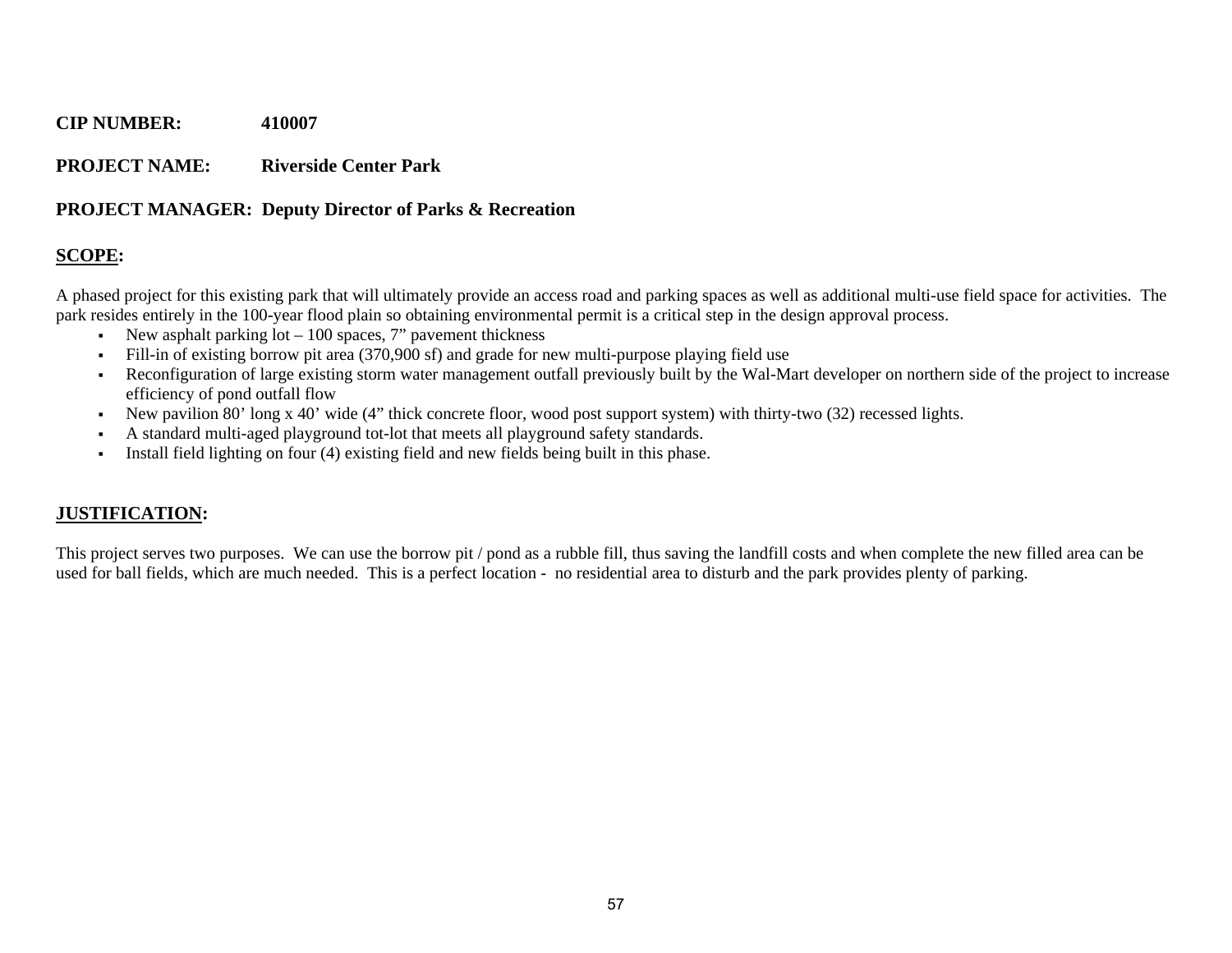**CIP NUMBER:** **410007**

**PROJECT NAME:** **Riverside Center Park**

**PROJECT MANAGER: Deputy Director of Parks & Recreation**

## SCOPE:

A phased project for this existing park that will ultimately provide an access road and parking spaces as well as additional multi-use field space for activities. The park resides entirely in the 100-year flood plain so obtaining environmental permit is a critical step in the design approval process.

- New asphalt parking lot – 100 spaces, 7" pavement thickness
- Fill-in of existing borrow pit area (370,900 sf) and grade for new multi-purpose playing field use
- Reconfiguration of large existing storm water management outfall previously built by the Wal-Mart developer on northern side of the project to increase efficiency of pond outfall flow
- New pavilion 80' long x 40' wide (4" thick concrete floor, wood post support system) with thirty-two (32) recessed lights.
- A standard multi-aged playground tot-lot that meets all playground safety standards.
- Install field lighting on four (4) existing field and new fields being built in this phase.

## JUSTIFICATION:

This project serves two purposes. We can use the borrow pit / pond as a rubble fill, thus saving the landfill costs and when complete the new filled area can be used for ball fields, which are much needed. This is a perfect location - no residential area to disturb and the park provides plenty of parking.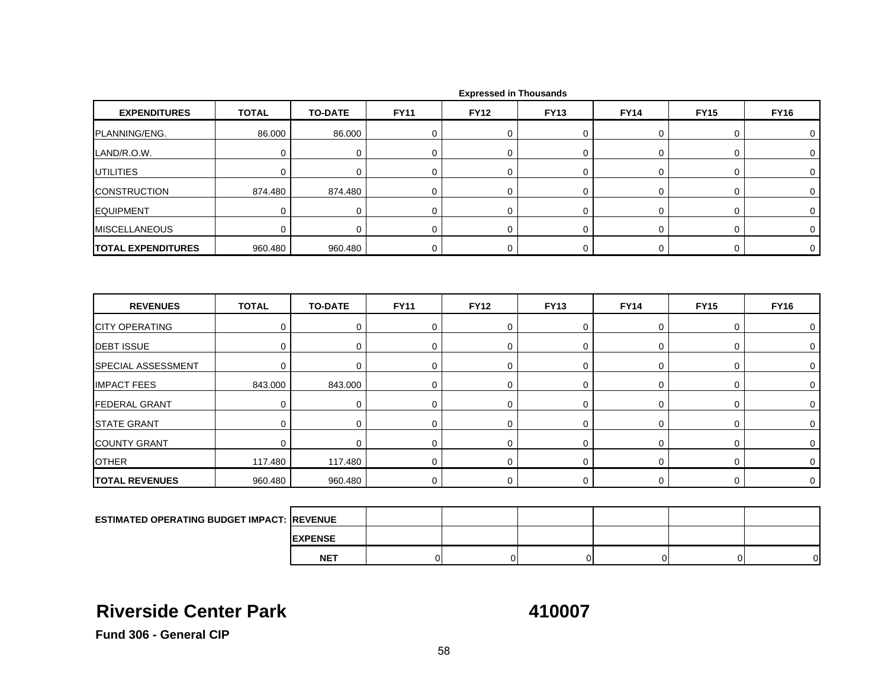Expressed in Thousands

| EXPENDITURES | TOTAL | TO-DATE | FY11 | FY12 | FY13 | FY14 | FY15 | FY16 |
|---|---|---|---|---|---|---|---|---|
| PLANNING/ENG. | 86.000 | 86.000 | 0 | 0 | 0 | 0 | 0 | 0 |
| LAND/R.O.W. | 0 | 0 | 0 | 0 | 0 | 0 | 0 | 0 |
| UTILITIES | 0 | 0 | 0 | 0 | 0 | 0 | 0 | 0 |
| CONSTRUCTION | 874.480 | 874.480 | 0 | 0 | 0 | 0 | 0 | 0 |
| EQUIPMENT | 0 | 0 | 0 | 0 | 0 | 0 | 0 | 0 |
| MISCELLANEOUS | 0 | 0 | 0 | 0 | 0 | 0 | 0 | 0 |
| **TOTAL EXPENDITURES** | 960.480 | 960.480 | 0 | 0 | 0 | 0 | 0 | 0 |

| REVENUES | TOTAL | TO-DATE | FY11 | FY12 | FY13 | FY14 | FY15 | FY16 |
|---|---|---|---|---|---|---|---|---|
| CITY OPERATING | 0 | 0 | 0 | 0 | 0 | 0 | 0 | 0 |
| DEBT ISSUE | 0 | 0 | 0 | 0 | 0 | 0 | 0 | 0 |
| SPECIAL ASSESSMENT | 0 | 0 | 0 | 0 | 0 | 0 | 0 | 0 |
| IMPACT FEES | 843.000 | 843.000 | 0 | 0 | 0 | 0 | 0 | 0 |
| FEDERAL GRANT | 0 | 0 | 0 | 0 | 0 | 0 | 0 | 0 |
| STATE GRANT | 0 | 0 | 0 | 0 | 0 | 0 | 0 | 0 |
| COUNTY GRANT | 0 | 0 | 0 | 0 | 0 | 0 | 0 | 0 |
| OTHER | 117.480 | 117.480 | 0 | 0 | 0 | 0 | 0 | 0 |
| **TOTAL REVENUES** | 960.480 | 960.480 | 0 | 0 | 0 | 0 | 0 | 0 |

| ESTIMATED OPERATING BUDGET IMPACT: | | FY11 | FY12 | FY13 | FY14 | FY15 | FY16 |
|---|---|---|---|---|---|---|---|
| | **REVENUE** | | | | | | |
| | **EXPENSE** | | | | | | |
| | **NET** | 0 | 0 | 0 | 0 | 0 | 0 |

# Riverside Center Park 410007

**Fund 306 - General CIP**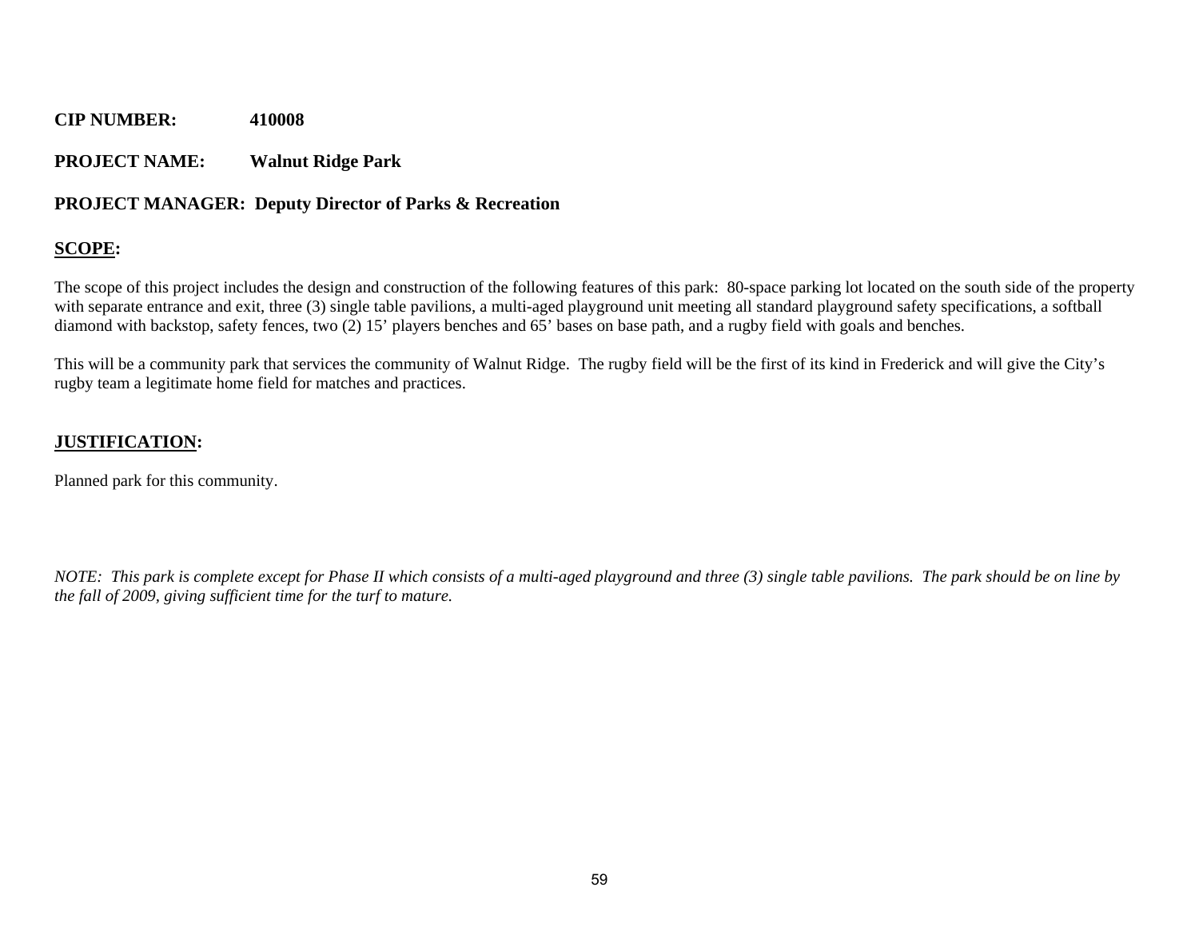**CIP NUMBER:** **410008**

**PROJECT NAME:** **Walnut Ridge Park**

**PROJECT MANAGER: Deputy Director of Parks & Recreation**

## SCOPE:

The scope of this project includes the design and construction of the following features of this park: 80-space parking lot located on the south side of the property with separate entrance and exit, three (3) single table pavilions, a multi-aged playground unit meeting all standard playground safety specifications, a softball diamond with backstop, safety fences, two (2) 15' players benches and 65' bases on base path, and a rugby field with goals and benches.

This will be a community park that services the community of Walnut Ridge. The rugby field will be the first of its kind in Frederick and will give the City's rugby team a legitimate home field for matches and practices.

## JUSTIFICATION:

Planned park for this community.

*NOTE: This park is complete except for Phase II which consists of a multi-aged playground and three (3) single table pavilions. The park should be on line by the fall of 2009, giving sufficient time for the turf to mature.*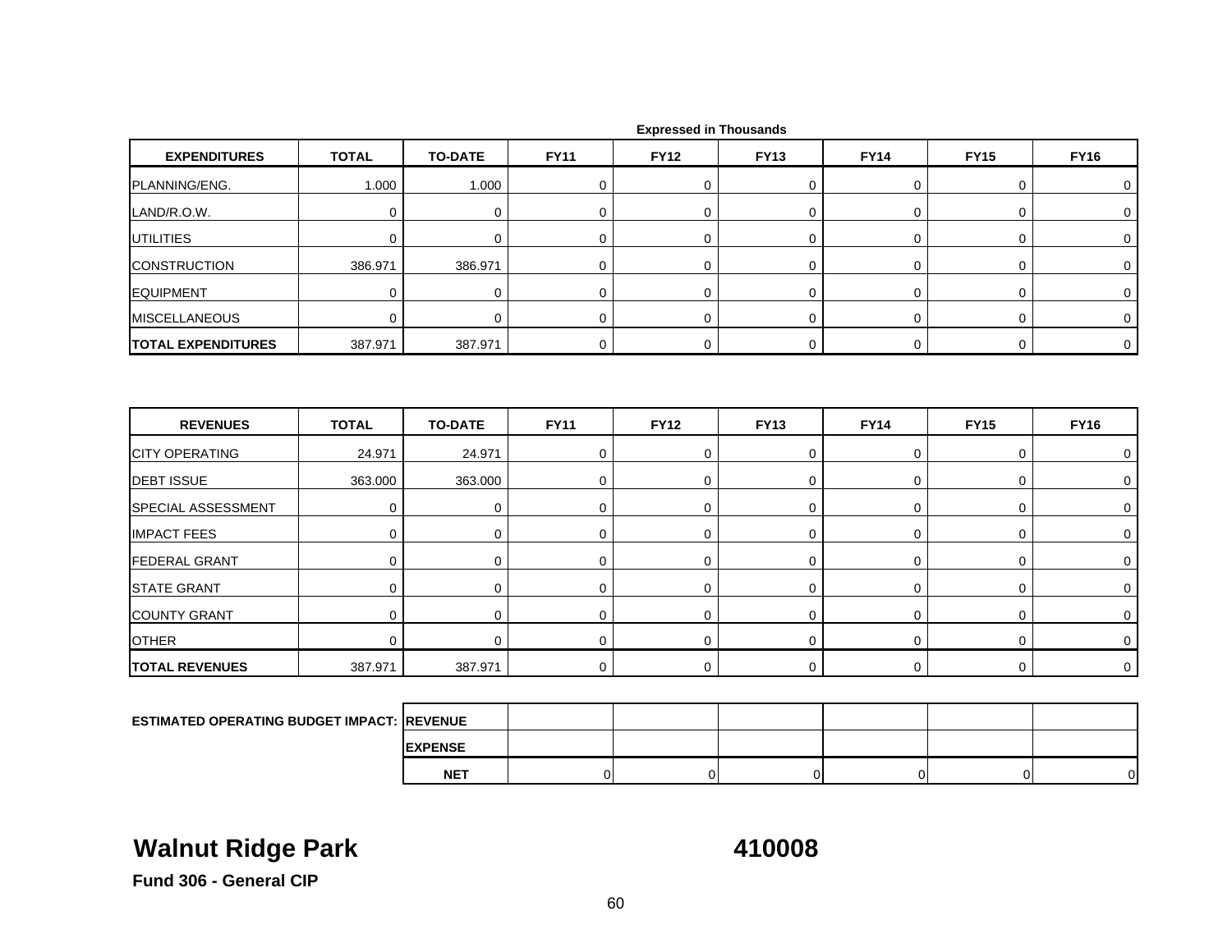Expressed in Thousands

| EXPENDITURES | TOTAL | TO-DATE | FY11 | FY12 | FY13 | FY14 | FY15 | FY16 |
|---|---|---|---|---|---|---|---|---|
| PLANNING/ENG. | 1.000 | 1.000 | 0 | 0 | 0 | 0 | 0 | 0 |
| LAND/R.O.W. | 0 | 0 | 0 | 0 | 0 | 0 | 0 | 0 |
| UTILITIES | 0 | 0 | 0 | 0 | 0 | 0 | 0 | 0 |
| CONSTRUCTION | 386.971 | 386.971 | 0 | 0 | 0 | 0 | 0 | 0 |
| EQUIPMENT | 0 | 0 | 0 | 0 | 0 | 0 | 0 | 0 |
| MISCELLANEOUS | 0 | 0 | 0 | 0 | 0 | 0 | 0 | 0 |
| **TOTAL EXPENDITURES** | 387.971 | 387.971 | 0 | 0 | 0 | 0 | 0 | 0 |

| REVENUES | TOTAL | TO-DATE | FY11 | FY12 | FY13 | FY14 | FY15 | FY16 |
|---|---|---|---|---|---|---|---|---|
| CITY OPERATING | 24.971 | 24.971 | 0 | 0 | 0 | 0 | 0 | 0 |
| DEBT ISSUE | 363.000 | 363.000 | 0 | 0 | 0 | 0 | 0 | 0 |
| SPECIAL ASSESSMENT | 0 | 0 | 0 | 0 | 0 | 0 | 0 | 0 |
| IMPACT FEES | 0 | 0 | 0 | 0 | 0 | 0 | 0 | 0 |
| FEDERAL GRANT | 0 | 0 | 0 | 0 | 0 | 0 | 0 | 0 |
| STATE GRANT | 0 | 0 | 0 | 0 | 0 | 0 | 0 | 0 |
| COUNTY GRANT | 0 | 0 | 0 | 0 | 0 | 0 | 0 | 0 |
| OTHER | 0 | 0 | 0 | 0 | 0 | 0 | 0 | 0 |
| **TOTAL REVENUES** | 387.971 | 387.971 | 0 | 0 | 0 | 0 | 0 | 0 |

| ESTIMATED OPERATING BUDGET IMPACT: | | | | | | |
|---|---|---|---|---|---|---|
| REVENUE | | | | | | |
| EXPENSE | | | | | | |
| NET | 0 | 0 | 0 | 0 | 0 | 0 |

## Walnut Ridge Park 410008

**Fund 306 - General CIP**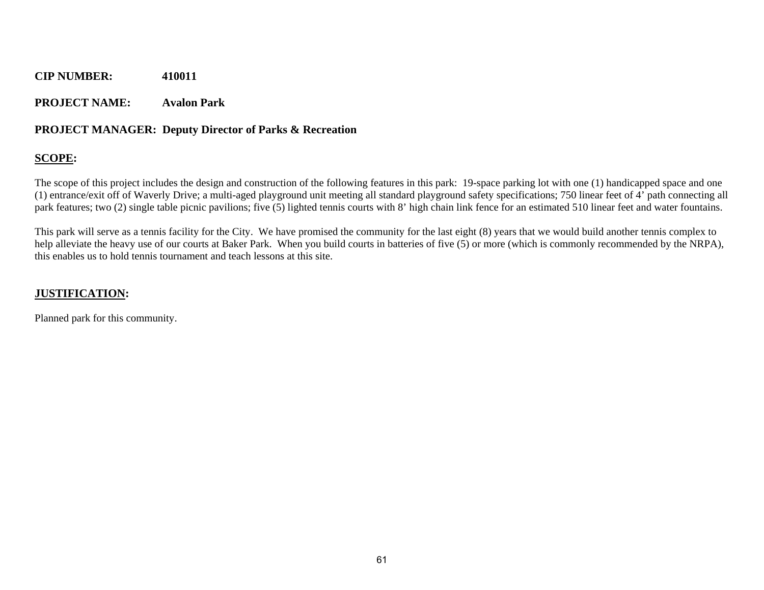**CIP NUMBER:** 410011

**PROJECT NAME:** Avalon Park

**PROJECT MANAGER:** Deputy Director of Parks & Recreation

## SCOPE:

The scope of this project includes the design and construction of the following features in this park: 19-space parking lot with one (1) handicapped space and one (1) entrance/exit off of Waverly Drive; a multi-aged playground unit meeting all standard playground safety specifications; 750 linear feet of 4' path connecting all park features; two (2) single table picnic pavilions; five (5) lighted tennis courts with 8' high chain link fence for an estimated 510 linear feet and water fountains.

This park will serve as a tennis facility for the City. We have promised the community for the last eight (8) years that we would build another tennis complex to help alleviate the heavy use of our courts at Baker Park. When you build courts in batteries of five (5) or more (which is commonly recommended by the NRPA), this enables us to hold tennis tournament and teach lessons at this site.

## JUSTIFICATION:

Planned park for this community.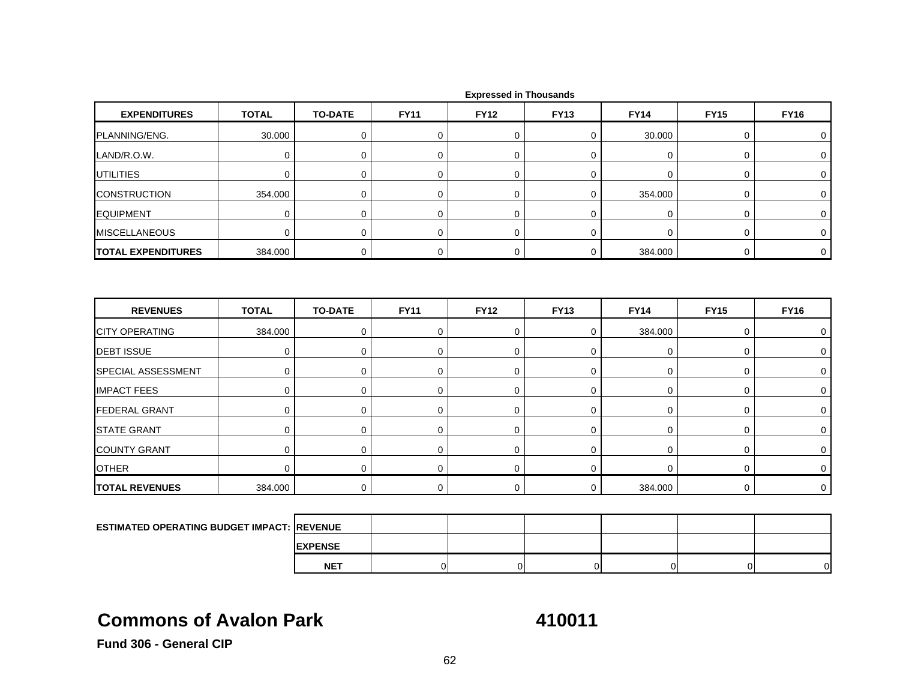Expressed in Thousands

| EXPENDITURES | TOTAL | TO-DATE | FY11 | FY12 | FY13 | FY14 | FY15 | FY16 |
|---|---|---|---|---|---|---|---|---|
| PLANNING/ENG. | 30.000 | 0 | 0 | 0 | 0 | 30.000 | 0 | 0 |
| LAND/R.O.W. | 0 | 0 | 0 | 0 | 0 | 0 | 0 | 0 |
| UTILITIES | 0 | 0 | 0 | 0 | 0 | 0 | 0 | 0 |
| CONSTRUCTION | 354.000 | 0 | 0 | 0 | 0 | 354.000 | 0 | 0 |
| EQUIPMENT | 0 | 0 | 0 | 0 | 0 | 0 | 0 | 0 |
| MISCELLANEOUS | 0 | 0 | 0 | 0 | 0 | 0 | 0 | 0 |
| **TOTAL EXPENDITURES** | 384.000 | 0 | 0 | 0 | 0 | 384.000 | 0 | 0 |

| REVENUES | TOTAL | TO-DATE | FY11 | FY12 | FY13 | FY14 | FY15 | FY16 |
|---|---|---|---|---|---|---|---|---|
| CITY OPERATING | 384.000 | 0 | 0 | 0 | 0 | 384.000 | 0 | 0 |
| DEBT ISSUE | 0 | 0 | 0 | 0 | 0 | 0 | 0 | 0 |
| SPECIAL ASSESSMENT | 0 | 0 | 0 | 0 | 0 | 0 | 0 | 0 |
| IMPACT FEES | 0 | 0 | 0 | 0 | 0 | 0 | 0 | 0 |
| FEDERAL GRANT | 0 | 0 | 0 | 0 | 0 | 0 | 0 | 0 |
| STATE GRANT | 0 | 0 | 0 | 0 | 0 | 0 | 0 | 0 |
| COUNTY GRANT | 0 | 0 | 0 | 0 | 0 | 0 | 0 | 0 |
| OTHER | 0 | 0 | 0 | 0 | 0 | 0 | 0 | 0 |
| **TOTAL REVENUES** | 384.000 | 0 | 0 | 0 | 0 | 384.000 | 0 | 0 |

| ESTIMATED OPERATING BUDGET IMPACT: | | | | | | |
|---|---|---|---|---|---|---|
| REVENUE | | | | | | |
| EXPENSE | | | | | | |
| NET | 0 | 0 | 0 | 0 | 0 | 0 |

# Commons of Avalon Park 410011

**Fund 306 - General CIP**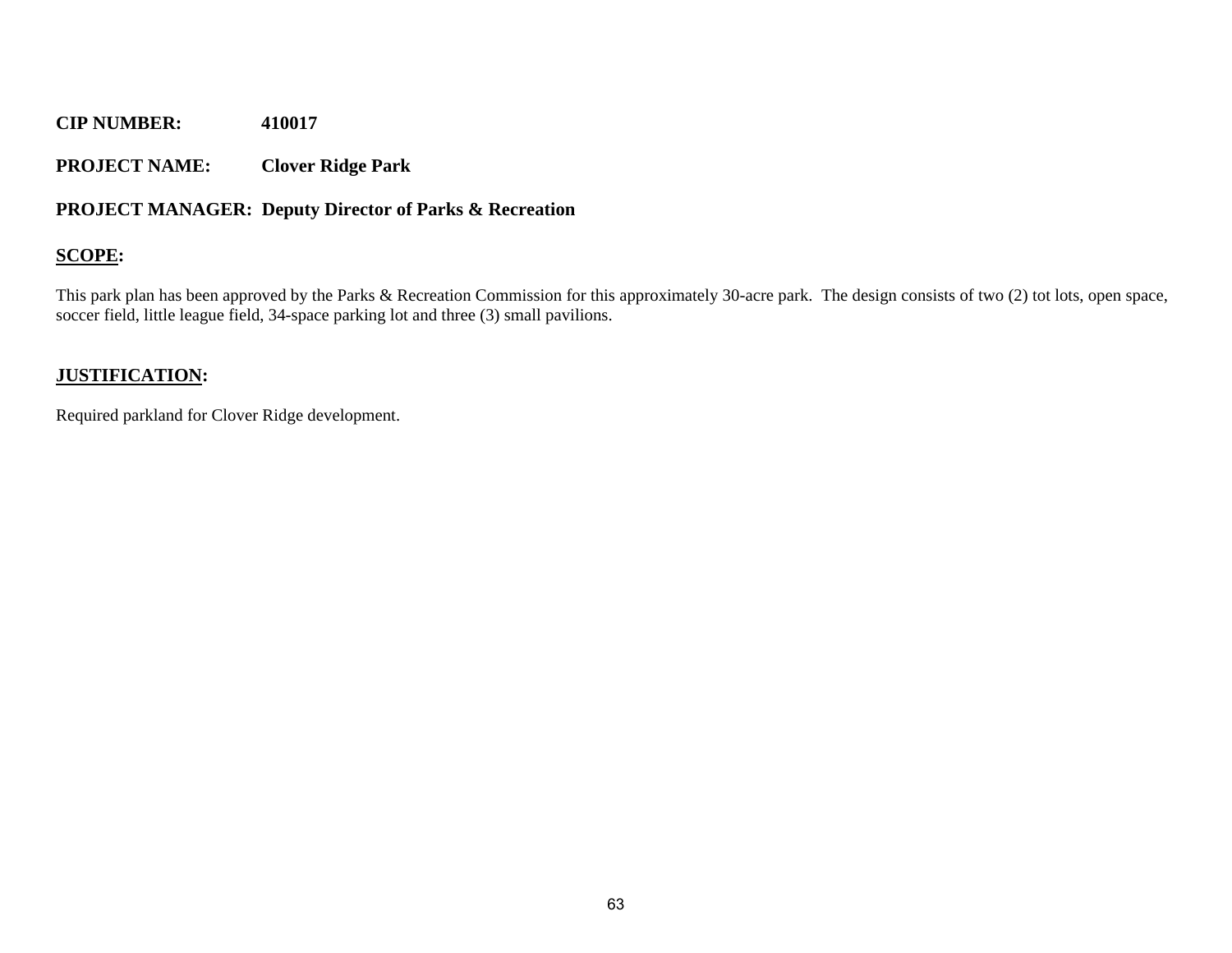**CIP NUMBER:** **410017**

**PROJECT NAME:** **Clover Ridge Park**

**PROJECT MANAGER:** **Deputy Director of Parks & Recreation**

**SCOPE:**

This park plan has been approved by the Parks & Recreation Commission for this approximately 30-acre park. The design consists of two (2) tot lots, open space, soccer field, little league field, 34-space parking lot and three (3) small pavilions.

**JUSTIFICATION:**

Required parkland for Clover Ridge development.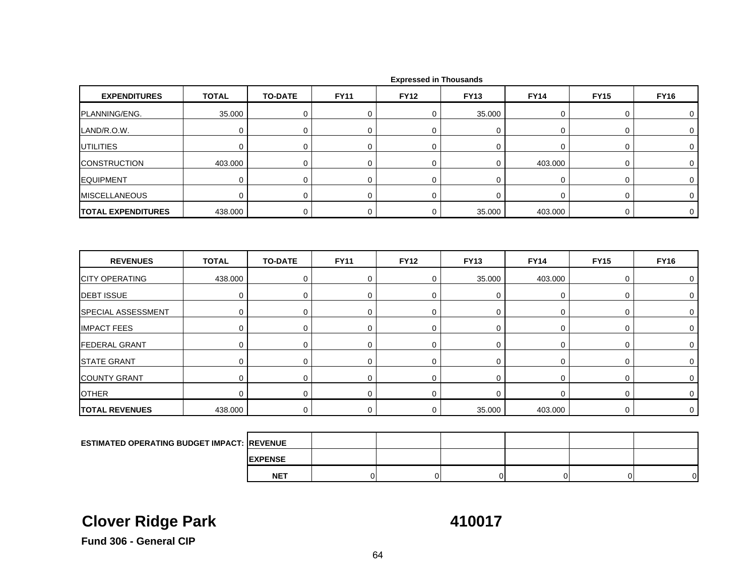Expressed in Thousands

| EXPENDITURES | TOTAL | TO-DATE | FY11 | FY12 | FY13 | FY14 | FY15 | FY16 |
|---|---|---|---|---|---|---|---|---|
| PLANNING/ENG. | 35.000 | 0 | 0 | 0 | 35.000 | 0 | 0 | 0 |
| LAND/R.O.W. | 0 | 0 | 0 | 0 | 0 | 0 | 0 | 0 |
| UTILITIES | 0 | 0 | 0 | 0 | 0 | 0 | 0 | 0 |
| CONSTRUCTION | 403.000 | 0 | 0 | 0 | 0 | 403.000 | 0 | 0 |
| EQUIPMENT | 0 | 0 | 0 | 0 | 0 | 0 | 0 | 0 |
| MISCELLANEOUS | 0 | 0 | 0 | 0 | 0 | 0 | 0 | 0 |
| **TOTAL EXPENDITURES** | 438.000 | 0 | 0 | 0 | 35.000 | 403.000 | 0 | 0 |

| REVENUES | TOTAL | TO-DATE | FY11 | FY12 | FY13 | FY14 | FY15 | FY16 |
|---|---|---|---|---|---|---|---|---|
| CITY OPERATING | 438.000 | 0 | 0 | 0 | 35.000 | 403.000 | 0 | 0 |
| DEBT ISSUE | 0 | 0 | 0 | 0 | 0 | 0 | 0 | 0 |
| SPECIAL ASSESSMENT | 0 | 0 | 0 | 0 | 0 | 0 | 0 | 0 |
| IMPACT FEES | 0 | 0 | 0 | 0 | 0 | 0 | 0 | 0 |
| FEDERAL GRANT | 0 | 0 | 0 | 0 | 0 | 0 | 0 | 0 |
| STATE GRANT | 0 | 0 | 0 | 0 | 0 | 0 | 0 | 0 |
| COUNTY GRANT | 0 | 0 | 0 | 0 | 0 | 0 | 0 | 0 |
| OTHER | 0 | 0 | 0 | 0 | 0 | 0 | 0 | 0 |
| **TOTAL REVENUES** | 438.000 | 0 | 0 | 0 | 35.000 | 403.000 | 0 | 0 |

| ESTIMATED OPERATING BUDGET IMPACT: | | | | | | |
|---|---|---|---|---|---|---|
| **REVENUE** | | | | | | |
| **EXPENSE** | | | | | | |
| **NET** | 0 | 0 | 0 | 0 | 0 | 0 |

# Clover Ridge Park 410017

**Fund 306 - General CIP**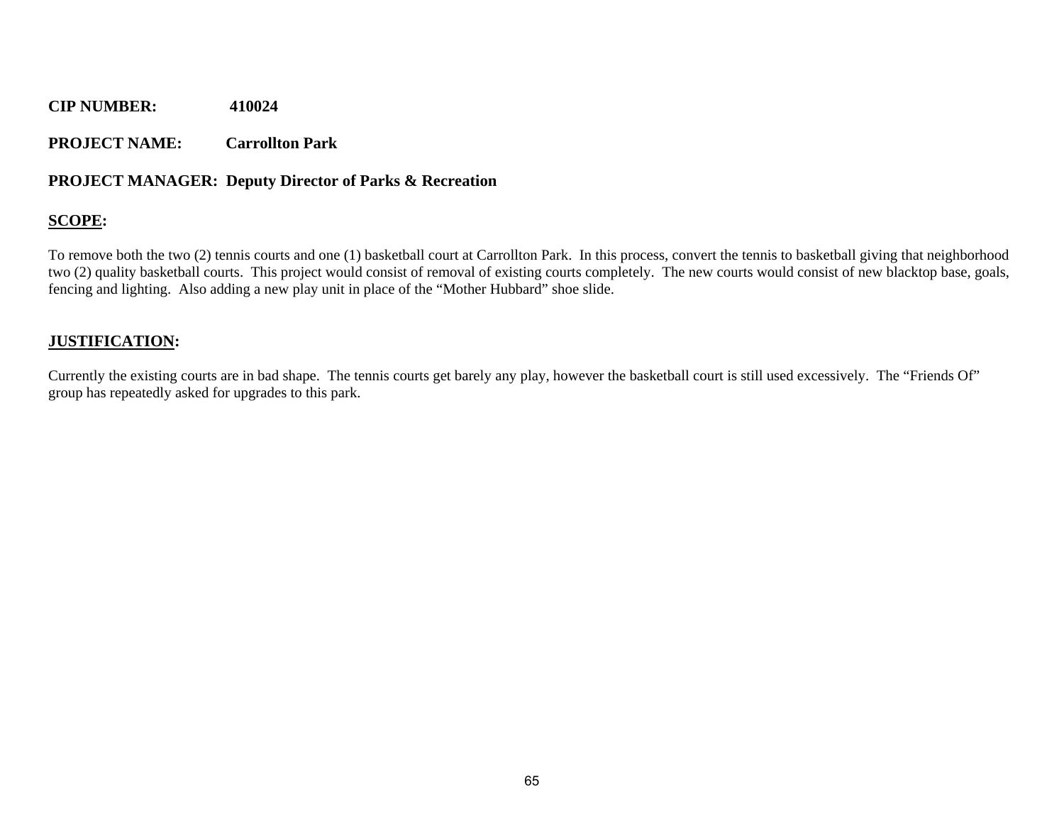**CIP NUMBER:** 410024

**PROJECT NAME:** Carrollton Park

**PROJECT MANAGER:** Deputy Director of Parks & Recreation

**SCOPE:**

To remove both the two (2) tennis courts and one (1) basketball court at Carrollton Park. In this process, convert the tennis to basketball giving that neighborhood two (2) quality basketball courts. This project would consist of removal of existing courts completely. The new courts would consist of new blacktop base, goals, fencing and lighting. Also adding a new play unit in place of the "Mother Hubbard" shoe slide.

**JUSTIFICATION:**

Currently the existing courts are in bad shape. The tennis courts get barely any play, however the basketball court is still used excessively. The "Friends Of" group has repeatedly asked for upgrades to this park.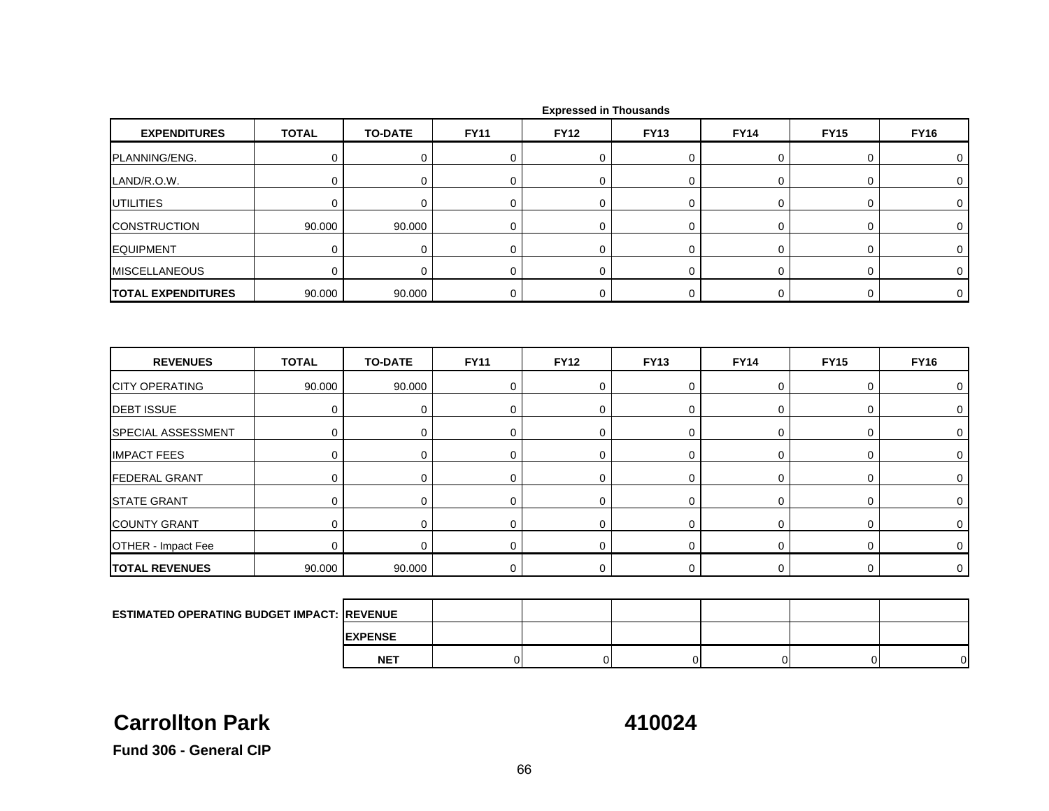Expressed in Thousands

| EXPENDITURES | TOTAL | TO-DATE | FY11 | FY12 | FY13 | FY14 | FY15 | FY16 |
|---|---|---|---|---|---|---|---|---|
| PLANNING/ENG. | 0 | 0 | 0 | 0 | 0 | 0 | 0 | 0 |
| LAND/R.O.W. | 0 | 0 | 0 | 0 | 0 | 0 | 0 | 0 |
| UTILITIES | 0 | 0 | 0 | 0 | 0 | 0 | 0 | 0 |
| CONSTRUCTION | 90.000 | 90.000 | 0 | 0 | 0 | 0 | 0 | 0 |
| EQUIPMENT | 0 | 0 | 0 | 0 | 0 | 0 | 0 | 0 |
| MISCELLANEOUS | 0 | 0 | 0 | 0 | 0 | 0 | 0 | 0 |
| **TOTAL EXPENDITURES** | 90.000 | 90.000 | 0 | 0 | 0 | 0 | 0 | 0 |

| REVENUES | TOTAL | TO-DATE | FY11 | FY12 | FY13 | FY14 | FY15 | FY16 |
|---|---|---|---|---|---|---|---|---|
| CITY OPERATING | 90.000 | 90.000 | 0 | 0 | 0 | 0 | 0 | 0 |
| DEBT ISSUE | 0 | 0 | 0 | 0 | 0 | 0 | 0 | 0 |
| SPECIAL ASSESSMENT | 0 | 0 | 0 | 0 | 0 | 0 | 0 | 0 |
| IMPACT FEES | 0 | 0 | 0 | 0 | 0 | 0 | 0 | 0 |
| FEDERAL GRANT | 0 | 0 | 0 | 0 | 0 | 0 | 0 | 0 |
| STATE GRANT | 0 | 0 | 0 | 0 | 0 | 0 | 0 | 0 |
| COUNTY GRANT | 0 | 0 | 0 | 0 | 0 | 0 | 0 | 0 |
| OTHER - Impact Fee | 0 | 0 | 0 | 0 | 0 | 0 | 0 | 0 |
| **TOTAL REVENUES** | 90.000 | 90.000 | 0 | 0 | 0 | 0 | 0 | 0 |

| ESTIMATED OPERATING BUDGET IMPACT: | | FY11 | FY12 | FY13 | FY14 | FY15 | FY16 |
|---|---|---|---|---|---|---|---|
| | REVENUE | | | | | | |
| | EXPENSE | | | | | | |
| | NET | 0 | 0 | 0 | 0 | 0 | 0 |

## Carrollton Park

## 410024

**Fund 306 - General CIP**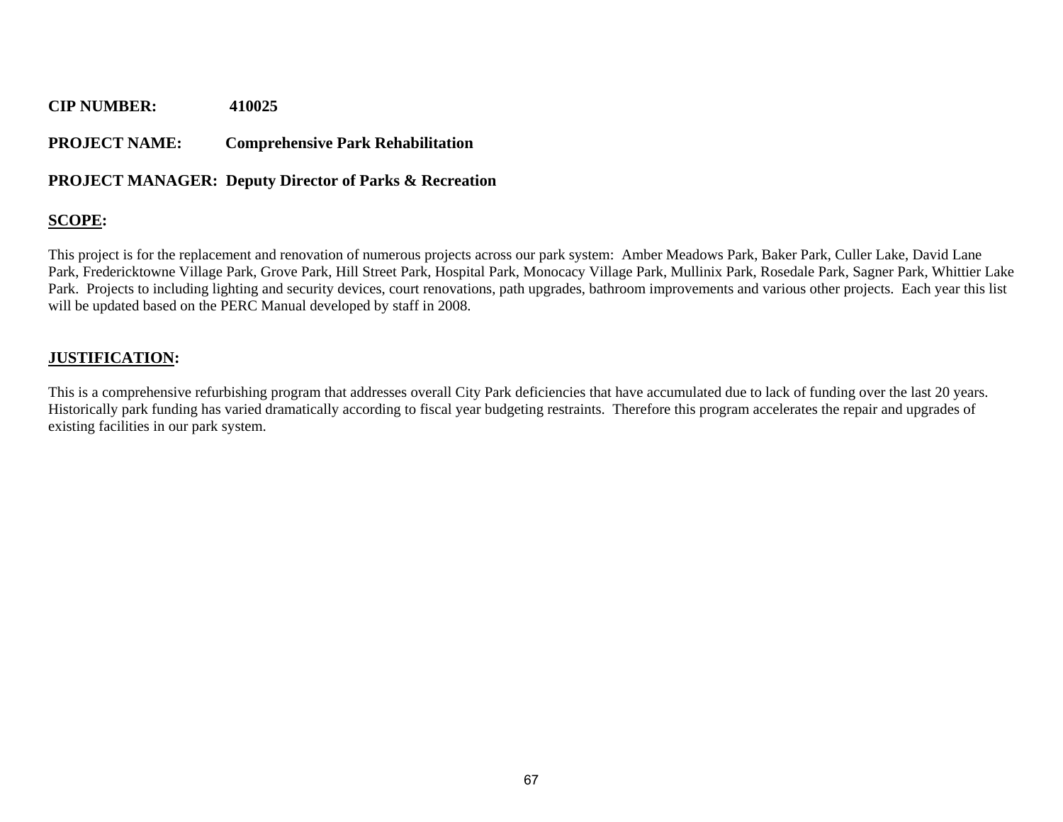**CIP NUMBER:** 410025

**PROJECT NAME:** Comprehensive Park Rehabilitation

**PROJECT MANAGER:** Deputy Director of Parks & Recreation

## SCOPE:

This project is for the replacement and renovation of numerous projects across our park system: Amber Meadows Park, Baker Park, Culler Lake, David Lane Park, Fredericktowne Village Park, Grove Park, Hill Street Park, Hospital Park, Monocacy Village Park, Mullinix Park, Rosedale Park, Sagner Park, Whittier Lake Park. Projects to including lighting and security devices, court renovations, path upgrades, bathroom improvements and various other projects. Each year this list will be updated based on the PERC Manual developed by staff in 2008.

## JUSTIFICATION:

This is a comprehensive refurbishing program that addresses overall City Park deficiencies that have accumulated due to lack of funding over the last 20 years. Historically park funding has varied dramatically according to fiscal year budgeting restraints. Therefore this program accelerates the repair and upgrades of existing facilities in our park system.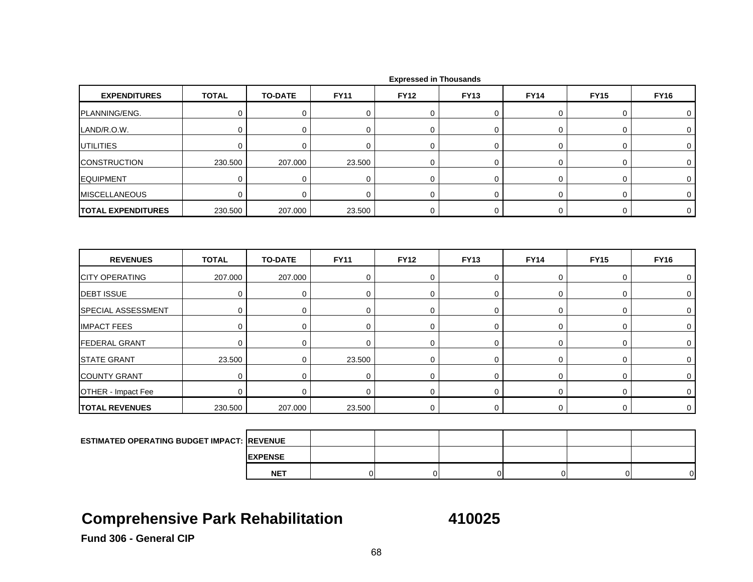Expressed in Thousands

| EXPENDITURES | TOTAL | TO-DATE | FY11 | FY12 | FY13 | FY14 | FY15 | FY16 |
|---|---|---|---|---|---|---|---|---|
| PLANNING/ENG. | 0 | 0 | 0 | 0 | 0 | 0 | 0 | 0 |
| LAND/R.O.W. | 0 | 0 | 0 | 0 | 0 | 0 | 0 | 0 |
| UTILITIES | 0 | 0 | 0 | 0 | 0 | 0 | 0 | 0 |
| CONSTRUCTION | 230.500 | 207.000 | 23.500 | 0 | 0 | 0 | 0 | 0 |
| EQUIPMENT | 0 | 0 | 0 | 0 | 0 | 0 | 0 | 0 |
| MISCELLANEOUS | 0 | 0 | 0 | 0 | 0 | 0 | 0 | 0 |
| **TOTAL EXPENDITURES** | 230.500 | 207.000 | 23.500 | 0 | 0 | 0 | 0 | 0 |

| REVENUES | TOTAL | TO-DATE | FY11 | FY12 | FY13 | FY14 | FY15 | FY16 |
|---|---|---|---|---|---|---|---|---|
| CITY OPERATING | 207.000 | 207.000 | 0 | 0 | 0 | 0 | 0 | 0 |
| DEBT ISSUE | 0 | 0 | 0 | 0 | 0 | 0 | 0 | 0 |
| SPECIAL ASSESSMENT | 0 | 0 | 0 | 0 | 0 | 0 | 0 | 0 |
| IMPACT FEES | 0 | 0 | 0 | 0 | 0 | 0 | 0 | 0 |
| FEDERAL GRANT | 0 | 0 | 0 | 0 | 0 | 0 | 0 | 0 |
| STATE GRANT | 23.500 | 0 | 23.500 | 0 | 0 | 0 | 0 | 0 |
| COUNTY GRANT | 0 | 0 | 0 | 0 | 0 | 0 | 0 | 0 |
| OTHER - Impact Fee | 0 | 0 | 0 | 0 | 0 | 0 | 0 | 0 |
| **TOTAL REVENUES** | 230.500 | 207.000 | 23.500 | 0 | 0 | 0 | 0 | 0 |

| ESTIMATED OPERATING BUDGET IMPACT: | | FY11 | FY12 | FY13 | FY14 | FY15 | FY16 |
|---|---|---|---|---|---|---|---|
| | REVENUE | | | | | | |
| | EXPENSE | | | | | | |
| | NET | 0 | 0 | 0 | 0 | 0 | 0 |

# Comprehensive Park Rehabilitation 410025

**Fund 306 - General CIP**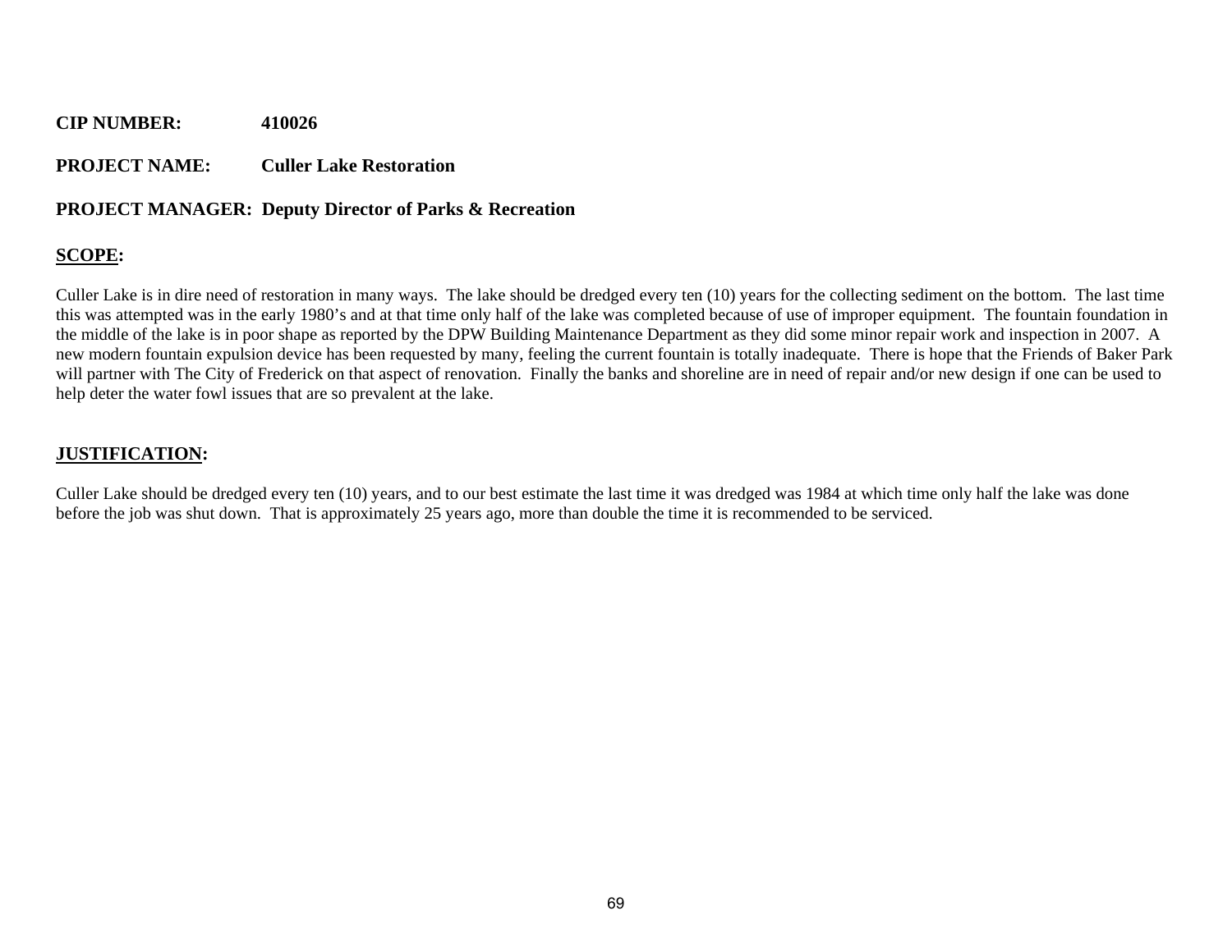**CIP NUMBER:** **410026**

**PROJECT NAME:** **Culler Lake Restoration**

**PROJECT MANAGER:** **Deputy Director of Parks & Recreation**

## SCOPE:

Culler Lake is in dire need of restoration in many ways. The lake should be dredged every ten (10) years for the collecting sediment on the bottom. The last time this was attempted was in the early 1980's and at that time only half of the lake was completed because of use of improper equipment. The fountain foundation in the middle of the lake is in poor shape as reported by the DPW Building Maintenance Department as they did some minor repair work and inspection in 2007. A new modern fountain expulsion device has been requested by many, feeling the current fountain is totally inadequate. There is hope that the Friends of Baker Park will partner with The City of Frederick on that aspect of renovation. Finally the banks and shoreline are in need of repair and/or new design if one can be used to help deter the water fowl issues that are so prevalent at the lake.

## JUSTIFICATION:

Culler Lake should be dredged every ten (10) years, and to our best estimate the last time it was dredged was 1984 at which time only half the lake was done before the job was shut down. That is approximately 25 years ago, more than double the time it is recommended to be serviced.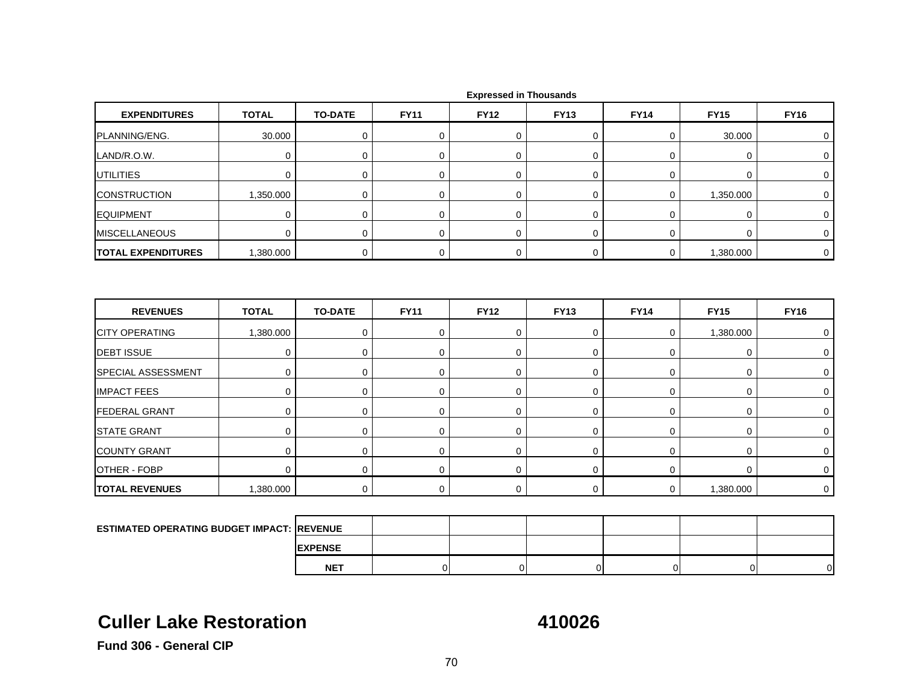Expressed in Thousands

| EXPENDITURES | TOTAL | TO-DATE | FY11 | FY12 | FY13 | FY14 | FY15 | FY16 |
|---|---|---|---|---|---|---|---|---|
| PLANNING/ENG. | 30.000 | 0 | 0 | 0 | 0 | 0 | 30.000 | 0 |
| LAND/R.O.W. | 0 | 0 | 0 | 0 | 0 | 0 | 0 | 0 |
| UTILITIES | 0 | 0 | 0 | 0 | 0 | 0 | 0 | 0 |
| CONSTRUCTION | 1,350.000 | 0 | 0 | 0 | 0 | 0 | 1,350.000 | 0 |
| EQUIPMENT | 0 | 0 | 0 | 0 | 0 | 0 | 0 | 0 |
| MISCELLANEOUS | 0 | 0 | 0 | 0 | 0 | 0 | 0 | 0 |
| **TOTAL EXPENDITURES** | 1,380.000 | 0 | 0 | 0 | 0 | 0 | 1,380.000 | 0 |

| REVENUES | TOTAL | TO-DATE | FY11 | FY12 | FY13 | FY14 | FY15 | FY16 |
|---|---|---|---|---|---|---|---|---|
| CITY OPERATING | 1,380.000 | 0 | 0 | 0 | 0 | 0 | 1,380.000 | 0 |
| DEBT ISSUE | 0 | 0 | 0 | 0 | 0 | 0 | 0 | 0 |
| SPECIAL ASSESSMENT | 0 | 0 | 0 | 0 | 0 | 0 | 0 | 0 |
| IMPACT FEES | 0 | 0 | 0 | 0 | 0 | 0 | 0 | 0 |
| FEDERAL GRANT | 0 | 0 | 0 | 0 | 0 | 0 | 0 | 0 |
| STATE GRANT | 0 | 0 | 0 | 0 | 0 | 0 | 0 | 0 |
| COUNTY GRANT | 0 | 0 | 0 | 0 | 0 | 0 | 0 | 0 |
| OTHER - FOBP | 0 | 0 | 0 | 0 | 0 | 0 | 0 | 0 |
| **TOTAL REVENUES** | 1,380.000 | 0 | 0 | 0 | 0 | 0 | 1,380.000 | 0 |

| ESTIMATED OPERATING BUDGET IMPACT: | | | | | | | |
|---|---|---|---|---|---|---|---|
| | REVENUE | | | | | | |
| | EXPENSE | | | | | | |
| | NET | 0 | 0 | 0 | 0 | 0 | 0 |

# Culler Lake Restoration 410026

**Fund 306 - General CIP**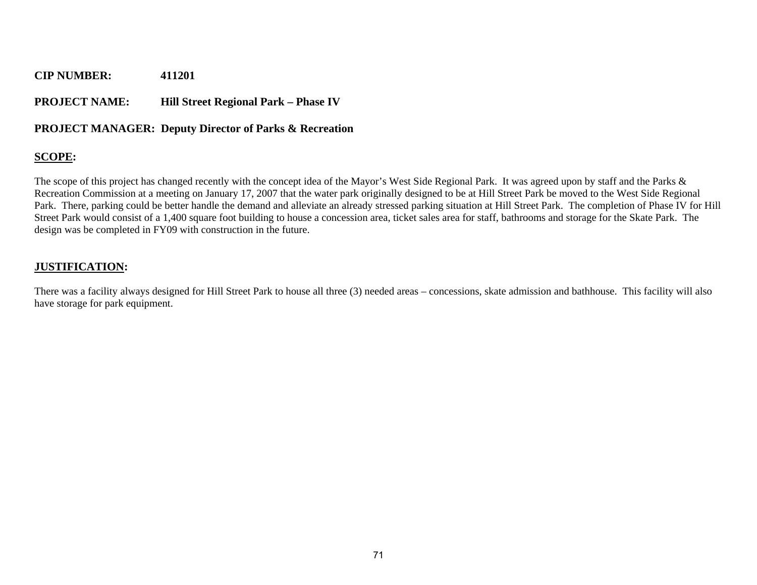**CIP NUMBER:** **411201**

**PROJECT NAME:** **Hill Street Regional Park – Phase IV**

**PROJECT MANAGER:** **Deputy Director of Parks & Recreation**

## **SCOPE:**

The scope of this project has changed recently with the concept idea of the Mayor's West Side Regional Park. It was agreed upon by staff and the Parks & Recreation Commission at a meeting on January 17, 2007 that the water park originally designed to be at Hill Street Park be moved to the West Side Regional Park. There, parking could be better handle the demand and alleviate an already stressed parking situation at Hill Street Park. The completion of Phase IV for Hill Street Park would consist of a 1,400 square foot building to house a concession area, ticket sales area for staff, bathrooms and storage for the Skate Park. The design was be completed in FY09 with construction in the future.

## **JUSTIFICATION:**

There was a facility always designed for Hill Street Park to house all three (3) needed areas – concessions, skate admission and bathhouse. This facility will also have storage for park equipment.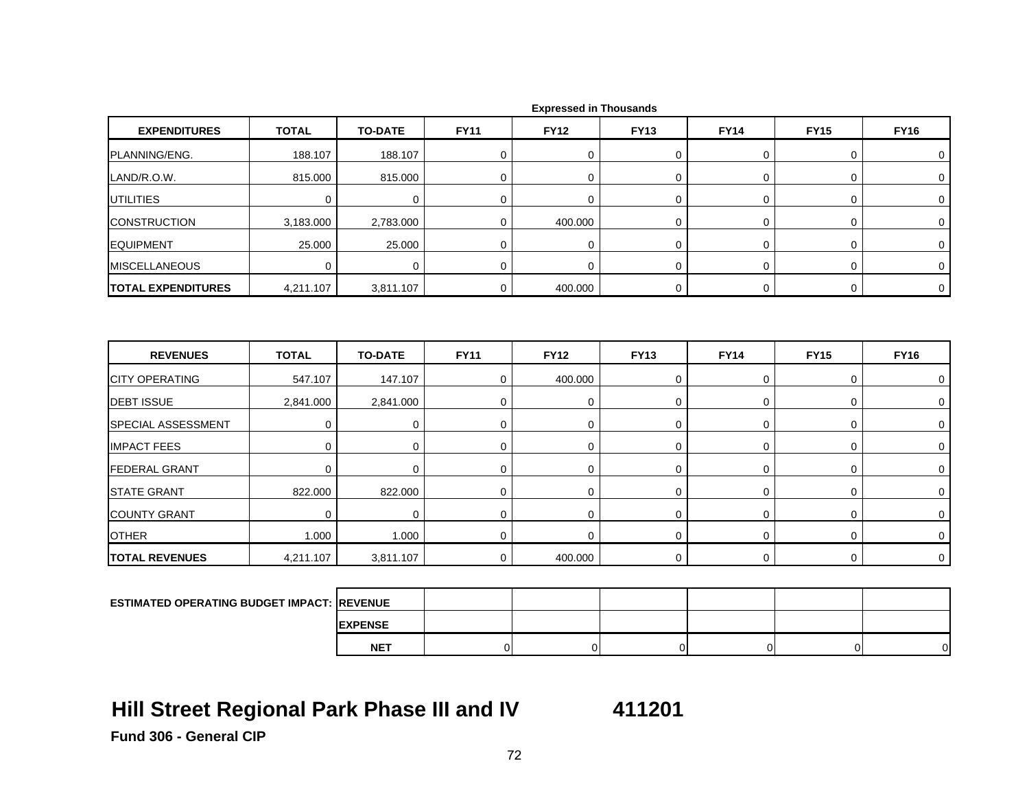Expressed in Thousands

| EXPENDITURES | TOTAL | TO-DATE | FY11 | FY12 | FY13 | FY14 | FY15 | FY16 |
|---|---|---|---|---|---|---|---|---|
| PLANNING/ENG. | 188.107 | 188.107 | 0 | 0 | 0 | 0 | 0 | 0 |
| LAND/R.O.W. | 815.000 | 815.000 | 0 | 0 | 0 | 0 | 0 | 0 |
| UTILITIES | 0 | 0 | 0 | 0 | 0 | 0 | 0 | 0 |
| CONSTRUCTION | 3,183.000 | 2,783.000 | 0 | 400.000 | 0 | 0 | 0 | 0 |
| EQUIPMENT | 25.000 | 25.000 | 0 | 0 | 0 | 0 | 0 | 0 |
| MISCELLANEOUS | 0 | 0 | 0 | 0 | 0 | 0 | 0 | 0 |
| **TOTAL EXPENDITURES** | 4,211.107 | 3,811.107 | 0 | 400.000 | 0 | 0 | 0 | 0 |

| REVENUES | TOTAL | TO-DATE | FY11 | FY12 | FY13 | FY14 | FY15 | FY16 |
|---|---|---|---|---|---|---|---|---|
| CITY OPERATING | 547.107 | 147.107 | 0 | 400.000 | 0 | 0 | 0 | 0 |
| DEBT ISSUE | 2,841.000 | 2,841.000 | 0 | 0 | 0 | 0 | 0 | 0 |
| SPECIAL ASSESSMENT | 0 | 0 | 0 | 0 | 0 | 0 | 0 | 0 |
| IMPACT FEES | 0 | 0 | 0 | 0 | 0 | 0 | 0 | 0 |
| FEDERAL GRANT | 0 | 0 | 0 | 0 | 0 | 0 | 0 | 0 |
| STATE GRANT | 822.000 | 822.000 | 0 | 0 | 0 | 0 | 0 | 0 |
| COUNTY GRANT | 0 | 0 | 0 | 0 | 0 | 0 | 0 | 0 |
| OTHER | 1.000 | 1.000 | 0 | 0 | 0 | 0 | 0 | 0 |
| **TOTAL REVENUES** | 4,211.107 | 3,811.107 | 0 | 400.000 | 0 | 0 | 0 | 0 |

| ESTIMATED OPERATING BUDGET IMPACT: | | | | | | | |
|---|---|---|---|---|---|---|---|
| | REVENUE | | | | | | |
| | EXPENSE | | | | | | |
| | NET | 0 | 0 | 0 | 0 | 0 | 0 |

# Hill Street Regional Park Phase III and IV 411201

**Fund 306 - General CIP**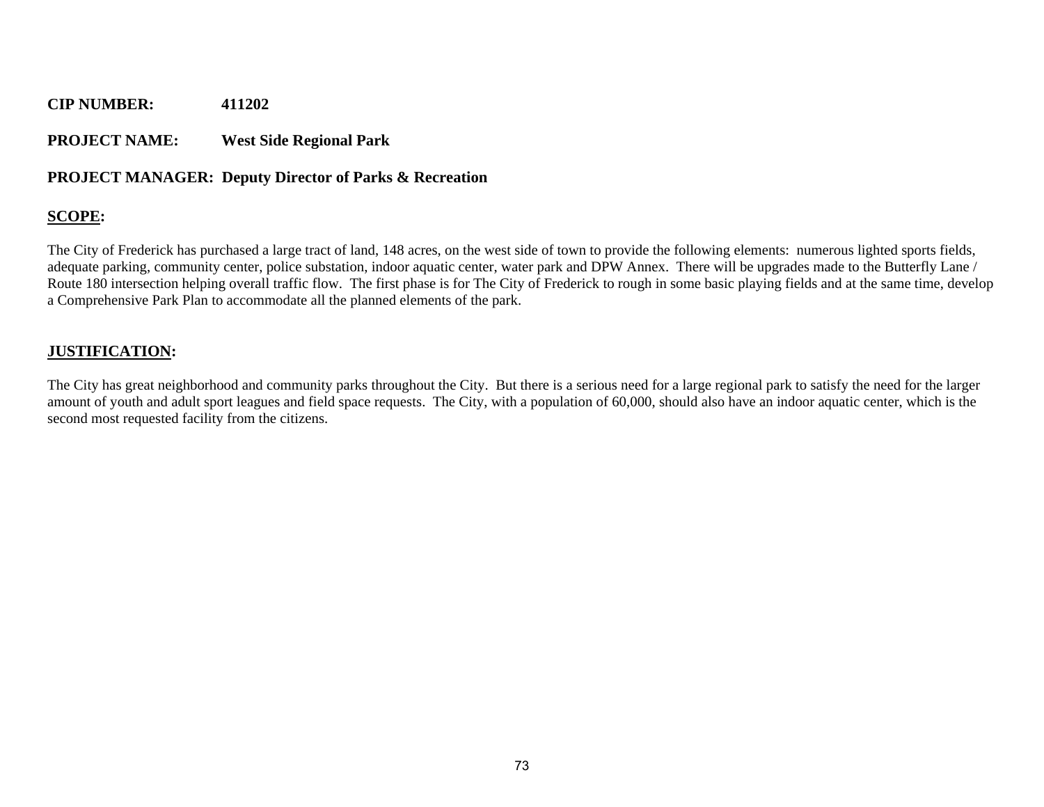**CIP NUMBER:** 411202

**PROJECT NAME:** West Side Regional Park

**PROJECT MANAGER:** Deputy Director of Parks & Recreation

**SCOPE:**

The City of Frederick has purchased a large tract of land, 148 acres, on the west side of town to provide the following elements: numerous lighted sports fields, adequate parking, community center, police substation, indoor aquatic center, water park and DPW Annex. There will be upgrades made to the Butterfly Lane / Route 180 intersection helping overall traffic flow. The first phase is for The City of Frederick to rough in some basic playing fields and at the same time, develop a Comprehensive Park Plan to accommodate all the planned elements of the park.

**JUSTIFICATION:**

The City has great neighborhood and community parks throughout the City. But there is a serious need for a large regional park to satisfy the need for the larger amount of youth and adult sport leagues and field space requests. The City, with a population of 60,000, should also have an indoor aquatic center, which is the second most requested facility from the citizens.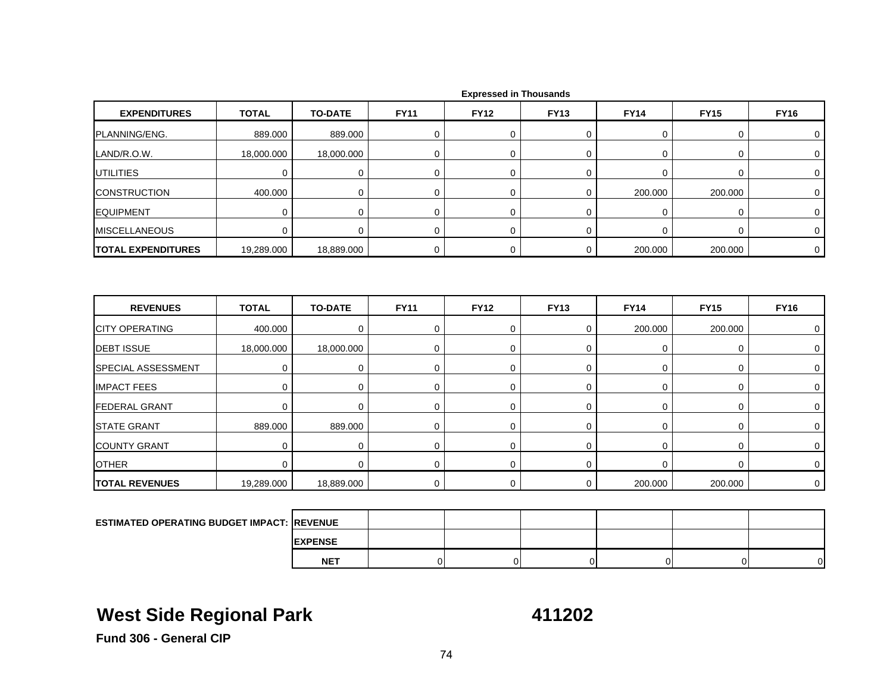Expressed in Thousands

| EXPENDITURES | TOTAL | TO-DATE | FY11 | FY12 | FY13 | FY14 | FY15 | FY16 |
|---|---|---|---|---|---|---|---|---|
| PLANNING/ENG. | 889.000 | 889.000 | 0 | 0 | 0 | 0 | 0 | 0 |
| LAND/R.O.W. | 18,000.000 | 18,000.000 | 0 | 0 | 0 | 0 | 0 | 0 |
| UTILITIES | 0 | 0 | 0 | 0 | 0 | 0 | 0 | 0 |
| CONSTRUCTION | 400.000 | 0 | 0 | 0 | 0 | 200.000 | 200.000 | 0 |
| EQUIPMENT | 0 | 0 | 0 | 0 | 0 | 0 | 0 | 0 |
| MISCELLANEOUS | 0 | 0 | 0 | 0 | 0 | 0 | 0 | 0 |
| **TOTAL EXPENDITURES** | 19,289.000 | 18,889.000 | 0 | 0 | 0 | 200.000 | 200.000 | 0 |

| REVENUES | TOTAL | TO-DATE | FY11 | FY12 | FY13 | FY14 | FY15 | FY16 |
|---|---|---|---|---|---|---|---|---|
| CITY OPERATING | 400.000 | 0 | 0 | 0 | 0 | 200.000 | 200.000 | 0 |
| DEBT ISSUE | 18,000.000 | 18,000.000 | 0 | 0 | 0 | 0 | 0 | 0 |
| SPECIAL ASSESSMENT | 0 | 0 | 0 | 0 | 0 | 0 | 0 | 0 |
| IMPACT FEES | 0 | 0 | 0 | 0 | 0 | 0 | 0 | 0 |
| FEDERAL GRANT | 0 | 0 | 0 | 0 | 0 | 0 | 0 | 0 |
| STATE GRANT | 889.000 | 889.000 | 0 | 0 | 0 | 0 | 0 | 0 |
| COUNTY GRANT | 0 | 0 | 0 | 0 | 0 | 0 | 0 | 0 |
| OTHER | 0 | 0 | 0 | 0 | 0 | 0 | 0 | 0 |
| **TOTAL REVENUES** | 19,289.000 | 18,889.000 | 0 | 0 | 0 | 200.000 | 200.000 | 0 |

| ESTIMATED OPERATING BUDGET IMPACT: | | | | | | | |
|---|---|---|---|---|---|---|---|
| | REVENUE | | | | | | |
| | EXPENSE | | | | | | |
| | NET | 0 | 0 | 0 | 0 | 0 | 0 |

# West Side Regional Park 411202

**Fund 306 - General CIP**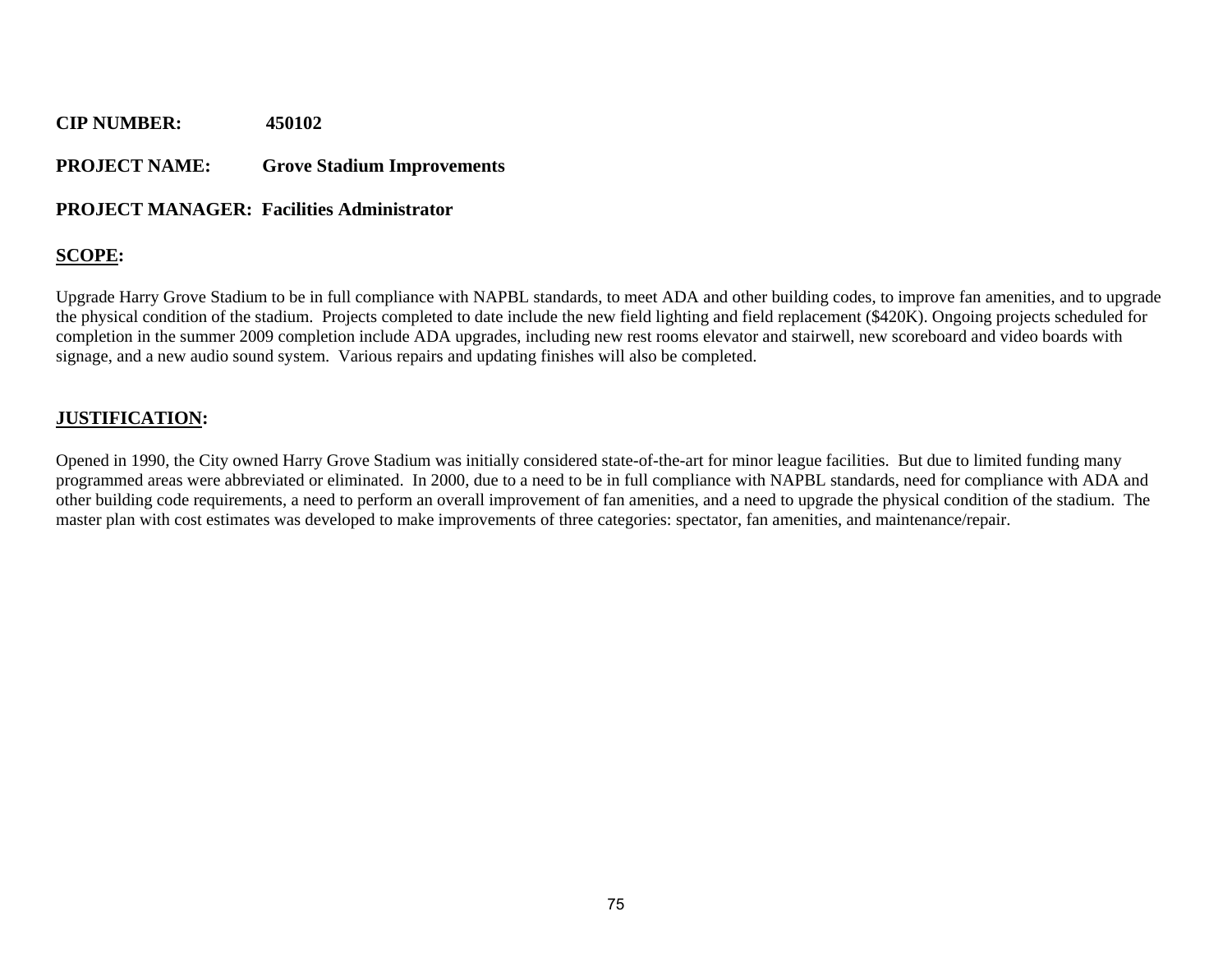**CIP NUMBER:** 450102

**PROJECT NAME:** Grove Stadium Improvements

**PROJECT MANAGER:** Facilities Administrator

**<u>SCOPE</u>:**

Upgrade Harry Grove Stadium to be in full compliance with NAPBL standards, to meet ADA and other building codes, to improve fan amenities, and to upgrade the physical condition of the stadium. Projects completed to date include the new field lighting and field replacement ($420K). Ongoing projects scheduled for completion in the summer 2009 completion include ADA upgrades, including new rest rooms elevator and stairwell, new scoreboard and video boards with signage, and a new audio sound system. Various repairs and updating finishes will also be completed.

**<u>JUSTIFICATION</u>:**

Opened in 1990, the City owned Harry Grove Stadium was initially considered state-of-the-art for minor league facilities. But due to limited funding many programmed areas were abbreviated or eliminated. In 2000, due to a need to be in full compliance with NAPBL standards, need for compliance with ADA and other building code requirements, a need to perform an overall improvement of fan amenities, and a need to upgrade the physical condition of the stadium. The master plan with cost estimates was developed to make improvements of three categories: spectator, fan amenities, and maintenance/repair.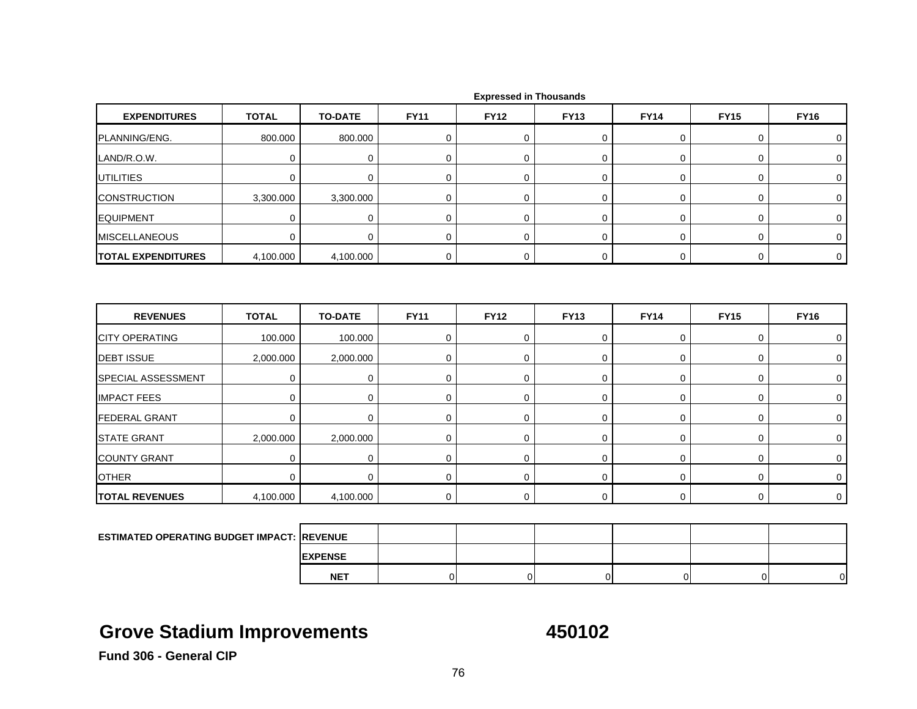Expressed in Thousands

| EXPENDITURES | TOTAL | TO-DATE | FY11 | FY12 | FY13 | FY14 | FY15 | FY16 |
|---|---|---|---|---|---|---|---|---|
| PLANNING/ENG. | 800.000 | 800.000 | 0 | 0 | 0 | 0 | 0 | 0 |
| LAND/R.O.W. | 0 | 0 | 0 | 0 | 0 | 0 | 0 | 0 |
| UTILITIES | 0 | 0 | 0 | 0 | 0 | 0 | 0 | 0 |
| CONSTRUCTION | 3,300.000 | 3,300.000 | 0 | 0 | 0 | 0 | 0 | 0 |
| EQUIPMENT | 0 | 0 | 0 | 0 | 0 | 0 | 0 | 0 |
| MISCELLANEOUS | 0 | 0 | 0 | 0 | 0 | 0 | 0 | 0 |
| **TOTAL EXPENDITURES** | 4,100.000 | 4,100.000 | 0 | 0 | 0 | 0 | 0 | 0 |

| REVENUES | TOTAL | TO-DATE | FY11 | FY12 | FY13 | FY14 | FY15 | FY16 |
|---|---|---|---|---|---|---|---|---|
| CITY OPERATING | 100.000 | 100.000 | 0 | 0 | 0 | 0 | 0 | 0 |
| DEBT ISSUE | 2,000.000 | 2,000.000 | 0 | 0 | 0 | 0 | 0 | 0 |
| SPECIAL ASSESSMENT | 0 | 0 | 0 | 0 | 0 | 0 | 0 | 0 |
| IMPACT FEES | 0 | 0 | 0 | 0 | 0 | 0 | 0 | 0 |
| FEDERAL GRANT | 0 | 0 | 0 | 0 | 0 | 0 | 0 | 0 |
| STATE GRANT | 2,000.000 | 2,000.000 | 0 | 0 | 0 | 0 | 0 | 0 |
| COUNTY GRANT | 0 | 0 | 0 | 0 | 0 | 0 | 0 | 0 |
| OTHER | 0 | 0 | 0 | 0 | 0 | 0 | 0 | 0 |
| **TOTAL REVENUES** | 4,100.000 | 4,100.000 | 0 | 0 | 0 | 0 | 0 | 0 |

| ESTIMATED OPERATING BUDGET IMPACT: | | FY11 | FY12 | FY13 | FY14 | FY15 | FY16 |
|---|---|---|---|---|---|---|---|
| | REVENUE | | | | | | |
| | EXPENSE | | | | | | |
| | NET | 0 | 0 | 0 | 0 | 0 | 0 |

# Grove Stadium Improvements 450102

**Fund 306 - General CIP**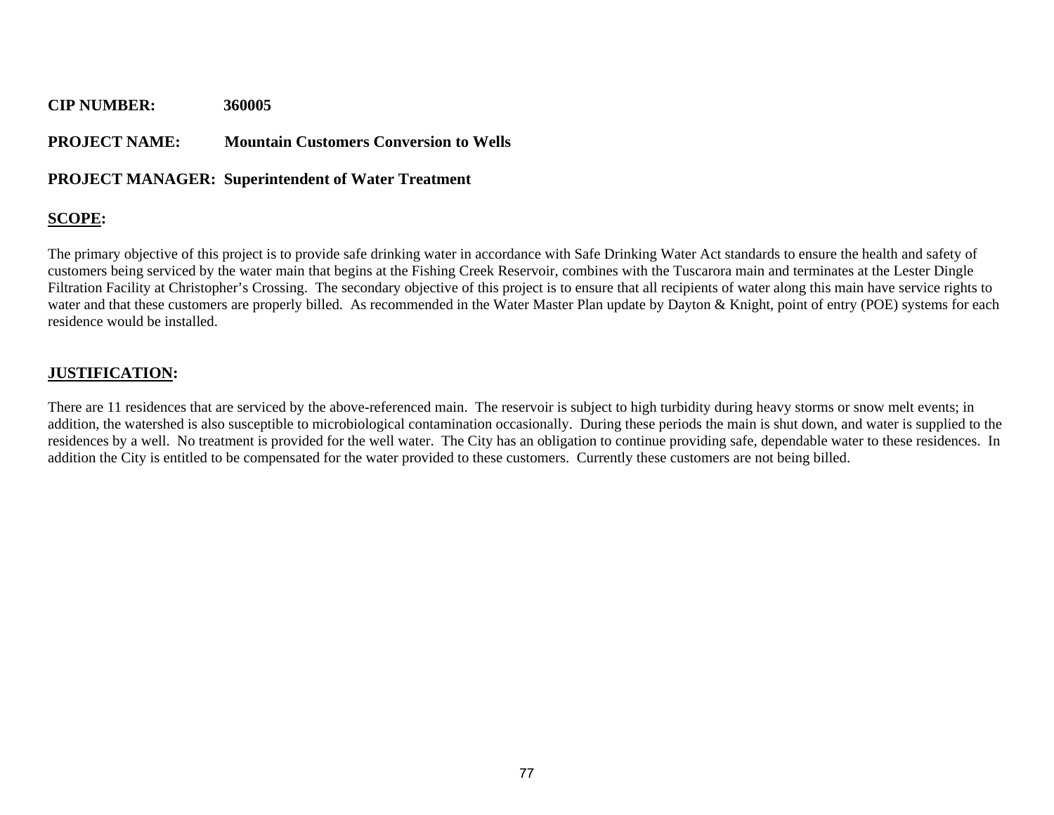**CIP NUMBER:** **360005**

**PROJECT NAME:** **Mountain Customers Conversion to Wells**

**PROJECT MANAGER:** **Superintendent of Water Treatment**

## SCOPE:

The primary objective of this project is to provide safe drinking water in accordance with Safe Drinking Water Act standards to ensure the health and safety of customers being serviced by the water main that begins at the Fishing Creek Reservoir, combines with the Tuscarora main and terminates at the Lester Dingle Filtration Facility at Christopher's Crossing. The secondary objective of this project is to ensure that all recipients of water along this main have service rights to water and that these customers are properly billed. As recommended in the Water Master Plan update by Dayton & Knight, point of entry (POE) systems for each residence would be installed.

## JUSTIFICATION:

There are 11 residences that are serviced by the above-referenced main. The reservoir is subject to high turbidity during heavy storms or snow melt events; in addition, the watershed is also susceptible to microbiological contamination occasionally. During these periods the main is shut down, and water is supplied to the residences by a well. No treatment is provided for the well water. The City has an obligation to continue providing safe, dependable water to these residences. In addition the City is entitled to be compensated for the water provided to these customers. Currently these customers are not being billed.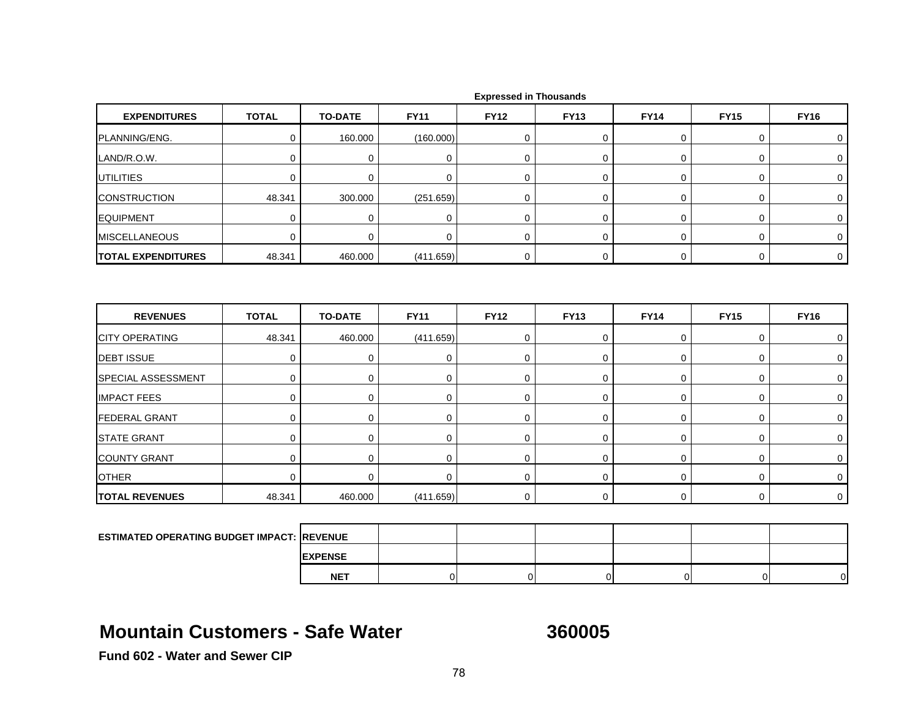Expressed in Thousands

| EXPENDITURES | TOTAL | TO-DATE | FY11 | FY12 | FY13 | FY14 | FY15 | FY16 |
|---|---|---|---|---|---|---|---|---|
| PLANNING/ENG. | 0 | 160.000 | (160.000) | 0 | 0 | 0 | 0 | 0 |
| LAND/R.O.W. | 0 | 0 | 0 | 0 | 0 | 0 | 0 | 0 |
| UTILITIES | 0 | 0 | 0 | 0 | 0 | 0 | 0 | 0 |
| CONSTRUCTION | 48.341 | 300.000 | (251.659) | 0 | 0 | 0 | 0 | 0 |
| EQUIPMENT | 0 | 0 | 0 | 0 | 0 | 0 | 0 | 0 |
| MISCELLANEOUS | 0 | 0 | 0 | 0 | 0 | 0 | 0 | 0 |
| **TOTAL EXPENDITURES** | 48.341 | 460.000 | (411.659) | 0 | 0 | 0 | 0 | 0 |

| REVENUES | TOTAL | TO-DATE | FY11 | FY12 | FY13 | FY14 | FY15 | FY16 |
|---|---|---|---|---|---|---|---|---|
| CITY OPERATING | 48.341 | 460.000 | (411.659) | 0 | 0 | 0 | 0 | 0 |
| DEBT ISSUE | 0 | 0 | 0 | 0 | 0 | 0 | 0 | 0 |
| SPECIAL ASSESSMENT | 0 | 0 | 0 | 0 | 0 | 0 | 0 | 0 |
| IMPACT FEES | 0 | 0 | 0 | 0 | 0 | 0 | 0 | 0 |
| FEDERAL GRANT | 0 | 0 | 0 | 0 | 0 | 0 | 0 | 0 |
| STATE GRANT | 0 | 0 | 0 | 0 | 0 | 0 | 0 | 0 |
| COUNTY GRANT | 0 | 0 | 0 | 0 | 0 | 0 | 0 | 0 |
| OTHER | 0 | 0 | 0 | 0 | 0 | 0 | 0 | 0 |
| **TOTAL REVENUES** | 48.341 | 460.000 | (411.659) | 0 | 0 | 0 | 0 | 0 |

| ESTIMATED OPERATING BUDGET IMPACT: | | | | | | |
|---|---|---|---|---|---|---|
| REVENUE | | | | | | |
| EXPENSE | | | | | | |
| NET | 0 | 0 | 0 | 0 | 0 | 0 |

## Mountain Customers - Safe Water 360005

**Fund 602 - Water and Sewer CIP**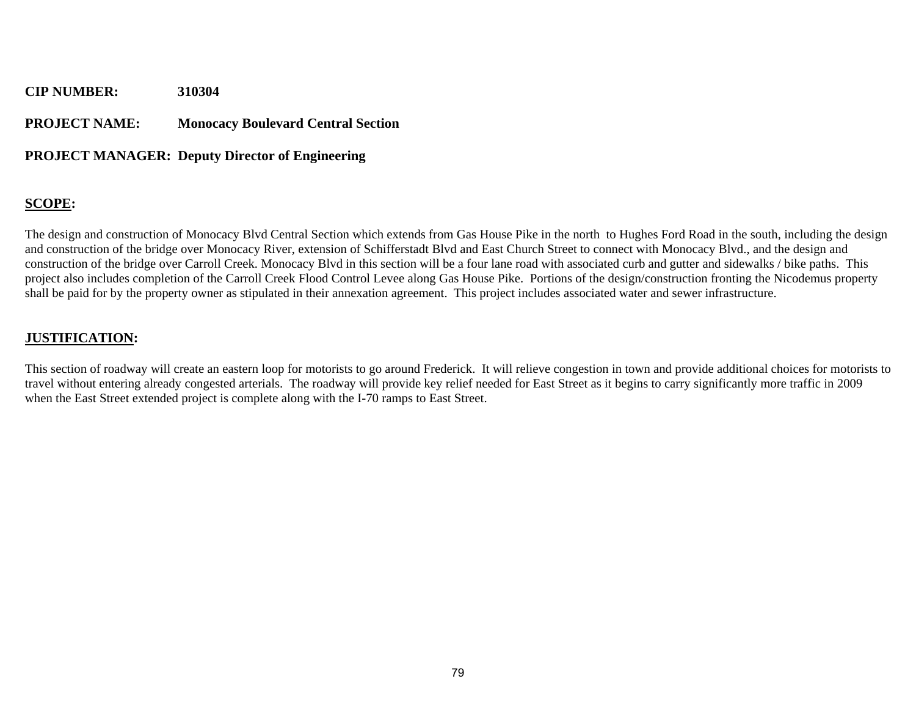**CIP NUMBER:** 310304

**PROJECT NAME:** Monocacy Boulevard Central Section

**PROJECT MANAGER:** Deputy Director of Engineering

**SCOPE:**

The design and construction of Monocacy Blvd Central Section which extends from Gas House Pike in the north to Hughes Ford Road in the south, including the design and construction of the bridge over Monocacy River, extension of Schifferstadt Blvd and East Church Street to connect with Monocacy Blvd., and the design and construction of the bridge over Carroll Creek. Monocacy Blvd in this section will be a four lane road with associated curb and gutter and sidewalks / bike paths. This project also includes completion of the Carroll Creek Flood Control Levee along Gas House Pike. Portions of the design/construction fronting the Nicodemus property shall be paid for by the property owner as stipulated in their annexation agreement. This project includes associated water and sewer infrastructure.

**JUSTIFICATION:**

This section of roadway will create an eastern loop for motorists to go around Frederick. It will relieve congestion in town and provide additional choices for motorists to travel without entering already congested arterials. The roadway will provide key relief needed for East Street as it begins to carry significantly more traffic in 2009 when the East Street extended project is complete along with the I-70 ramps to East Street.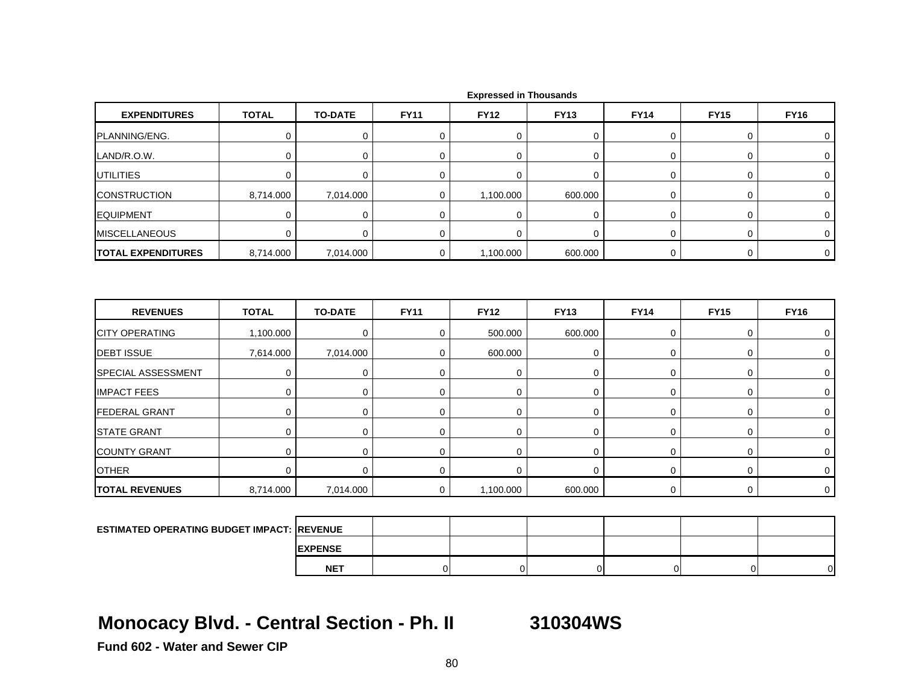Expressed in Thousands

| EXPENDITURES | TOTAL | TO-DATE | FY11 | FY12 | FY13 | FY14 | FY15 | FY16 |
|---|---|---|---|---|---|---|---|---|
| PLANNING/ENG. | 0 | 0 | 0 | 0 | 0 | 0 | 0 | 0 |
| LAND/R.O.W. | 0 | 0 | 0 | 0 | 0 | 0 | 0 | 0 |
| UTILITIES | 0 | 0 | 0 | 0 | 0 | 0 | 0 | 0 |
| CONSTRUCTION | 8,714.000 | 7,014.000 | 0 | 1,100.000 | 600.000 | 0 | 0 | 0 |
| EQUIPMENT | 0 | 0 | 0 | 0 | 0 | 0 | 0 | 0 |
| MISCELLANEOUS | 0 | 0 | 0 | 0 | 0 | 0 | 0 | 0 |
| **TOTAL EXPENDITURES** | 8,714.000 | 7,014.000 | 0 | 1,100.000 | 600.000 | 0 | 0 | 0 |

| REVENUES | TOTAL | TO-DATE | FY11 | FY12 | FY13 | FY14 | FY15 | FY16 |
|---|---|---|---|---|---|---|---|---|
| CITY OPERATING | 1,100.000 | 0 | 0 | 500.000 | 600.000 | 0 | 0 | 0 |
| DEBT ISSUE | 7,614.000 | 7,014.000 | 0 | 600.000 | 0 | 0 | 0 | 0 |
| SPECIAL ASSESSMENT | 0 | 0 | 0 | 0 | 0 | 0 | 0 | 0 |
| IMPACT FEES | 0 | 0 | 0 | 0 | 0 | 0 | 0 | 0 |
| FEDERAL GRANT | 0 | 0 | 0 | 0 | 0 | 0 | 0 | 0 |
| STATE GRANT | 0 | 0 | 0 | 0 | 0 | 0 | 0 | 0 |
| COUNTY GRANT | 0 | 0 | 0 | 0 | 0 | 0 | 0 | 0 |
| OTHER | 0 | 0 | 0 | 0 | 0 | 0 | 0 | 0 |
| **TOTAL REVENUES** | 8,714.000 | 7,014.000 | 0 | 1,100.000 | 600.000 | 0 | 0 | 0 |

| ESTIMATED OPERATING BUDGET IMPACT: | | | | | | | |
|---|---|---|---|---|---|---|---|
| | REVENUE | | | | | | |
| | EXPENSE | | | | | | |
| | NET | 0 | 0 | 0 | 0 | 0 | 0 |

## Monocacy Blvd. - Central Section - Ph. II 310304WS

**Fund 602 - Water and Sewer CIP**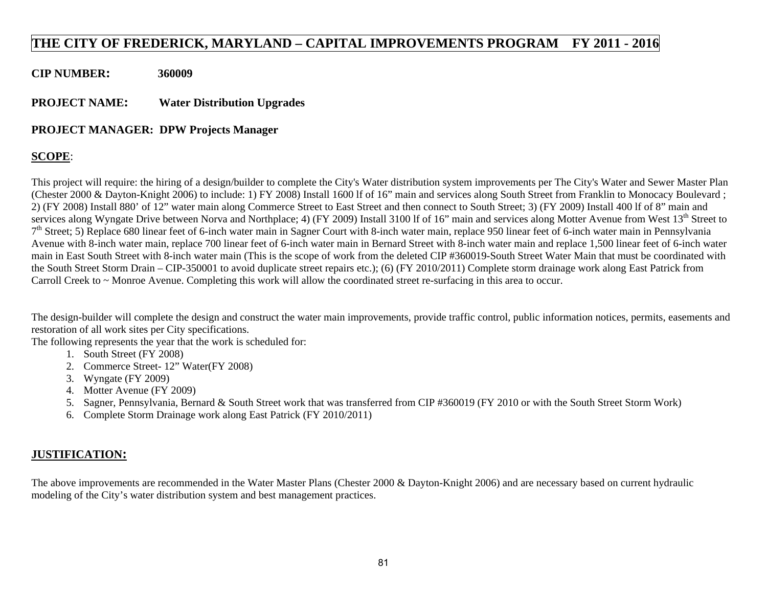# THE CITY OF FREDERICK, MARYLAND – CAPITAL IMPROVEMENTS PROGRAM FY 2011 - 2016

**CIP NUMBER:** **360009**

**PROJECT NAME:** **Water Distribution Upgrades**

**PROJECT MANAGER: DPW Projects Manager**

**SCOPE**:

This project will require: the hiring of a design/builder to complete the City's Water distribution system improvements per The City's Water and Sewer Master Plan (Chester 2000 & Dayton-Knight 2006) to include: 1) FY 2008) Install 1600 lf of 16" main and services along South Street from Franklin to Monocacy Boulevard ; 2) (FY 2008) Install 880' of 12" water main along Commerce Street to East Street and then connect to South Street; 3) (FY 2009) Install 400 lf of 8" main and services along Wyngate Drive between Norva and Northplace; 4) (FY 2009) Install 3100 lf of 16" main and services along Motter Avenue from West 13th Street to 7th Street; 5) Replace 680 linear feet of 6-inch water main in Sagner Court with 8-inch water main, replace 950 linear feet of 6-inch water main in Pennsylvania Avenue with 8-inch water main, replace 700 linear feet of 6-inch water main in Bernard Street with 8-inch water main and replace 1,500 linear feet of 6-inch water main in East South Street with 8-inch water main (This is the scope of work from the deleted CIP #360019-South Street Water Main that must be coordinated with the South Street Storm Drain – CIP-350001 to avoid duplicate street repairs etc.); (6) (FY 2010/2011) Complete storm drainage work along East Patrick from Carroll Creek to ~ Monroe Avenue. Completing this work will allow the coordinated street re-surfacing in this area to occur.

The design-builder will complete the design and construct the water main improvements, provide traffic control, public information notices, permits, easements and restoration of all work sites per City specifications.
The following represents the year that the work is scheduled for:

1. South Street (FY 2008)
2. Commerce Street- 12" Water(FY 2008)
3. Wyngate (FY 2009)
4. Motter Avenue (FY 2009)
5. Sagner, Pennsylvania, Bernard & South Street work that was transferred from CIP #360019 (FY 2010 or with the South Street Storm Work)
6. Complete Storm Drainage work along East Patrick (FY 2010/2011)

**JUSTIFICATION:**

The above improvements are recommended in the Water Master Plans (Chester 2000 & Dayton-Knight 2006) and are necessary based on current hydraulic modeling of the City's water distribution system and best management practices.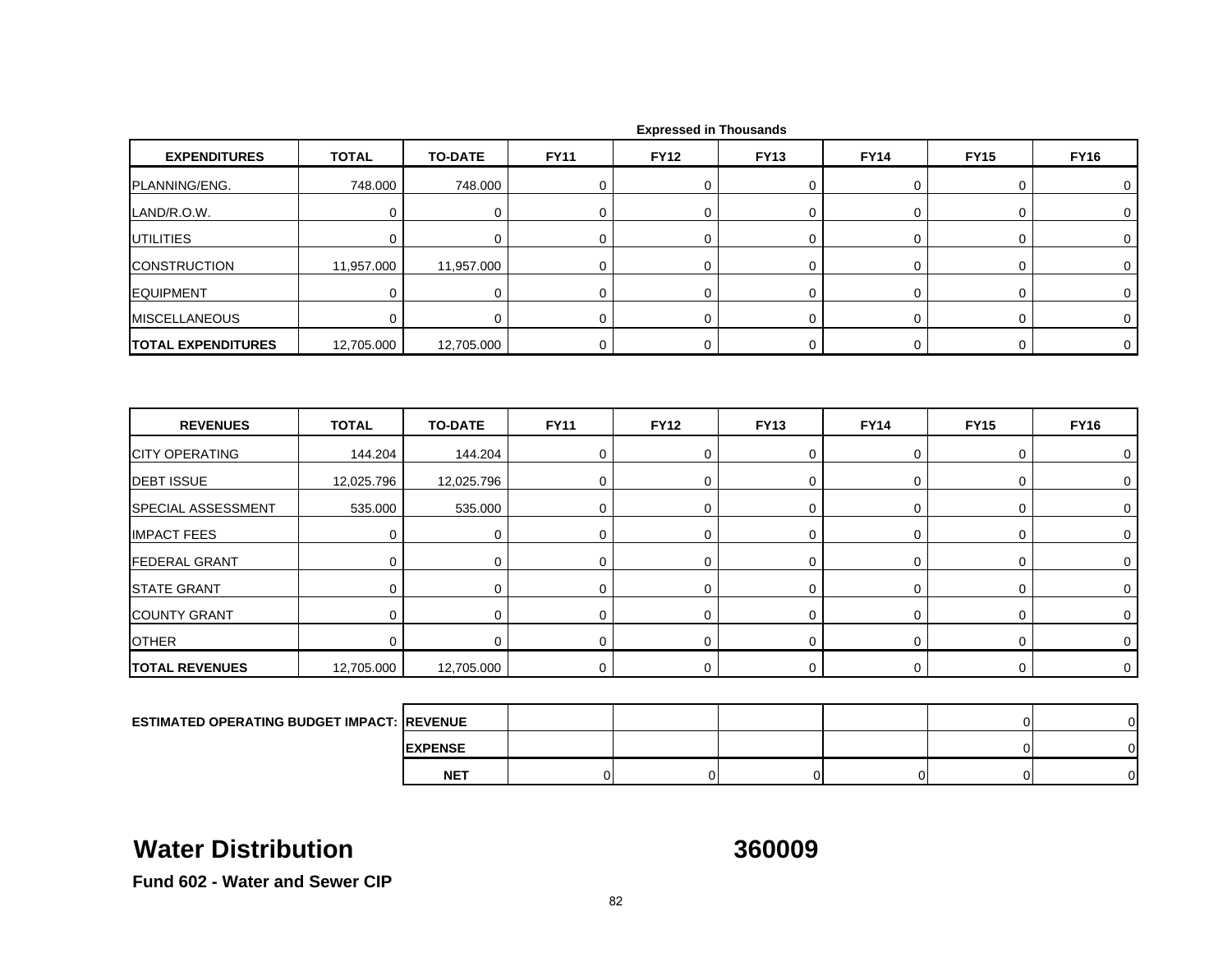Expressed in Thousands

| EXPENDITURES | TOTAL | TO-DATE | FY11 | FY12 | FY13 | FY14 | FY15 | FY16 |
|---|---|---|---|---|---|---|---|---|
| PLANNING/ENG. | 748.000 | 748.000 | 0 | 0 | 0 | 0 | 0 | 0 |
| LAND/R.O.W. | 0 | 0 | 0 | 0 | 0 | 0 | 0 | 0 |
| UTILITIES | 0 | 0 | 0 | 0 | 0 | 0 | 0 | 0 |
| CONSTRUCTION | 11,957.000 | 11,957.000 | 0 | 0 | 0 | 0 | 0 | 0 |
| EQUIPMENT | 0 | 0 | 0 | 0 | 0 | 0 | 0 | 0 |
| MISCELLANEOUS | 0 | 0 | 0 | 0 | 0 | 0 | 0 | 0 |
| **TOTAL EXPENDITURES** | 12,705.000 | 12,705.000 | 0 | 0 | 0 | 0 | 0 | 0 |

| REVENUES | TOTAL | TO-DATE | FY11 | FY12 | FY13 | FY14 | FY15 | FY16 |
|---|---|---|---|---|---|---|---|---|
| CITY OPERATING | 144.204 | 144.204 | 0 | 0 | 0 | 0 | 0 | 0 |
| DEBT ISSUE | 12,025.796 | 12,025.796 | 0 | 0 | 0 | 0 | 0 | 0 |
| SPECIAL ASSESSMENT | 535.000 | 535.000 | 0 | 0 | 0 | 0 | 0 | 0 |
| IMPACT FEES | 0 | 0 | 0 | 0 | 0 | 0 | 0 | 0 |
| FEDERAL GRANT | 0 | 0 | 0 | 0 | 0 | 0 | 0 | 0 |
| STATE GRANT | 0 | 0 | 0 | 0 | 0 | 0 | 0 | 0 |
| COUNTY GRANT | 0 | 0 | 0 | 0 | 0 | 0 | 0 | 0 |
| OTHER | 0 | 0 | 0 | 0 | 0 | 0 | 0 | 0 |
| **TOTAL REVENUES** | 12,705.000 | 12,705.000 | 0 | 0 | 0 | 0 | 0 | 0 |

| ESTIMATED OPERATING BUDGET IMPACT: | | | | | | | |
|---|---|---|---|---|---|---|---|
| | REVENUE | | | | | 0 | 0 |
| | EXPENSE | | | | | 0 | 0 |
| | NET | 0 | 0 | 0 | 0 | 0 | 0 |

# Water Distribution 360009

**Fund 602 - Water and Sewer CIP**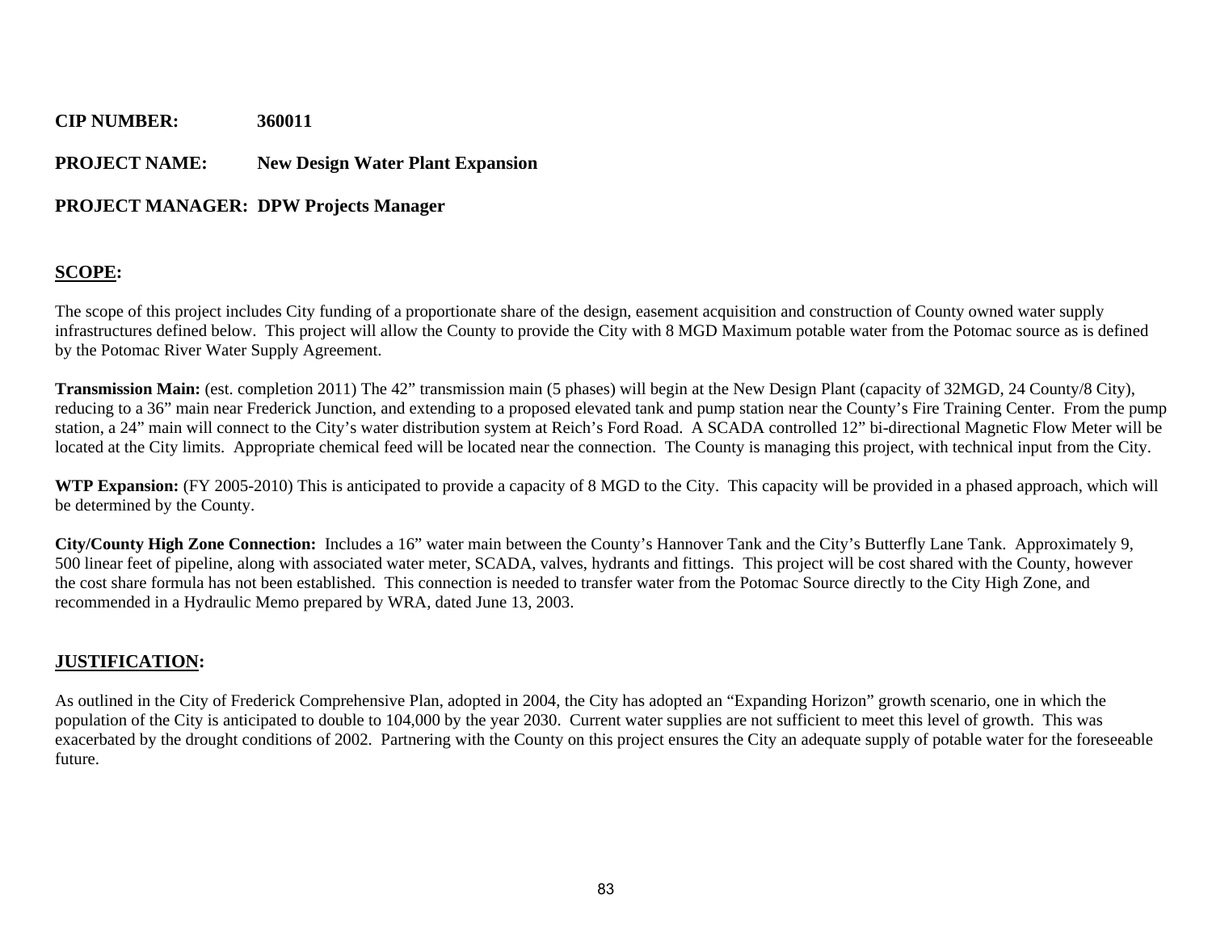**CIP NUMBER:** 360011

**PROJECT NAME:** New Design Water Plant Expansion

**PROJECT MANAGER:** DPW Projects Manager

## SCOPE:

The scope of this project includes City funding of a proportionate share of the design, easement acquisition and construction of County owned water supply infrastructures defined below. This project will allow the County to provide the City with 8 MGD Maximum potable water from the Potomac source as is defined by the Potomac River Water Supply Agreement.

**Transmission Main:** (est. completion 2011) The 42" transmission main (5 phases) will begin at the New Design Plant (capacity of 32MGD, 24 County/8 City), reducing to a 36" main near Frederick Junction, and extending to a proposed elevated tank and pump station near the County's Fire Training Center. From the pump station, a 24" main will connect to the City's water distribution system at Reich's Ford Road. A SCADA controlled 12" bi-directional Magnetic Flow Meter will be located at the City limits. Appropriate chemical feed will be located near the connection. The County is managing this project, with technical input from the City.

**WTP Expansion:** (FY 2005-2010) This is anticipated to provide a capacity of 8 MGD to the City. This capacity will be provided in a phased approach, which will be determined by the County.

**City/County High Zone Connection:** Includes a 16" water main between the County's Hannover Tank and the City's Butterfly Lane Tank. Approximately 9, 500 linear feet of pipeline, along with associated water meter, SCADA, valves, hydrants and fittings. This project will be cost shared with the County, however the cost share formula has not been established. This connection is needed to transfer water from the Potomac Source directly to the City High Zone, and recommended in a Hydraulic Memo prepared by WRA, dated June 13, 2003.

## JUSTIFICATION:

As outlined in the City of Frederick Comprehensive Plan, adopted in 2004, the City has adopted an "Expanding Horizon" growth scenario, one in which the population of the City is anticipated to double to 104,000 by the year 2030. Current water supplies are not sufficient to meet this level of growth. This was exacerbated by the drought conditions of 2002. Partnering with the County on this project ensures the City an adequate supply of potable water for the foreseeable future.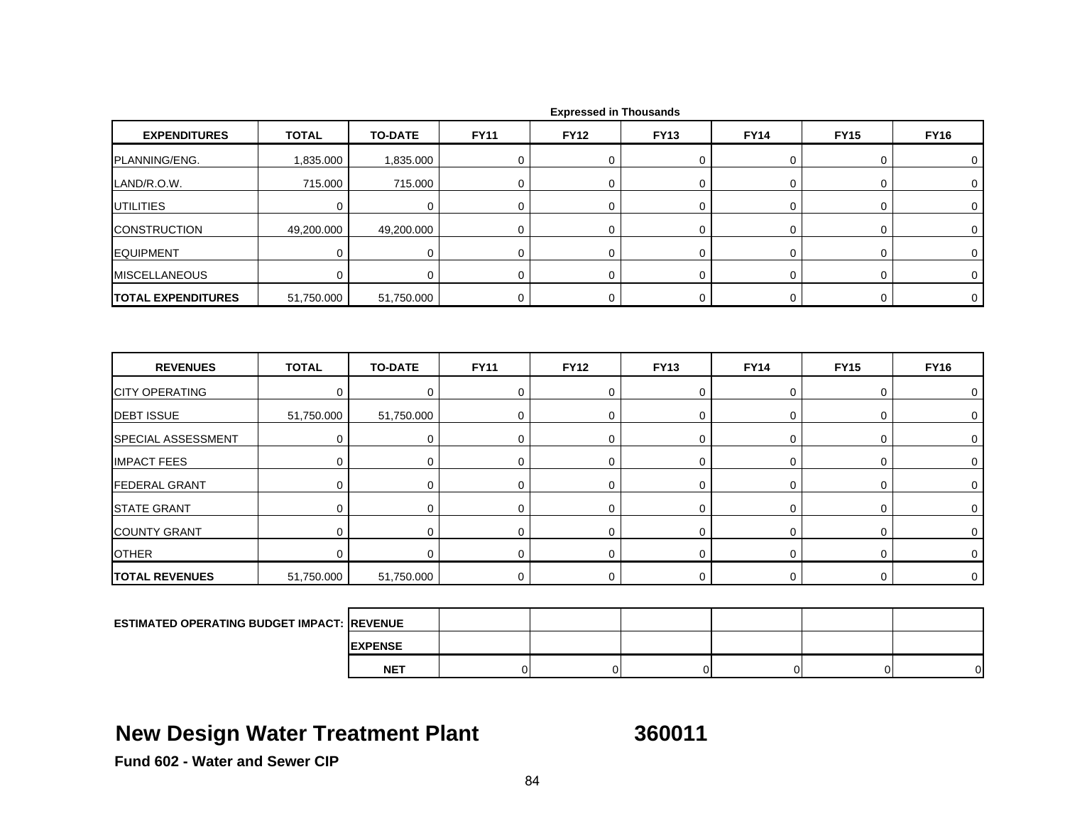Expressed in Thousands

| EXPENDITURES | TOTAL | TO-DATE | FY11 | FY12 | FY13 | FY14 | FY15 | FY16 |
|---|---|---|---|---|---|---|---|---|
| PLANNING/ENG. | 1,835.000 | 1,835.000 | 0 | 0 | 0 | 0 | 0 | 0 |
| LAND/R.O.W. | 715.000 | 715.000 | 0 | 0 | 0 | 0 | 0 | 0 |
| UTILITIES | 0 | 0 | 0 | 0 | 0 | 0 | 0 | 0 |
| CONSTRUCTION | 49,200.000 | 49,200.000 | 0 | 0 | 0 | 0 | 0 | 0 |
| EQUIPMENT | 0 | 0 | 0 | 0 | 0 | 0 | 0 | 0 |
| MISCELLANEOUS | 0 | 0 | 0 | 0 | 0 | 0 | 0 | 0 |
| **TOTAL EXPENDITURES** | 51,750.000 | 51,750.000 | 0 | 0 | 0 | 0 | 0 | 0 |

| REVENUES | TOTAL | TO-DATE | FY11 | FY12 | FY13 | FY14 | FY15 | FY16 |
|---|---|---|---|---|---|---|---|---|
| CITY OPERATING | 0 | 0 | 0 | 0 | 0 | 0 | 0 | 0 |
| DEBT ISSUE | 51,750.000 | 51,750.000 | 0 | 0 | 0 | 0 | 0 | 0 |
| SPECIAL ASSESSMENT | 0 | 0 | 0 | 0 | 0 | 0 | 0 | 0 |
| IMPACT FEES | 0 | 0 | 0 | 0 | 0 | 0 | 0 | 0 |
| FEDERAL GRANT | 0 | 0 | 0 | 0 | 0 | 0 | 0 | 0 |
| STATE GRANT | 0 | 0 | 0 | 0 | 0 | 0 | 0 | 0 |
| COUNTY GRANT | 0 | 0 | 0 | 0 | 0 | 0 | 0 | 0 |
| OTHER | 0 | 0 | 0 | 0 | 0 | 0 | 0 | 0 |
| **TOTAL REVENUES** | 51,750.000 | 51,750.000 | 0 | 0 | 0 | 0 | 0 | 0 |

| ESTIMATED OPERATING BUDGET IMPACT: | | | | | | | |
|---|---|---|---|---|---|---|---|
| | **REVENUE** | | | | | | |
| | **EXPENSE** | | | | | | |
| | **NET** | 0 | 0 | 0 | 0 | 0 | 0 |

## New Design Water Treatment Plant 360011

**Fund 602 - Water and Sewer CIP**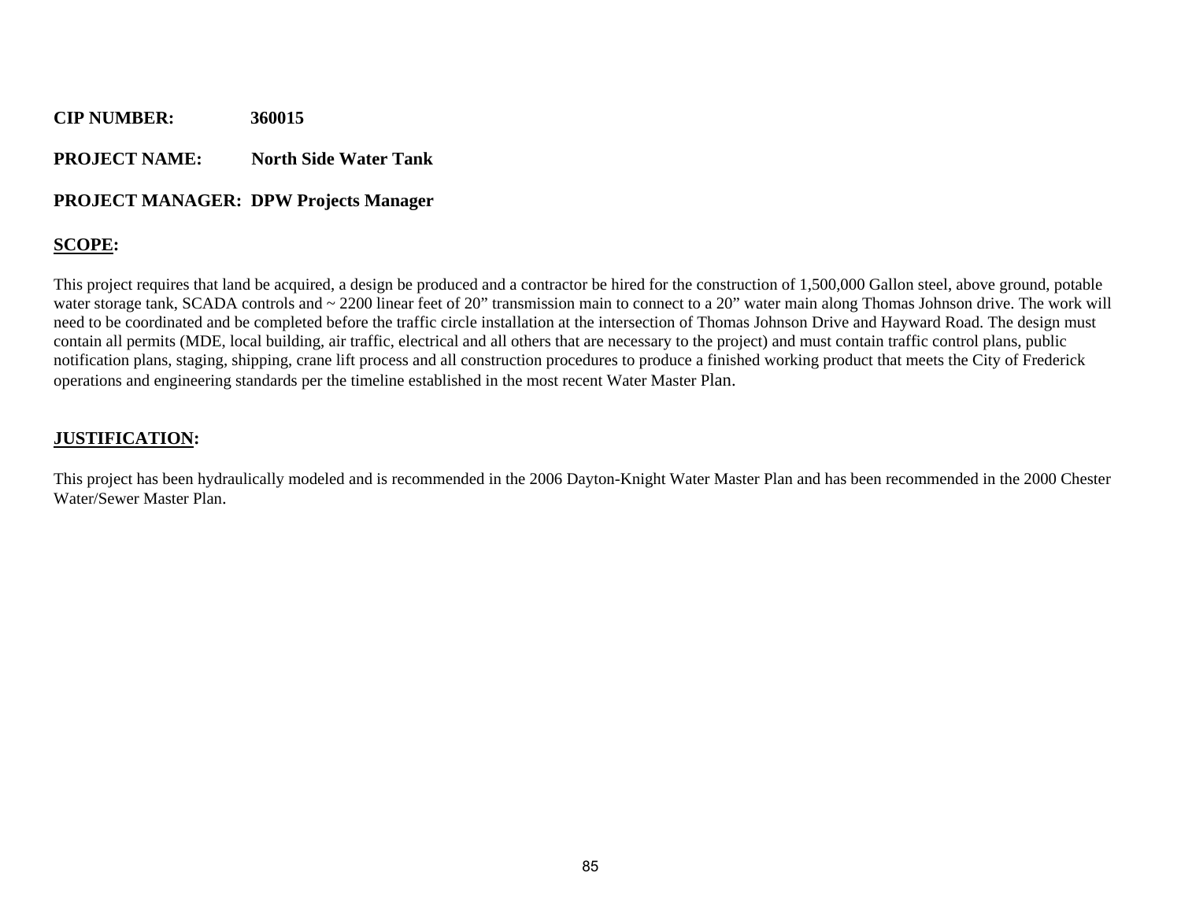**CIP NUMBER:** **360015**

**PROJECT NAME:** **North Side Water Tank**

**PROJECT MANAGER: DPW Projects Manager**

**SCOPE:**

This project requires that land be acquired, a design be produced and a contractor be hired for the construction of 1,500,000 Gallon steel, above ground, potable water storage tank, SCADA controls and ~ 2200 linear feet of 20" transmission main to connect to a 20" water main along Thomas Johnson drive. The work will need to be coordinated and be completed before the traffic circle installation at the intersection of Thomas Johnson Drive and Hayward Road. The design must contain all permits (MDE, local building, air traffic, electrical and all others that are necessary to the project) and must contain traffic control plans, public notification plans, staging, shipping, crane lift process and all construction procedures to produce a finished working product that meets the City of Frederick operations and engineering standards per the timeline established in the most recent Water Master Plan.

**JUSTIFICATION:**

This project has been hydraulically modeled and is recommended in the 2006 Dayton-Knight Water Master Plan and has been recommended in the 2000 Chester Water/Sewer Master Plan.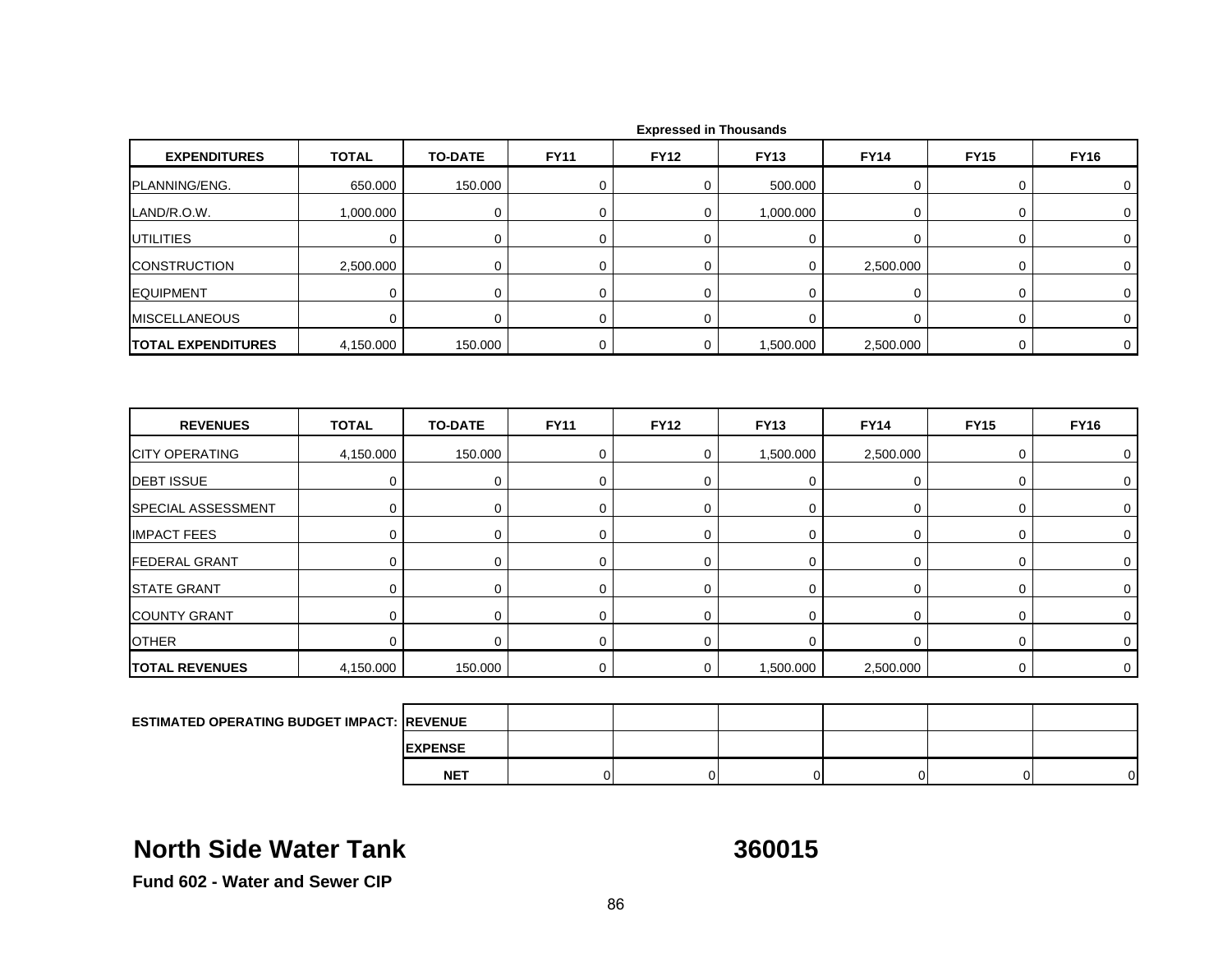Expressed in Thousands

| EXPENDITURES | TOTAL | TO-DATE | FY11 | FY12 | FY13 | FY14 | FY15 | FY16 |
|---|---|---|---|---|---|---|---|---|
| PLANNING/ENG. | 650.000 | 150.000 | 0 | 0 | 500.000 | 0 | 0 | 0 |
| LAND/R.O.W. | 1,000.000 | 0 | 0 | 0 | 1,000.000 | 0 | 0 | 0 |
| UTILITIES | 0 | 0 | 0 | 0 | 0 | 0 | 0 | 0 |
| CONSTRUCTION | 2,500.000 | 0 | 0 | 0 | 0 | 2,500.000 | 0 | 0 |
| EQUIPMENT | 0 | 0 | 0 | 0 | 0 | 0 | 0 | 0 |
| MISCELLANEOUS | 0 | 0 | 0 | 0 | 0 | 0 | 0 | 0 |
| **TOTAL EXPENDITURES** | 4,150.000 | 150.000 | 0 | 0 | 1,500.000 | 2,500.000 | 0 | 0 |

| REVENUES | TOTAL | TO-DATE | FY11 | FY12 | FY13 | FY14 | FY15 | FY16 |
|---|---|---|---|---|---|---|---|---|
| CITY OPERATING | 4,150.000 | 150.000 | 0 | 0 | 1,500.000 | 2,500.000 | 0 | 0 |
| DEBT ISSUE | 0 | 0 | 0 | 0 | 0 | 0 | 0 | 0 |
| SPECIAL ASSESSMENT | 0 | 0 | 0 | 0 | 0 | 0 | 0 | 0 |
| IMPACT FEES | 0 | 0 | 0 | 0 | 0 | 0 | 0 | 0 |
| FEDERAL GRANT | 0 | 0 | 0 | 0 | 0 | 0 | 0 | 0 |
| STATE GRANT | 0 | 0 | 0 | 0 | 0 | 0 | 0 | 0 |
| COUNTY GRANT | 0 | 0 | 0 | 0 | 0 | 0 | 0 | 0 |
| OTHER | 0 | 0 | 0 | 0 | 0 | 0 | 0 | 0 |
| **TOTAL REVENUES** | 4,150.000 | 150.000 | 0 | 0 | 1,500.000 | 2,500.000 | 0 | 0 |

| ESTIMATED OPERATING BUDGET IMPACT: | | | | | | | |
|---|---|---|---|---|---|---|---|
| | REVENUE | | | | | | |
| | EXPENSE | | | | | | |
| | NET | 0 | 0 | 0 | 0 | 0 | 0 |

## North Side Water Tank — 360015

**Fund 602 - Water and Sewer CIP**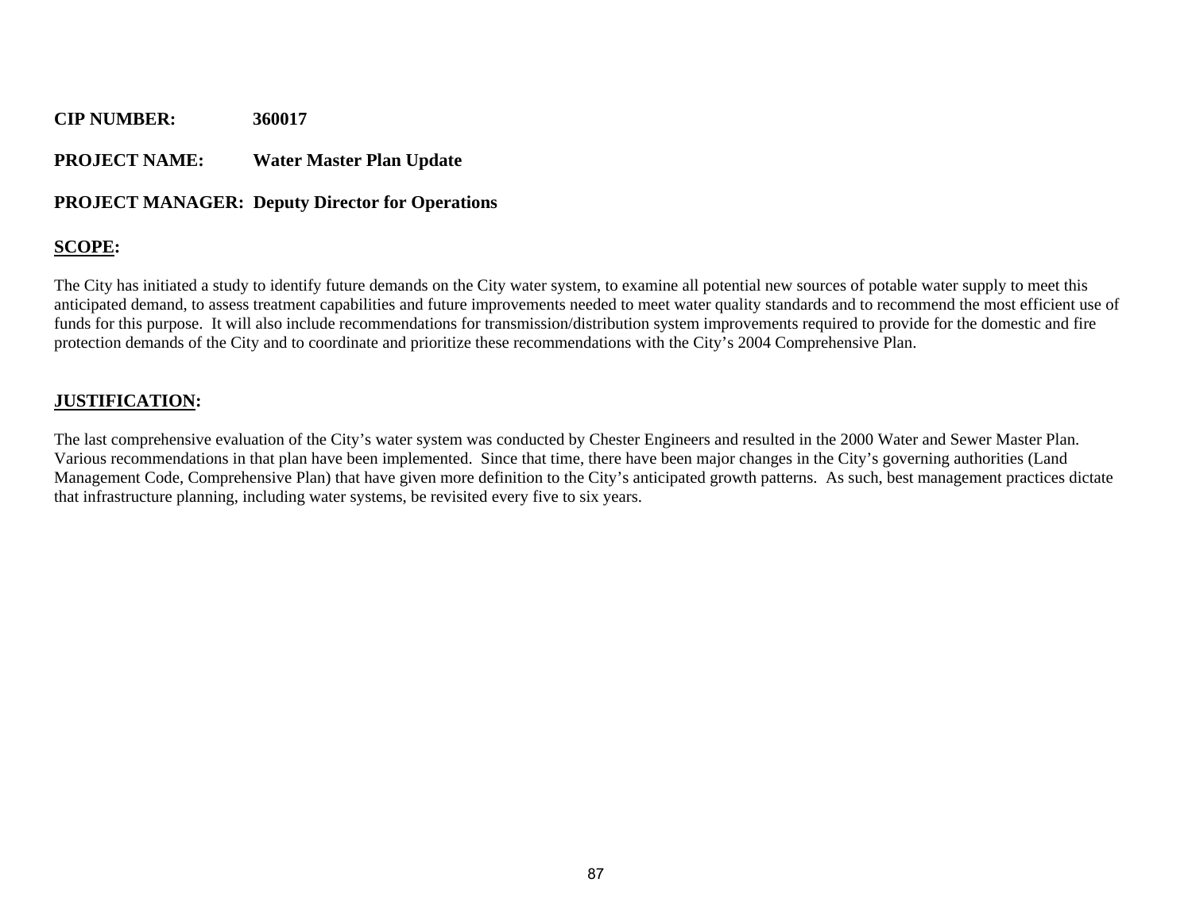**CIP NUMBER:** 360017

**PROJECT NAME:** Water Master Plan Update

**PROJECT MANAGER:** Deputy Director for Operations

## SCOPE:

The City has initiated a study to identify future demands on the City water system, to examine all potential new sources of potable water supply to meet this anticipated demand, to assess treatment capabilities and future improvements needed to meet water quality standards and to recommend the most efficient use of funds for this purpose. It will also include recommendations for transmission/distribution system improvements required to provide for the domestic and fire protection demands of the City and to coordinate and prioritize these recommendations with the City's 2004 Comprehensive Plan.

## JUSTIFICATION:

The last comprehensive evaluation of the City's water system was conducted by Chester Engineers and resulted in the 2000 Water and Sewer Master Plan. Various recommendations in that plan have been implemented. Since that time, there have been major changes in the City's governing authorities (Land Management Code, Comprehensive Plan) that have given more definition to the City's anticipated growth patterns. As such, best management practices dictate that infrastructure planning, including water systems, be revisited every five to six years.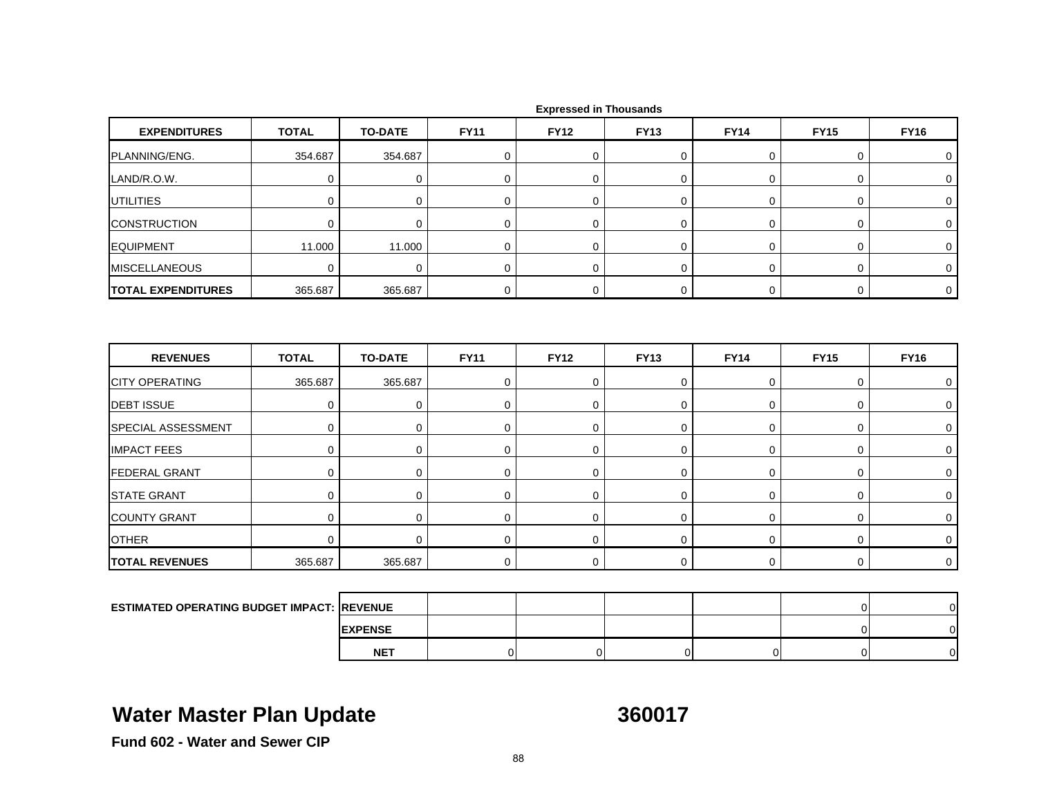Expressed in Thousands

| EXPENDITURES | TOTAL | TO-DATE | FY11 | FY12 | FY13 | FY14 | FY15 | FY16 |
|---|---|---|---|---|---|---|---|---|
| PLANNING/ENG. | 354.687 | 354.687 | 0 | 0 | 0 | 0 | 0 | 0 |
| LAND/R.O.W. | 0 | 0 | 0 | 0 | 0 | 0 | 0 | 0 |
| UTILITIES | 0 | 0 | 0 | 0 | 0 | 0 | 0 | 0 |
| CONSTRUCTION | 0 | 0 | 0 | 0 | 0 | 0 | 0 | 0 |
| EQUIPMENT | 11.000 | 11.000 | 0 | 0 | 0 | 0 | 0 | 0 |
| MISCELLANEOUS | 0 | 0 | 0 | 0 | 0 | 0 | 0 | 0 |
| **TOTAL EXPENDITURES** | 365.687 | 365.687 | 0 | 0 | 0 | 0 | 0 | 0 |

| REVENUES | TOTAL | TO-DATE | FY11 | FY12 | FY13 | FY14 | FY15 | FY16 |
|---|---|---|---|---|---|---|---|---|
| CITY OPERATING | 365.687 | 365.687 | 0 | 0 | 0 | 0 | 0 | 0 |
| DEBT ISSUE | 0 | 0 | 0 | 0 | 0 | 0 | 0 | 0 |
| SPECIAL ASSESSMENT | 0 | 0 | 0 | 0 | 0 | 0 | 0 | 0 |
| IMPACT FEES | 0 | 0 | 0 | 0 | 0 | 0 | 0 | 0 |
| FEDERAL GRANT | 0 | 0 | 0 | 0 | 0 | 0 | 0 | 0 |
| STATE GRANT | 0 | 0 | 0 | 0 | 0 | 0 | 0 | 0 |
| COUNTY GRANT | 0 | 0 | 0 | 0 | 0 | 0 | 0 | 0 |
| OTHER | 0 | 0 | 0 | 0 | 0 | 0 | 0 | 0 |
| **TOTAL REVENUES** | 365.687 | 365.687 | 0 | 0 | 0 | 0 | 0 | 0 |

| ESTIMATED OPERATING BUDGET IMPACT: | | FY11 | FY12 | FY13 | FY14 | FY15 | FY16 |
|---|---|---|---|---|---|---|---|
| | REVENUE | | | | | 0 | 0 |
| | EXPENSE | | | | | 0 | 0 |
| | NET | 0 | 0 | 0 | 0 | 0 | 0 |

# Water Master Plan Update 360017

**Fund 602 - Water and Sewer CIP**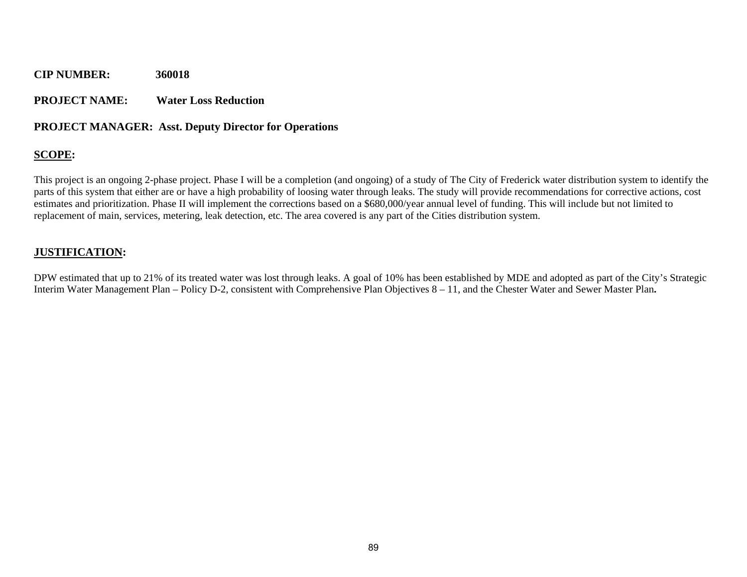**CIP NUMBER:** **360018**

**PROJECT NAME:** **Water Loss Reduction**

**PROJECT MANAGER: Asst. Deputy Director for Operations**

## SCOPE:

This project is an ongoing 2-phase project. Phase I will be a completion (and ongoing) of a study of The City of Frederick water distribution system to identify the parts of this system that either are or have a high probability of loosing water through leaks. The study will provide recommendations for corrective actions, cost estimates and prioritization. Phase II will implement the corrections based on a $680,000/year annual level of funding. This will include but not limited to replacement of main, services, metering, leak detection, etc. The area covered is any part of the Cities distribution system.

## JUSTIFICATION:

DPW estimated that up to 21% of its treated water was lost through leaks. A goal of 10% has been established by MDE and adopted as part of the City's Strategic Interim Water Management Plan – Policy D-2, consistent with Comprehensive Plan Objectives 8 – 11, and the Chester Water and Sewer Master Plan**.**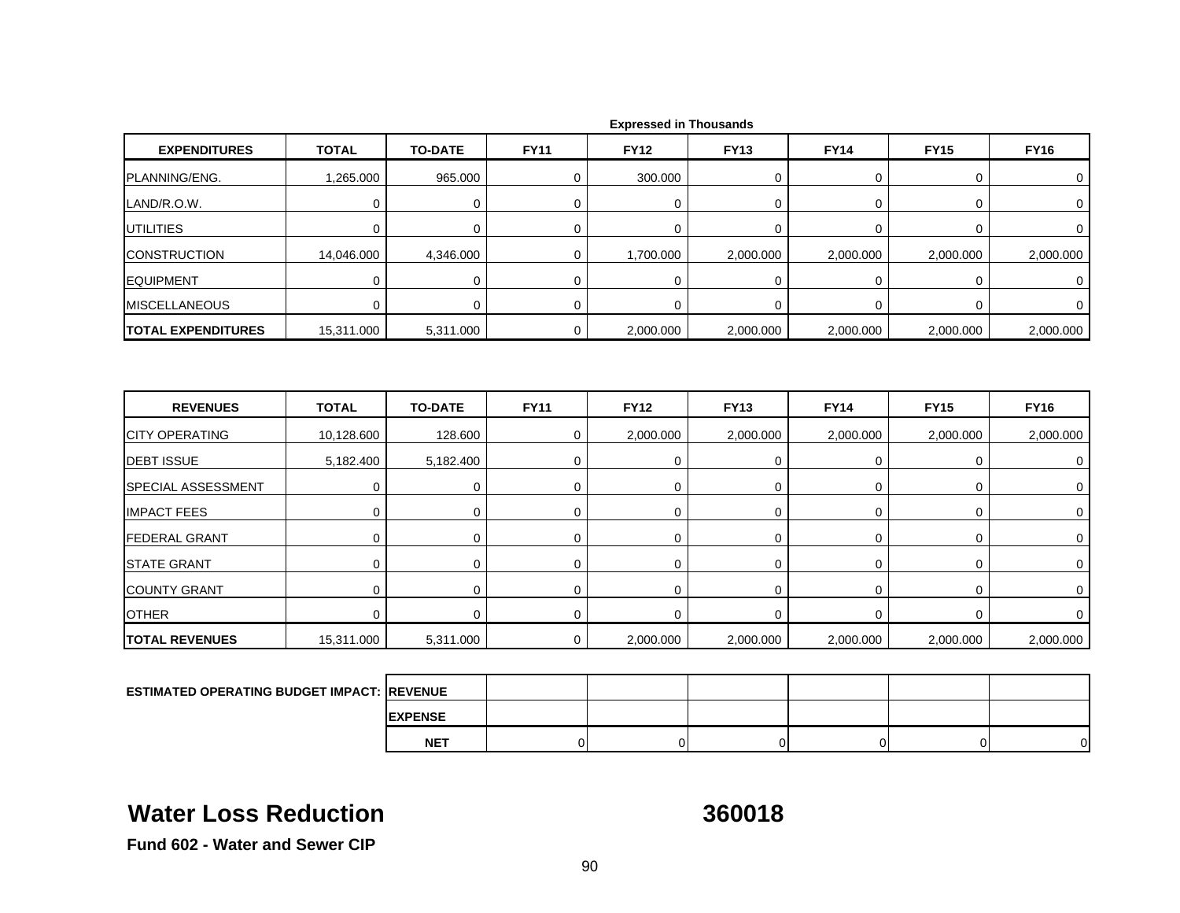Expressed in Thousands

| EXPENDITURES | TOTAL | TO-DATE | FY11 | FY12 | FY13 | FY14 | FY15 | FY16 |
|---|---|---|---|---|---|---|---|---|
| PLANNING/ENG. | 1,265.000 | 965.000 | 0 | 300.000 | 0 | 0 | 0 | 0 |
| LAND/R.O.W. | 0 | 0 | 0 | 0 | 0 | 0 | 0 | 0 |
| UTILITIES | 0 | 0 | 0 | 0 | 0 | 0 | 0 | 0 |
| CONSTRUCTION | 14,046.000 | 4,346.000 | 0 | 1,700.000 | 2,000.000 | 2,000.000 | 2,000.000 | 2,000.000 |
| EQUIPMENT | 0 | 0 | 0 | 0 | 0 | 0 | 0 | 0 |
| MISCELLANEOUS | 0 | 0 | 0 | 0 | 0 | 0 | 0 | 0 |
| **TOTAL EXPENDITURES** | 15,311.000 | 5,311.000 | 0 | 2,000.000 | 2,000.000 | 2,000.000 | 2,000.000 | 2,000.000 |

| REVENUES | TOTAL | TO-DATE | FY11 | FY12 | FY13 | FY14 | FY15 | FY16 |
|---|---|---|---|---|---|---|---|---|
| CITY OPERATING | 10,128.600 | 128.600 | 0 | 2,000.000 | 2,000.000 | 2,000.000 | 2,000.000 | 2,000.000 |
| DEBT ISSUE | 5,182.400 | 5,182.400 | 0 | 0 | 0 | 0 | 0 | 0 |
| SPECIAL ASSESSMENT | 0 | 0 | 0 | 0 | 0 | 0 | 0 | 0 |
| IMPACT FEES | 0 | 0 | 0 | 0 | 0 | 0 | 0 | 0 |
| FEDERAL GRANT | 0 | 0 | 0 | 0 | 0 | 0 | 0 | 0 |
| STATE GRANT | 0 | 0 | 0 | 0 | 0 | 0 | 0 | 0 |
| COUNTY GRANT | 0 | 0 | 0 | 0 | 0 | 0 | 0 | 0 |
| OTHER | 0 | 0 | 0 | 0 | 0 | 0 | 0 | 0 |
| **TOTAL REVENUES** | 15,311.000 | 5,311.000 | 0 | 2,000.000 | 2,000.000 | 2,000.000 | 2,000.000 | 2,000.000 |

| ESTIMATED OPERATING BUDGET IMPACT: | | | | | | | |
|---|---|---|---|---|---|---|---|
| | **REVENUE** | | | | | | |
| | **EXPENSE** | | | | | | |
| | **NET** | 0 | 0 | 0 | 0 | 0 | 0 |

## Water Loss Reduction 360018

**Fund 602 - Water and Sewer CIP**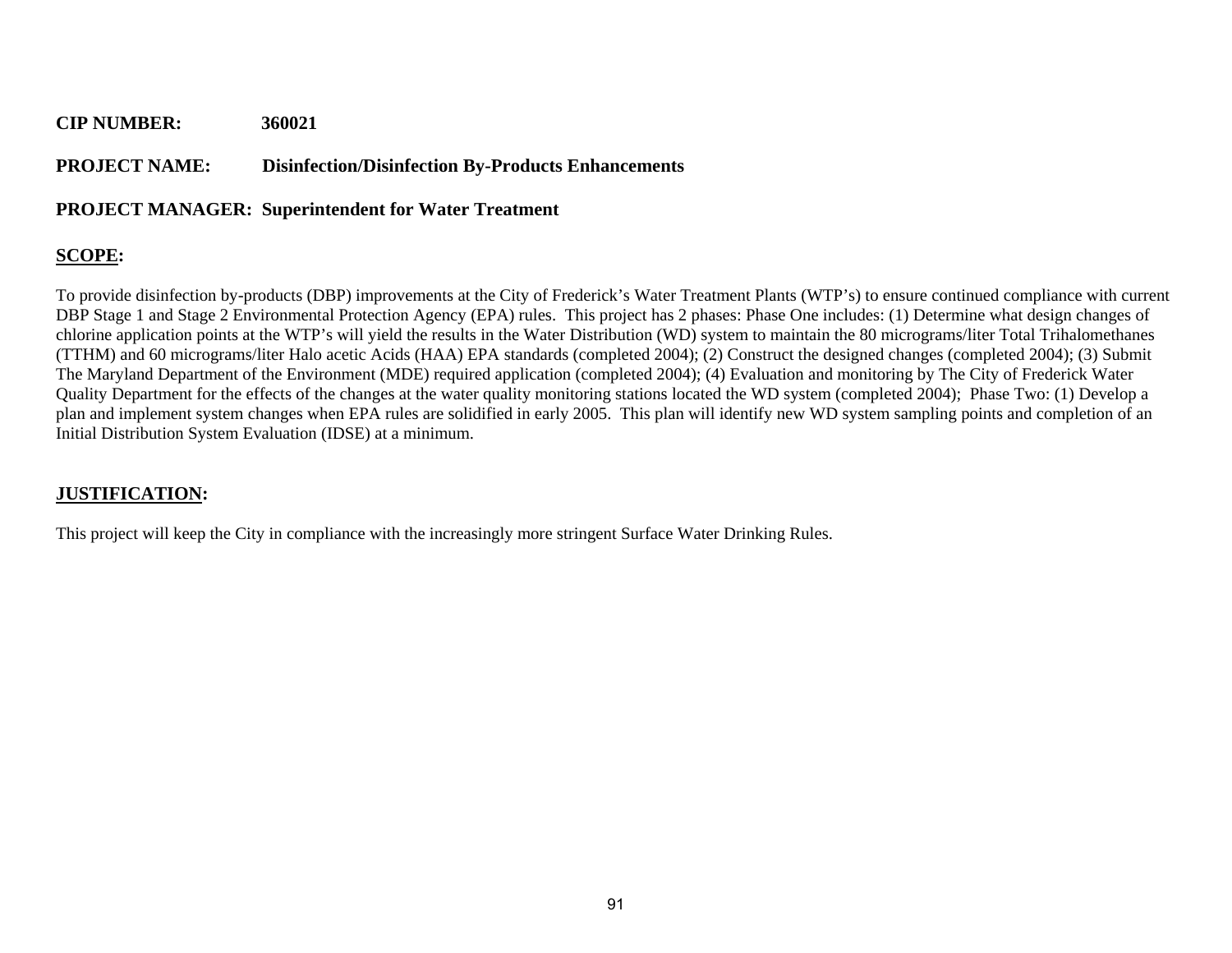**CIP NUMBER:** **360021**

**PROJECT NAME:** **Disinfection/Disinfection By-Products Enhancements**

**PROJECT MANAGER: Superintendent for Water Treatment**

## SCOPE:

To provide disinfection by-products (DBP) improvements at the City of Frederick's Water Treatment Plants (WTP's) to ensure continued compliance with current DBP Stage 1 and Stage 2 Environmental Protection Agency (EPA) rules. This project has 2 phases: Phase One includes: (1) Determine what design changes of chlorine application points at the WTP's will yield the results in the Water Distribution (WD) system to maintain the 80 micrograms/liter Total Trihalomethanes (TTHM) and 60 micrograms/liter Halo acetic Acids (HAA) EPA standards (completed 2004); (2) Construct the designed changes (completed 2004); (3) Submit The Maryland Department of the Environment (MDE) required application (completed 2004); (4) Evaluation and monitoring by The City of Frederick Water Quality Department for the effects of the changes at the water quality monitoring stations located the WD system (completed 2004); Phase Two: (1) Develop a plan and implement system changes when EPA rules are solidified in early 2005. This plan will identify new WD system sampling points and completion of an Initial Distribution System Evaluation (IDSE) at a minimum.

## JUSTIFICATION:

This project will keep the City in compliance with the increasingly more stringent Surface Water Drinking Rules.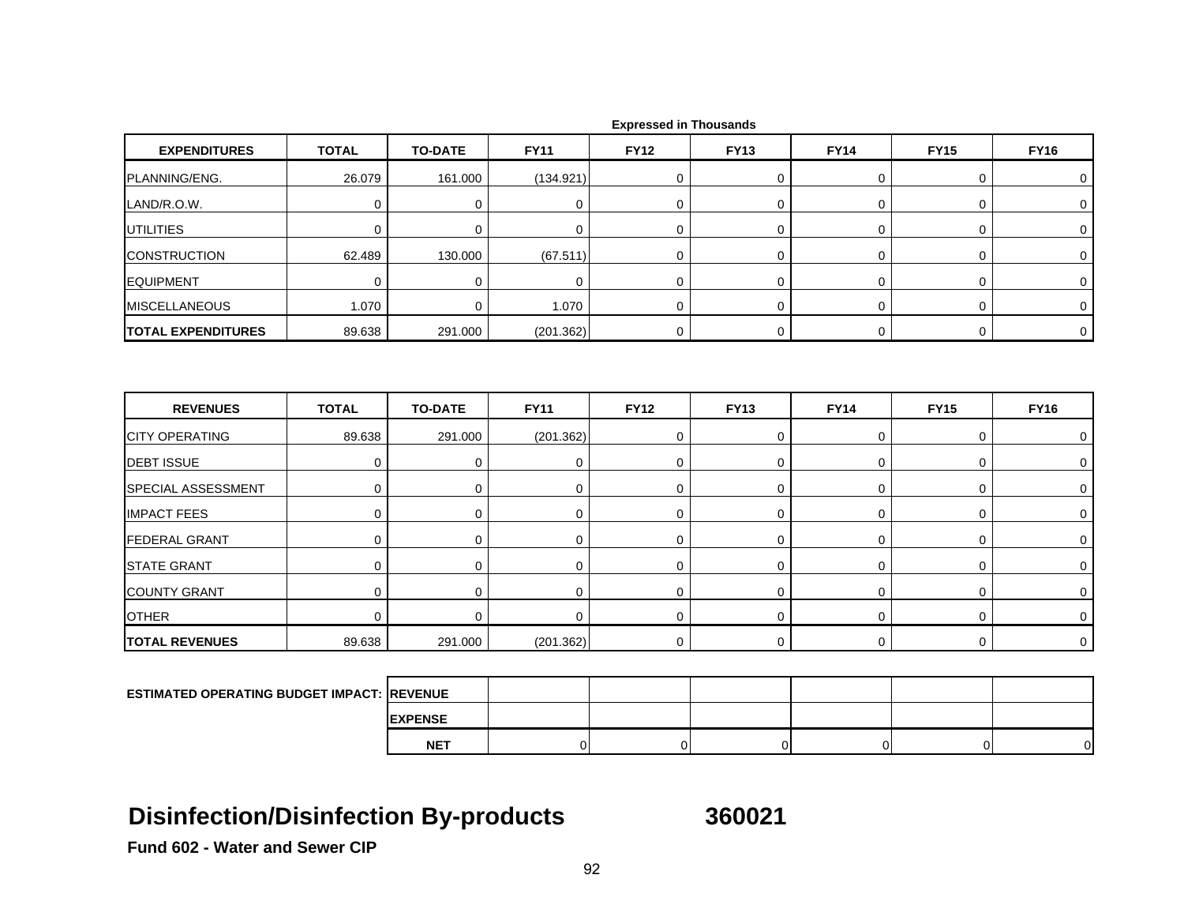Expressed in Thousands

| EXPENDITURES | TOTAL | TO-DATE | FY11 | FY12 | FY13 | FY14 | FY15 | FY16 |
|---|---|---|---|---|---|---|---|---|
| PLANNING/ENG. | 26.079 | 161.000 | (134.921) | 0 | 0 | 0 | 0 | 0 |
| LAND/R.O.W. | 0 | 0 | 0 | 0 | 0 | 0 | 0 | 0 |
| UTILITIES | 0 | 0 | 0 | 0 | 0 | 0 | 0 | 0 |
| CONSTRUCTION | 62.489 | 130.000 | (67.511) | 0 | 0 | 0 | 0 | 0 |
| EQUIPMENT | 0 | 0 | 0 | 0 | 0 | 0 | 0 | 0 |
| MISCELLANEOUS | 1.070 | 0 | 1.070 | 0 | 0 | 0 | 0 | 0 |
| **TOTAL EXPENDITURES** | 89.638 | 291.000 | (201.362) | 0 | 0 | 0 | 0 | 0 |

| REVENUES | TOTAL | TO-DATE | FY11 | FY12 | FY13 | FY14 | FY15 | FY16 |
|---|---|---|---|---|---|---|---|---|
| CITY OPERATING | 89.638 | 291.000 | (201.362) | 0 | 0 | 0 | 0 | 0 |
| DEBT ISSUE | 0 | 0 | 0 | 0 | 0 | 0 | 0 | 0 |
| SPECIAL ASSESSMENT | 0 | 0 | 0 | 0 | 0 | 0 | 0 | 0 |
| IMPACT FEES | 0 | 0 | 0 | 0 | 0 | 0 | 0 | 0 |
| FEDERAL GRANT | 0 | 0 | 0 | 0 | 0 | 0 | 0 | 0 |
| STATE GRANT | 0 | 0 | 0 | 0 | 0 | 0 | 0 | 0 |
| COUNTY GRANT | 0 | 0 | 0 | 0 | 0 | 0 | 0 | 0 |
| OTHER | 0 | 0 | 0 | 0 | 0 | 0 | 0 | 0 |
| **TOTAL REVENUES** | 89.638 | 291.000 | (201.362) | 0 | 0 | 0 | 0 | 0 |

| ESTIMATED OPERATING BUDGET IMPACT: | | | | | | |
|---|---|---|---|---|---|---|
| REVENUE | | | | | | |
| EXPENSE | | | | | | |
| NET | 0 | 0 | 0 | 0 | 0 | 0 |

# Disinfection/Disinfection By-products 360021

**Fund 602 - Water and Sewer CIP**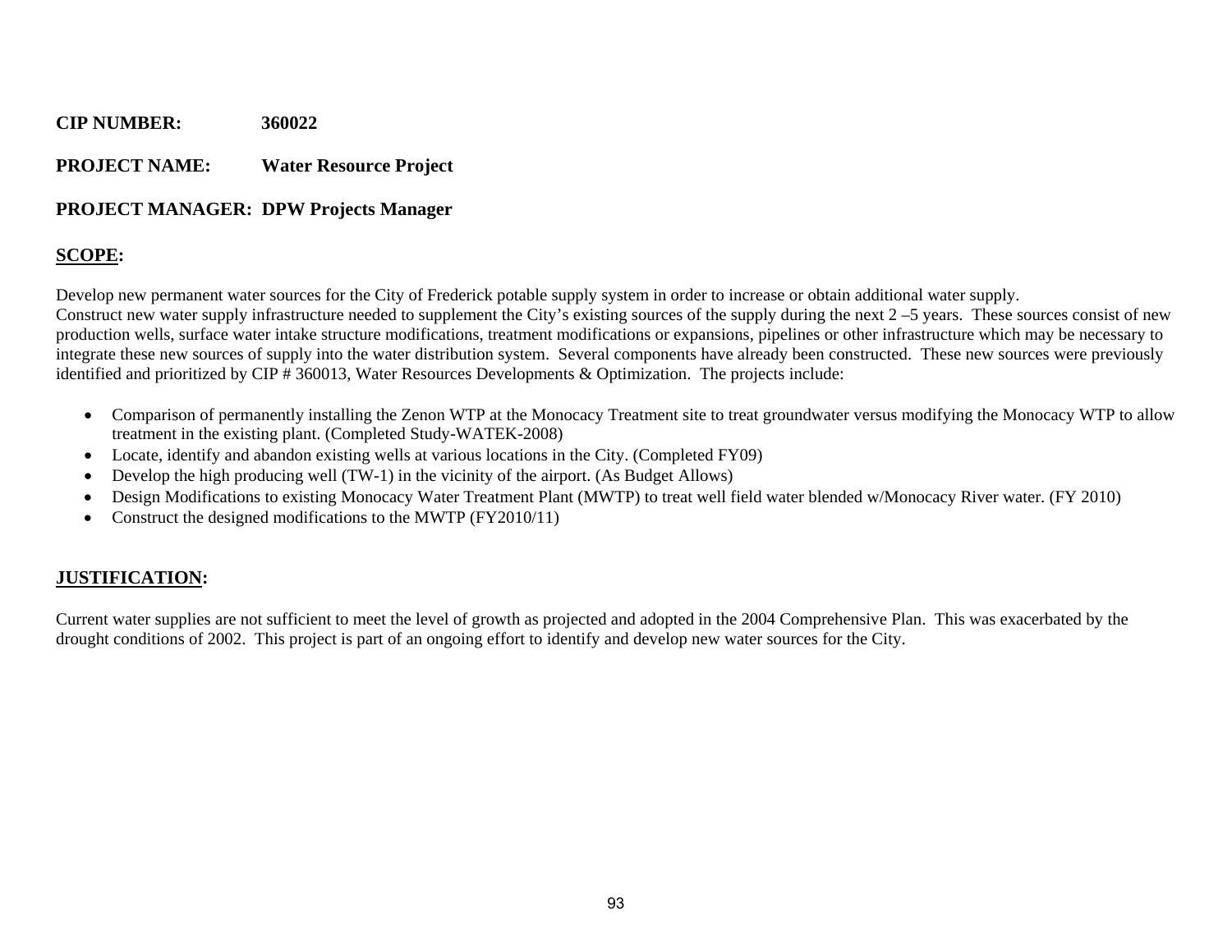**CIP NUMBER:** **360022**

**PROJECT NAME:** **Water Resource Project**

**PROJECT MANAGER:** **DPW Projects Manager**

## SCOPE:

Develop new permanent water sources for the City of Frederick potable supply system in order to increase or obtain additional water supply.
Construct new water supply infrastructure needed to supplement the City's existing sources of the supply during the next 2 –5 years. These sources consist of new production wells, surface water intake structure modifications, treatment modifications or expansions, pipelines or other infrastructure which may be necessary to integrate these new sources of supply into the water distribution system. Several components have already been constructed. These new sources were previously identified and prioritized by CIP # 360013, Water Resources Developments & Optimization. The projects include:

- Comparison of permanently installing the Zenon WTP at the Monocacy Treatment site to treat groundwater versus modifying the Monocacy WTP to allow treatment in the existing plant. (Completed Study-WATEK-2008)
- Locate, identify and abandon existing wells at various locations in the City. (Completed FY09)
- Develop the high producing well (TW-1) in the vicinity of the airport. (As Budget Allows)
- Design Modifications to existing Monocacy Water Treatment Plant (MWTP) to treat well field water blended w/Monocacy River water. (FY 2010)
- Construct the designed modifications to the MWTP (FY2010/11)

## JUSTIFICATION:

Current water supplies are not sufficient to meet the level of growth as projected and adopted in the 2004 Comprehensive Plan. This was exacerbated by the drought conditions of 2002. This project is part of an ongoing effort to identify and develop new water sources for the City.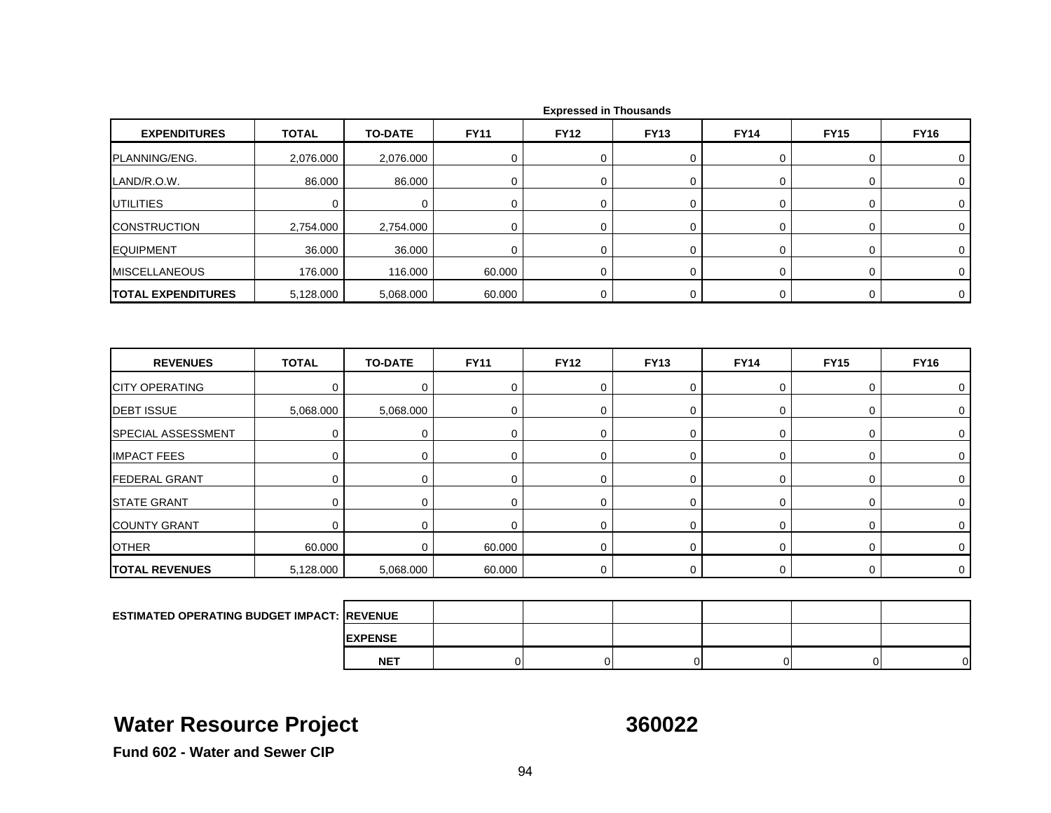Expressed in Thousands

| EXPENDITURES | TOTAL | TO-DATE | FY11 | FY12 | FY13 | FY14 | FY15 | FY16 |
|---|---|---|---|---|---|---|---|---|
| PLANNING/ENG. | 2,076.000 | 2,076.000 | 0 | 0 | 0 | 0 | 0 | 0 |
| LAND/R.O.W. | 86.000 | 86.000 | 0 | 0 | 0 | 0 | 0 | 0 |
| UTILITIES | 0 | 0 | 0 | 0 | 0 | 0 | 0 | 0 |
| CONSTRUCTION | 2,754.000 | 2,754.000 | 0 | 0 | 0 | 0 | 0 | 0 |
| EQUIPMENT | 36.000 | 36.000 | 0 | 0 | 0 | 0 | 0 | 0 |
| MISCELLANEOUS | 176.000 | 116.000 | 60.000 | 0 | 0 | 0 | 0 | 0 |
| **TOTAL EXPENDITURES** | 5,128.000 | 5,068.000 | 60.000 | 0 | 0 | 0 | 0 | 0 |

| REVENUES | TOTAL | TO-DATE | FY11 | FY12 | FY13 | FY14 | FY15 | FY16 |
|---|---|---|---|---|---|---|---|---|
| CITY OPERATING | 0 | 0 | 0 | 0 | 0 | 0 | 0 | 0 |
| DEBT ISSUE | 5,068.000 | 5,068.000 | 0 | 0 | 0 | 0 | 0 | 0 |
| SPECIAL ASSESSMENT | 0 | 0 | 0 | 0 | 0 | 0 | 0 | 0 |
| IMPACT FEES | 0 | 0 | 0 | 0 | 0 | 0 | 0 | 0 |
| FEDERAL GRANT | 0 | 0 | 0 | 0 | 0 | 0 | 0 | 0 |
| STATE GRANT | 0 | 0 | 0 | 0 | 0 | 0 | 0 | 0 |
| COUNTY GRANT | 0 | 0 | 0 | 0 | 0 | 0 | 0 | 0 |
| OTHER | 60.000 | 0 | 60.000 | 0 | 0 | 0 | 0 | 0 |
| **TOTAL REVENUES** | 5,128.000 | 5,068.000 | 60.000 | 0 | 0 | 0 | 0 | 0 |

| ESTIMATED OPERATING BUDGET IMPACT: | | FY11 | FY12 | FY13 | FY14 | FY15 | FY16 |
|---|---|---|---|---|---|---|---|
| | **REVENUE** | | | | | | |
| | **EXPENSE** | | | | | | |
| | **NET** | 0 | 0 | 0 | 0 | 0 | 0 |

## Water Resource Project 360022

**Fund 602 - Water and Sewer CIP**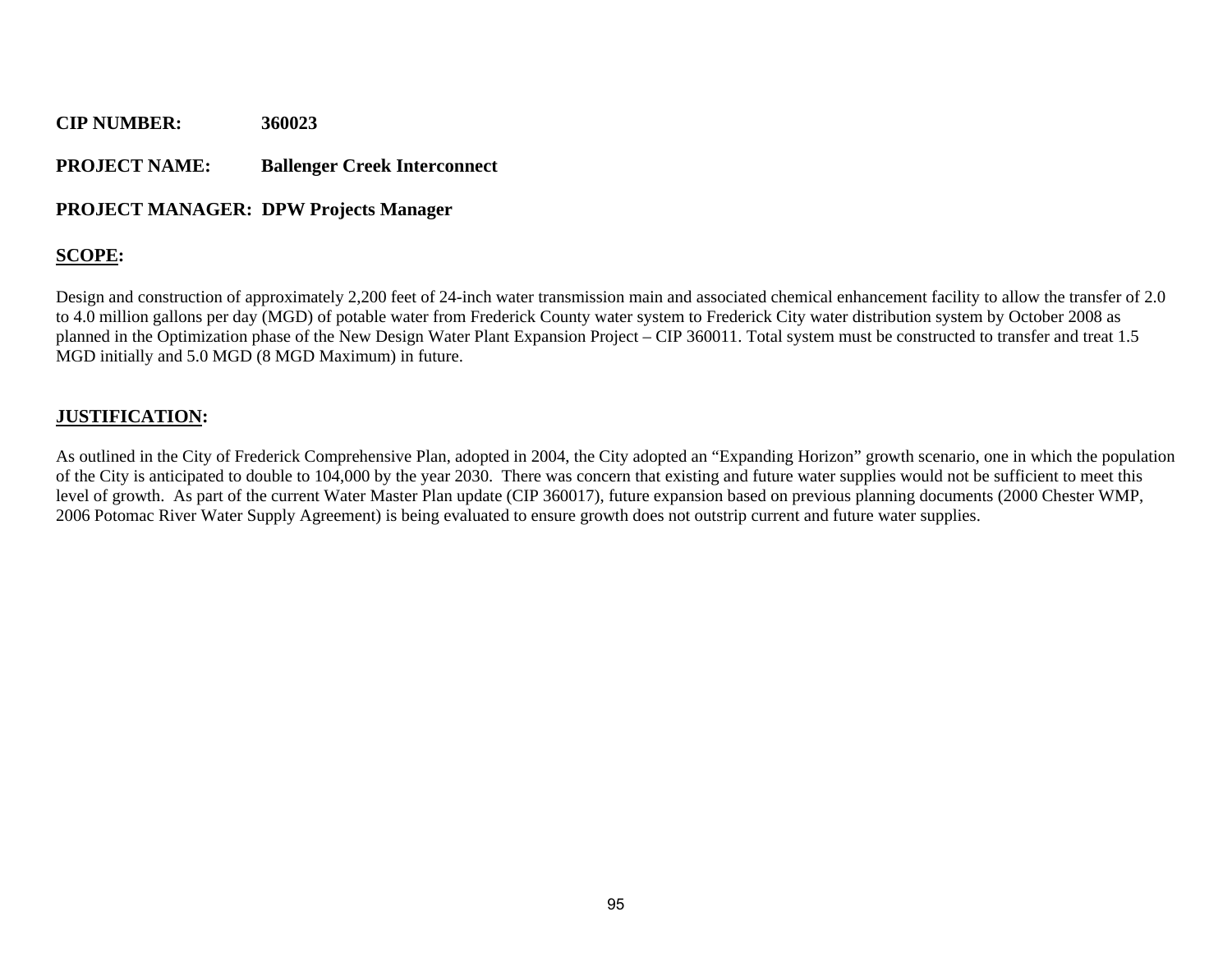**CIP NUMBER:** **360023**

**PROJECT NAME:** **Ballenger Creek Interconnect**

**PROJECT MANAGER: DPW Projects Manager**

**SCOPE:**

Design and construction of approximately 2,200 feet of 24-inch water transmission main and associated chemical enhancement facility to allow the transfer of 2.0 to 4.0 million gallons per day (MGD) of potable water from Frederick County water system to Frederick City water distribution system by October 2008 as planned in the Optimization phase of the New Design Water Plant Expansion Project – CIP 360011. Total system must be constructed to transfer and treat 1.5 MGD initially and 5.0 MGD (8 MGD Maximum) in future.

**JUSTIFICATION:**

As outlined in the City of Frederick Comprehensive Plan, adopted in 2004, the City adopted an "Expanding Horizon" growth scenario, one in which the population of the City is anticipated to double to 104,000 by the year 2030. There was concern that existing and future water supplies would not be sufficient to meet this level of growth. As part of the current Water Master Plan update (CIP 360017), future expansion based on previous planning documents (2000 Chester WMP, 2006 Potomac River Water Supply Agreement) is being evaluated to ensure growth does not outstrip current and future water supplies.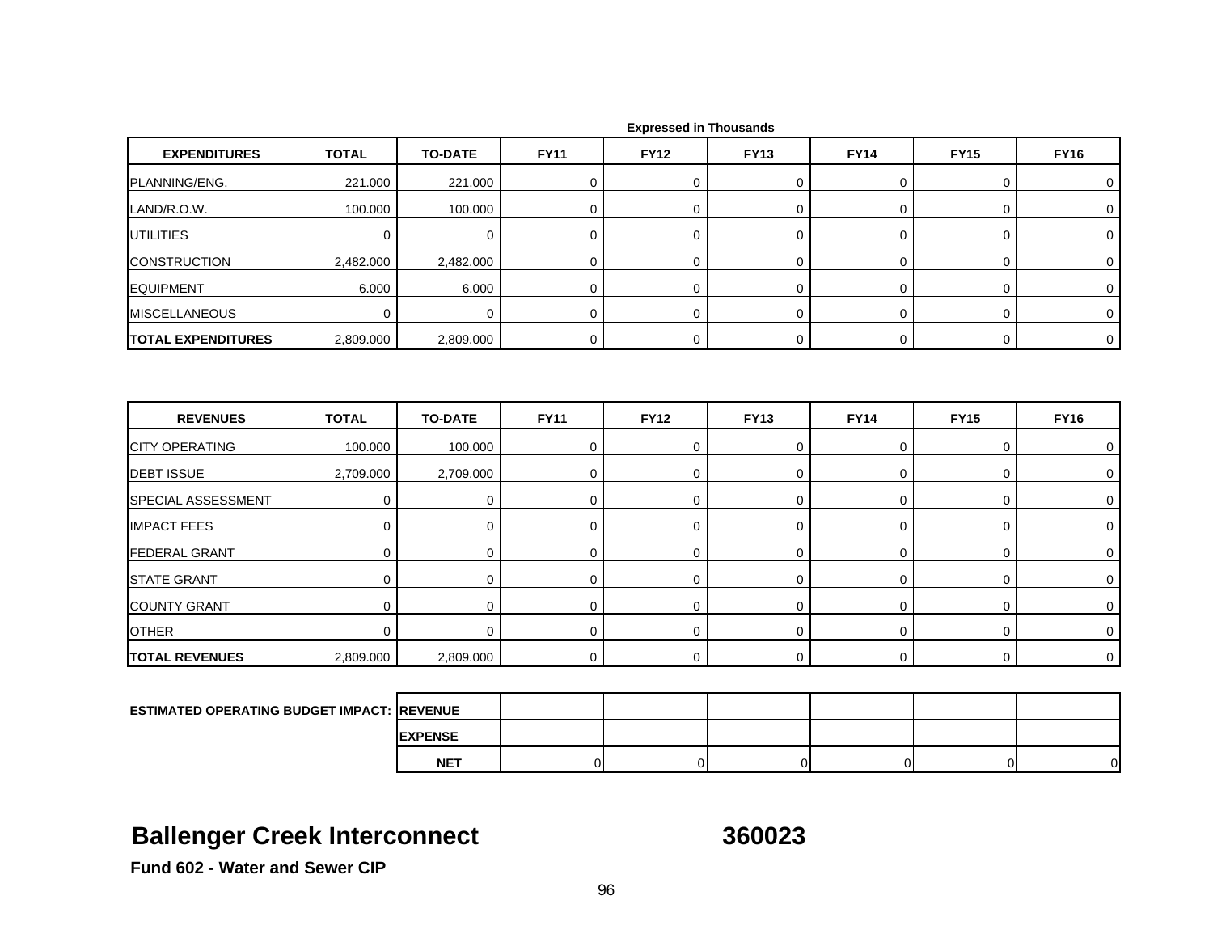Expressed in Thousands

| EXPENDITURES | TOTAL | TO-DATE | FY11 | FY12 | FY13 | FY14 | FY15 | FY16 |
|---|---|---|---|---|---|---|---|---|
| PLANNING/ENG. | 221.000 | 221.000 | 0 | 0 | 0 | 0 | 0 | 0 |
| LAND/R.O.W. | 100.000 | 100.000 | 0 | 0 | 0 | 0 | 0 | 0 |
| UTILITIES | 0 | 0 | 0 | 0 | 0 | 0 | 0 | 0 |
| CONSTRUCTION | 2,482.000 | 2,482.000 | 0 | 0 | 0 | 0 | 0 | 0 |
| EQUIPMENT | 6.000 | 6.000 | 0 | 0 | 0 | 0 | 0 | 0 |
| MISCELLANEOUS | 0 | 0 | 0 | 0 | 0 | 0 | 0 | 0 |
| **TOTAL EXPENDITURES** | 2,809.000 | 2,809.000 | 0 | 0 | 0 | 0 | 0 | 0 |

| REVENUES | TOTAL | TO-DATE | FY11 | FY12 | FY13 | FY14 | FY15 | FY16 |
|---|---|---|---|---|---|---|---|---|
| CITY OPERATING | 100.000 | 100.000 | 0 | 0 | 0 | 0 | 0 | 0 |
| DEBT ISSUE | 2,709.000 | 2,709.000 | 0 | 0 | 0 | 0 | 0 | 0 |
| SPECIAL ASSESSMENT | 0 | 0 | 0 | 0 | 0 | 0 | 0 | 0 |
| IMPACT FEES | 0 | 0 | 0 | 0 | 0 | 0 | 0 | 0 |
| FEDERAL GRANT | 0 | 0 | 0 | 0 | 0 | 0 | 0 | 0 |
| STATE GRANT | 0 | 0 | 0 | 0 | 0 | 0 | 0 | 0 |
| COUNTY GRANT | 0 | 0 | 0 | 0 | 0 | 0 | 0 | 0 |
| OTHER | 0 | 0 | 0 | 0 | 0 | 0 | 0 | 0 |
| **TOTAL REVENUES** | 2,809.000 | 2,809.000 | 0 | 0 | 0 | 0 | 0 | 0 |

| ESTIMATED OPERATING BUDGET IMPACT: | | FY11 | FY12 | FY13 | FY14 | FY15 | FY16 |
|---|---|---|---|---|---|---|---|
| | **REVENUE** | | | | | | |
| | **EXPENSE** | | | | | | |
| | **NET** | 0 | 0 | 0 | 0 | 0 | 0 |

# Ballenger Creek Interconnect 360023

**Fund 602 - Water and Sewer CIP**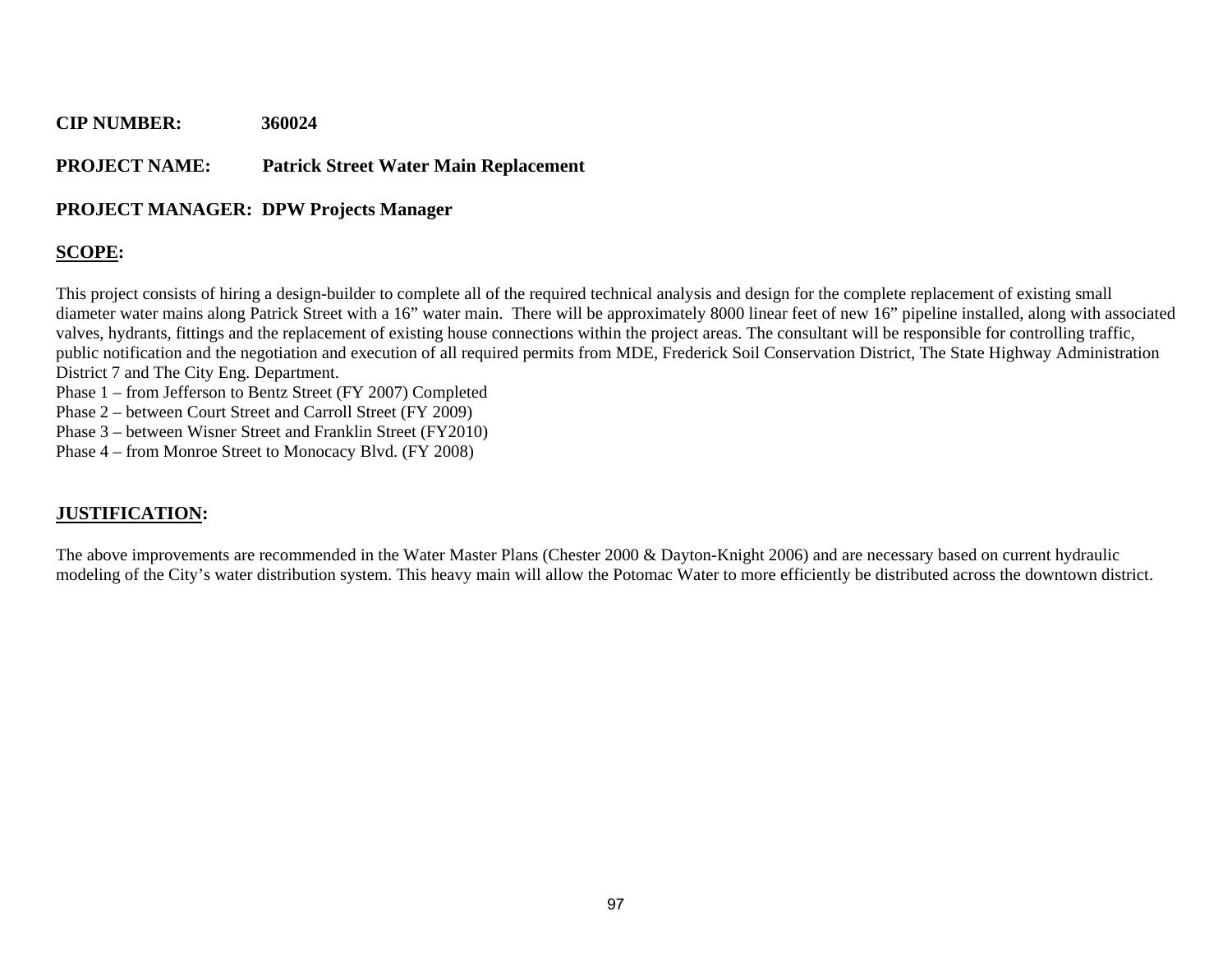**CIP NUMBER:** **360024**

**PROJECT NAME:** **Patrick Street Water Main Replacement**

**PROJECT MANAGER: DPW Projects Manager**

**SCOPE:**

This project consists of hiring a design-builder to complete all of the required technical analysis and design for the complete replacement of existing small diameter water mains along Patrick Street with a 16" water main. There will be approximately 8000 linear feet of new 16" pipeline installed, along with associated valves, hydrants, fittings and the replacement of existing house connections within the project areas. The consultant will be responsible for controlling traffic, public notification and the negotiation and execution of all required permits from MDE, Frederick Soil Conservation District, The State Highway Administration District 7 and The City Eng. Department.

Phase 1 – from Jefferson to Bentz Street (FY 2007) Completed
Phase 2 – between Court Street and Carroll Street (FY 2009)
Phase 3 – between Wisner Street and Franklin Street (FY2010)
Phase 4 – from Monroe Street to Monocacy Blvd. (FY 2008)

**JUSTIFICATION:**

The above improvements are recommended in the Water Master Plans (Chester 2000 & Dayton-Knight 2006) and are necessary based on current hydraulic modeling of the City's water distribution system. This heavy main will allow the Potomac Water to more efficiently be distributed across the downtown district.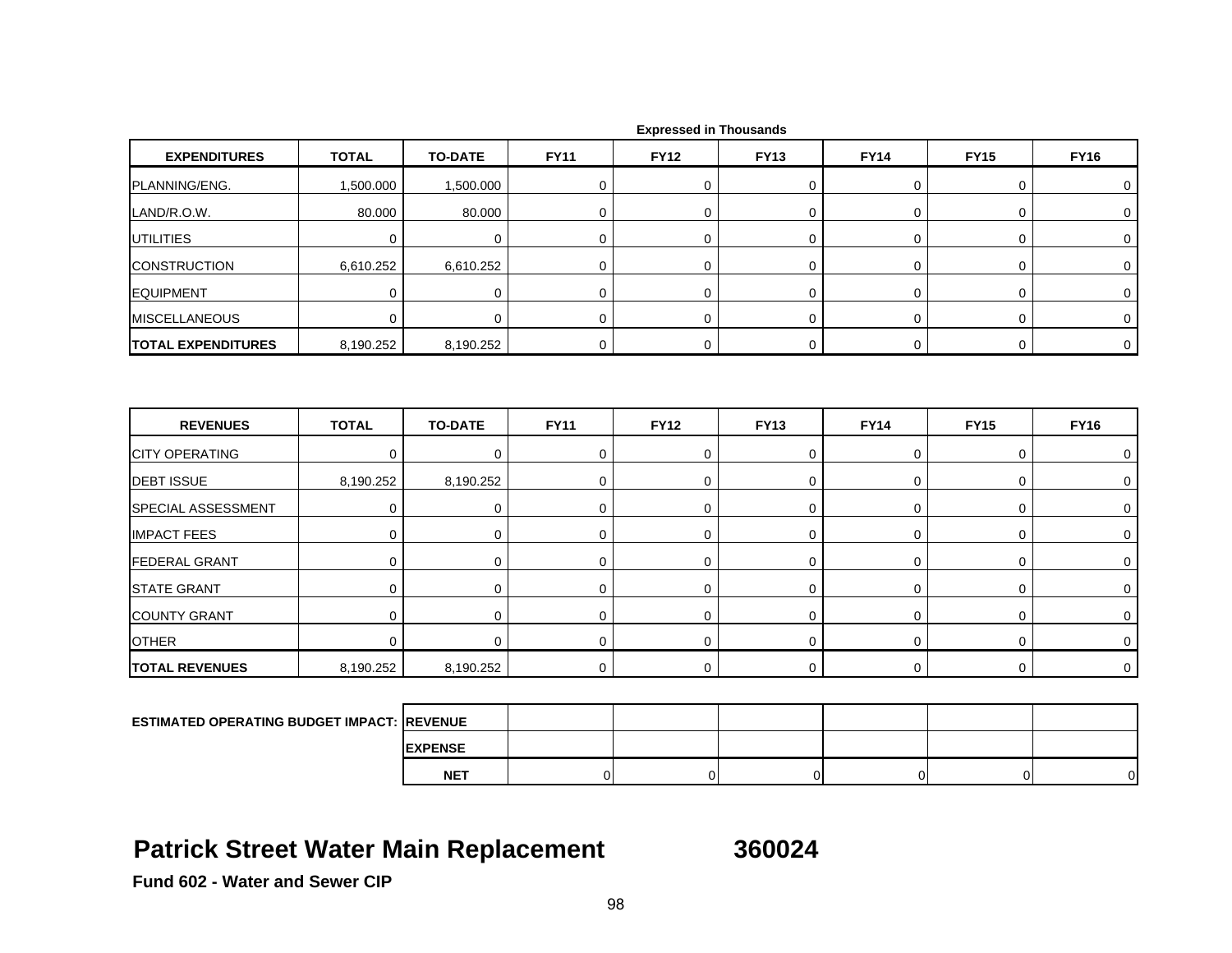Expressed in Thousands

| EXPENDITURES | TOTAL | TO-DATE | FY11 | FY12 | FY13 | FY14 | FY15 | FY16 |
|---|---|---|---|---|---|---|---|---|
| PLANNING/ENG. | 1,500.000 | 1,500.000 | 0 | 0 | 0 | 0 | 0 | 0 |
| LAND/R.O.W. | 80.000 | 80.000 | 0 | 0 | 0 | 0 | 0 | 0 |
| UTILITIES | 0 | 0 | 0 | 0 | 0 | 0 | 0 | 0 |
| CONSTRUCTION | 6,610.252 | 6,610.252 | 0 | 0 | 0 | 0 | 0 | 0 |
| EQUIPMENT | 0 | 0 | 0 | 0 | 0 | 0 | 0 | 0 |
| MISCELLANEOUS | 0 | 0 | 0 | 0 | 0 | 0 | 0 | 0 |
| **TOTAL EXPENDITURES** | 8,190.252 | 8,190.252 | 0 | 0 | 0 | 0 | 0 | 0 |

| REVENUES | TOTAL | TO-DATE | FY11 | FY12 | FY13 | FY14 | FY15 | FY16 |
|---|---|---|---|---|---|---|---|---|
| CITY OPERATING | 0 | 0 | 0 | 0 | 0 | 0 | 0 | 0 |
| DEBT ISSUE | 8,190.252 | 8,190.252 | 0 | 0 | 0 | 0 | 0 | 0 |
| SPECIAL ASSESSMENT | 0 | 0 | 0 | 0 | 0 | 0 | 0 | 0 |
| IMPACT FEES | 0 | 0 | 0 | 0 | 0 | 0 | 0 | 0 |
| FEDERAL GRANT | 0 | 0 | 0 | 0 | 0 | 0 | 0 | 0 |
| STATE GRANT | 0 | 0 | 0 | 0 | 0 | 0 | 0 | 0 |
| COUNTY GRANT | 0 | 0 | 0 | 0 | 0 | 0 | 0 | 0 |
| OTHER | 0 | 0 | 0 | 0 | 0 | 0 | 0 | 0 |
| **TOTAL REVENUES** | 8,190.252 | 8,190.252 | 0 | 0 | 0 | 0 | 0 | 0 |

| ESTIMATED OPERATING BUDGET IMPACT: | | | | | | |
|---|---|---|---|---|---|---|
| **REVENUE** | | | | | | |
| **EXPENSE** | | | | | | |
| **NET** | 0 | 0 | 0 | 0 | 0 | 0 |

# Patrick Street Water Main Replacement 360024

**Fund 602 - Water and Sewer CIP**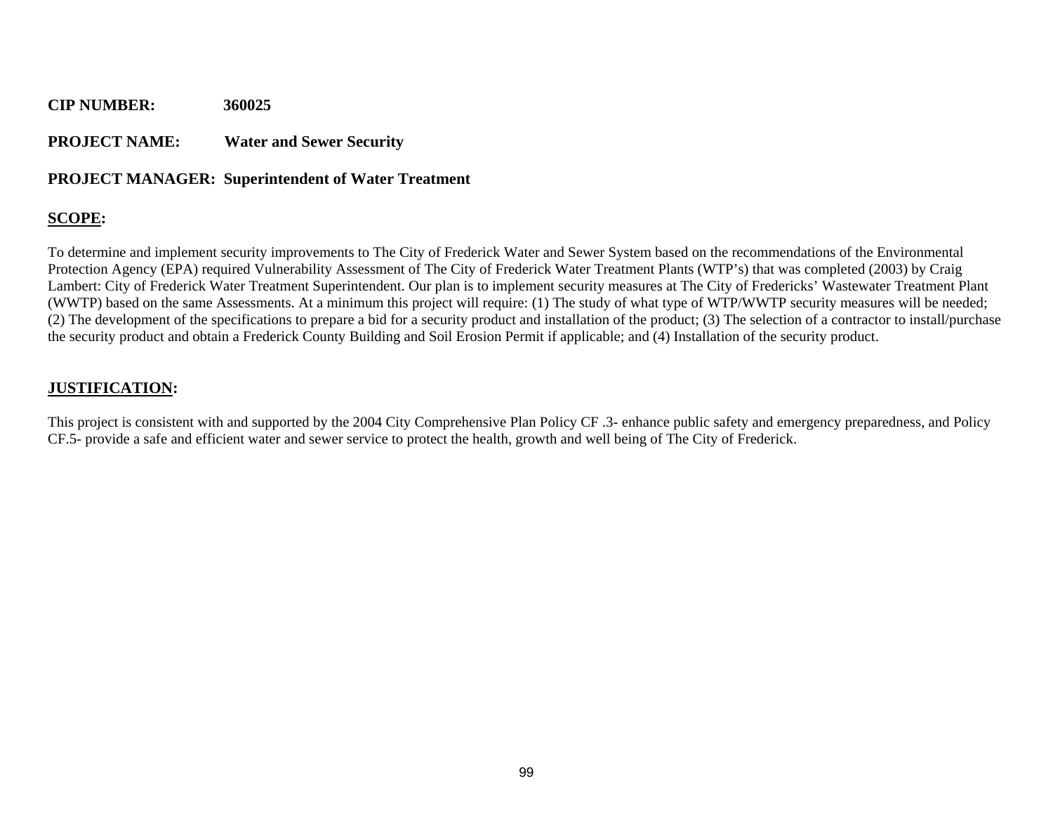**CIP NUMBER:** 360025

**PROJECT NAME:** Water and Sewer Security

**PROJECT MANAGER:** Superintendent of Water Treatment

**SCOPE:**

To determine and implement security improvements to The City of Frederick Water and Sewer System based on the recommendations of the Environmental Protection Agency (EPA) required Vulnerability Assessment of The City of Frederick Water Treatment Plants (WTP's) that was completed (2003) by Craig Lambert: City of Frederick Water Treatment Superintendent. Our plan is to implement security measures at The City of Fredericks' Wastewater Treatment Plant (WWTP) based on the same Assessments. At a minimum this project will require: (1) The study of what type of WTP/WWTP security measures will be needed; (2) The development of the specifications to prepare a bid for a security product and installation of the product; (3) The selection of a contractor to install/purchase the security product and obtain a Frederick County Building and Soil Erosion Permit if applicable; and (4) Installation of the security product.

**JUSTIFICATION:**

This project is consistent with and supported by the 2004 City Comprehensive Plan Policy CF .3- enhance public safety and emergency preparedness, and Policy CF.5- provide a safe and efficient water and sewer service to protect the health, growth and well being of The City of Frederick.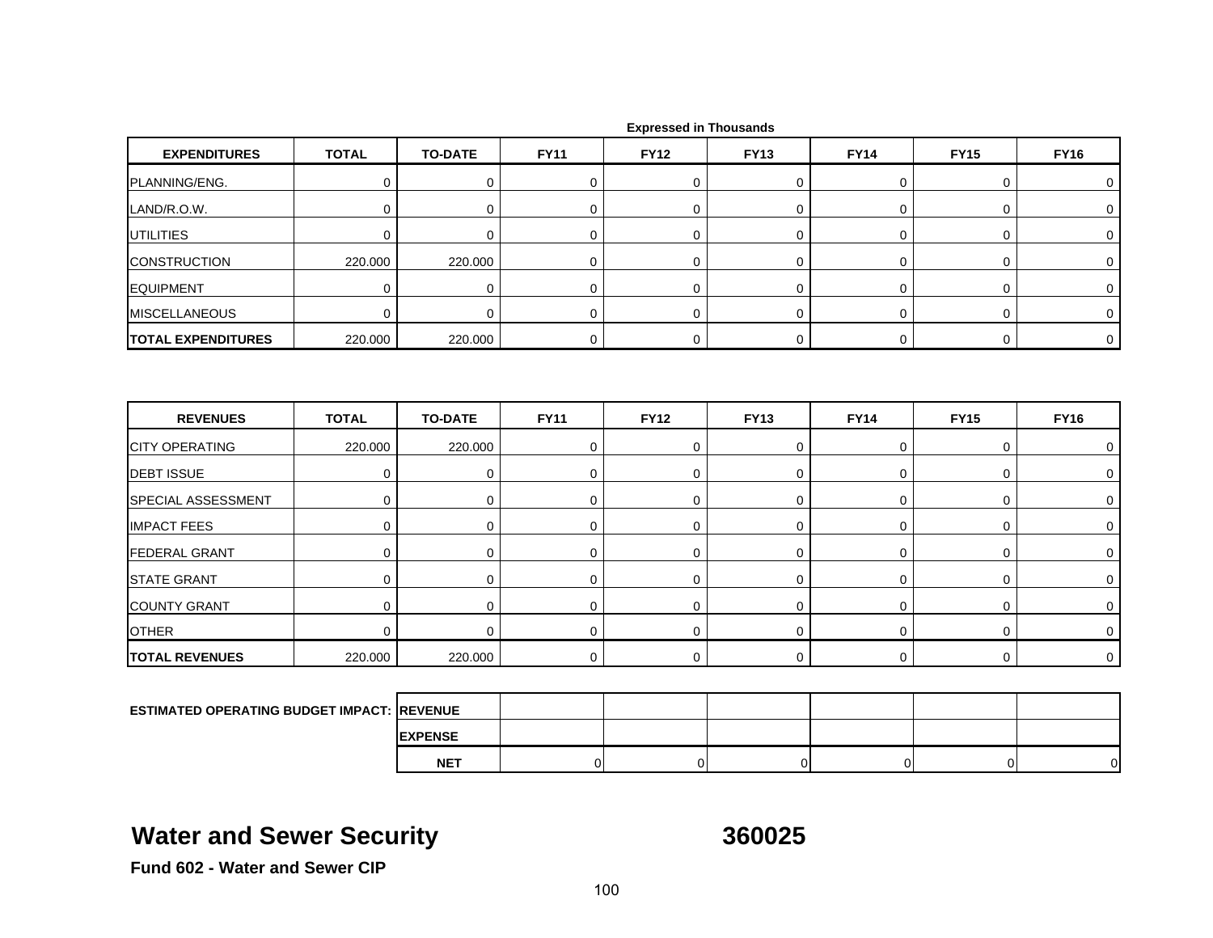Expressed in Thousands

| EXPENDITURES | TOTAL | TO-DATE | FY11 | FY12 | FY13 | FY14 | FY15 | FY16 |
|---|---|---|---|---|---|---|---|---|
| PLANNING/ENG. | 0 | 0 | 0 | 0 | 0 | 0 | 0 | 0 |
| LAND/R.O.W. | 0 | 0 | 0 | 0 | 0 | 0 | 0 | 0 |
| UTILITIES | 0 | 0 | 0 | 0 | 0 | 0 | 0 | 0 |
| CONSTRUCTION | 220.000 | 220.000 | 0 | 0 | 0 | 0 | 0 | 0 |
| EQUIPMENT | 0 | 0 | 0 | 0 | 0 | 0 | 0 | 0 |
| MISCELLANEOUS | 0 | 0 | 0 | 0 | 0 | 0 | 0 | 0 |
| **TOTAL EXPENDITURES** | 220.000 | 220.000 | 0 | 0 | 0 | 0 | 0 | 0 |

| REVENUES | TOTAL | TO-DATE | FY11 | FY12 | FY13 | FY14 | FY15 | FY16 |
|---|---|---|---|---|---|---|---|---|
| CITY OPERATING | 220.000 | 220.000 | 0 | 0 | 0 | 0 | 0 | 0 |
| DEBT ISSUE | 0 | 0 | 0 | 0 | 0 | 0 | 0 | 0 |
| SPECIAL ASSESSMENT | 0 | 0 | 0 | 0 | 0 | 0 | 0 | 0 |
| IMPACT FEES | 0 | 0 | 0 | 0 | 0 | 0 | 0 | 0 |
| FEDERAL GRANT | 0 | 0 | 0 | 0 | 0 | 0 | 0 | 0 |
| STATE GRANT | 0 | 0 | 0 | 0 | 0 | 0 | 0 | 0 |
| COUNTY GRANT | 0 | 0 | 0 | 0 | 0 | 0 | 0 | 0 |
| OTHER | 0 | 0 | 0 | 0 | 0 | 0 | 0 | 0 |
| **TOTAL REVENUES** | 220.000 | 220.000 | 0 | 0 | 0 | 0 | 0 | 0 |

| ESTIMATED OPERATING BUDGET IMPACT: | | FY11 | FY12 | FY13 | FY14 | FY15 | FY16 |
|---|---|---|---|---|---|---|---|
| | REVENUE | | | | | | |
| | EXPENSE | | | | | | |
| | **NET** | 0 | 0 | 0 | 0 | 0 | 0 |

## Water and Sewer Security 360025

**Fund 602 - Water and Sewer CIP**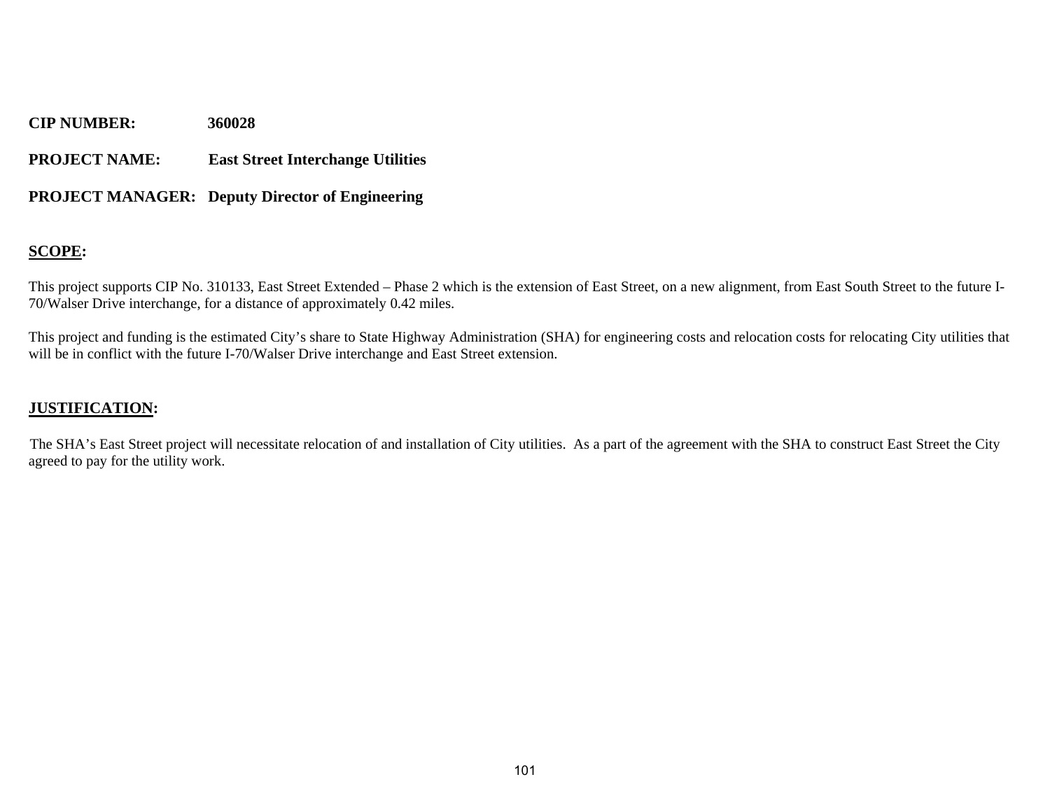**CIP NUMBER:** 360028

**PROJECT NAME:** East Street Interchange Utilities

**PROJECT MANAGER:** Deputy Director of Engineering

## SCOPE:

This project supports CIP No. 310133, East Street Extended – Phase 2 which is the extension of East Street, on a new alignment, from East South Street to the future I-70/Walser Drive interchange, for a distance of approximately 0.42 miles.

This project and funding is the estimated City's share to State Highway Administration (SHA) for engineering costs and relocation costs for relocating City utilities that will be in conflict with the future I-70/Walser Drive interchange and East Street extension.

## JUSTIFICATION:

The SHA's East Street project will necessitate relocation of and installation of City utilities. As a part of the agreement with the SHA to construct East Street the City agreed to pay for the utility work.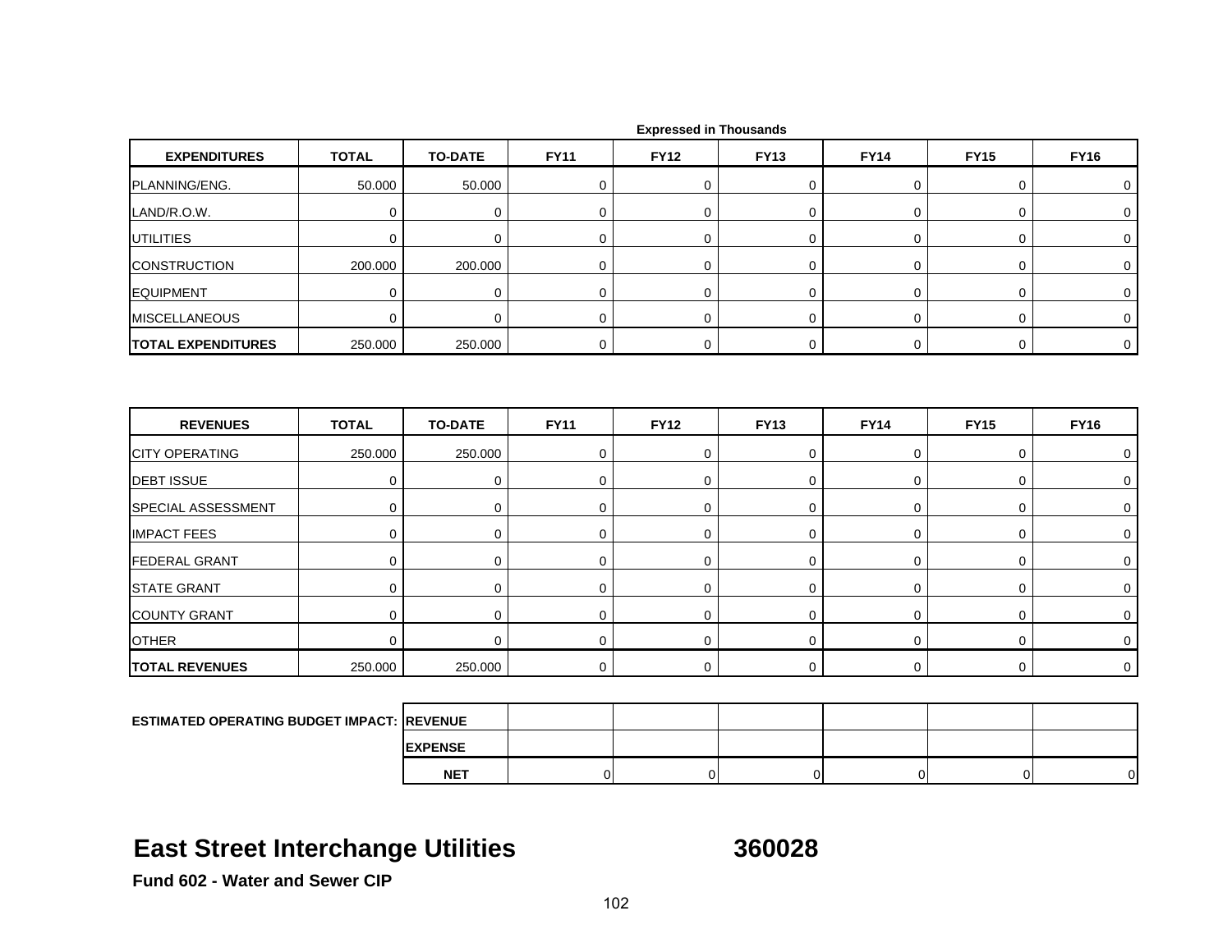Expressed in Thousands

| EXPENDITURES | TOTAL | TO-DATE | FY11 | FY12 | FY13 | FY14 | FY15 | FY16 |
|---|---|---|---|---|---|---|---|---|
| PLANNING/ENG. | 50.000 | 50.000 | 0 | 0 | 0 | 0 | 0 | 0 |
| LAND/R.O.W. | 0 | 0 | 0 | 0 | 0 | 0 | 0 | 0 |
| UTILITIES | 0 | 0 | 0 | 0 | 0 | 0 | 0 | 0 |
| CONSTRUCTION | 200.000 | 200.000 | 0 | 0 | 0 | 0 | 0 | 0 |
| EQUIPMENT | 0 | 0 | 0 | 0 | 0 | 0 | 0 | 0 |
| MISCELLANEOUS | 0 | 0 | 0 | 0 | 0 | 0 | 0 | 0 |
| **TOTAL EXPENDITURES** | 250.000 | 250.000 | 0 | 0 | 0 | 0 | 0 | 0 |

| REVENUES | TOTAL | TO-DATE | FY11 | FY12 | FY13 | FY14 | FY15 | FY16 |
|---|---|---|---|---|---|---|---|---|
| CITY OPERATING | 250.000 | 250.000 | 0 | 0 | 0 | 0 | 0 | 0 |
| DEBT ISSUE | 0 | 0 | 0 | 0 | 0 | 0 | 0 | 0 |
| SPECIAL ASSESSMENT | 0 | 0 | 0 | 0 | 0 | 0 | 0 | 0 |
| IMPACT FEES | 0 | 0 | 0 | 0 | 0 | 0 | 0 | 0 |
| FEDERAL GRANT | 0 | 0 | 0 | 0 | 0 | 0 | 0 | 0 |
| STATE GRANT | 0 | 0 | 0 | 0 | 0 | 0 | 0 | 0 |
| COUNTY GRANT | 0 | 0 | 0 | 0 | 0 | 0 | 0 | 0 |
| OTHER | 0 | 0 | 0 | 0 | 0 | 0 | 0 | 0 |
| **TOTAL REVENUES** | 250.000 | 250.000 | 0 | 0 | 0 | 0 | 0 | 0 |

| ESTIMATED OPERATING BUDGET IMPACT: | | | | | | | |
|---|---|---|---|---|---|---|---|
| | **REVENUE** | | | | | | |
| | **EXPENSE** | | | | | | |
| | **NET** | 0 | 0 | 0 | 0 | 0 | 0 |

# East Street Interchange Utilities 360028

**Fund 602 - Water and Sewer CIP**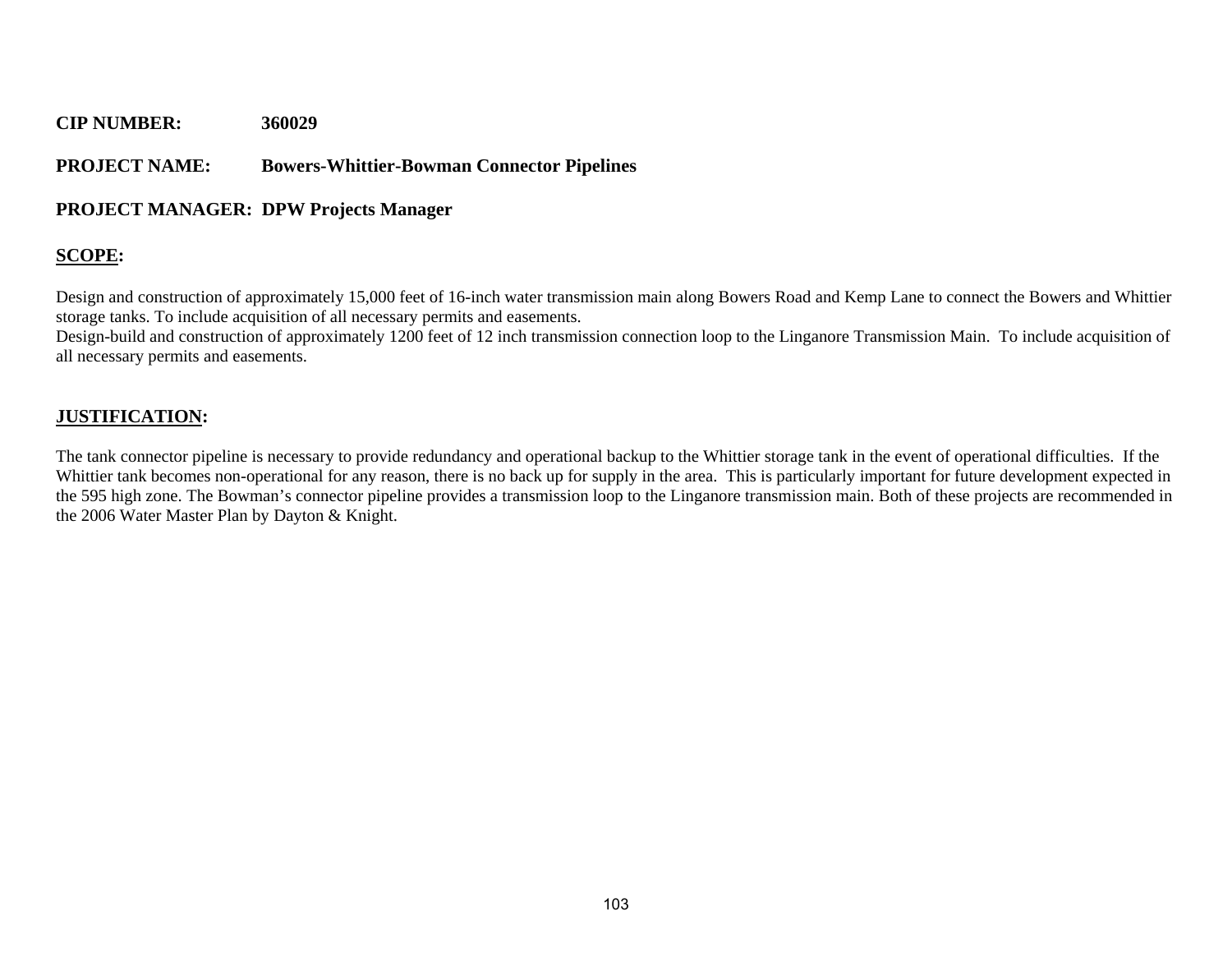**CIP NUMBER:** **360029**

**PROJECT NAME:** **Bowers-Whittier-Bowman Connector Pipelines**

**PROJECT MANAGER:** **DPW Projects Manager**

**<u>SCOPE</u>:**

Design and construction of approximately 15,000 feet of 16-inch water transmission main along Bowers Road and Kemp Lane to connect the Bowers and Whittier storage tanks. To include acquisition of all necessary permits and easements.
Design-build and construction of approximately 1200 feet of 12 inch transmission connection loop to the Linganore Transmission Main. To include acquisition of all necessary permits and easements.

**<u>JUSTIFICATION</u>:**

The tank connector pipeline is necessary to provide redundancy and operational backup to the Whittier storage tank in the event of operational difficulties. If the Whittier tank becomes non-operational for any reason, there is no back up for supply in the area. This is particularly important for future development expected in the 595 high zone. The Bowman's connector pipeline provides a transmission loop to the Linganore transmission main. Both of these projects are recommended in the 2006 Water Master Plan by Dayton & Knight.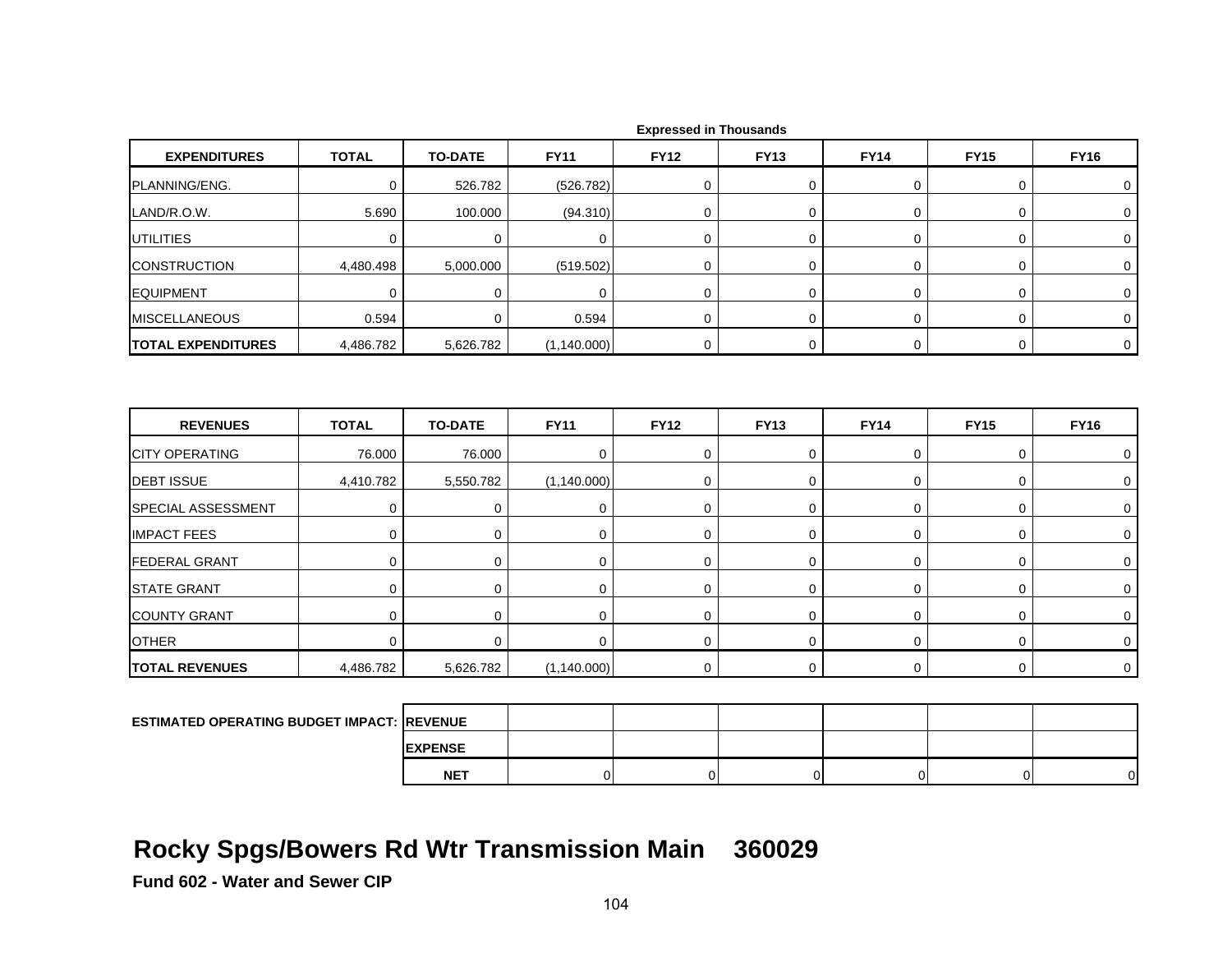Expressed in Thousands

| EXPENDITURES | TOTAL | TO-DATE | FY11 | FY12 | FY13 | FY14 | FY15 | FY16 |
|---|---|---|---|---|---|---|---|---|
| PLANNING/ENG. | 0 | 526.782 | (526.782) | 0 | 0 | 0 | 0 | 0 |
| LAND/R.O.W. | 5.690 | 100.000 | (94.310) | 0 | 0 | 0 | 0 | 0 |
| UTILITIES | 0 | 0 | 0 | 0 | 0 | 0 | 0 | 0 |
| CONSTRUCTION | 4,480.498 | 5,000.000 | (519.502) | 0 | 0 | 0 | 0 | 0 |
| EQUIPMENT | 0 | 0 | 0 | 0 | 0 | 0 | 0 | 0 |
| MISCELLANEOUS | 0.594 | 0 | 0.594 | 0 | 0 | 0 | 0 | 0 |
| **TOTAL EXPENDITURES** | 4,486.782 | 5,626.782 | (1,140.000) | 0 | 0 | 0 | 0 | 0 |

| REVENUES | TOTAL | TO-DATE | FY11 | FY12 | FY13 | FY14 | FY15 | FY16 |
|---|---|---|---|---|---|---|---|---|
| CITY OPERATING | 76.000 | 76.000 | 0 | 0 | 0 | 0 | 0 | 0 |
| DEBT ISSUE | 4,410.782 | 5,550.782 | (1,140.000) | 0 | 0 | 0 | 0 | 0 |
| SPECIAL ASSESSMENT | 0 | 0 | 0 | 0 | 0 | 0 | 0 | 0 |
| IMPACT FEES | 0 | 0 | 0 | 0 | 0 | 0 | 0 | 0 |
| FEDERAL GRANT | 0 | 0 | 0 | 0 | 0 | 0 | 0 | 0 |
| STATE GRANT | 0 | 0 | 0 | 0 | 0 | 0 | 0 | 0 |
| COUNTY GRANT | 0 | 0 | 0 | 0 | 0 | 0 | 0 | 0 |
| OTHER | 0 | 0 | 0 | 0 | 0 | 0 | 0 | 0 |
| **TOTAL REVENUES** | 4,486.782 | 5,626.782 | (1,140.000) | 0 | 0 | 0 | 0 | 0 |

| ESTIMATED OPERATING BUDGET IMPACT: | | FY11 | FY12 | FY13 | FY14 | FY15 | FY16 |
|---|---|---|---|---|---|---|---|
| | **REVENUE** | | | | | | |
| | **EXPENSE** | | | | | | |
| | **NET** | 0 | 0 | 0 | 0 | 0 | 0 |

# Rocky Spgs/Bowers Rd Wtr Transmission Main 360029

**Fund 602 - Water and Sewer CIP**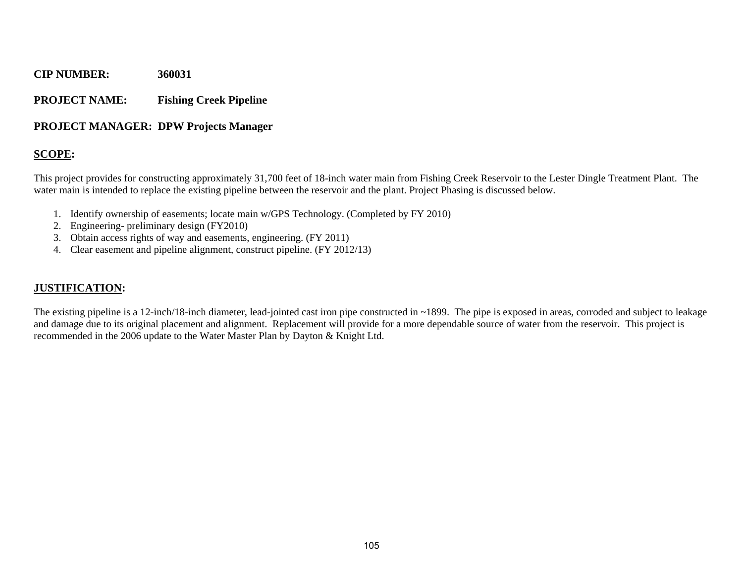**CIP NUMBER:** 360031

**PROJECT NAME:** Fishing Creek Pipeline

**PROJECT MANAGER:** DPW Projects Manager

## SCOPE:

This project provides for constructing approximately 31,700 feet of 18-inch water main from Fishing Creek Reservoir to the Lester Dingle Treatment Plant. The water main is intended to replace the existing pipeline between the reservoir and the plant. Project Phasing is discussed below.

1. Identify ownership of easements; locate main w/GPS Technology. (Completed by FY 2010)
2. Engineering- preliminary design (FY2010)
3. Obtain access rights of way and easements, engineering. (FY 2011)
4. Clear easement and pipeline alignment, construct pipeline. (FY 2012/13)

## JUSTIFICATION:

The existing pipeline is a 12-inch/18-inch diameter, lead-jointed cast iron pipe constructed in ~1899. The pipe is exposed in areas, corroded and subject to leakage and damage due to its original placement and alignment. Replacement will provide for a more dependable source of water from the reservoir. This project is recommended in the 2006 update to the Water Master Plan by Dayton & Knight Ltd.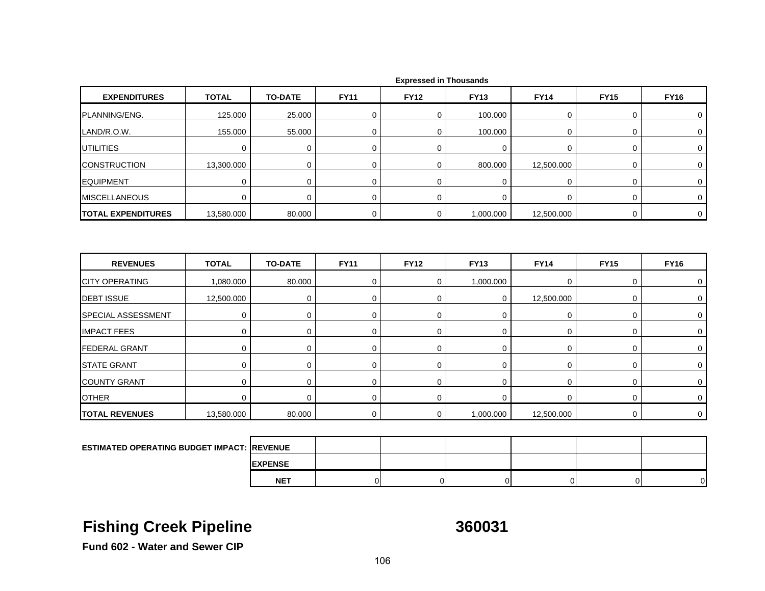Expressed in Thousands

| EXPENDITURES | TOTAL | TO-DATE | FY11 | FY12 | FY13 | FY14 | FY15 | FY16 |
|---|---|---|---|---|---|---|---|---|
| PLANNING/ENG. | 125.000 | 25.000 | 0 | 0 | 100.000 | 0 | 0 | 0 |
| LAND/R.O.W. | 155.000 | 55.000 | 0 | 0 | 100.000 | 0 | 0 | 0 |
| UTILITIES | 0 | 0 | 0 | 0 | 0 | 0 | 0 | 0 |
| CONSTRUCTION | 13,300.000 | 0 | 0 | 0 | 800.000 | 12,500.000 | 0 | 0 |
| EQUIPMENT | 0 | 0 | 0 | 0 | 0 | 0 | 0 | 0 |
| MISCELLANEOUS | 0 | 0 | 0 | 0 | 0 | 0 | 0 | 0 |
| **TOTAL EXPENDITURES** | 13,580.000 | 80.000 | 0 | 0 | 1,000.000 | 12,500.000 | 0 | 0 |

| REVENUES | TOTAL | TO-DATE | FY11 | FY12 | FY13 | FY14 | FY15 | FY16 |
|---|---|---|---|---|---|---|---|---|
| CITY OPERATING | 1,080.000 | 80.000 | 0 | 0 | 1,000.000 | 0 | 0 | 0 |
| DEBT ISSUE | 12,500.000 | 0 | 0 | 0 | 0 | 12,500.000 | 0 | 0 |
| SPECIAL ASSESSMENT | 0 | 0 | 0 | 0 | 0 | 0 | 0 | 0 |
| IMPACT FEES | 0 | 0 | 0 | 0 | 0 | 0 | 0 | 0 |
| FEDERAL GRANT | 0 | 0 | 0 | 0 | 0 | 0 | 0 | 0 |
| STATE GRANT | 0 | 0 | 0 | 0 | 0 | 0 | 0 | 0 |
| COUNTY GRANT | 0 | 0 | 0 | 0 | 0 | 0 | 0 | 0 |
| OTHER | 0 | 0 | 0 | 0 | 0 | 0 | 0 | 0 |
| **TOTAL REVENUES** | 13,580.000 | 80.000 | 0 | 0 | 1,000.000 | 12,500.000 | 0 | 0 |

| ESTIMATED OPERATING BUDGET IMPACT: | | FY11 | FY12 | FY13 | FY14 | FY15 | FY16 |
|---|---|---|---|---|---|---|---|
| | REVENUE | | | | | | |
| | EXPENSE | | | | | | |
| | NET | 0 | 0 | 0 | 0 | 0 | 0 |

# Fishing Creek Pipeline 360031

**Fund 602 - Water and Sewer CIP**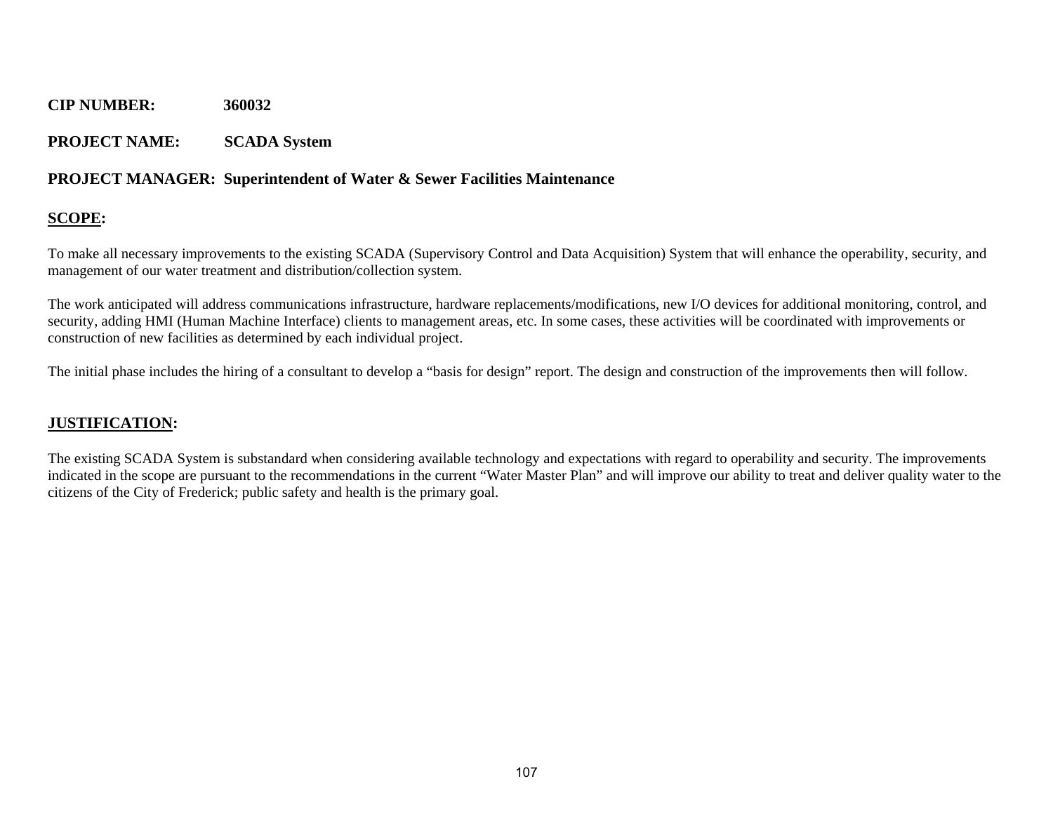**CIP NUMBER:** **360032**

**PROJECT NAME:** **SCADA System**

**PROJECT MANAGER: Superintendent of Water & Sewer Facilities Maintenance**

## SCOPE:

To make all necessary improvements to the existing SCADA (Supervisory Control and Data Acquisition) System that will enhance the operability, security, and management of our water treatment and distribution/collection system.

The work anticipated will address communications infrastructure, hardware replacements/modifications, new I/O devices for additional monitoring, control, and security, adding HMI (Human Machine Interface) clients to management areas, etc. In some cases, these activities will be coordinated with improvements or construction of new facilities as determined by each individual project.

The initial phase includes the hiring of a consultant to develop a "basis for design" report. The design and construction of the improvements then will follow.

## JUSTIFICATION:

The existing SCADA System is substandard when considering available technology and expectations with regard to operability and security. The improvements indicated in the scope are pursuant to the recommendations in the current "Water Master Plan" and will improve our ability to treat and deliver quality water to the citizens of the City of Frederick; public safety and health is the primary goal.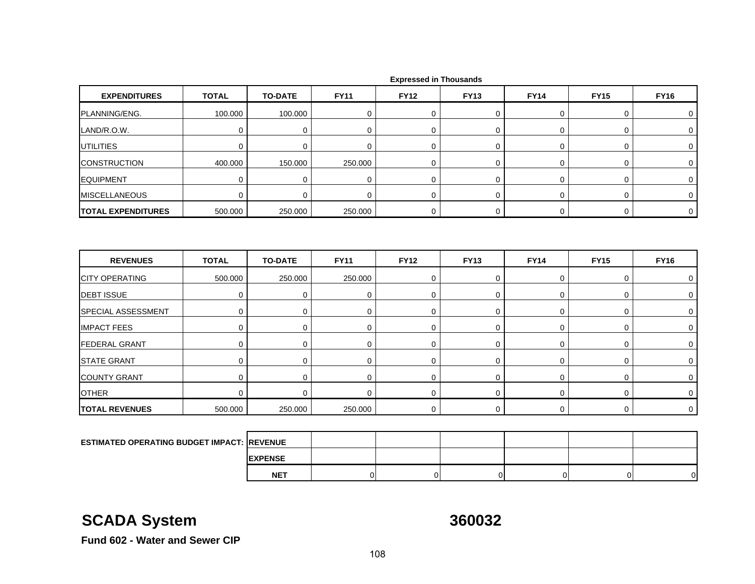Expressed in Thousands

| EXPENDITURES | TOTAL | TO-DATE | FY11 | FY12 | FY13 | FY14 | FY15 | FY16 |
|---|---|---|---|---|---|---|---|---|
| PLANNING/ENG. | 100.000 | 100.000 | 0 | 0 | 0 | 0 | 0 | 0 |
| LAND/R.O.W. | 0 | 0 | 0 | 0 | 0 | 0 | 0 | 0 |
| UTILITIES | 0 | 0 | 0 | 0 | 0 | 0 | 0 | 0 |
| CONSTRUCTION | 400.000 | 150.000 | 250.000 | 0 | 0 | 0 | 0 | 0 |
| EQUIPMENT | 0 | 0 | 0 | 0 | 0 | 0 | 0 | 0 |
| MISCELLANEOUS | 0 | 0 | 0 | 0 | 0 | 0 | 0 | 0 |
| **TOTAL EXPENDITURES** | 500.000 | 250.000 | 250.000 | 0 | 0 | 0 | 0 | 0 |

| REVENUES | TOTAL | TO-DATE | FY11 | FY12 | FY13 | FY14 | FY15 | FY16 |
|---|---|---|---|---|---|---|---|---|
| CITY OPERATING | 500.000 | 250.000 | 250.000 | 0 | 0 | 0 | 0 | 0 |
| DEBT ISSUE | 0 | 0 | 0 | 0 | 0 | 0 | 0 | 0 |
| SPECIAL ASSESSMENT | 0 | 0 | 0 | 0 | 0 | 0 | 0 | 0 |
| IMPACT FEES | 0 | 0 | 0 | 0 | 0 | 0 | 0 | 0 |
| FEDERAL GRANT | 0 | 0 | 0 | 0 | 0 | 0 | 0 | 0 |
| STATE GRANT | 0 | 0 | 0 | 0 | 0 | 0 | 0 | 0 |
| COUNTY GRANT | 0 | 0 | 0 | 0 | 0 | 0 | 0 | 0 |
| OTHER | 0 | 0 | 0 | 0 | 0 | 0 | 0 | 0 |
| **TOTAL REVENUES** | 500.000 | 250.000 | 250.000 | 0 | 0 | 0 | 0 | 0 |

| ESTIMATED OPERATING BUDGET IMPACT: | | FY11 | FY12 | FY13 | FY14 | FY15 | FY16 |
|---|---|---|---|---|---|---|---|
| | REVENUE | | | | | | |
| | EXPENSE | | | | | | |
| | NET | 0 | 0 | 0 | 0 | 0 | 0 |

## SCADA System 360032

**Fund 602 - Water and Sewer CIP**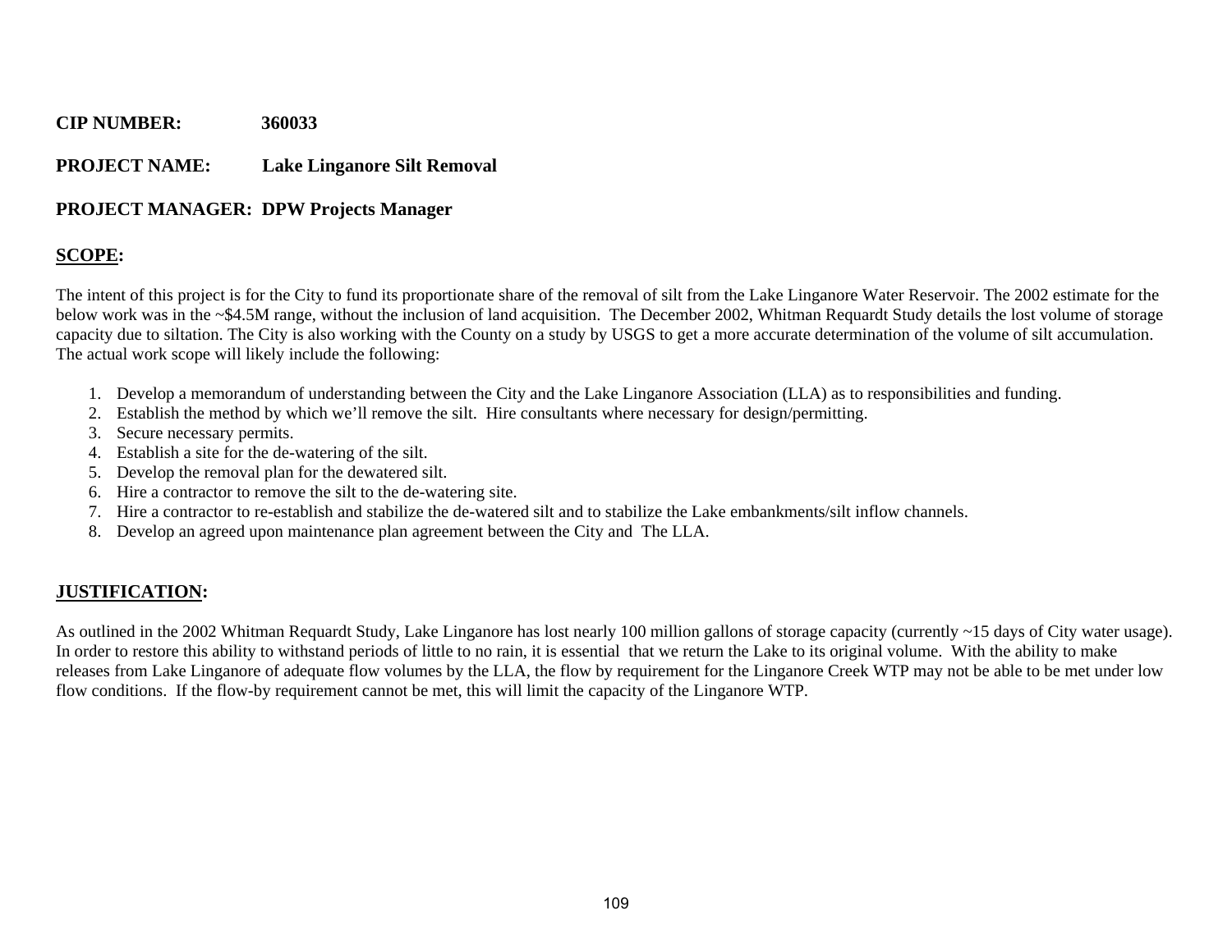**CIP NUMBER:** **360033**

**PROJECT NAME:** **Lake Linganore Silt Removal**

**PROJECT MANAGER: DPW Projects Manager**

**SCOPE:**

The intent of this project is for the City to fund its proportionate share of the removal of silt from the Lake Linganore Water Reservoir. The 2002 estimate for the below work was in the ~$4.5M range, without the inclusion of land acquisition. The December 2002, Whitman Requardt Study details the lost volume of storage capacity due to siltation. The City is also working with the County on a study by USGS to get a more accurate determination of the volume of silt accumulation. The actual work scope will likely include the following:

1. Develop a memorandum of understanding between the City and the Lake Linganore Association (LLA) as to responsibilities and funding.
2. Establish the method by which we'll remove the silt. Hire consultants where necessary for design/permitting.
3. Secure necessary permits.
4. Establish a site for the de-watering of the silt.
5. Develop the removal plan for the dewatered silt.
6. Hire a contractor to remove the silt to the de-watering site.
7. Hire a contractor to re-establish and stabilize the de-watered silt and to stabilize the Lake embankments/silt inflow channels.
8. Develop an agreed upon maintenance plan agreement between the City and The LLA.

**JUSTIFICATION:**

As outlined in the 2002 Whitman Requardt Study, Lake Linganore has lost nearly 100 million gallons of storage capacity (currently ~15 days of City water usage). In order to restore this ability to withstand periods of little to no rain, it is essential that we return the Lake to its original volume. With the ability to make releases from Lake Linganore of adequate flow volumes by the LLA, the flow by requirement for the Linganore Creek WTP may not be able to be met under low flow conditions. If the flow-by requirement cannot be met, this will limit the capacity of the Linganore WTP.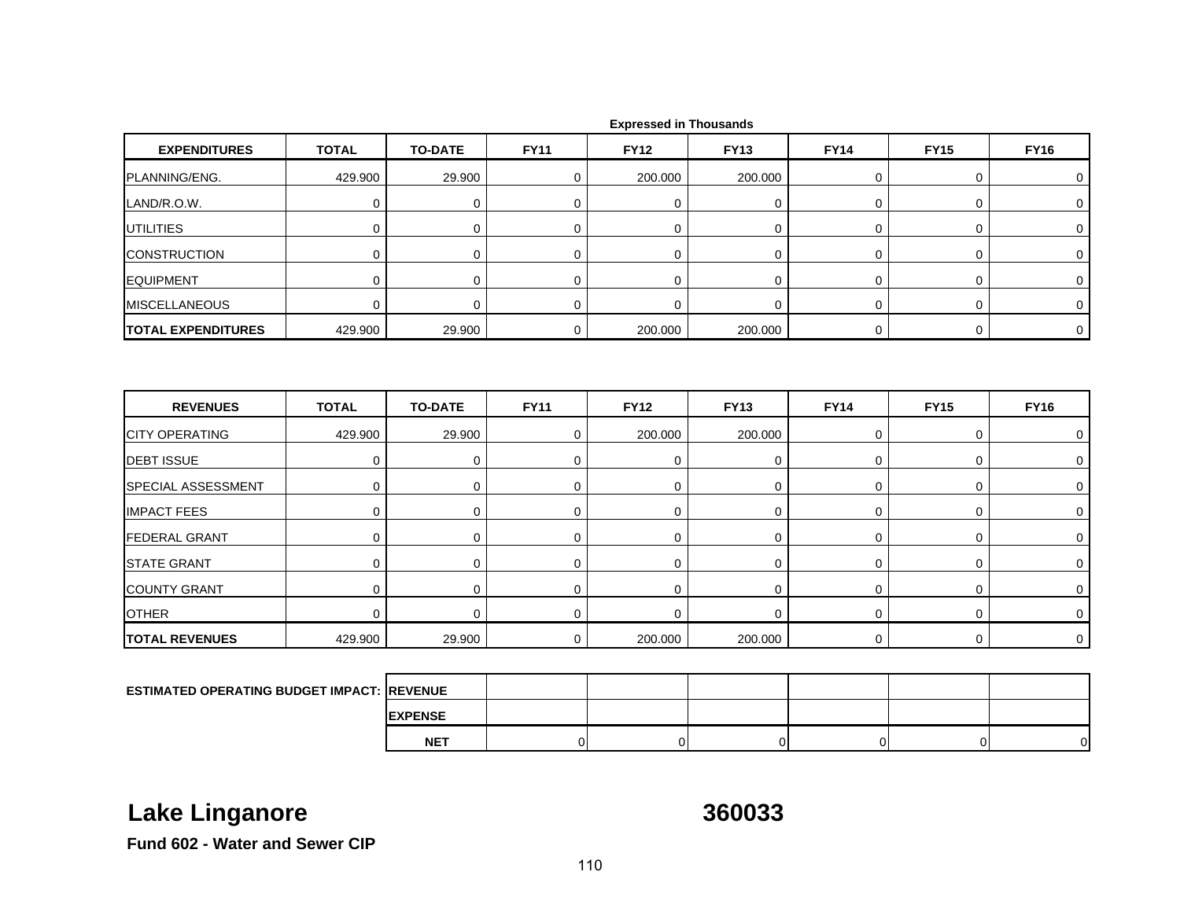Expressed in Thousands

| EXPENDITURES | TOTAL | TO-DATE | FY11 | FY12 | FY13 | FY14 | FY15 | FY16 |
|---|---|---|---|---|---|---|---|---|
| PLANNING/ENG. | 429.900 | 29.900 | 0 | 200.000 | 200.000 | 0 | 0 | 0 |
| LAND/R.O.W. | 0 | 0 | 0 | 0 | 0 | 0 | 0 | 0 |
| UTILITIES | 0 | 0 | 0 | 0 | 0 | 0 | 0 | 0 |
| CONSTRUCTION | 0 | 0 | 0 | 0 | 0 | 0 | 0 | 0 |
| EQUIPMENT | 0 | 0 | 0 | 0 | 0 | 0 | 0 | 0 |
| MISCELLANEOUS | 0 | 0 | 0 | 0 | 0 | 0 | 0 | 0 |
| **TOTAL EXPENDITURES** | 429.900 | 29.900 | 0 | 200.000 | 200.000 | 0 | 0 | 0 |

| REVENUES | TOTAL | TO-DATE | FY11 | FY12 | FY13 | FY14 | FY15 | FY16 |
|---|---|---|---|---|---|---|---|---|
| CITY OPERATING | 429.900 | 29.900 | 0 | 200.000 | 200.000 | 0 | 0 | 0 |
| DEBT ISSUE | 0 | 0 | 0 | 0 | 0 | 0 | 0 | 0 |
| SPECIAL ASSESSMENT | 0 | 0 | 0 | 0 | 0 | 0 | 0 | 0 |
| IMPACT FEES | 0 | 0 | 0 | 0 | 0 | 0 | 0 | 0 |
| FEDERAL GRANT | 0 | 0 | 0 | 0 | 0 | 0 | 0 | 0 |
| STATE GRANT | 0 | 0 | 0 | 0 | 0 | 0 | 0 | 0 |
| COUNTY GRANT | 0 | 0 | 0 | 0 | 0 | 0 | 0 | 0 |
| OTHER | 0 | 0 | 0 | 0 | 0 | 0 | 0 | 0 |
| **TOTAL REVENUES** | 429.900 | 29.900 | 0 | 200.000 | 200.000 | 0 | 0 | 0 |

| ESTIMATED OPERATING BUDGET IMPACT: | | | | | | | |
|---|---|---|---|---|---|---|---|
| | **REVENUE** | | | | | | |
| | **EXPENSE** | | | | | | |
| | **NET** | 0 | 0 | 0 | 0 | 0 | 0 |

## Lake Linganore 360033

**Fund 602 - Water and Sewer CIP**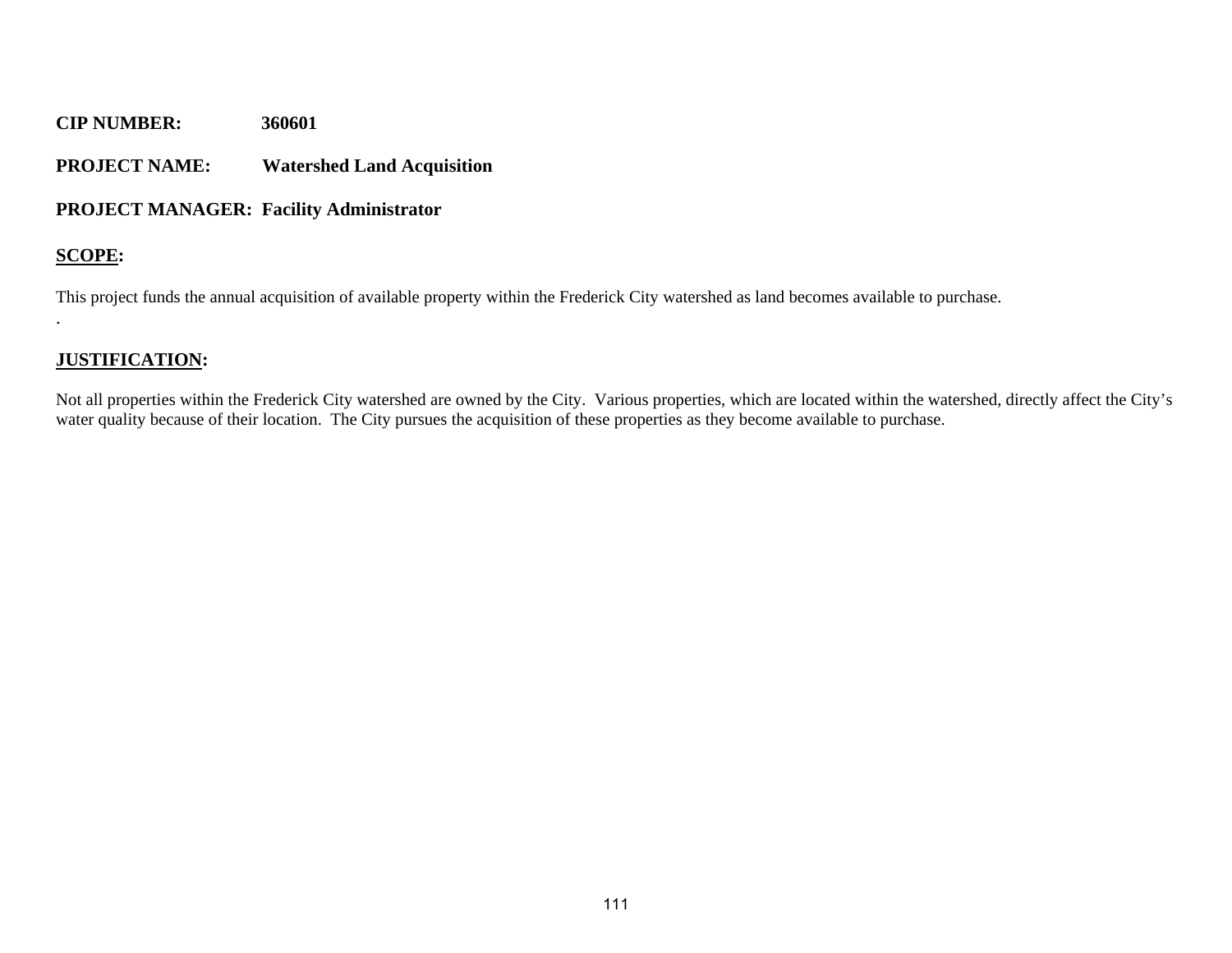**CIP NUMBER:** 360601

**PROJECT NAME:** Watershed Land Acquisition

**PROJECT MANAGER:** Facility Administrator

**SCOPE:**

This project funds the annual acquisition of available property within the Frederick City watershed as land becomes available to purchase.

.

**JUSTIFICATION:**

Not all properties within the Frederick City watershed are owned by the City. Various properties, which are located within the watershed, directly affect the City's water quality because of their location. The City pursues the acquisition of these properties as they become available to purchase.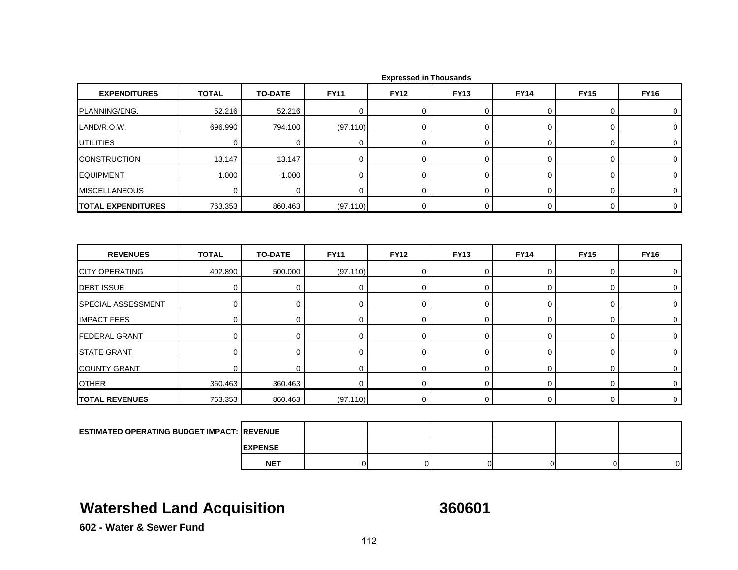Expressed in Thousands

| EXPENDITURES | TOTAL | TO-DATE | FY11 | FY12 | FY13 | FY14 | FY15 | FY16 |
|---|---|---|---|---|---|---|---|---|
| PLANNING/ENG. | 52.216 | 52.216 | 0 | 0 | 0 | 0 | 0 | 0 |
| LAND/R.O.W. | 696.990 | 794.100 | (97.110) | 0 | 0 | 0 | 0 | 0 |
| UTILITIES | 0 | 0 | 0 | 0 | 0 | 0 | 0 | 0 |
| CONSTRUCTION | 13.147 | 13.147 | 0 | 0 | 0 | 0 | 0 | 0 |
| EQUIPMENT | 1.000 | 1.000 | 0 | 0 | 0 | 0 | 0 | 0 |
| MISCELLANEOUS | 0 | 0 | 0 | 0 | 0 | 0 | 0 | 0 |
| **TOTAL EXPENDITURES** | 763.353 | 860.463 | (97.110) | 0 | 0 | 0 | 0 | 0 |

| REVENUES | TOTAL | TO-DATE | FY11 | FY12 | FY13 | FY14 | FY15 | FY16 |
|---|---|---|---|---|---|---|---|---|
| CITY OPERATING | 402.890 | 500.000 | (97.110) | 0 | 0 | 0 | 0 | 0 |
| DEBT ISSUE | 0 | 0 | 0 | 0 | 0 | 0 | 0 | 0 |
| SPECIAL ASSESSMENT | 0 | 0 | 0 | 0 | 0 | 0 | 0 | 0 |
| IMPACT FEES | 0 | 0 | 0 | 0 | 0 | 0 | 0 | 0 |
| FEDERAL GRANT | 0 | 0 | 0 | 0 | 0 | 0 | 0 | 0 |
| STATE GRANT | 0 | 0 | 0 | 0 | 0 | 0 | 0 | 0 |
| COUNTY GRANT | 0 | 0 | 0 | 0 | 0 | 0 | 0 | 0 |
| OTHER | 360.463 | 360.463 | 0 | 0 | 0 | 0 | 0 | 0 |
| **TOTAL REVENUES** | 763.353 | 860.463 | (97.110) | 0 | 0 | 0 | 0 | 0 |

| ESTIMATED OPERATING BUDGET IMPACT: | | | | | | | |
|---|---|---|---|---|---|---|---|
| | **REVENUE** | | | | | | |
| | **EXPENSE** | | | | | | |
| | **NET** | 0 | 0 | 0 | 0 | 0 | 0 |

# Watershed Land Acquisition 360601

**602 - Water & Sewer Fund**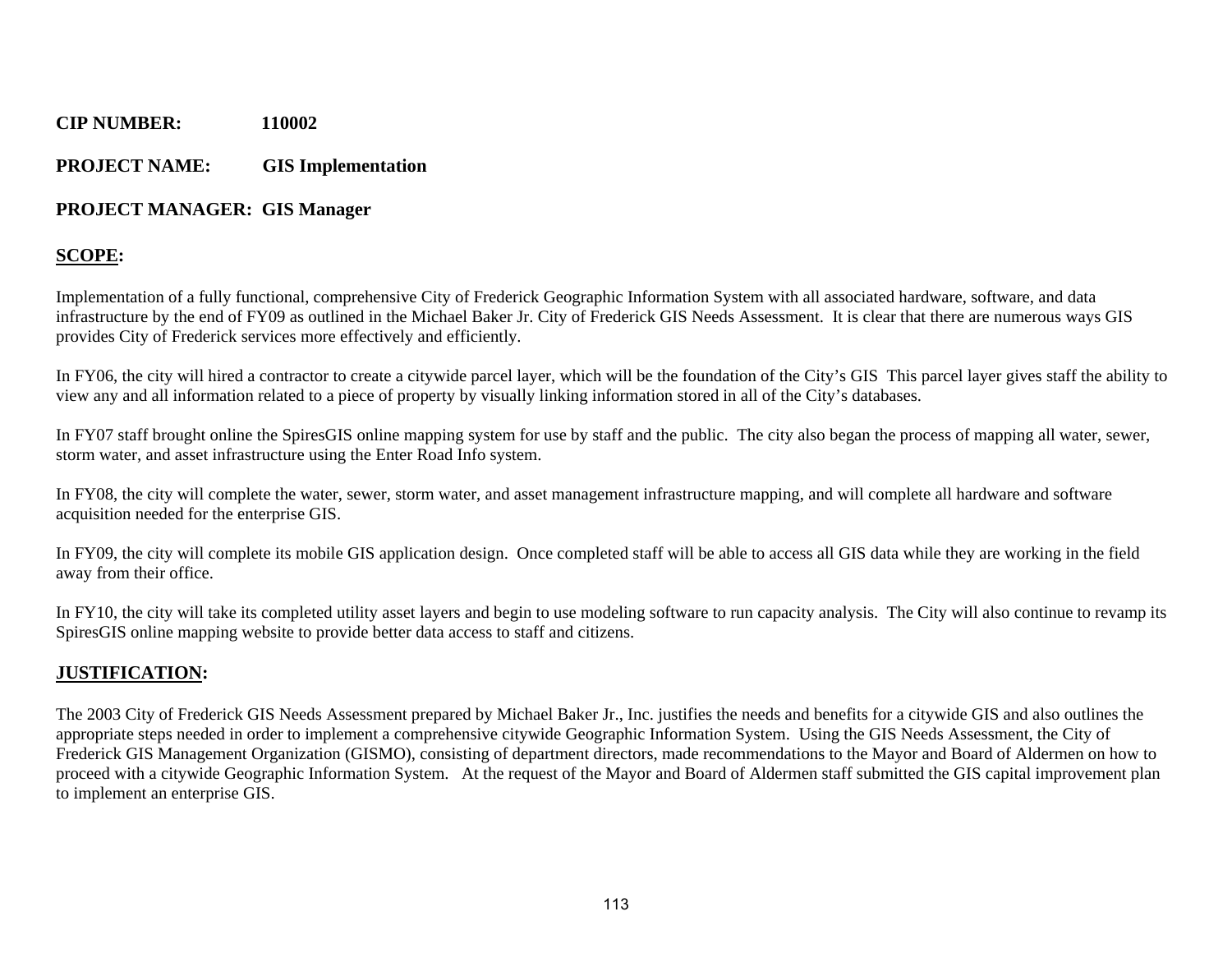**CIP NUMBER:** 110002

**PROJECT NAME:** GIS Implementation

**PROJECT MANAGER:** GIS Manager

## SCOPE:

Implementation of a fully functional, comprehensive City of Frederick Geographic Information System with all associated hardware, software, and data infrastructure by the end of FY09 as outlined in the Michael Baker Jr. City of Frederick GIS Needs Assessment. It is clear that there are numerous ways GIS provides City of Frederick services more effectively and efficiently.

In FY06, the city will hired a contractor to create a citywide parcel layer, which will be the foundation of the City's GIS This parcel layer gives staff the ability to view any and all information related to a piece of property by visually linking information stored in all of the City's databases.

In FY07 staff brought online the SpiresGIS online mapping system for use by staff and the public. The city also began the process of mapping all water, sewer, storm water, and asset infrastructure using the Enter Road Info system.

In FY08, the city will complete the water, sewer, storm water, and asset management infrastructure mapping, and will complete all hardware and software acquisition needed for the enterprise GIS.

In FY09, the city will complete its mobile GIS application design. Once completed staff will be able to access all GIS data while they are working in the field away from their office.

In FY10, the city will take its completed utility asset layers and begin to use modeling software to run capacity analysis. The City will also continue to revamp its SpiresGIS online mapping website to provide better data access to staff and citizens.

## JUSTIFICATION:

The 2003 City of Frederick GIS Needs Assessment prepared by Michael Baker Jr., Inc. justifies the needs and benefits for a citywide GIS and also outlines the appropriate steps needed in order to implement a comprehensive citywide Geographic Information System. Using the GIS Needs Assessment, the City of Frederick GIS Management Organization (GISMO), consisting of department directors, made recommendations to the Mayor and Board of Aldermen on how to proceed with a citywide Geographic Information System. At the request of the Mayor and Board of Aldermen staff submitted the GIS capital improvement plan to implement an enterprise GIS.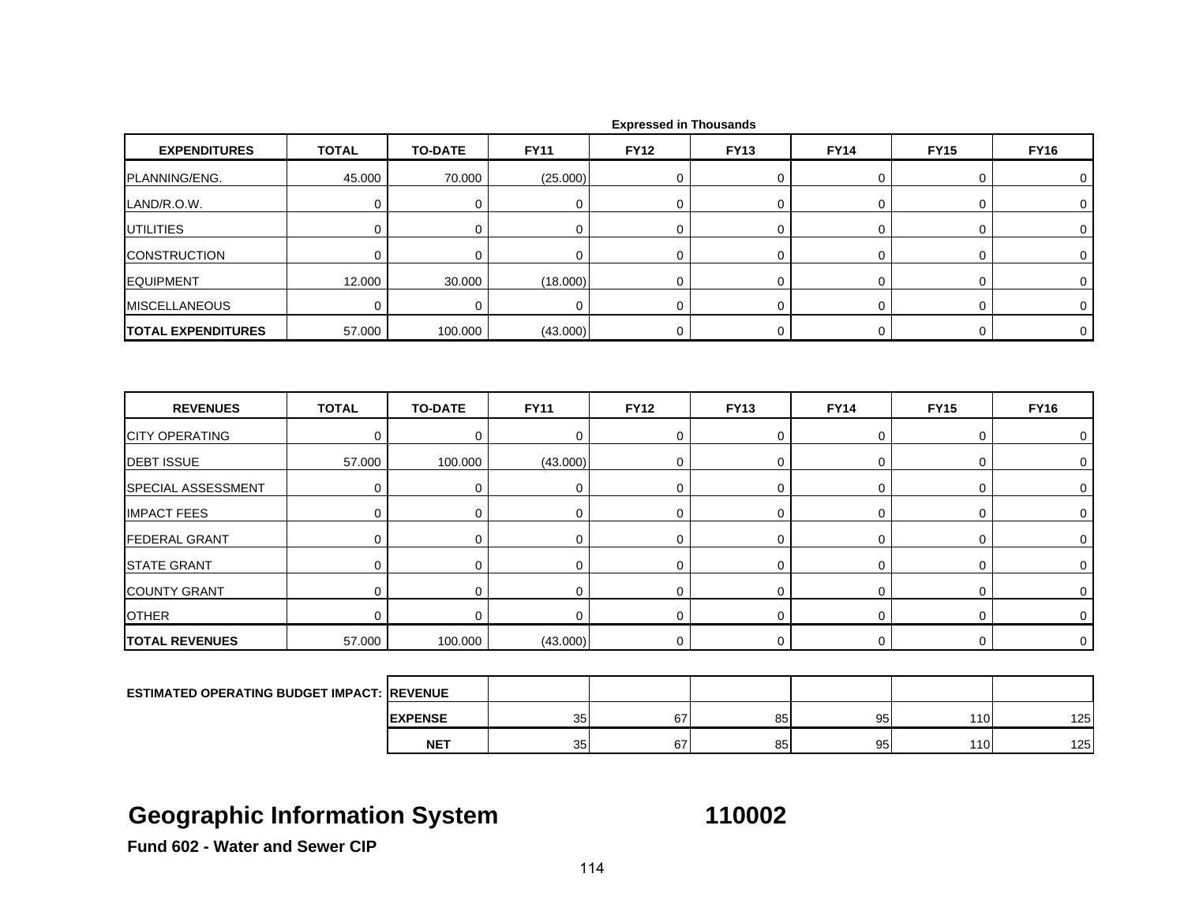Expressed in Thousands

| EXPENDITURES | TOTAL | TO-DATE | FY11 | FY12 | FY13 | FY14 | FY15 | FY16 |
|---|---|---|---|---|---|---|---|---|
| PLANNING/ENG. | 45.000 | 70.000 | (25.000) | 0 | 0 | 0 | 0 | 0 |
| LAND/R.O.W. | 0 | 0 | 0 | 0 | 0 | 0 | 0 | 0 |
| UTILITIES | 0 | 0 | 0 | 0 | 0 | 0 | 0 | 0 |
| CONSTRUCTION | 0 | 0 | 0 | 0 | 0 | 0 | 0 | 0 |
| EQUIPMENT | 12.000 | 30.000 | (18.000) | 0 | 0 | 0 | 0 | 0 |
| MISCELLANEOUS | 0 | 0 | 0 | 0 | 0 | 0 | 0 | 0 |
| **TOTAL EXPENDITURES** | 57.000 | 100.000 | (43.000) | 0 | 0 | 0 | 0 | 0 |

| REVENUES | TOTAL | TO-DATE | FY11 | FY12 | FY13 | FY14 | FY15 | FY16 |
|---|---|---|---|---|---|---|---|---|
| CITY OPERATING | 0 | 0 | 0 | 0 | 0 | 0 | 0 | 0 |
| DEBT ISSUE | 57.000 | 100.000 | (43.000) | 0 | 0 | 0 | 0 | 0 |
| SPECIAL ASSESSMENT | 0 | 0 | 0 | 0 | 0 | 0 | 0 | 0 |
| IMPACT FEES | 0 | 0 | 0 | 0 | 0 | 0 | 0 | 0 |
| FEDERAL GRANT | 0 | 0 | 0 | 0 | 0 | 0 | 0 | 0 |
| STATE GRANT | 0 | 0 | 0 | 0 | 0 | 0 | 0 | 0 |
| COUNTY GRANT | 0 | 0 | 0 | 0 | 0 | 0 | 0 | 0 |
| OTHER | 0 | 0 | 0 | 0 | 0 | 0 | 0 | 0 |
| **TOTAL REVENUES** | 57.000 | 100.000 | (43.000) | 0 | 0 | 0 | 0 | 0 |

| ESTIMATED OPERATING BUDGET IMPACT: | | FY11 | FY12 | FY13 | FY14 | FY15 | FY16 |
|---|---|---|---|---|---|---|---|
| | **REVENUE** | | | | | | |
| | **EXPENSE** | 35 | 67 | 85 | 95 | 110 | 125 |
| | **NET** | 35 | 67 | 85 | 95 | 110 | 125 |

# Geographic Information System 110002

**Fund 602 - Water and Sewer CIP**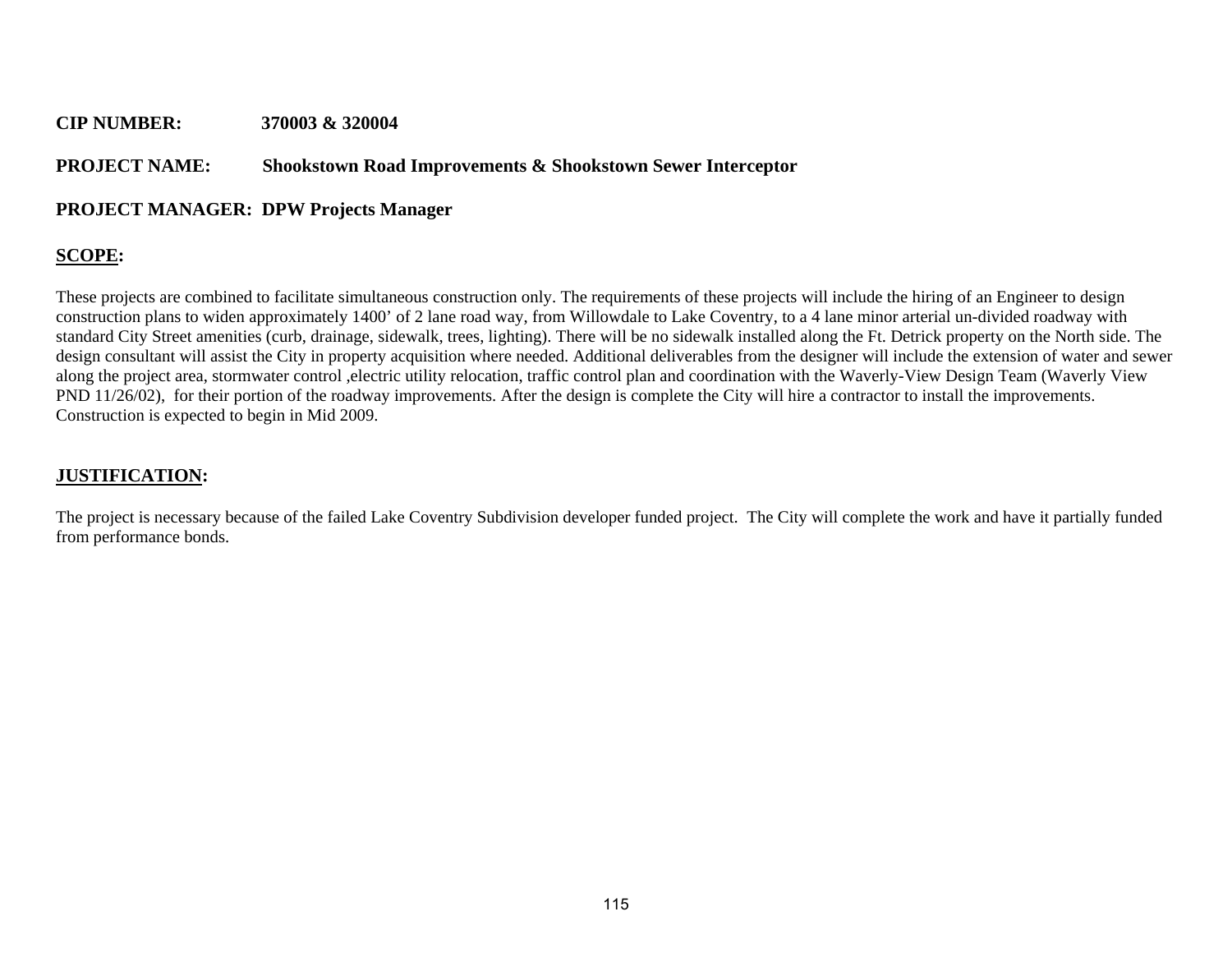**CIP NUMBER:** **370003 & 320004**

**PROJECT NAME:** **Shookstown Road Improvements & Shookstown Sewer Interceptor**

**PROJECT MANAGER: DPW Projects Manager**

## <u>SCOPE</u>:

These projects are combined to facilitate simultaneous construction only. The requirements of these projects will include the hiring of an Engineer to design construction plans to widen approximately 1400' of 2 lane road way, from Willowdale to Lake Coventry, to a 4 lane minor arterial un-divided roadway with standard City Street amenities (curb, drainage, sidewalk, trees, lighting). There will be no sidewalk installed along the Ft. Detrick property on the North side. The design consultant will assist the City in property acquisition where needed. Additional deliverables from the designer will include the extension of water and sewer along the project area, stormwater control ,electric utility relocation, traffic control plan and coordination with the Waverly-View Design Team (Waverly View PND 11/26/02), for their portion of the roadway improvements. After the design is complete the City will hire a contractor to install the improvements. Construction is expected to begin in Mid 2009.

## <u>JUSTIFICATION</u>:

The project is necessary because of the failed Lake Coventry Subdivision developer funded project. The City will complete the work and have it partially funded from performance bonds.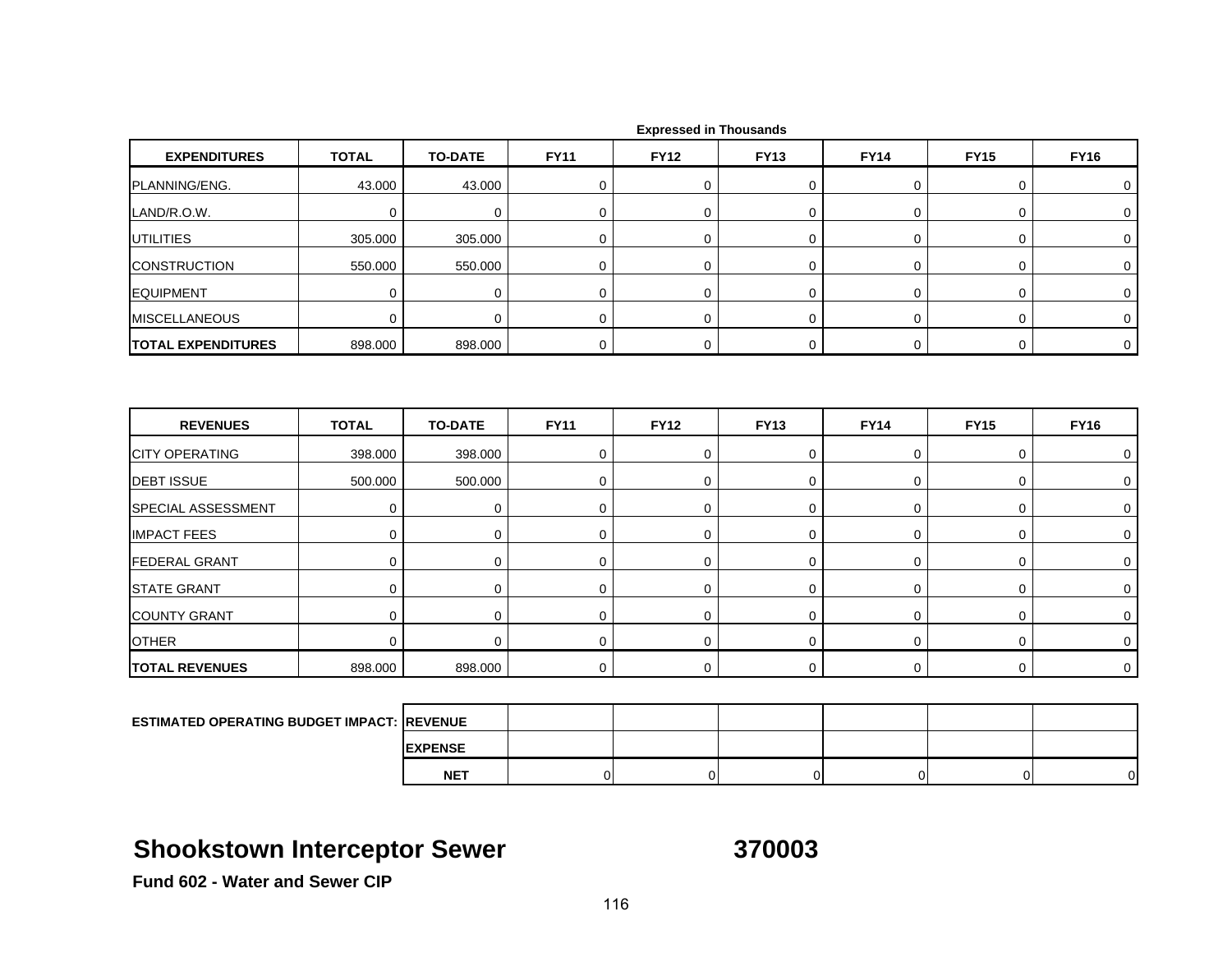Expressed in Thousands

| EXPENDITURES | TOTAL | TO-DATE | FY11 | FY12 | FY13 | FY14 | FY15 | FY16 |
|---|---|---|---|---|---|---|---|---|
| PLANNING/ENG. | 43.000 | 43.000 | 0 | 0 | 0 | 0 | 0 | 0 |
| LAND/R.O.W. | 0 | 0 | 0 | 0 | 0 | 0 | 0 | 0 |
| UTILITIES | 305.000 | 305.000 | 0 | 0 | 0 | 0 | 0 | 0 |
| CONSTRUCTION | 550.000 | 550.000 | 0 | 0 | 0 | 0 | 0 | 0 |
| EQUIPMENT | 0 | 0 | 0 | 0 | 0 | 0 | 0 | 0 |
| MISCELLANEOUS | 0 | 0 | 0 | 0 | 0 | 0 | 0 | 0 |
| **TOTAL EXPENDITURES** | 898.000 | 898.000 | 0 | 0 | 0 | 0 | 0 | 0 |

| REVENUES | TOTAL | TO-DATE | FY11 | FY12 | FY13 | FY14 | FY15 | FY16 |
|---|---|---|---|---|---|---|---|---|
| CITY OPERATING | 398.000 | 398.000 | 0 | 0 | 0 | 0 | 0 | 0 |
| DEBT ISSUE | 500.000 | 500.000 | 0 | 0 | 0 | 0 | 0 | 0 |
| SPECIAL ASSESSMENT | 0 | 0 | 0 | 0 | 0 | 0 | 0 | 0 |
| IMPACT FEES | 0 | 0 | 0 | 0 | 0 | 0 | 0 | 0 |
| FEDERAL GRANT | 0 | 0 | 0 | 0 | 0 | 0 | 0 | 0 |
| STATE GRANT | 0 | 0 | 0 | 0 | 0 | 0 | 0 | 0 |
| COUNTY GRANT | 0 | 0 | 0 | 0 | 0 | 0 | 0 | 0 |
| OTHER | 0 | 0 | 0 | 0 | 0 | 0 | 0 | 0 |
| **TOTAL REVENUES** | 898.000 | 898.000 | 0 | 0 | 0 | 0 | 0 | 0 |

| ESTIMATED OPERATING BUDGET IMPACT: | | FY11 | FY12 | FY13 | FY14 | FY15 | FY16 |
|---|---|---|---|---|---|---|---|
| | REVENUE | | | | | | |
| | EXPENSE | | | | | | |
| | NET | 0 | 0 | 0 | 0 | 0 | 0 |

# Shookstown Interceptor Sewer 370003

**Fund 602 - Water and Sewer CIP**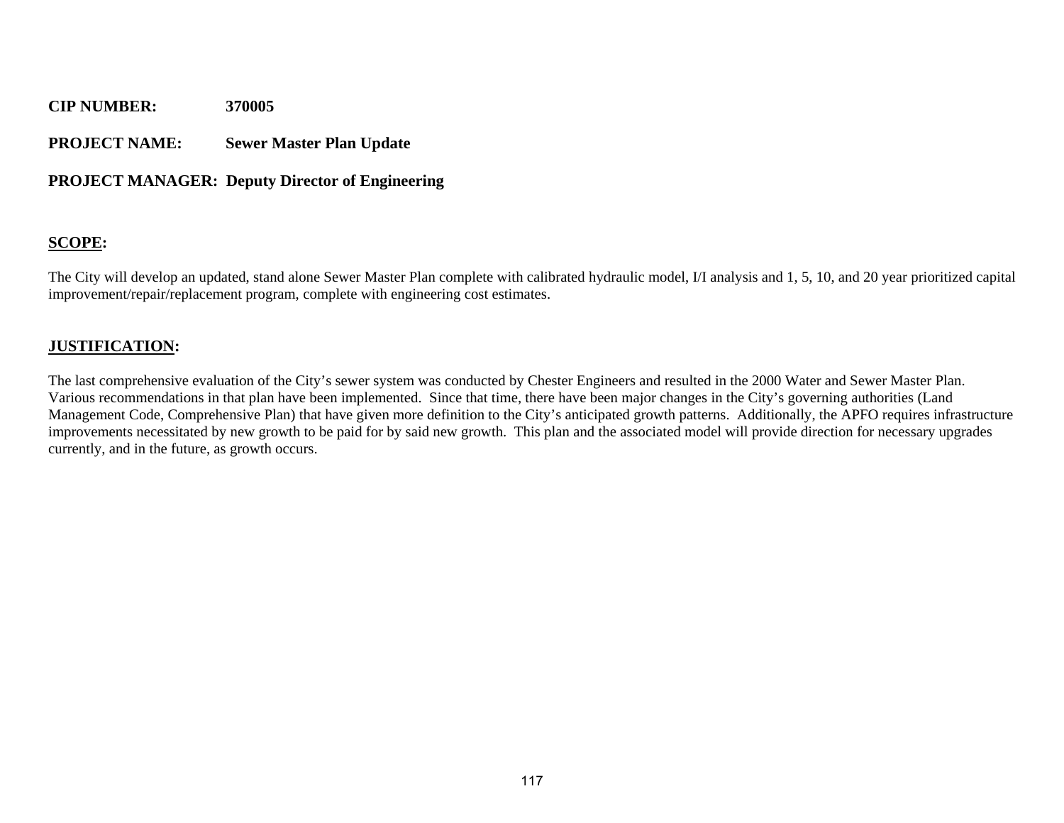**CIP NUMBER:** **370005**

**PROJECT NAME:** **Sewer Master Plan Update**

**PROJECT MANAGER:** **Deputy Director of Engineering**

**<u>SCOPE</u>:**

The City will develop an updated, stand alone Sewer Master Plan complete with calibrated hydraulic model, I/I analysis and 1, 5, 10, and 20 year prioritized capital improvement/repair/replacement program, complete with engineering cost estimates.

**<u>JUSTIFICATION</u>:**

The last comprehensive evaluation of the City's sewer system was conducted by Chester Engineers and resulted in the 2000 Water and Sewer Master Plan. Various recommendations in that plan have been implemented. Since that time, there have been major changes in the City's governing authorities (Land Management Code, Comprehensive Plan) that have given more definition to the City's anticipated growth patterns. Additionally, the APFO requires infrastructure improvements necessitated by new growth to be paid for by said new growth. This plan and the associated model will provide direction for necessary upgrades currently, and in the future, as growth occurs.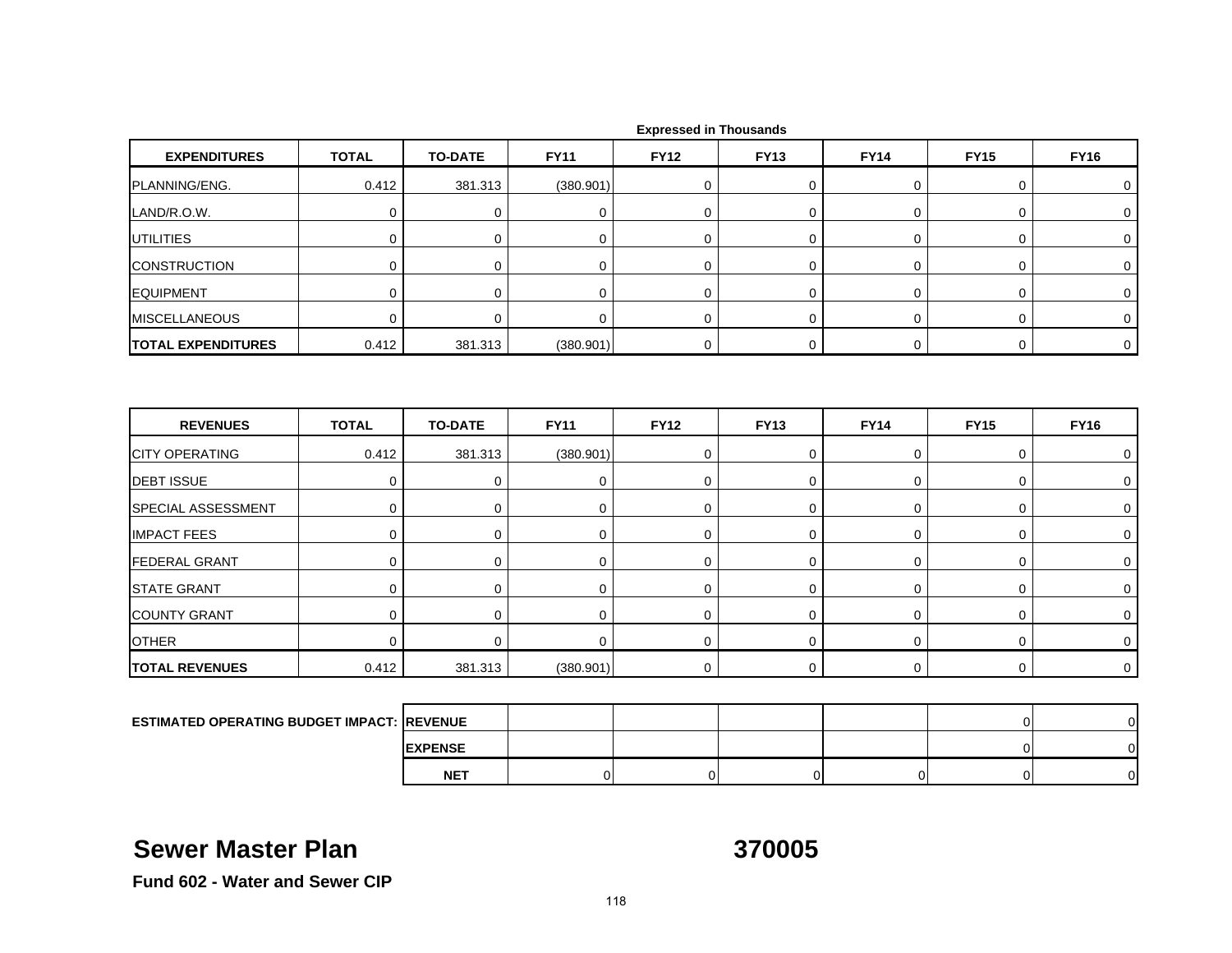Expressed in Thousands

| EXPENDITURES | TOTAL | TO-DATE | FY11 | FY12 | FY13 | FY14 | FY15 | FY16 |
|---|---|---|---|---|---|---|---|---|
| PLANNING/ENG. | 0.412 | 381.313 | (380.901) | 0 | 0 | 0 | 0 | 0 |
| LAND/R.O.W. | 0 | 0 | 0 | 0 | 0 | 0 | 0 | 0 |
| UTILITIES | 0 | 0 | 0 | 0 | 0 | 0 | 0 | 0 |
| CONSTRUCTION | 0 | 0 | 0 | 0 | 0 | 0 | 0 | 0 |
| EQUIPMENT | 0 | 0 | 0 | 0 | 0 | 0 | 0 | 0 |
| MISCELLANEOUS | 0 | 0 | 0 | 0 | 0 | 0 | 0 | 0 |
| **TOTAL EXPENDITURES** | 0.412 | 381.313 | (380.901) | 0 | 0 | 0 | 0 | 0 |

| REVENUES | TOTAL | TO-DATE | FY11 | FY12 | FY13 | FY14 | FY15 | FY16 |
|---|---|---|---|---|---|---|---|---|
| CITY OPERATING | 0.412 | 381.313 | (380.901) | 0 | 0 | 0 | 0 | 0 |
| DEBT ISSUE | 0 | 0 | 0 | 0 | 0 | 0 | 0 | 0 |
| SPECIAL ASSESSMENT | 0 | 0 | 0 | 0 | 0 | 0 | 0 | 0 |
| IMPACT FEES | 0 | 0 | 0 | 0 | 0 | 0 | 0 | 0 |
| FEDERAL GRANT | 0 | 0 | 0 | 0 | 0 | 0 | 0 | 0 |
| STATE GRANT | 0 | 0 | 0 | 0 | 0 | 0 | 0 | 0 |
| COUNTY GRANT | 0 | 0 | 0 | 0 | 0 | 0 | 0 | 0 |
| OTHER | 0 | 0 | 0 | 0 | 0 | 0 | 0 | 0 |
| **TOTAL REVENUES** | 0.412 | 381.313 | (380.901) | 0 | 0 | 0 | 0 | 0 |

| ESTIMATED OPERATING BUDGET IMPACT: | | FY11 | FY12 | FY13 | FY14 | FY15 | FY16 |
|---|---|---|---|---|---|---|---|
| | **REVENUE** | | | | | 0 | 0 |
| | **EXPENSE** | | | | | 0 | 0 |
| | **NET** | 0 | 0 | 0 | 0 | 0 | 0 |

## Sewer Master Plan 370005

**Fund 602 - Water and Sewer CIP**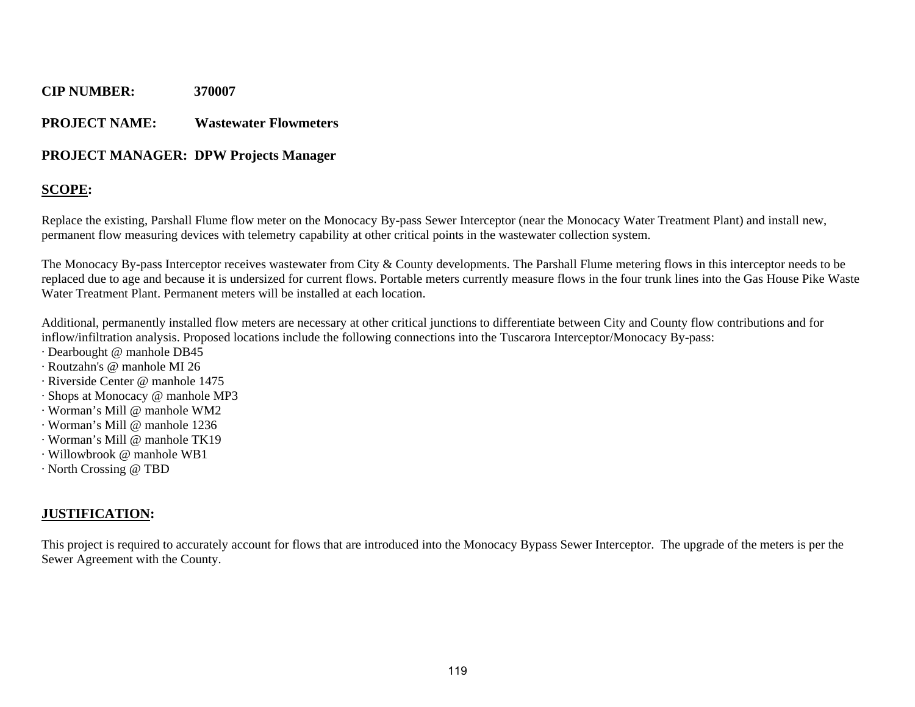**CIP NUMBER:** **370007**

**PROJECT NAME:** **Wastewater Flowmeters**

**PROJECT MANAGER: DPW Projects Manager**

## SCOPE:

Replace the existing, Parshall Flume flow meter on the Monocacy By-pass Sewer Interceptor (near the Monocacy Water Treatment Plant) and install new, permanent flow measuring devices with telemetry capability at other critical points in the wastewater collection system.

The Monocacy By-pass Interceptor receives wastewater from City & County developments. The Parshall Flume metering flows in this interceptor needs to be replaced due to age and because it is undersized for current flows. Portable meters currently measure flows in the four trunk lines into the Gas House Pike Waste Water Treatment Plant. Permanent meters will be installed at each location.

Additional, permanently installed flow meters are necessary at other critical junctions to differentiate between City and County flow contributions and for inflow/infiltration analysis. Proposed locations include the following connections into the Tuscarora Interceptor/Monocacy By-pass:

- Dearbought @ manhole DB45
- Routzahn's @ manhole MI 26
- Riverside Center @ manhole 1475
- Shops at Monocacy @ manhole MP3
- Worman's Mill @ manhole WM2
- Worman's Mill @ manhole 1236
- Worman's Mill @ manhole TK19
- Willowbrook @ manhole WB1
- North Crossing @ TBD

## JUSTIFICATION:

This project is required to accurately account for flows that are introduced into the Monocacy Bypass Sewer Interceptor. The upgrade of the meters is per the Sewer Agreement with the County.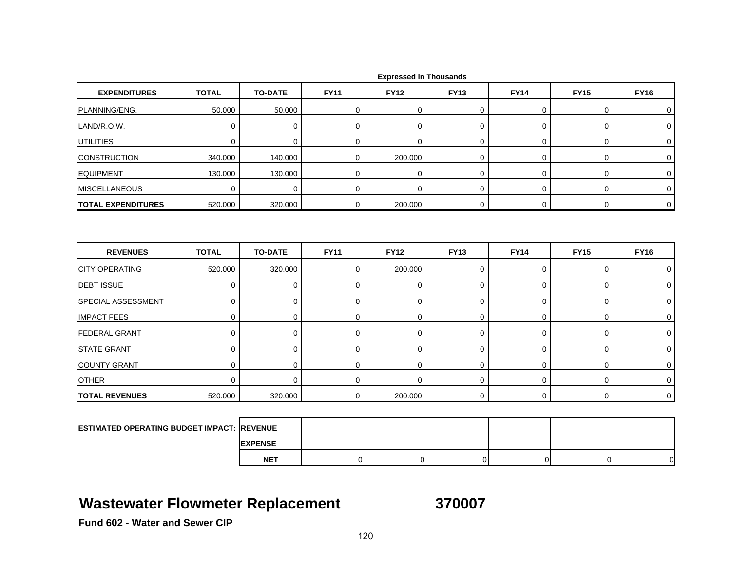Expressed in Thousands

| EXPENDITURES | TOTAL | TO-DATE | FY11 | FY12 | FY13 | FY14 | FY15 | FY16 |
|---|---|---|---|---|---|---|---|---|
| PLANNING/ENG. | 50.000 | 50.000 | 0 | 0 | 0 | 0 | 0 | 0 |
| LAND/R.O.W. | 0 | 0 | 0 | 0 | 0 | 0 | 0 | 0 |
| UTILITIES | 0 | 0 | 0 | 0 | 0 | 0 | 0 | 0 |
| CONSTRUCTION | 340.000 | 140.000 | 0 | 200.000 | 0 | 0 | 0 | 0 |
| EQUIPMENT | 130.000 | 130.000 | 0 | 0 | 0 | 0 | 0 | 0 |
| MISCELLANEOUS | 0 | 0 | 0 | 0 | 0 | 0 | 0 | 0 |
| **TOTAL EXPENDITURES** | 520.000 | 320.000 | 0 | 200.000 | 0 | 0 | 0 | 0 |

| REVENUES | TOTAL | TO-DATE | FY11 | FY12 | FY13 | FY14 | FY15 | FY16 |
|---|---|---|---|---|---|---|---|---|
| CITY OPERATING | 520.000 | 320.000 | 0 | 200.000 | 0 | 0 | 0 | 0 |
| DEBT ISSUE | 0 | 0 | 0 | 0 | 0 | 0 | 0 | 0 |
| SPECIAL ASSESSMENT | 0 | 0 | 0 | 0 | 0 | 0 | 0 | 0 |
| IMPACT FEES | 0 | 0 | 0 | 0 | 0 | 0 | 0 | 0 |
| FEDERAL GRANT | 0 | 0 | 0 | 0 | 0 | 0 | 0 | 0 |
| STATE GRANT | 0 | 0 | 0 | 0 | 0 | 0 | 0 | 0 |
| COUNTY GRANT | 0 | 0 | 0 | 0 | 0 | 0 | 0 | 0 |
| OTHER | 0 | 0 | 0 | 0 | 0 | 0 | 0 | 0 |
| **TOTAL REVENUES** | 520.000 | 320.000 | 0 | 200.000 | 0 | 0 | 0 | 0 |

| ESTIMATED OPERATING BUDGET IMPACT: | | | | | | |
|---|---|---|---|---|---|---|
| REVENUE | | | | | | |
| EXPENSE | | | | | | |
| NET | 0 | 0 | 0 | 0 | 0 | 0 |

# Wastewater Flowmeter Replacement 370007

**Fund 602 - Water and Sewer CIP**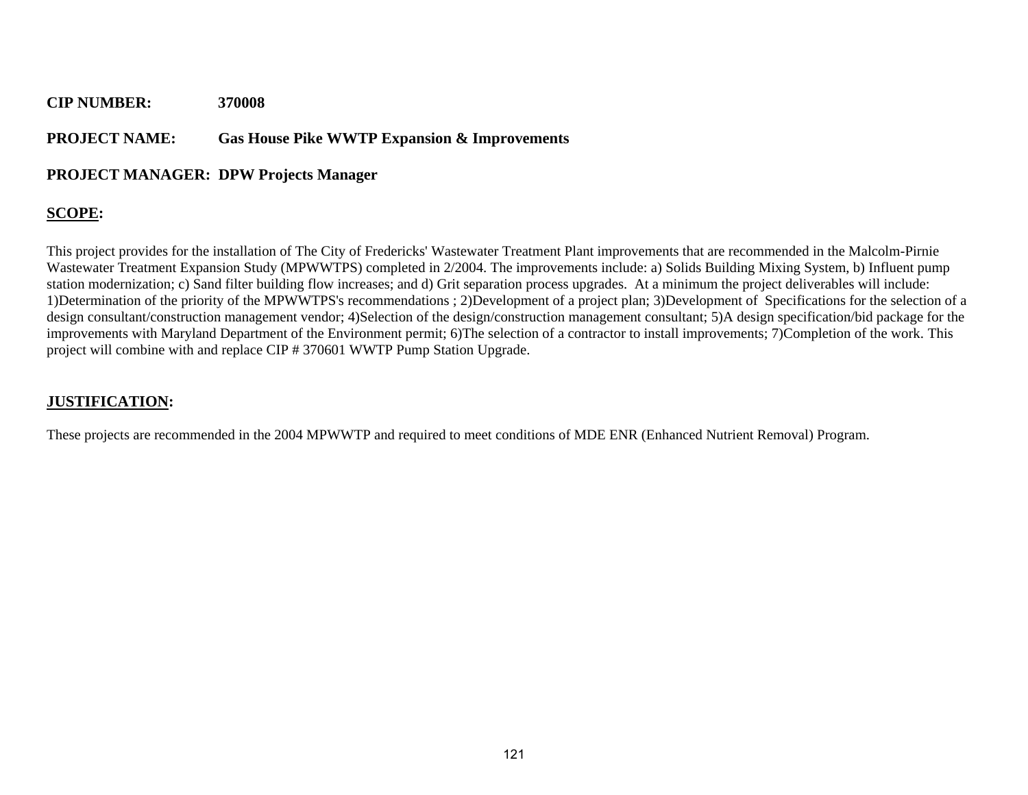**CIP NUMBER:** **370008**

**PROJECT NAME:** **Gas House Pike WWTP Expansion & Improvements**

**PROJECT MANAGER:** **DPW Projects Manager**

## SCOPE:

This project provides for the installation of The City of Fredericks' Wastewater Treatment Plant improvements that are recommended in the Malcolm-Pirnie Wastewater Treatment Expansion Study (MPWWTPS) completed in 2/2004. The improvements include: a) Solids Building Mixing System, b) Influent pump station modernization; c) Sand filter building flow increases; and d) Grit separation process upgrades. At a minimum the project deliverables will include: 1)Determination of the priority of the MPWWTPS's recommendations ; 2)Development of a project plan; 3)Development of Specifications for the selection of a design consultant/construction management vendor; 4)Selection of the design/construction management consultant; 5)A design specification/bid package for the improvements with Maryland Department of the Environment permit; 6)The selection of a contractor to install improvements; 7)Completion of the work. This project will combine with and replace CIP # 370601 WWTP Pump Station Upgrade.

## JUSTIFICATION:

These projects are recommended in the 2004 MPWWTP and required to meet conditions of MDE ENR (Enhanced Nutrient Removal) Program.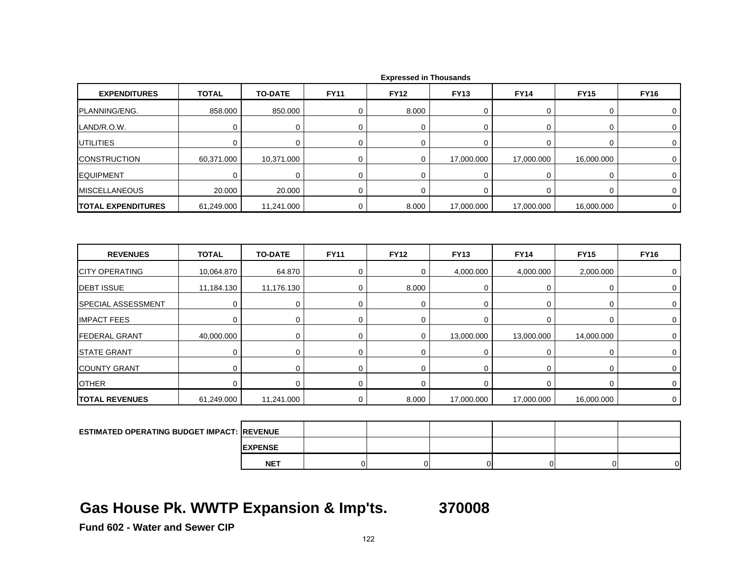Expressed in Thousands

| EXPENDITURES | TOTAL | TO-DATE | FY11 | FY12 | FY13 | FY14 | FY15 | FY16 |
|---|---|---|---|---|---|---|---|---|
| PLANNING/ENG. | 858.000 | 850.000 | 0 | 8.000 | 0 | 0 | 0 | 0 |
| LAND/R.O.W. | 0 | 0 | 0 | 0 | 0 | 0 | 0 | 0 |
| UTILITIES | 0 | 0 | 0 | 0 | 0 | 0 | 0 | 0 |
| CONSTRUCTION | 60,371.000 | 10,371.000 | 0 | 0 | 17,000.000 | 17,000.000 | 16,000.000 | 0 |
| EQUIPMENT | 0 | 0 | 0 | 0 | 0 | 0 | 0 | 0 |
| MISCELLANEOUS | 20.000 | 20.000 | 0 | 0 | 0 | 0 | 0 | 0 |
| **TOTAL EXPENDITURES** | 61,249.000 | 11,241.000 | 0 | 8.000 | 17,000.000 | 17,000.000 | 16,000.000 | 0 |

| REVENUES | TOTAL | TO-DATE | FY11 | FY12 | FY13 | FY14 | FY15 | FY16 |
|---|---|---|---|---|---|---|---|---|
| CITY OPERATING | 10,064.870 | 64.870 | 0 | 0 | 4,000.000 | 4,000.000 | 2,000.000 | 0 |
| DEBT ISSUE | 11,184.130 | 11,176.130 | 0 | 8.000 | 0 | 0 | 0 | 0 |
| SPECIAL ASSESSMENT | 0 | 0 | 0 | 0 | 0 | 0 | 0 | 0 |
| IMPACT FEES | 0 | 0 | 0 | 0 | 0 | 0 | 0 | 0 |
| FEDERAL GRANT | 40,000.000 | 0 | 0 | 0 | 13,000.000 | 13,000.000 | 14,000.000 | 0 |
| STATE GRANT | 0 | 0 | 0 | 0 | 0 | 0 | 0 | 0 |
| COUNTY GRANT | 0 | 0 | 0 | 0 | 0 | 0 | 0 | 0 |
| OTHER | 0 | 0 | 0 | 0 | 0 | 0 | 0 | 0 |
| **TOTAL REVENUES** | 61,249.000 | 11,241.000 | 0 | 8.000 | 17,000.000 | 17,000.000 | 16,000.000 | 0 |

| ESTIMATED OPERATING BUDGET IMPACT: | | | | | | | |
|---|---|---|---|---|---|---|---|
| | **REVENUE** | | | | | | |
| | **EXPENSE** | | | | | | |
| | **NET** | 0 | 0 | 0 | 0 | 0 | 0 |

# Gas House Pk. WWTP Expansion & Imp'ts. 370008

**Fund 602 - Water and Sewer CIP**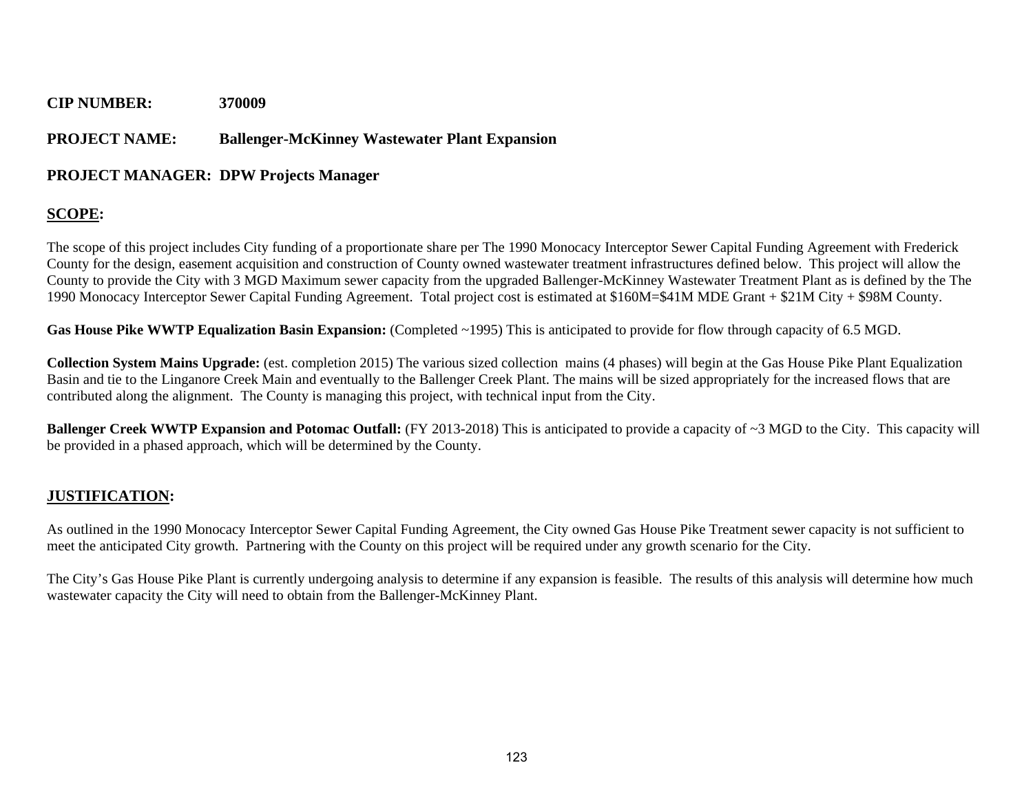**CIP NUMBER:** **370009**

**PROJECT NAME:** **Ballenger-McKinney Wastewater Plant Expansion**

**PROJECT MANAGER:** **DPW Projects Manager**

**SCOPE:**

The scope of this project includes City funding of a proportionate share per The 1990 Monocacy Interceptor Sewer Capital Funding Agreement with Frederick County for the design, easement acquisition and construction of County owned wastewater treatment infrastructures defined below. This project will allow the County to provide the City with 3 MGD Maximum sewer capacity from the upgraded Ballenger-McKinney Wastewater Treatment Plant as is defined by the The 1990 Monocacy Interceptor Sewer Capital Funding Agreement. Total project cost is estimated at $160M=$41M MDE Grant + $21M City + $98M County.

**Gas House Pike WWTP Equalization Basin Expansion:** (Completed ~1995) This is anticipated to provide for flow through capacity of 6.5 MGD.

**Collection System Mains Upgrade:** (est. completion 2015) The various sized collection mains (4 phases) will begin at the Gas House Pike Plant Equalization Basin and tie to the Linganore Creek Main and eventually to the Ballenger Creek Plant. The mains will be sized appropriately for the increased flows that are contributed along the alignment. The County is managing this project, with technical input from the City.

**Ballenger Creek WWTP Expansion and Potomac Outfall:** (FY 2013-2018) This is anticipated to provide a capacity of ~3 MGD to the City. This capacity will be provided in a phased approach, which will be determined by the County.

**JUSTIFICATION:**

As outlined in the 1990 Monocacy Interceptor Sewer Capital Funding Agreement, the City owned Gas House Pike Treatment sewer capacity is not sufficient to meet the anticipated City growth. Partnering with the County on this project will be required under any growth scenario for the City.

The City's Gas House Pike Plant is currently undergoing analysis to determine if any expansion is feasible. The results of this analysis will determine how much wastewater capacity the City will need to obtain from the Ballenger-McKinney Plant.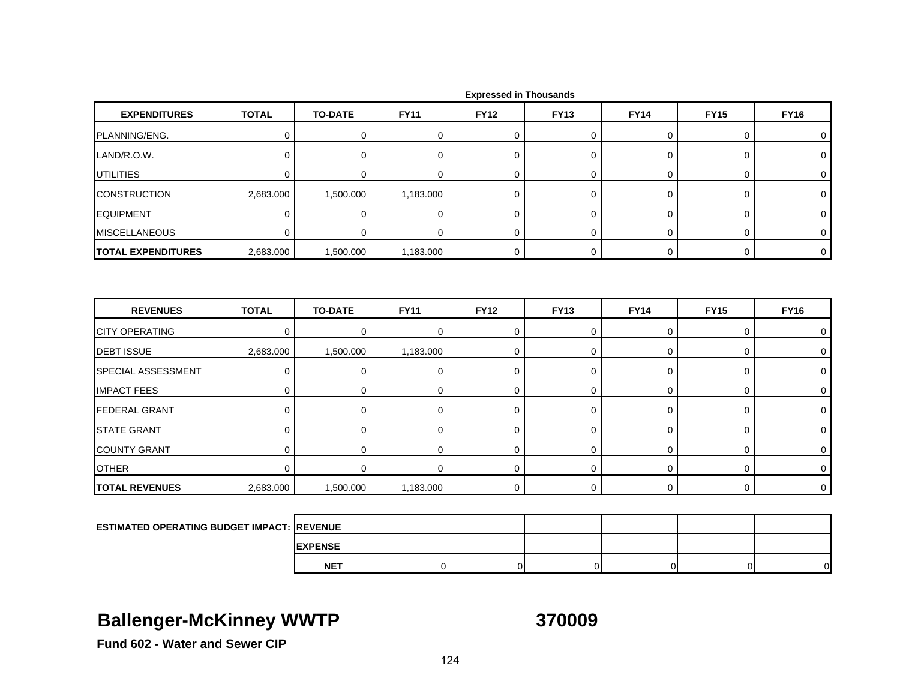Expressed in Thousands

| EXPENDITURES | TOTAL | TO-DATE | FY11 | FY12 | FY13 | FY14 | FY15 | FY16 |
|---|---|---|---|---|---|---|---|---|
| PLANNING/ENG. | 0 | 0 | 0 | 0 | 0 | 0 | 0 | 0 |
| LAND/R.O.W. | 0 | 0 | 0 | 0 | 0 | 0 | 0 | 0 |
| UTILITIES | 0 | 0 | 0 | 0 | 0 | 0 | 0 | 0 |
| CONSTRUCTION | 2,683.000 | 1,500.000 | 1,183.000 | 0 | 0 | 0 | 0 | 0 |
| EQUIPMENT | 0 | 0 | 0 | 0 | 0 | 0 | 0 | 0 |
| MISCELLANEOUS | 0 | 0 | 0 | 0 | 0 | 0 | 0 | 0 |
| **TOTAL EXPENDITURES** | 2,683.000 | 1,500.000 | 1,183.000 | 0 | 0 | 0 | 0 | 0 |

| REVENUES | TOTAL | TO-DATE | FY11 | FY12 | FY13 | FY14 | FY15 | FY16 |
|---|---|---|---|---|---|---|---|---|
| CITY OPERATING | 0 | 0 | 0 | 0 | 0 | 0 | 0 | 0 |
| DEBT ISSUE | 2,683.000 | 1,500.000 | 1,183.000 | 0 | 0 | 0 | 0 | 0 |
| SPECIAL ASSESSMENT | 0 | 0 | 0 | 0 | 0 | 0 | 0 | 0 |
| IMPACT FEES | 0 | 0 | 0 | 0 | 0 | 0 | 0 | 0 |
| FEDERAL GRANT | 0 | 0 | 0 | 0 | 0 | 0 | 0 | 0 |
| STATE GRANT | 0 | 0 | 0 | 0 | 0 | 0 | 0 | 0 |
| COUNTY GRANT | 0 | 0 | 0 | 0 | 0 | 0 | 0 | 0 |
| OTHER | 0 | 0 | 0 | 0 | 0 | 0 | 0 | 0 |
| **TOTAL REVENUES** | 2,683.000 | 1,500.000 | 1,183.000 | 0 | 0 | 0 | 0 | 0 |

| ESTIMATED OPERATING BUDGET IMPACT: | | FY11 | FY12 | FY13 | FY14 | FY15 | FY16 |
|---|---|---|---|---|---|---|---|
| | REVENUE | | | | | | |
| | EXPENSE | | | | | | |
| | NET | 0 | 0 | 0 | 0 | 0 | 0 |

# Ballenger-McKinney WWTP 370009

**Fund 602 - Water and Sewer CIP**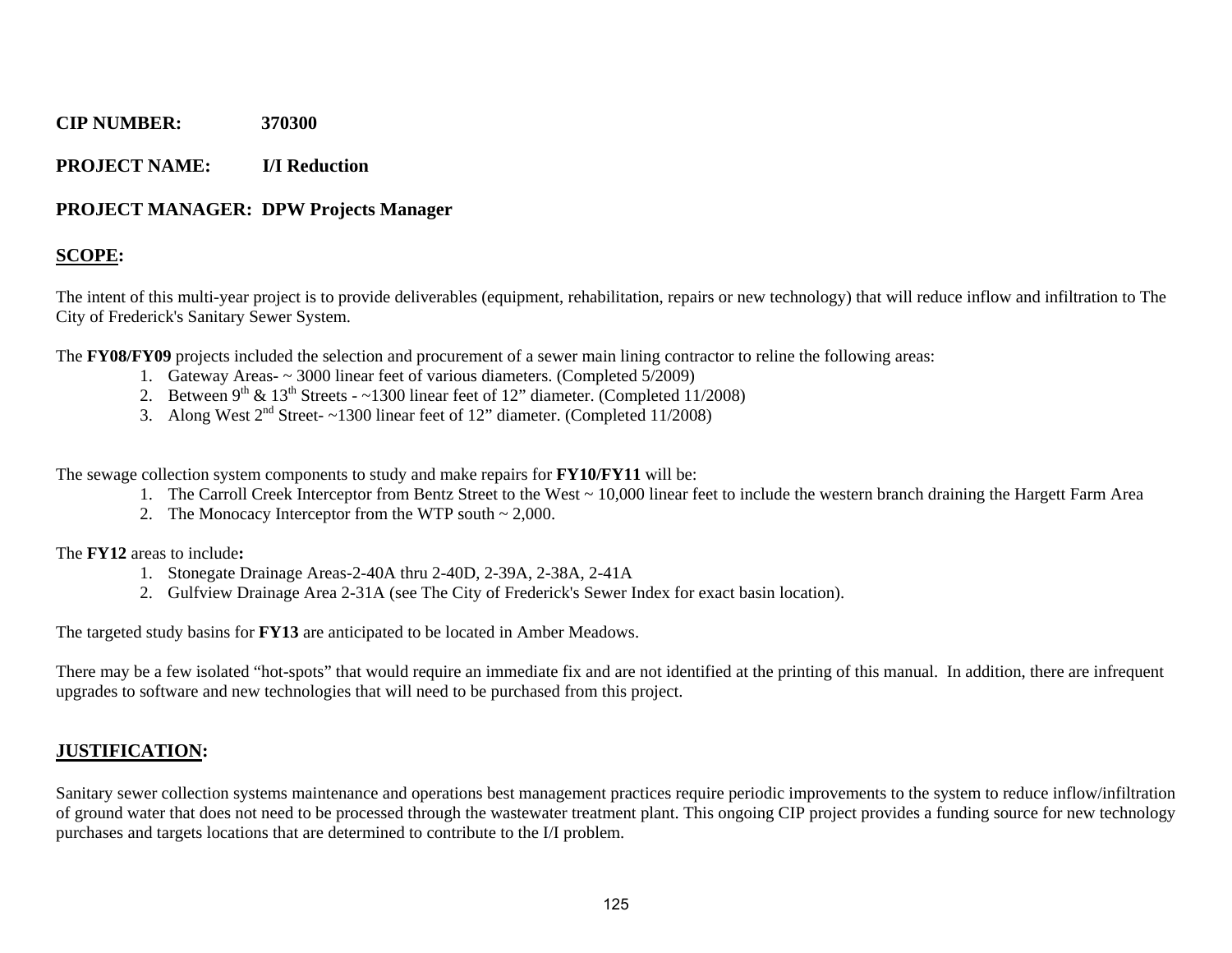**CIP NUMBER:** 370300

**PROJECT NAME:** I/I Reduction

**PROJECT MANAGER:** DPW Projects Manager

## SCOPE:

The intent of this multi-year project is to provide deliverables (equipment, rehabilitation, repairs or new technology) that will reduce inflow and infiltration to The City of Frederick's Sanitary Sewer System.

The **FY08/FY09** projects included the selection and procurement of a sewer main lining contractor to reline the following areas:

1. Gateway Areas- ~ 3000 linear feet of various diameters. (Completed 5/2009)
2. Between 9th & 13th Streets - ~1300 linear feet of 12" diameter. (Completed 11/2008)
3. Along West 2nd Street- ~1300 linear feet of 12" diameter. (Completed 11/2008)

The sewage collection system components to study and make repairs for **FY10/FY11** will be:

1. The Carroll Creek Interceptor from Bentz Street to the West ~ 10,000 linear feet to include the western branch draining the Hargett Farm Area
2. The Monocacy Interceptor from the WTP south ~ 2,000.

The **FY12** areas to include**:**

1. Stonegate Drainage Areas-2-40A thru 2-40D, 2-39A, 2-38A, 2-41A
2. Gulfview Drainage Area 2-31A (see The City of Frederick's Sewer Index for exact basin location).

The targeted study basins for **FY13** are anticipated to be located in Amber Meadows.

There may be a few isolated "hot-spots" that would require an immediate fix and are not identified at the printing of this manual. In addition, there are infrequent upgrades to software and new technologies that will need to be purchased from this project.

## JUSTIFICATION:

Sanitary sewer collection systems maintenance and operations best management practices require periodic improvements to the system to reduce inflow/infiltration of ground water that does not need to be processed through the wastewater treatment plant. This ongoing CIP project provides a funding source for new technology purchases and targets locations that are determined to contribute to the I/I problem.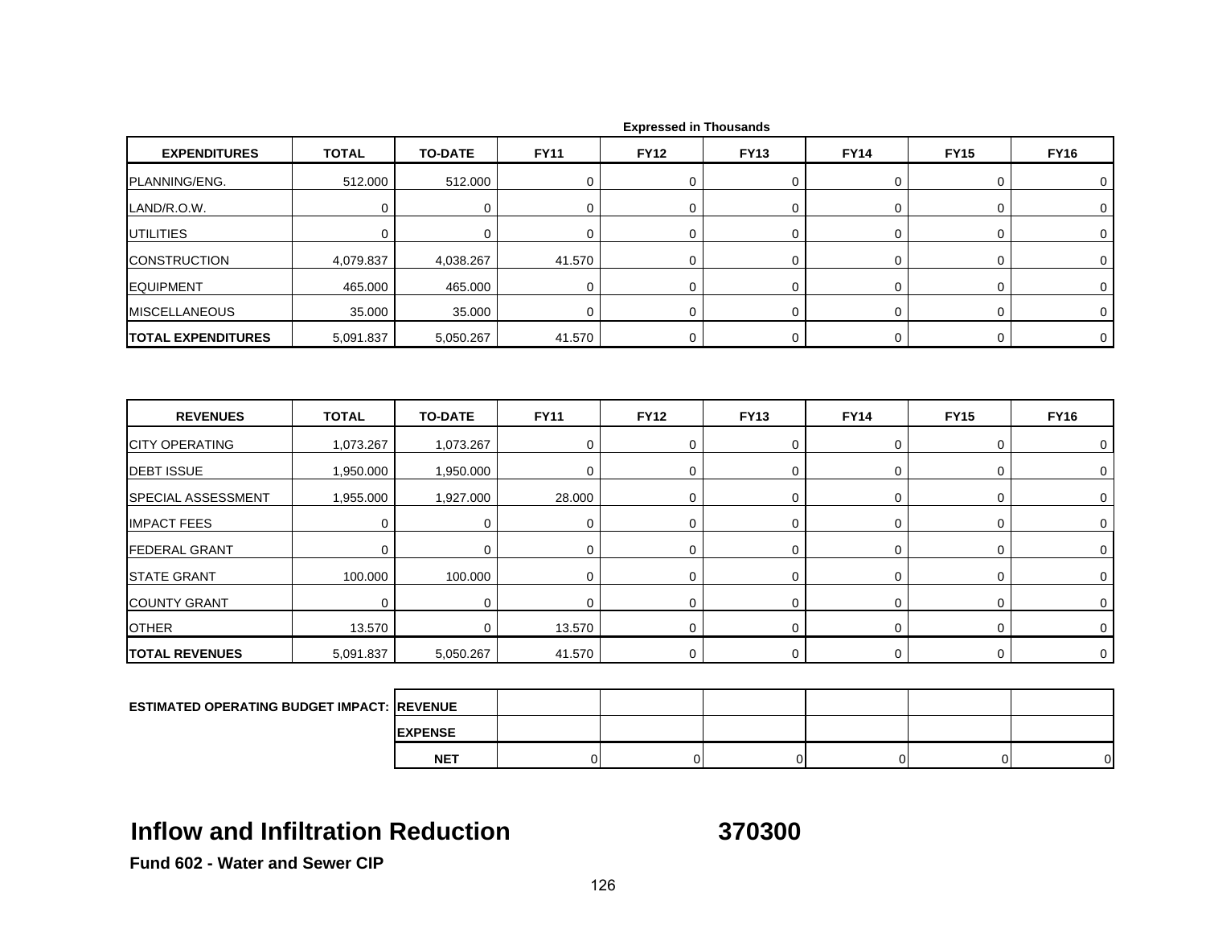Expressed in Thousands

| EXPENDITURES | TOTAL | TO-DATE | FY11 | FY12 | FY13 | FY14 | FY15 | FY16 |
|---|---|---|---|---|---|---|---|---|
| PLANNING/ENG. | 512.000 | 512.000 | 0 | 0 | 0 | 0 | 0 | 0 |
| LAND/R.O.W. | 0 | 0 | 0 | 0 | 0 | 0 | 0 | 0 |
| UTILITIES | 0 | 0 | 0 | 0 | 0 | 0 | 0 | 0 |
| CONSTRUCTION | 4,079.837 | 4,038.267 | 41.570 | 0 | 0 | 0 | 0 | 0 |
| EQUIPMENT | 465.000 | 465.000 | 0 | 0 | 0 | 0 | 0 | 0 |
| MISCELLANEOUS | 35.000 | 35.000 | 0 | 0 | 0 | 0 | 0 | 0 |
| **TOTAL EXPENDITURES** | 5,091.837 | 5,050.267 | 41.570 | 0 | 0 | 0 | 0 | 0 |

| REVENUES | TOTAL | TO-DATE | FY11 | FY12 | FY13 | FY14 | FY15 | FY16 |
|---|---|---|---|---|---|---|---|---|
| CITY OPERATING | 1,073.267 | 1,073.267 | 0 | 0 | 0 | 0 | 0 | 0 |
| DEBT ISSUE | 1,950.000 | 1,950.000 | 0 | 0 | 0 | 0 | 0 | 0 |
| SPECIAL ASSESSMENT | 1,955.000 | 1,927.000 | 28.000 | 0 | 0 | 0 | 0 | 0 |
| IMPACT FEES | 0 | 0 | 0 | 0 | 0 | 0 | 0 | 0 |
| FEDERAL GRANT | 0 | 0 | 0 | 0 | 0 | 0 | 0 | 0 |
| STATE GRANT | 100.000 | 100.000 | 0 | 0 | 0 | 0 | 0 | 0 |
| COUNTY GRANT | 0 | 0 | 0 | 0 | 0 | 0 | 0 | 0 |
| OTHER | 13.570 | 0 | 13.570 | 0 | 0 | 0 | 0 | 0 |
| **TOTAL REVENUES** | 5,091.837 | 5,050.267 | 41.570 | 0 | 0 | 0 | 0 | 0 |

| ESTIMATED OPERATING BUDGET IMPACT: | | FY11 | FY12 | FY13 | FY14 | FY15 | FY16 |
|---|---|---|---|---|---|---|---|
| | **REVENUE** | | | | | | |
| | **EXPENSE** | | | | | | |
| | **NET** | 0 | 0 | 0 | 0 | 0 | 0 |

## Inflow and Infiltration Reduction 370300

**Fund 602 - Water and Sewer CIP**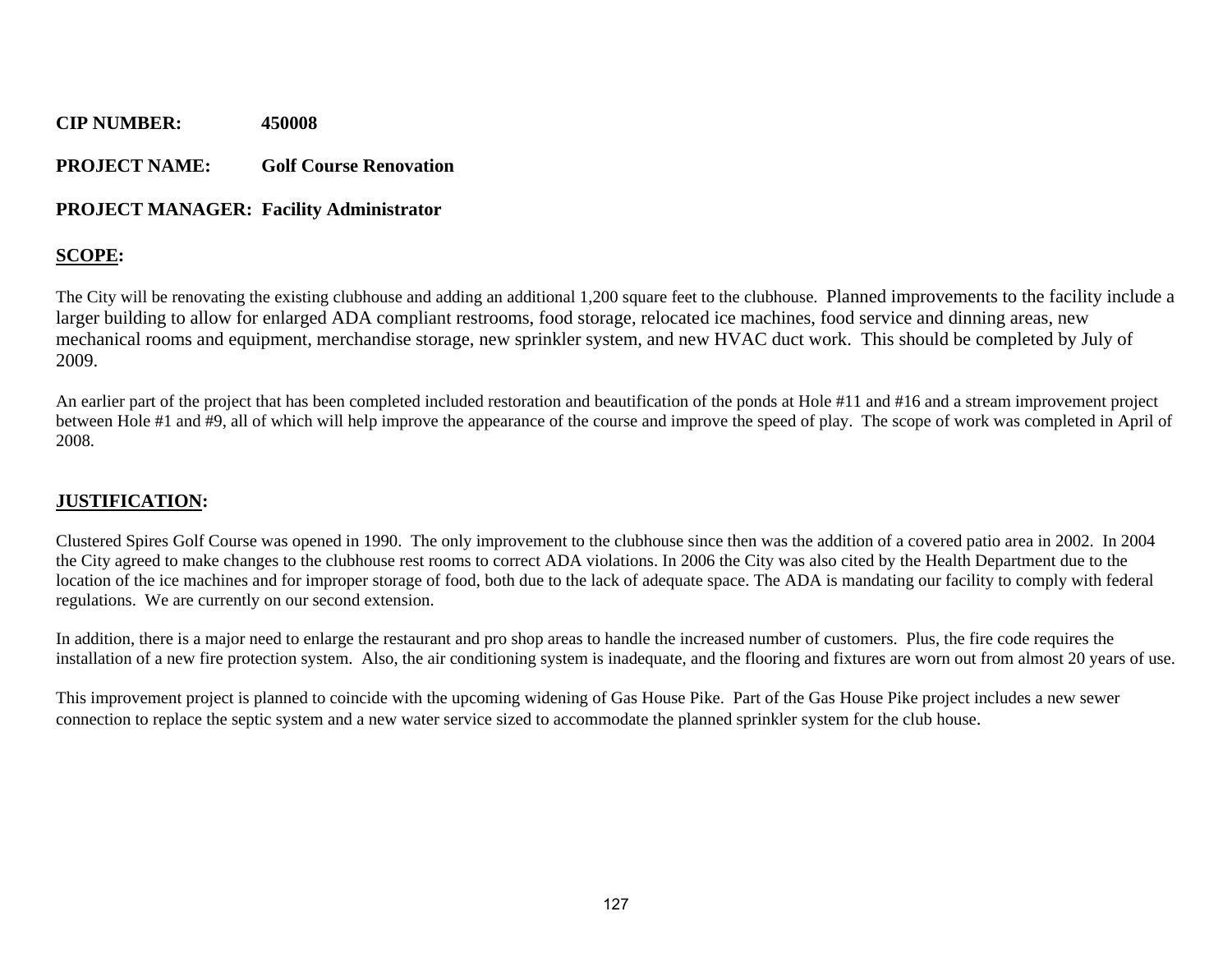**CIP NUMBER:** **450008**

**PROJECT NAME:** **Golf Course Renovation**

**PROJECT MANAGER:** **Facility Administrator**

## SCOPE:

The City will be renovating the existing clubhouse and adding an additional 1,200 square feet to the clubhouse. Planned improvements to the facility include a larger building to allow for enlarged ADA compliant restrooms, food storage, relocated ice machines, food service and dinning areas, new mechanical rooms and equipment, merchandise storage, new sprinkler system, and new HVAC duct work. This should be completed by July of 2009.

An earlier part of the project that has been completed included restoration and beautification of the ponds at Hole #11 and #16 and a stream improvement project between Hole #1 and #9, all of which will help improve the appearance of the course and improve the speed of play. The scope of work was completed in April of 2008.

## JUSTIFICATION:

Clustered Spires Golf Course was opened in 1990. The only improvement to the clubhouse since then was the addition of a covered patio area in 2002. In 2004 the City agreed to make changes to the clubhouse rest rooms to correct ADA violations. In 2006 the City was also cited by the Health Department due to the location of the ice machines and for improper storage of food, both due to the lack of adequate space. The ADA is mandating our facility to comply with federal regulations. We are currently on our second extension.

In addition, there is a major need to enlarge the restaurant and pro shop areas to handle the increased number of customers. Plus, the fire code requires the installation of a new fire protection system. Also, the air conditioning system is inadequate, and the flooring and fixtures are worn out from almost 20 years of use.

This improvement project is planned to coincide with the upcoming widening of Gas House Pike. Part of the Gas House Pike project includes a new sewer connection to replace the septic system and a new water service sized to accommodate the planned sprinkler system for the club house.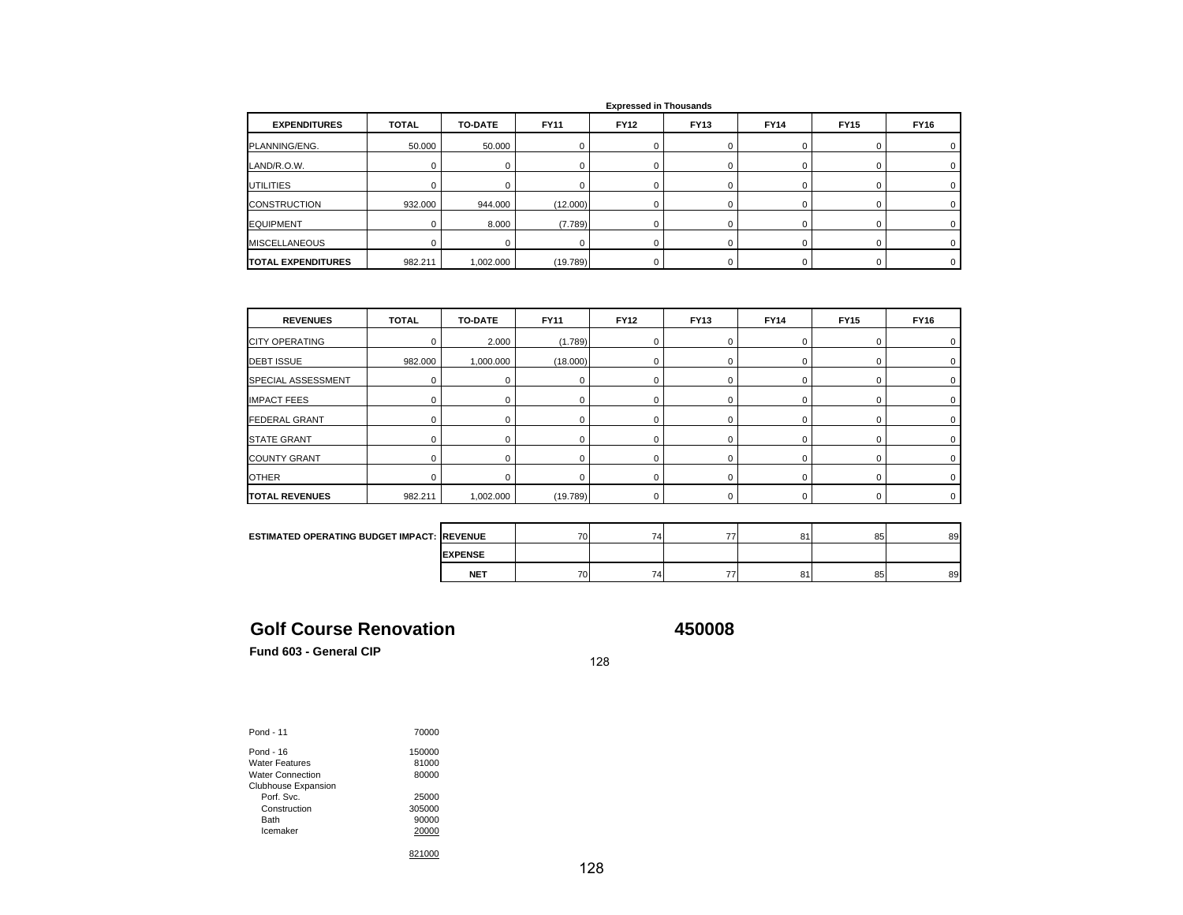Expressed in Thousands

| EXPENDITURES | TOTAL | TO-DATE | FY11 | FY12 | FY13 | FY14 | FY15 | FY16 |
|---|---|---|---|---|---|---|---|---|
| PLANNING/ENG. | 50.000 | 50.000 | 0 | 0 | 0 | 0 | 0 | 0 |
| LAND/R.O.W. | 0 | 0 | 0 | 0 | 0 | 0 | 0 | 0 |
| UTILITIES | 0 | 0 | 0 | 0 | 0 | 0 | 0 | 0 |
| CONSTRUCTION | 932.000 | 944.000 | (12.000) | 0 | 0 | 0 | 0 | 0 |
| EQUIPMENT | 0 | 8.000 | (7.789) | 0 | 0 | 0 | 0 | 0 |
| MISCELLANEOUS | 0 | 0 | 0 | 0 | 0 | 0 | 0 | 0 |
| **TOTAL EXPENDITURES** | 982.211 | 1,002.000 | (19.789) | 0 | 0 | 0 | 0 | 0 |

| REVENUES | TOTAL | TO-DATE | FY11 | FY12 | FY13 | FY14 | FY15 | FY16 |
|---|---|---|---|---|---|---|---|---|
| CITY OPERATING | 0 | 2.000 | (1.789) | 0 | 0 | 0 | 0 | 0 |
| DEBT ISSUE | 982.000 | 1,000.000 | (18.000) | 0 | 0 | 0 | 0 | 0 |
| SPECIAL ASSESSMENT | 0 | 0 | 0 | 0 | 0 | 0 | 0 | 0 |
| IMPACT FEES | 0 | 0 | 0 | 0 | 0 | 0 | 0 | 0 |
| FEDERAL GRANT | 0 | 0 | 0 | 0 | 0 | 0 | 0 | 0 |
| STATE GRANT | 0 | 0 | 0 | 0 | 0 | 0 | 0 | 0 |
| COUNTY GRANT | 0 | 0 | 0 | 0 | 0 | 0 | 0 | 0 |
| OTHER | 0 | 0 | 0 | 0 | 0 | 0 | 0 | 0 |
| **TOTAL REVENUES** | 982.211 | 1,002.000 | (19.789) | 0 | 0 | 0 | 0 | 0 |

| ESTIMATED OPERATING BUDGET IMPACT: | | FY11 | FY12 | FY13 | FY14 | FY15 | FY16 |
|---|---|---|---|---|---|---|---|
| | **REVENUE** | 70 | 74 | 77 | 81 | 85 | 89 |
| | **EXPENSE** | | | | | | |
| | **NET** | 70 | 74 | 77 | 81 | 85 | 89 |

# Golf Course Renovation 450008

**Fund 603 - General CIP**

| | |
|---|---|
| Pond - 11 | 70000 |
| Pond - 16 | 150000 |
| Water Features | 81000 |
| Water Connection | 80000 |
| Clubhouse Expansion | |
| Porf. Svc. | 25000 |
| Construction | 305000 |
| Bath | 90000 |
| Icemaker | 20000 |
| | 821000 |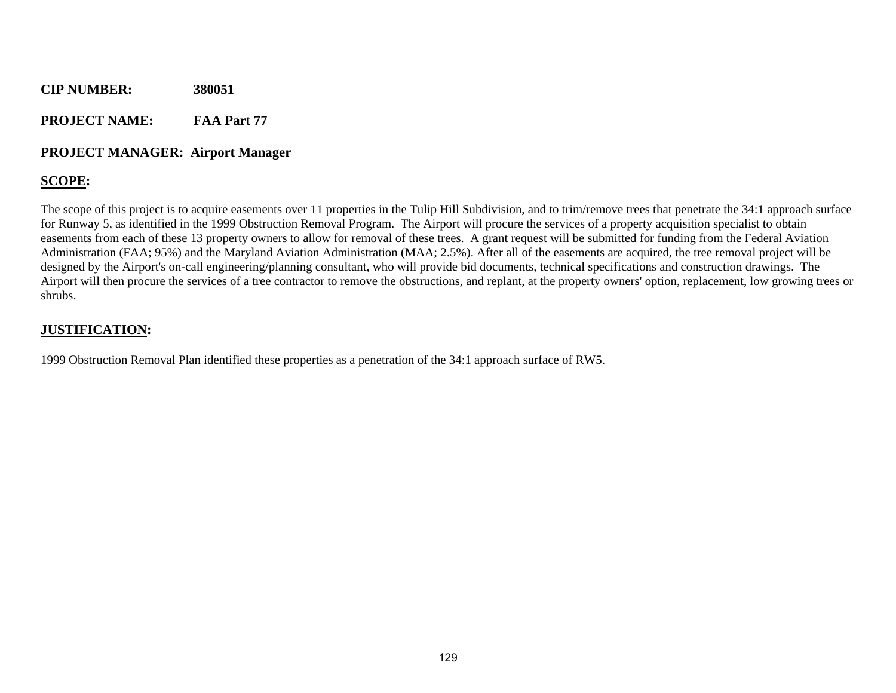**CIP NUMBER:** 380051

**PROJECT NAME:** FAA Part 77

**PROJECT MANAGER:** Airport Manager

## SCOPE:

The scope of this project is to acquire easements over 11 properties in the Tulip Hill Subdivision, and to trim/remove trees that penetrate the 34:1 approach surface for Runway 5, as identified in the 1999 Obstruction Removal Program. The Airport will procure the services of a property acquisition specialist to obtain easements from each of these 13 property owners to allow for removal of these trees. A grant request will be submitted for funding from the Federal Aviation Administration (FAA; 95%) and the Maryland Aviation Administration (MAA; 2.5%). After all of the easements are acquired, the tree removal project will be designed by the Airport's on-call engineering/planning consultant, who will provide bid documents, technical specifications and construction drawings. The Airport will then procure the services of a tree contractor to remove the obstructions, and replant, at the property owners' option, replacement, low growing trees or shrubs.

## JUSTIFICATION:

1999 Obstruction Removal Plan identified these properties as a penetration of the 34:1 approach surface of RW5.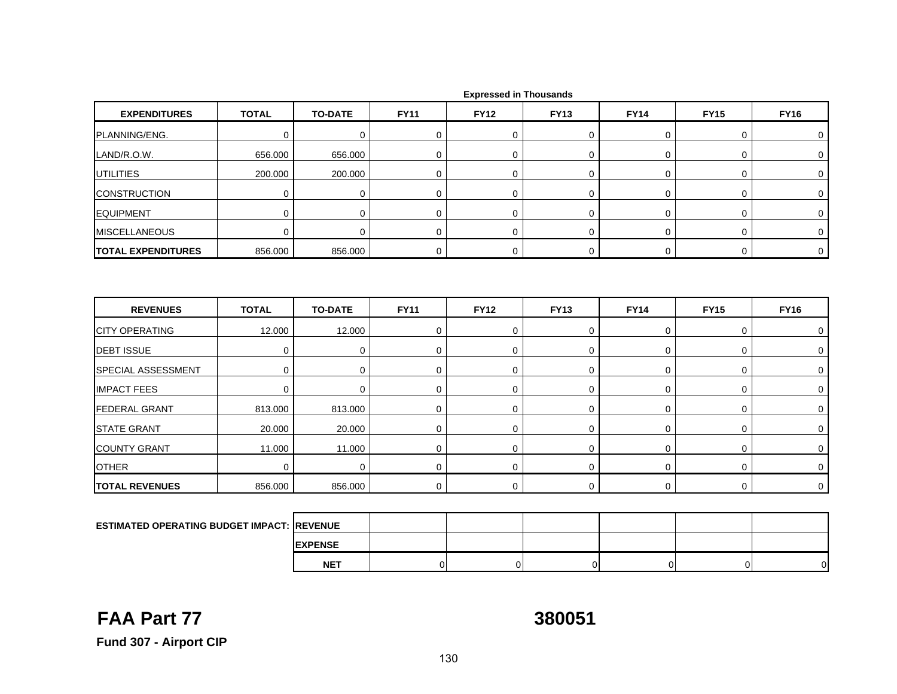Expressed in Thousands

| EXPENDITURES | TOTAL | TO-DATE | FY11 | FY12 | FY13 | FY14 | FY15 | FY16 |
|---|---|---|---|---|---|---|---|---|
| PLANNING/ENG. | 0 | 0 | 0 | 0 | 0 | 0 | 0 | 0 |
| LAND/R.O.W. | 656.000 | 656.000 | 0 | 0 | 0 | 0 | 0 | 0 |
| UTILITIES | 200.000 | 200.000 | 0 | 0 | 0 | 0 | 0 | 0 |
| CONSTRUCTION | 0 | 0 | 0 | 0 | 0 | 0 | 0 | 0 |
| EQUIPMENT | 0 | 0 | 0 | 0 | 0 | 0 | 0 | 0 |
| MISCELLANEOUS | 0 | 0 | 0 | 0 | 0 | 0 | 0 | 0 |
| **TOTAL EXPENDITURES** | 856.000 | 856.000 | 0 | 0 | 0 | 0 | 0 | 0 |

| REVENUES | TOTAL | TO-DATE | FY11 | FY12 | FY13 | FY14 | FY15 | FY16 |
|---|---|---|---|---|---|---|---|---|
| CITY OPERATING | 12.000 | 12.000 | 0 | 0 | 0 | 0 | 0 | 0 |
| DEBT ISSUE | 0 | 0 | 0 | 0 | 0 | 0 | 0 | 0 |
| SPECIAL ASSESSMENT | 0 | 0 | 0 | 0 | 0 | 0 | 0 | 0 |
| IMPACT FEES | 0 | 0 | 0 | 0 | 0 | 0 | 0 | 0 |
| FEDERAL GRANT | 813.000 | 813.000 | 0 | 0 | 0 | 0 | 0 | 0 |
| STATE GRANT | 20.000 | 20.000 | 0 | 0 | 0 | 0 | 0 | 0 |
| COUNTY GRANT | 11.000 | 11.000 | 0 | 0 | 0 | 0 | 0 | 0 |
| OTHER | 0 | 0 | 0 | 0 | 0 | 0 | 0 | 0 |
| **TOTAL REVENUES** | 856.000 | 856.000 | 0 | 0 | 0 | 0 | 0 | 0 |

| ESTIMATED OPERATING BUDGET IMPACT: | | FY11 | FY12 | FY13 | FY14 | FY15 | FY16 |
|---|---|---|---|---|---|---|---|
| | **REVENUE** | | | | | | |
| | **EXPENSE** | | | | | | |
| | **NET** | 0 | 0 | 0 | 0 | 0 | 0 |

# FAA Part 77

# 380051

**Fund 307 - Airport CIP**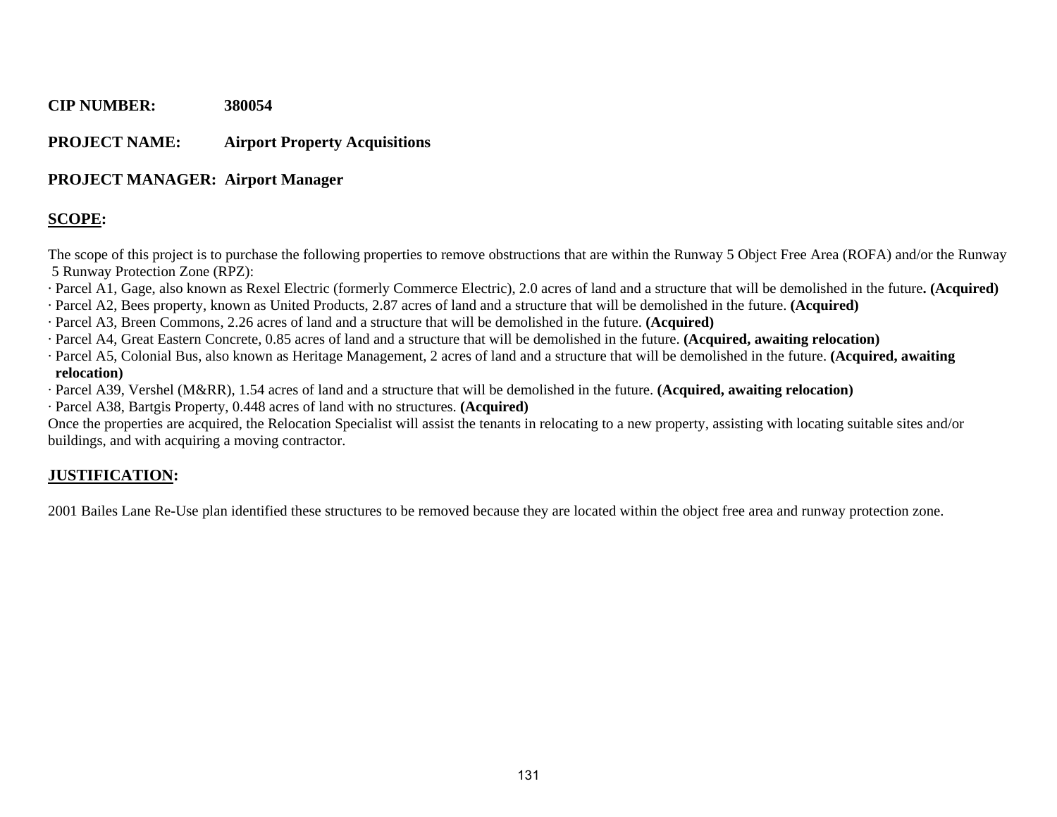**CIP NUMBER:** **380054**

**PROJECT NAME:** **Airport Property Acquisitions**

**PROJECT MANAGER:** **Airport Manager**

## <u>SCOPE</u>:

The scope of this project is to purchase the following properties to remove obstructions that are within the Runway 5 Object Free Area (ROFA) and/or the Runway 5 Runway Protection Zone (RPZ):

- Parcel A1, Gage, also known as Rexel Electric (formerly Commerce Electric), 2.0 acres of land and a structure that will be demolished in the future**. (Acquired)**
- Parcel A2, Bees property, known as United Products, 2.87 acres of land and a structure that will be demolished in the future. **(Acquired)**
- Parcel A3, Breen Commons, 2.26 acres of land and a structure that will be demolished in the future. **(Acquired)**
- Parcel A4, Great Eastern Concrete, 0.85 acres of land and a structure that will be demolished in the future. **(Acquired, awaiting relocation)**
- Parcel A5, Colonial Bus, also known as Heritage Management, 2 acres of land and a structure that will be demolished in the future. **(Acquired, awaiting relocation)**
- Parcel A39, Vershel (M&RR), 1.54 acres of land and a structure that will be demolished in the future. **(Acquired, awaiting relocation)**
- Parcel A38, Bartgis Property, 0.448 acres of land with no structures. **(Acquired)**

Once the properties are acquired, the Relocation Specialist will assist the tenants in relocating to a new property, assisting with locating suitable sites and/or buildings, and with acquiring a moving contractor.

## <u>JUSTIFICATION</u>:

2001 Bailes Lane Re-Use plan identified these structures to be removed because they are located within the object free area and runway protection zone.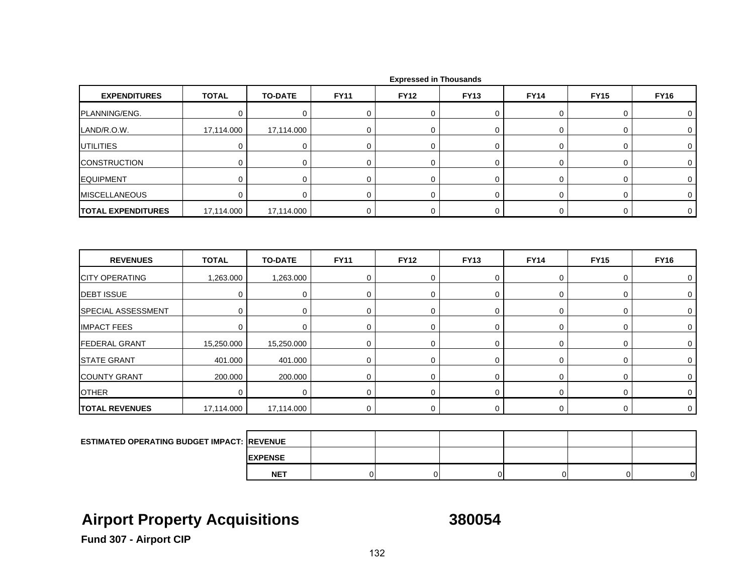Expressed in Thousands

| EXPENDITURES | TOTAL | TO-DATE | FY11 | FY12 | FY13 | FY14 | FY15 | FY16 |
|---|---|---|---|---|---|---|---|---|
| PLANNING/ENG. | 0 | 0 | 0 | 0 | 0 | 0 | 0 | 0 |
| LAND/R.O.W. | 17,114.000 | 17,114.000 | 0 | 0 | 0 | 0 | 0 | 0 |
| UTILITIES | 0 | 0 | 0 | 0 | 0 | 0 | 0 | 0 |
| CONSTRUCTION | 0 | 0 | 0 | 0 | 0 | 0 | 0 | 0 |
| EQUIPMENT | 0 | 0 | 0 | 0 | 0 | 0 | 0 | 0 |
| MISCELLANEOUS | 0 | 0 | 0 | 0 | 0 | 0 | 0 | 0 |
| **TOTAL EXPENDITURES** | 17,114.000 | 17,114.000 | 0 | 0 | 0 | 0 | 0 | 0 |

| REVENUES | TOTAL | TO-DATE | FY11 | FY12 | FY13 | FY14 | FY15 | FY16 |
|---|---|---|---|---|---|---|---|---|
| CITY OPERATING | 1,263.000 | 1,263.000 | 0 | 0 | 0 | 0 | 0 | 0 |
| DEBT ISSUE | 0 | 0 | 0 | 0 | 0 | 0 | 0 | 0 |
| SPECIAL ASSESSMENT | 0 | 0 | 0 | 0 | 0 | 0 | 0 | 0 |
| IMPACT FEES | 0 | 0 | 0 | 0 | 0 | 0 | 0 | 0 |
| FEDERAL GRANT | 15,250.000 | 15,250.000 | 0 | 0 | 0 | 0 | 0 | 0 |
| STATE GRANT | 401.000 | 401.000 | 0 | 0 | 0 | 0 | 0 | 0 |
| COUNTY GRANT | 200.000 | 200.000 | 0 | 0 | 0 | 0 | 0 | 0 |
| OTHER | 0 | 0 | 0 | 0 | 0 | 0 | 0 | 0 |
| **TOTAL REVENUES** | 17,114.000 | 17,114.000 | 0 | 0 | 0 | 0 | 0 | 0 |

| ESTIMATED OPERATING BUDGET IMPACT: | | FY11 | FY12 | FY13 | FY14 | FY15 | FY16 |
|---|---|---|---|---|---|---|---|
| | REVENUE | | | | | | |
| | EXPENSE | | | | | | |
| | NET | 0 | 0 | 0 | 0 | 0 | 0 |

# Airport Property Acquisitions 380054

**Fund 307 - Airport CIP**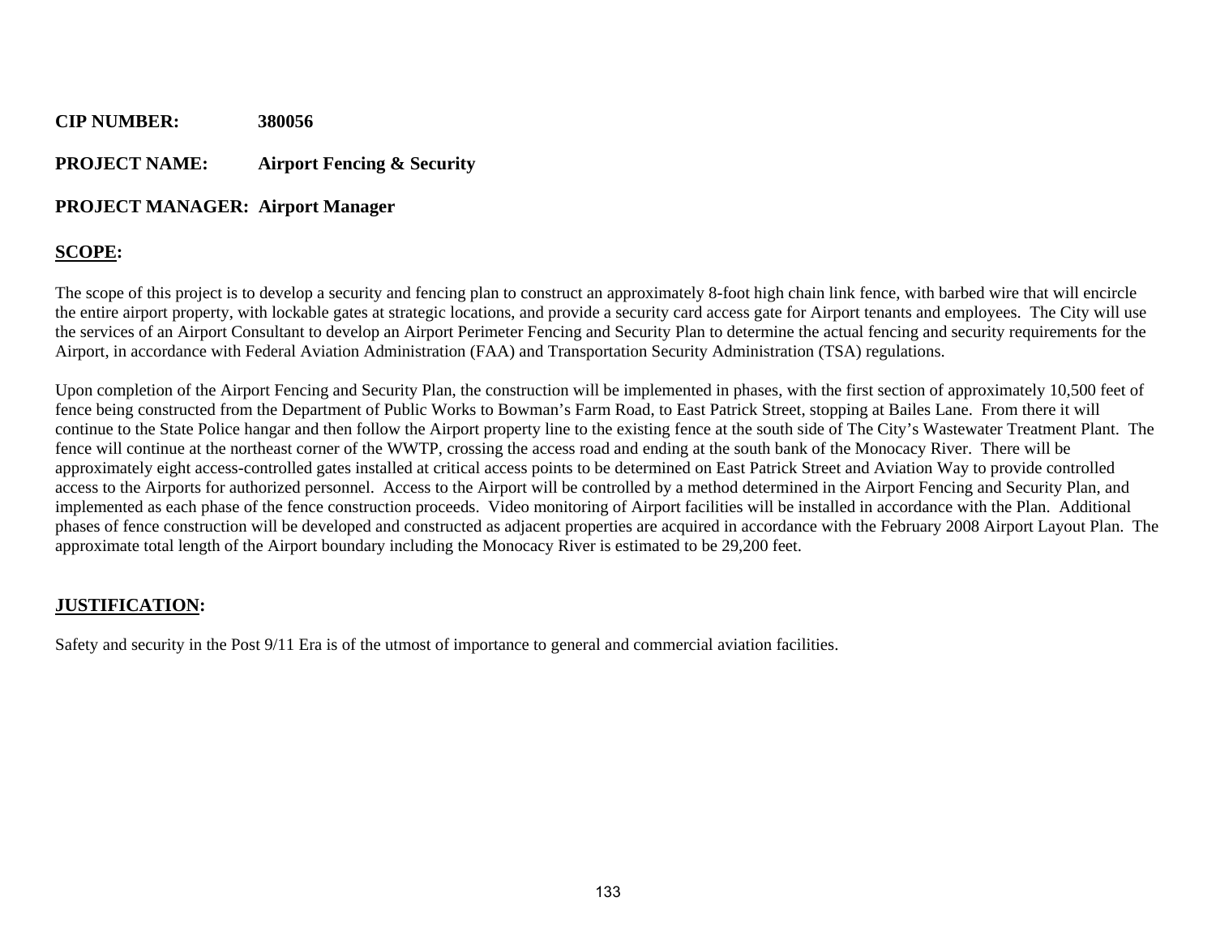**CIP NUMBER:** **380056**

**PROJECT NAME:** **Airport Fencing & Security**

**PROJECT MANAGER:** **Airport Manager**

## SCOPE:

The scope of this project is to develop a security and fencing plan to construct an approximately 8-foot high chain link fence, with barbed wire that will encircle the entire airport property, with lockable gates at strategic locations, and provide a security card access gate for Airport tenants and employees. The City will use the services of an Airport Consultant to develop an Airport Perimeter Fencing and Security Plan to determine the actual fencing and security requirements for the Airport, in accordance with Federal Aviation Administration (FAA) and Transportation Security Administration (TSA) regulations.

Upon completion of the Airport Fencing and Security Plan, the construction will be implemented in phases, with the first section of approximately 10,500 feet of fence being constructed from the Department of Public Works to Bowman's Farm Road, to East Patrick Street, stopping at Bailes Lane. From there it will continue to the State Police hangar and then follow the Airport property line to the existing fence at the south side of The City's Wastewater Treatment Plant. The fence will continue at the northeast corner of the WWTP, crossing the access road and ending at the south bank of the Monocacy River. There will be approximately eight access-controlled gates installed at critical access points to be determined on East Patrick Street and Aviation Way to provide controlled access to the Airports for authorized personnel. Access to the Airport will be controlled by a method determined in the Airport Fencing and Security Plan, and implemented as each phase of the fence construction proceeds. Video monitoring of Airport facilities will be installed in accordance with the Plan. Additional phases of fence construction will be developed and constructed as adjacent properties are acquired in accordance with the February 2008 Airport Layout Plan. The approximate total length of the Airport boundary including the Monocacy River is estimated to be 29,200 feet.

## JUSTIFICATION:

Safety and security in the Post 9/11 Era is of the utmost of importance to general and commercial aviation facilities.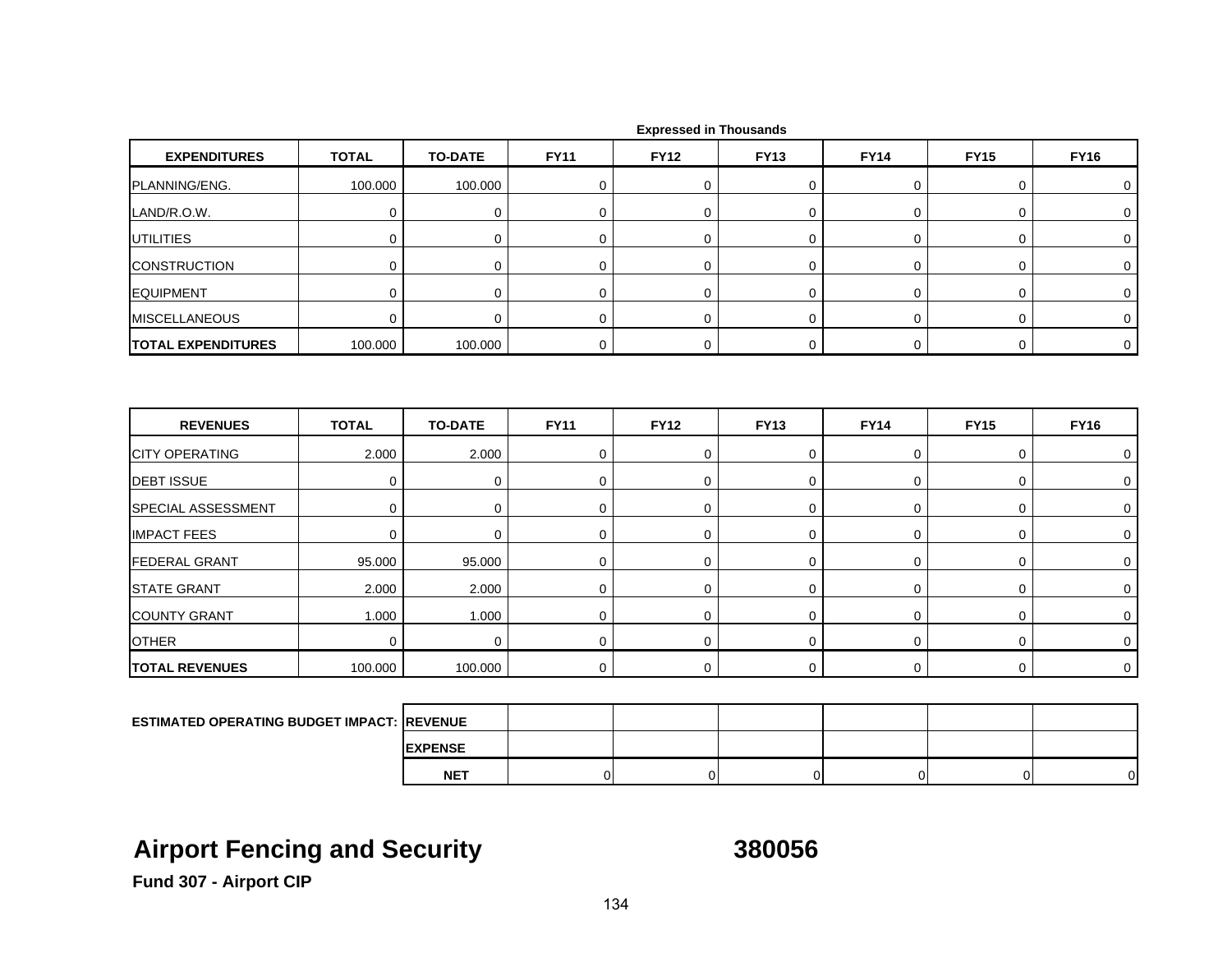Expressed in Thousands

| EXPENDITURES | TOTAL | TO-DATE | FY11 | FY12 | FY13 | FY14 | FY15 | FY16 |
|---|---|---|---|---|---|---|---|---|
| PLANNING/ENG. | 100.000 | 100.000 | 0 | 0 | 0 | 0 | 0 | 0 |
| LAND/R.O.W. | 0 | 0 | 0 | 0 | 0 | 0 | 0 | 0 |
| UTILITIES | 0 | 0 | 0 | 0 | 0 | 0 | 0 | 0 |
| CONSTRUCTION | 0 | 0 | 0 | 0 | 0 | 0 | 0 | 0 |
| EQUIPMENT | 0 | 0 | 0 | 0 | 0 | 0 | 0 | 0 |
| MISCELLANEOUS | 0 | 0 | 0 | 0 | 0 | 0 | 0 | 0 |
| **TOTAL EXPENDITURES** | 100.000 | 100.000 | 0 | 0 | 0 | 0 | 0 | 0 |

| REVENUES | TOTAL | TO-DATE | FY11 | FY12 | FY13 | FY14 | FY15 | FY16 |
|---|---|---|---|---|---|---|---|---|
| CITY OPERATING | 2.000 | 2.000 | 0 | 0 | 0 | 0 | 0 | 0 |
| DEBT ISSUE | 0 | 0 | 0 | 0 | 0 | 0 | 0 | 0 |
| SPECIAL ASSESSMENT | 0 | 0 | 0 | 0 | 0 | 0 | 0 | 0 |
| IMPACT FEES | 0 | 0 | 0 | 0 | 0 | 0 | 0 | 0 |
| FEDERAL GRANT | 95.000 | 95.000 | 0 | 0 | 0 | 0 | 0 | 0 |
| STATE GRANT | 2.000 | 2.000 | 0 | 0 | 0 | 0 | 0 | 0 |
| COUNTY GRANT | 1.000 | 1.000 | 0 | 0 | 0 | 0 | 0 | 0 |
| OTHER | 0 | 0 | 0 | 0 | 0 | 0 | 0 | 0 |
| **TOTAL REVENUES** | 100.000 | 100.000 | 0 | 0 | 0 | 0 | 0 | 0 |

| ESTIMATED OPERATING BUDGET IMPACT: | | FY11 | FY12 | FY13 | FY14 | FY15 | FY16 |
|---|---|---|---|---|---|---|---|
| | REVENUE | | | | | | |
| | EXPENSE | | | | | | |
| | **NET** | 0 | 0 | 0 | 0 | 0 | 0 |

# Airport Fencing and Security 380056

**Fund 307 - Airport CIP**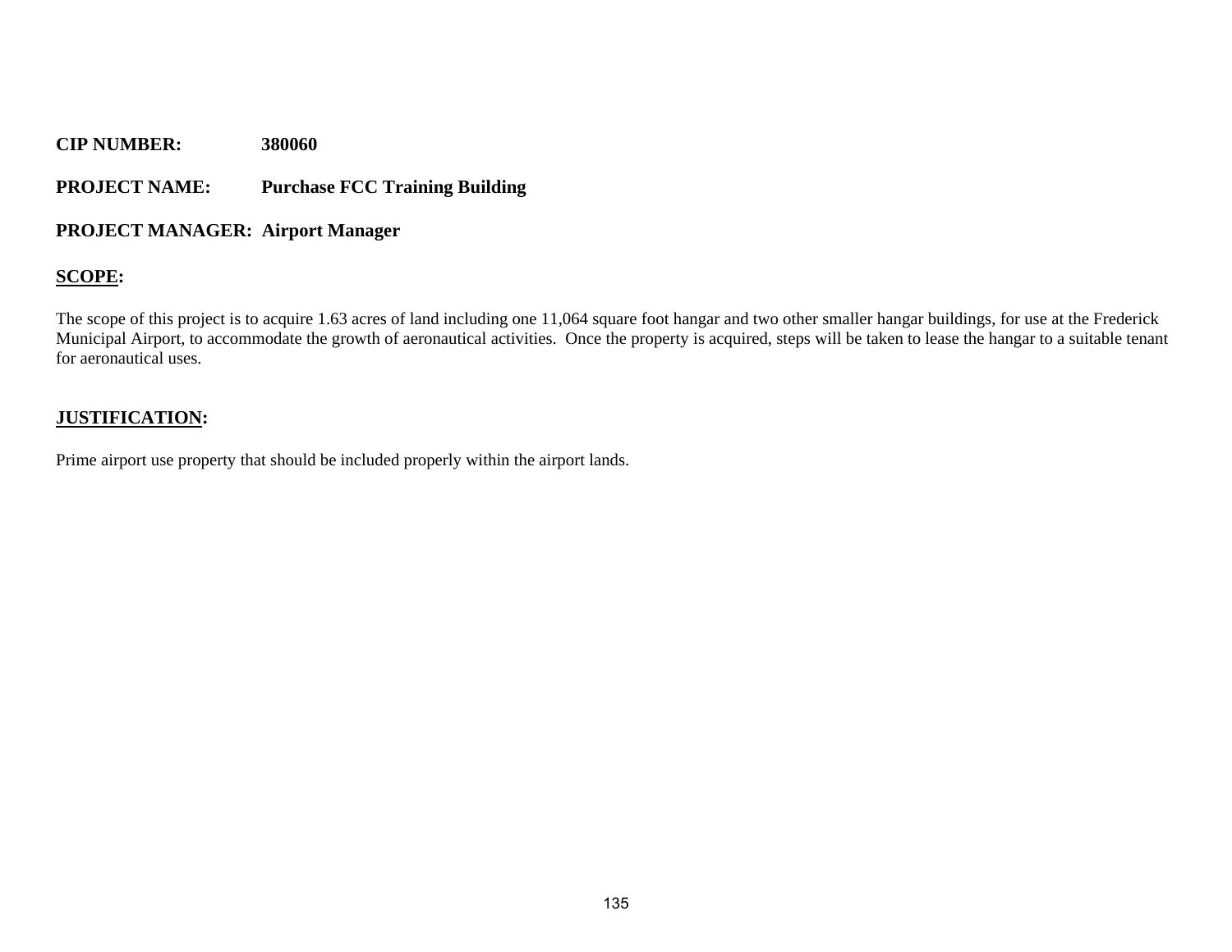**CIP NUMBER:** **380060**

**PROJECT NAME:** **Purchase FCC Training Building**

**PROJECT MANAGER:** **Airport Manager**

**SCOPE:**

The scope of this project is to acquire 1.63 acres of land including one 11,064 square foot hangar and two other smaller hangar buildings, for use at the Frederick Municipal Airport, to accommodate the growth of aeronautical activities. Once the property is acquired, steps will be taken to lease the hangar to a suitable tenant for aeronautical uses.

**JUSTIFICATION:**

Prime airport use property that should be included properly within the airport lands.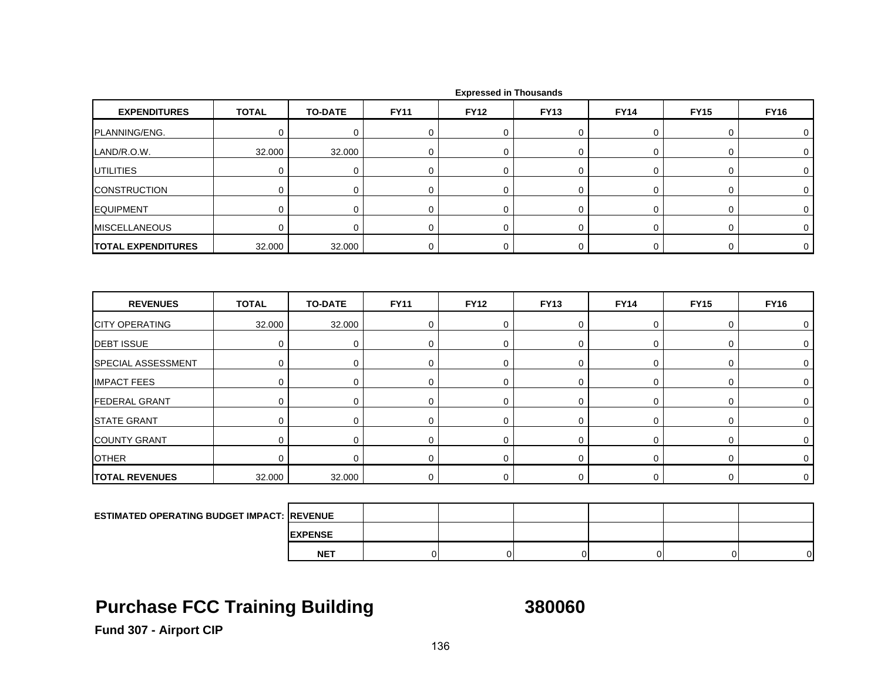Expressed in Thousands

| EXPENDITURES | TOTAL | TO-DATE | FY11 | FY12 | FY13 | FY14 | FY15 | FY16 |
|---|---|---|---|---|---|---|---|---|
| PLANNING/ENG. | 0 | 0 | 0 | 0 | 0 | 0 | 0 | 0 |
| LAND/R.O.W. | 32.000 | 32.000 | 0 | 0 | 0 | 0 | 0 | 0 |
| UTILITIES | 0 | 0 | 0 | 0 | 0 | 0 | 0 | 0 |
| CONSTRUCTION | 0 | 0 | 0 | 0 | 0 | 0 | 0 | 0 |
| EQUIPMENT | 0 | 0 | 0 | 0 | 0 | 0 | 0 | 0 |
| MISCELLANEOUS | 0 | 0 | 0 | 0 | 0 | 0 | 0 | 0 |
| **TOTAL EXPENDITURES** | 32.000 | 32.000 | 0 | 0 | 0 | 0 | 0 | 0 |

| REVENUES | TOTAL | TO-DATE | FY11 | FY12 | FY13 | FY14 | FY15 | FY16 |
|---|---|---|---|---|---|---|---|---|
| CITY OPERATING | 32.000 | 32.000 | 0 | 0 | 0 | 0 | 0 | 0 |
| DEBT ISSUE | 0 | 0 | 0 | 0 | 0 | 0 | 0 | 0 |
| SPECIAL ASSESSMENT | 0 | 0 | 0 | 0 | 0 | 0 | 0 | 0 |
| IMPACT FEES | 0 | 0 | 0 | 0 | 0 | 0 | 0 | 0 |
| FEDERAL GRANT | 0 | 0 | 0 | 0 | 0 | 0 | 0 | 0 |
| STATE GRANT | 0 | 0 | 0 | 0 | 0 | 0 | 0 | 0 |
| COUNTY GRANT | 0 | 0 | 0 | 0 | 0 | 0 | 0 | 0 |
| OTHER | 0 | 0 | 0 | 0 | 0 | 0 | 0 | 0 |
| **TOTAL REVENUES** | 32.000 | 32.000 | 0 | 0 | 0 | 0 | 0 | 0 |

| ESTIMATED OPERATING BUDGET IMPACT: | | FY11 | FY12 | FY13 | FY14 | FY15 | FY16 |
|---|---|---|---|---|---|---|---|
| | REVENUE | | | | | | |
| | EXPENSE | | | | | | |
| | NET | 0 | 0 | 0 | 0 | 0 | 0 |

# Purchase FCC Training Building 380060

**Fund 307 - Airport CIP**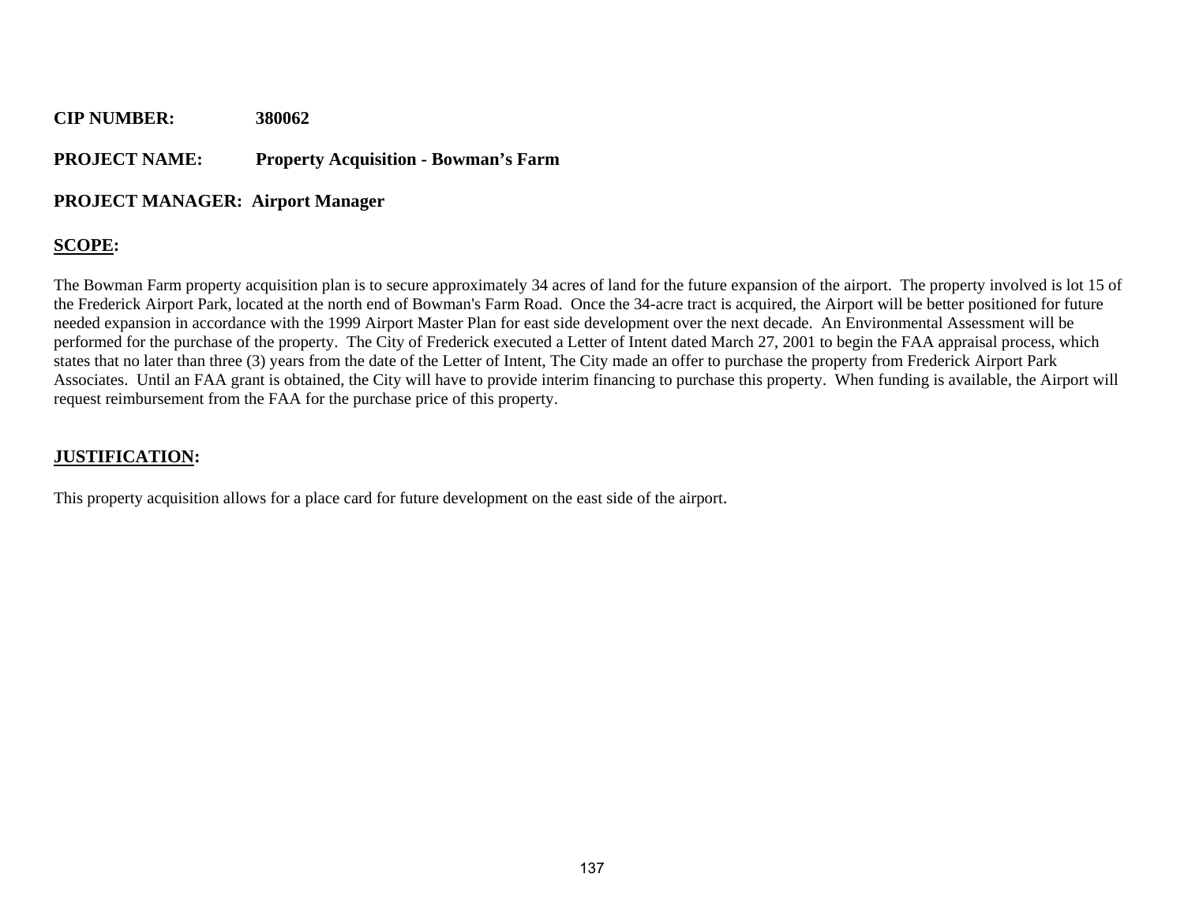**CIP NUMBER:** 380062

**PROJECT NAME:** Property Acquisition - Bowman's Farm

**PROJECT MANAGER:** Airport Manager

## SCOPE:

The Bowman Farm property acquisition plan is to secure approximately 34 acres of land for the future expansion of the airport. The property involved is lot 15 of the Frederick Airport Park, located at the north end of Bowman's Farm Road. Once the 34-acre tract is acquired, the Airport will be better positioned for future needed expansion in accordance with the 1999 Airport Master Plan for east side development over the next decade. An Environmental Assessment will be performed for the purchase of the property. The City of Frederick executed a Letter of Intent dated March 27, 2001 to begin the FAA appraisal process, which states that no later than three (3) years from the date of the Letter of Intent, The City made an offer to purchase the property from Frederick Airport Park Associates. Until an FAA grant is obtained, the City will have to provide interim financing to purchase this property. When funding is available, the Airport will request reimbursement from the FAA for the purchase price of this property.

## JUSTIFICATION:

This property acquisition allows for a place card for future development on the east side of the airport.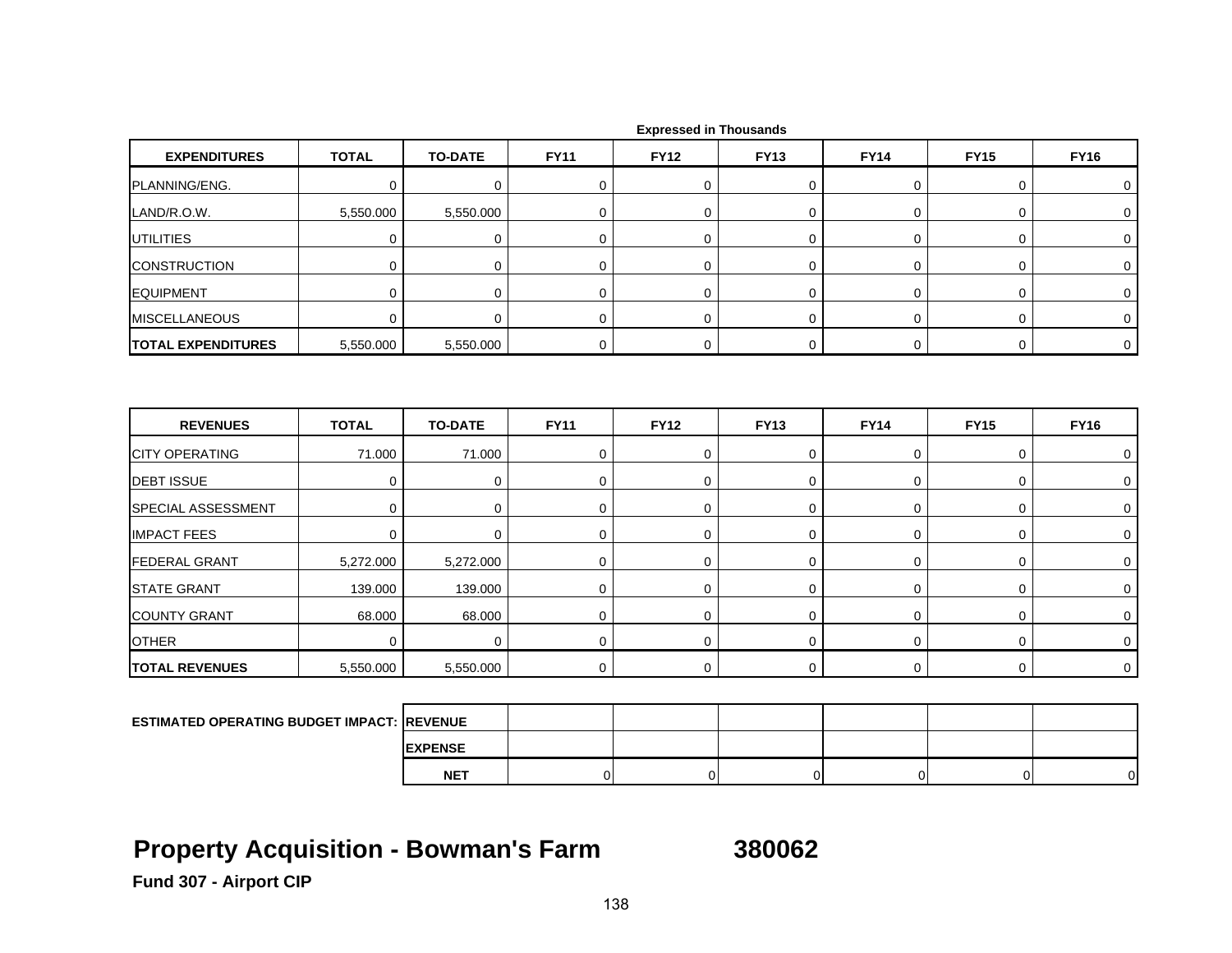Expressed in Thousands

| EXPENDITURES | TOTAL | TO-DATE | FY11 | FY12 | FY13 | FY14 | FY15 | FY16 |
|---|---|---|---|---|---|---|---|---|
| PLANNING/ENG. | 0 | 0 | 0 | 0 | 0 | 0 | 0 | 0 |
| LAND/R.O.W. | 5,550.000 | 5,550.000 | 0 | 0 | 0 | 0 | 0 | 0 |
| UTILITIES | 0 | 0 | 0 | 0 | 0 | 0 | 0 | 0 |
| CONSTRUCTION | 0 | 0 | 0 | 0 | 0 | 0 | 0 | 0 |
| EQUIPMENT | 0 | 0 | 0 | 0 | 0 | 0 | 0 | 0 |
| MISCELLANEOUS | 0 | 0 | 0 | 0 | 0 | 0 | 0 | 0 |
| **TOTAL EXPENDITURES** | 5,550.000 | 5,550.000 | 0 | 0 | 0 | 0 | 0 | 0 |

| REVENUES | TOTAL | TO-DATE | FY11 | FY12 | FY13 | FY14 | FY15 | FY16 |
|---|---|---|---|---|---|---|---|---|
| CITY OPERATING | 71.000 | 71.000 | 0 | 0 | 0 | 0 | 0 | 0 |
| DEBT ISSUE | 0 | 0 | 0 | 0 | 0 | 0 | 0 | 0 |
| SPECIAL ASSESSMENT | 0 | 0 | 0 | 0 | 0 | 0 | 0 | 0 |
| IMPACT FEES | 0 | 0 | 0 | 0 | 0 | 0 | 0 | 0 |
| FEDERAL GRANT | 5,272.000 | 5,272.000 | 0 | 0 | 0 | 0 | 0 | 0 |
| STATE GRANT | 139.000 | 139.000 | 0 | 0 | 0 | 0 | 0 | 0 |
| COUNTY GRANT | 68.000 | 68.000 | 0 | 0 | 0 | 0 | 0 | 0 |
| OTHER | 0 | 0 | 0 | 0 | 0 | 0 | 0 | 0 |
| **TOTAL REVENUES** | 5,550.000 | 5,550.000 | 0 | 0 | 0 | 0 | 0 | 0 |

| ESTIMATED OPERATING BUDGET IMPACT: | | FY11 | FY12 | FY13 | FY14 | FY15 | FY16 |
|---|---|---|---|---|---|---|---|
| | REVENUE | | | | | | |
| | EXPENSE | | | | | | |
| | NET | 0 | 0 | 0 | 0 | 0 | 0 |

# Property Acquisition - Bowman's Farm 380062

**Fund 307 - Airport CIP**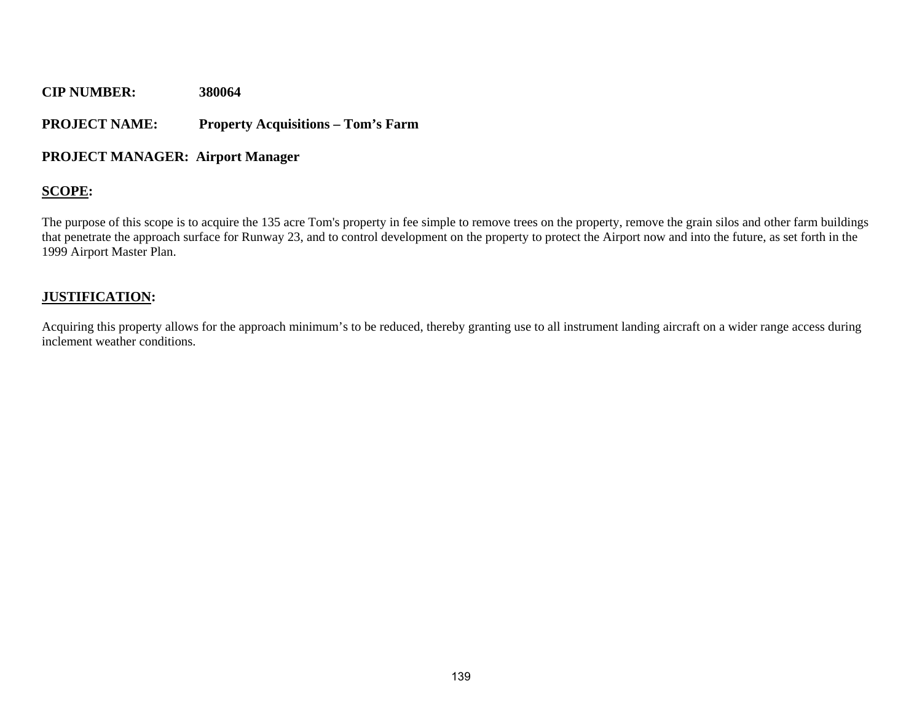**CIP NUMBER:** **380064**

**PROJECT NAME:** **Property Acquisitions – Tom's Farm**

**PROJECT MANAGER: Airport Manager**

## **SCOPE:**

The purpose of this scope is to acquire the 135 acre Tom's property in fee simple to remove trees on the property, remove the grain silos and other farm buildings that penetrate the approach surface for Runway 23, and to control development on the property to protect the Airport now and into the future, as set forth in the 1999 Airport Master Plan.

## **JUSTIFICATION:**

Acquiring this property allows for the approach minimum's to be reduced, thereby granting use to all instrument landing aircraft on a wider range access during inclement weather conditions.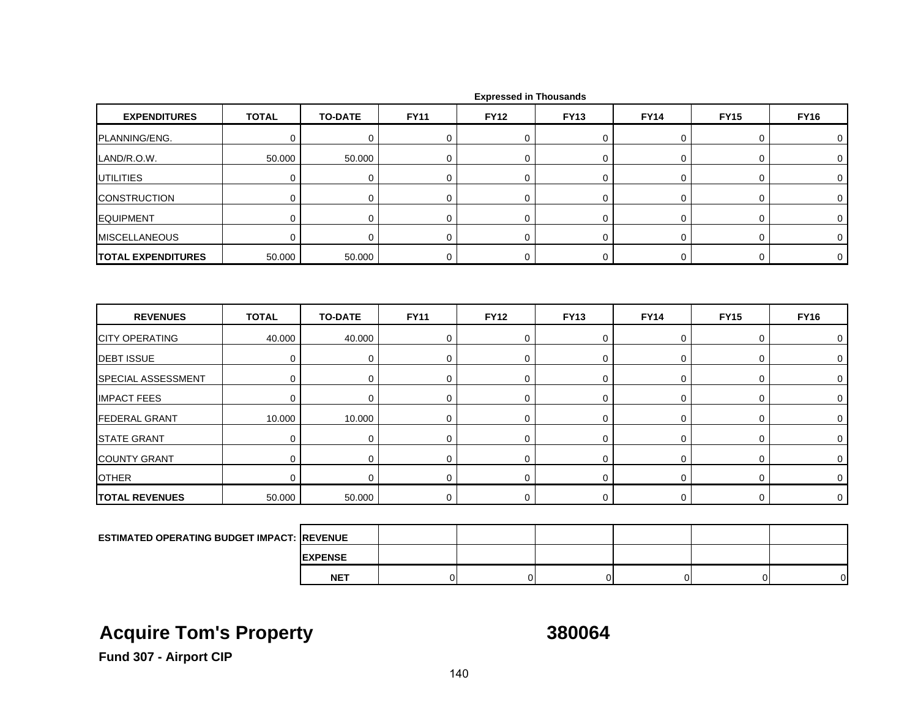Expressed in Thousands

| EXPENDITURES | TOTAL | TO-DATE | FY11 | FY12 | FY13 | FY14 | FY15 | FY16 |
|---|---|---|---|---|---|---|---|---|
| PLANNING/ENG. | 0 | 0 | 0 | 0 | 0 | 0 | 0 | 0 |
| LAND/R.O.W. | 50.000 | 50.000 | 0 | 0 | 0 | 0 | 0 | 0 |
| UTILITIES | 0 | 0 | 0 | 0 | 0 | 0 | 0 | 0 |
| CONSTRUCTION | 0 | 0 | 0 | 0 | 0 | 0 | 0 | 0 |
| EQUIPMENT | 0 | 0 | 0 | 0 | 0 | 0 | 0 | 0 |
| MISCELLANEOUS | 0 | 0 | 0 | 0 | 0 | 0 | 0 | 0 |
| **TOTAL EXPENDITURES** | 50.000 | 50.000 | 0 | 0 | 0 | 0 | 0 | 0 |

| REVENUES | TOTAL | TO-DATE | FY11 | FY12 | FY13 | FY14 | FY15 | FY16 |
|---|---|---|---|---|---|---|---|---|
| CITY OPERATING | 40.000 | 40.000 | 0 | 0 | 0 | 0 | 0 | 0 |
| DEBT ISSUE | 0 | 0 | 0 | 0 | 0 | 0 | 0 | 0 |
| SPECIAL ASSESSMENT | 0 | 0 | 0 | 0 | 0 | 0 | 0 | 0 |
| IMPACT FEES | 0 | 0 | 0 | 0 | 0 | 0 | 0 | 0 |
| FEDERAL GRANT | 10.000 | 10.000 | 0 | 0 | 0 | 0 | 0 | 0 |
| STATE GRANT | 0 | 0 | 0 | 0 | 0 | 0 | 0 | 0 |
| COUNTY GRANT | 0 | 0 | 0 | 0 | 0 | 0 | 0 | 0 |
| OTHER | 0 | 0 | 0 | 0 | 0 | 0 | 0 | 0 |
| **TOTAL REVENUES** | 50.000 | 50.000 | 0 | 0 | 0 | 0 | 0 | 0 |

| ESTIMATED OPERATING BUDGET IMPACT: | | | | | | |
|---|---|---|---|---|---|---|
| REVENUE | | | | | | |
| EXPENSE | | | | | | |
| NET | 0 | 0 | 0 | 0 | 0 | 0 |

# Acquire Tom's Property 380064

**Fund 307 - Airport CIP**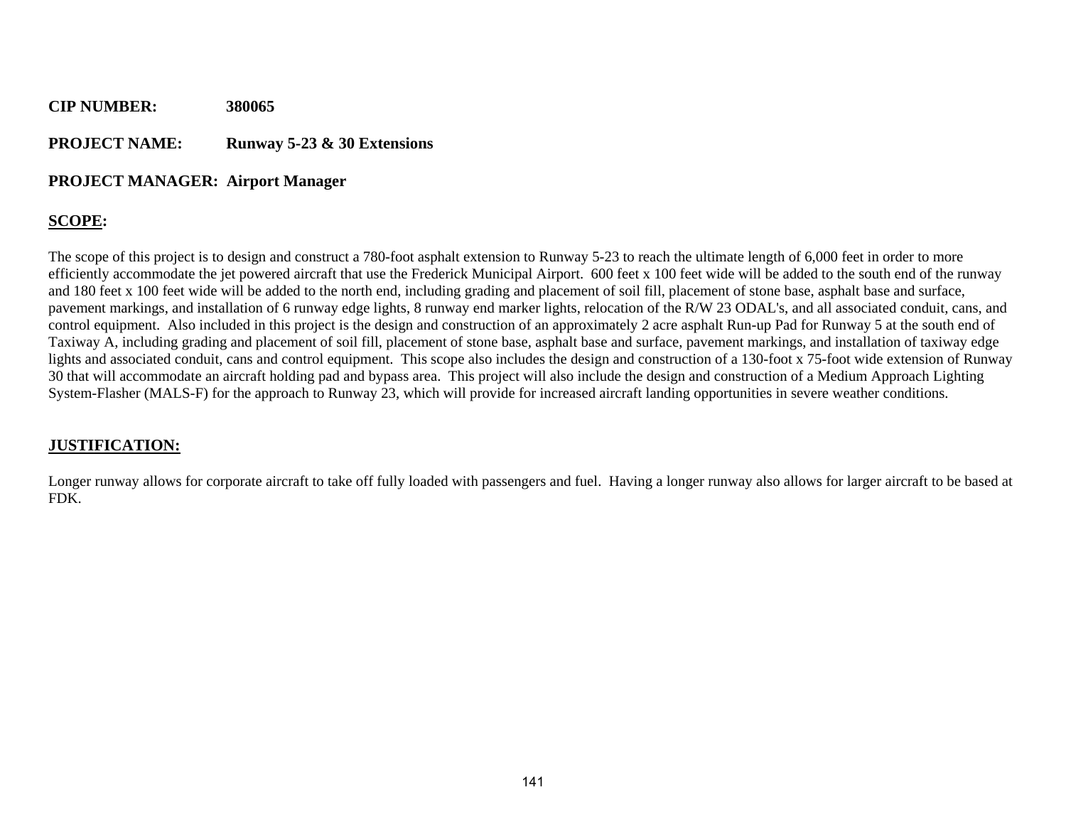**CIP NUMBER:** **380065**

**PROJECT NAME:** **Runway 5-23 & 30 Extensions**

**PROJECT MANAGER: Airport Manager**

## SCOPE:

The scope of this project is to design and construct a 780-foot asphalt extension to Runway 5-23 to reach the ultimate length of 6,000 feet in order to more efficiently accommodate the jet powered aircraft that use the Frederick Municipal Airport. 600 feet x 100 feet wide will be added to the south end of the runway and 180 feet x 100 feet wide will be added to the north end, including grading and placement of soil fill, placement of stone base, asphalt base and surface, pavement markings, and installation of 6 runway edge lights, 8 runway end marker lights, relocation of the R/W 23 ODAL's, and all associated conduit, cans, and control equipment. Also included in this project is the design and construction of an approximately 2 acre asphalt Run-up Pad for Runway 5 at the south end of Taxiway A, including grading and placement of soil fill, placement of stone base, asphalt base and surface, pavement markings, and installation of taxiway edge lights and associated conduit, cans and control equipment. This scope also includes the design and construction of a 130-foot x 75-foot wide extension of Runway 30 that will accommodate an aircraft holding pad and bypass area. This project will also include the design and construction of a Medium Approach Lighting System-Flasher (MALS-F) for the approach to Runway 23, which will provide for increased aircraft landing opportunities in severe weather conditions.

## JUSTIFICATION:

Longer runway allows for corporate aircraft to take off fully loaded with passengers and fuel. Having a longer runway also allows for larger aircraft to be based at FDK.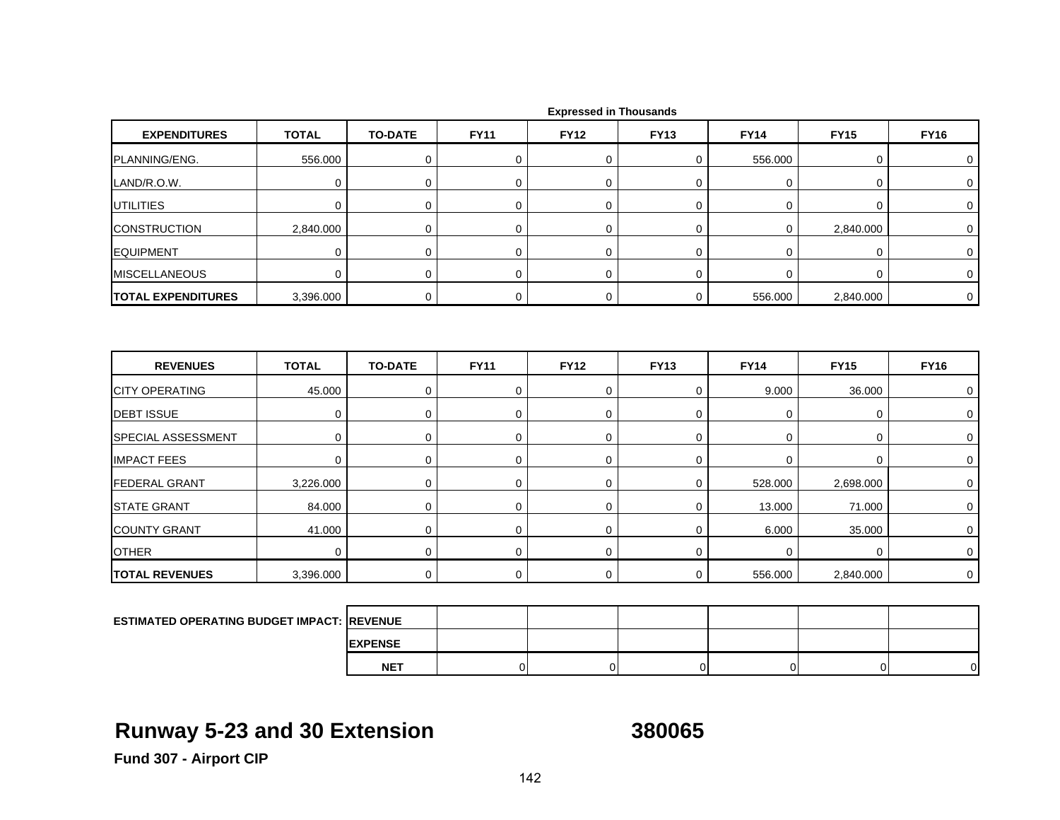Expressed in Thousands

| EXPENDITURES | TOTAL | TO-DATE | FY11 | FY12 | FY13 | FY14 | FY15 | FY16 |
|---|---|---|---|---|---|---|---|---|
| PLANNING/ENG. | 556.000 | 0 | 0 | 0 | 0 | 556.000 | 0 | 0 |
| LAND/R.O.W. | 0 | 0 | 0 | 0 | 0 | 0 | 0 | 0 |
| UTILITIES | 0 | 0 | 0 | 0 | 0 | 0 | 0 | 0 |
| CONSTRUCTION | 2,840.000 | 0 | 0 | 0 | 0 | 0 | 2,840.000 | 0 |
| EQUIPMENT | 0 | 0 | 0 | 0 | 0 | 0 | 0 | 0 |
| MISCELLANEOUS | 0 | 0 | 0 | 0 | 0 | 0 | 0 | 0 |
| **TOTAL EXPENDITURES** | 3,396.000 | 0 | 0 | 0 | 0 | 556.000 | 2,840.000 | 0 |

| REVENUES | TOTAL | TO-DATE | FY11 | FY12 | FY13 | FY14 | FY15 | FY16 |
|---|---|---|---|---|---|---|---|---|
| CITY OPERATING | 45.000 | 0 | 0 | 0 | 0 | 9.000 | 36.000 | 0 |
| DEBT ISSUE | 0 | 0 | 0 | 0 | 0 | 0 | 0 | 0 |
| SPECIAL ASSESSMENT | 0 | 0 | 0 | 0 | 0 | 0 | 0 | 0 |
| IMPACT FEES | 0 | 0 | 0 | 0 | 0 | 0 | 0 | 0 |
| FEDERAL GRANT | 3,226.000 | 0 | 0 | 0 | 0 | 528.000 | 2,698.000 | 0 |
| STATE GRANT | 84.000 | 0 | 0 | 0 | 0 | 13.000 | 71.000 | 0 |
| COUNTY GRANT | 41.000 | 0 | 0 | 0 | 0 | 6.000 | 35.000 | 0 |
| OTHER | 0 | 0 | 0 | 0 | 0 | 0 | 0 | 0 |
| **TOTAL REVENUES** | 3,396.000 | 0 | 0 | 0 | 0 | 556.000 | 2,840.000 | 0 |

| ESTIMATED OPERATING BUDGET IMPACT: | | | | | | | |
|---|---|---|---|---|---|---|---|
| | **REVENUE** | | | | | | |
| | **EXPENSE** | | | | | | |
| | **NET** | 0 | 0 | 0 | 0 | 0 | 0 |

# Runway 5-23 and 30 Extension 380065

**Fund 307 - Airport CIP**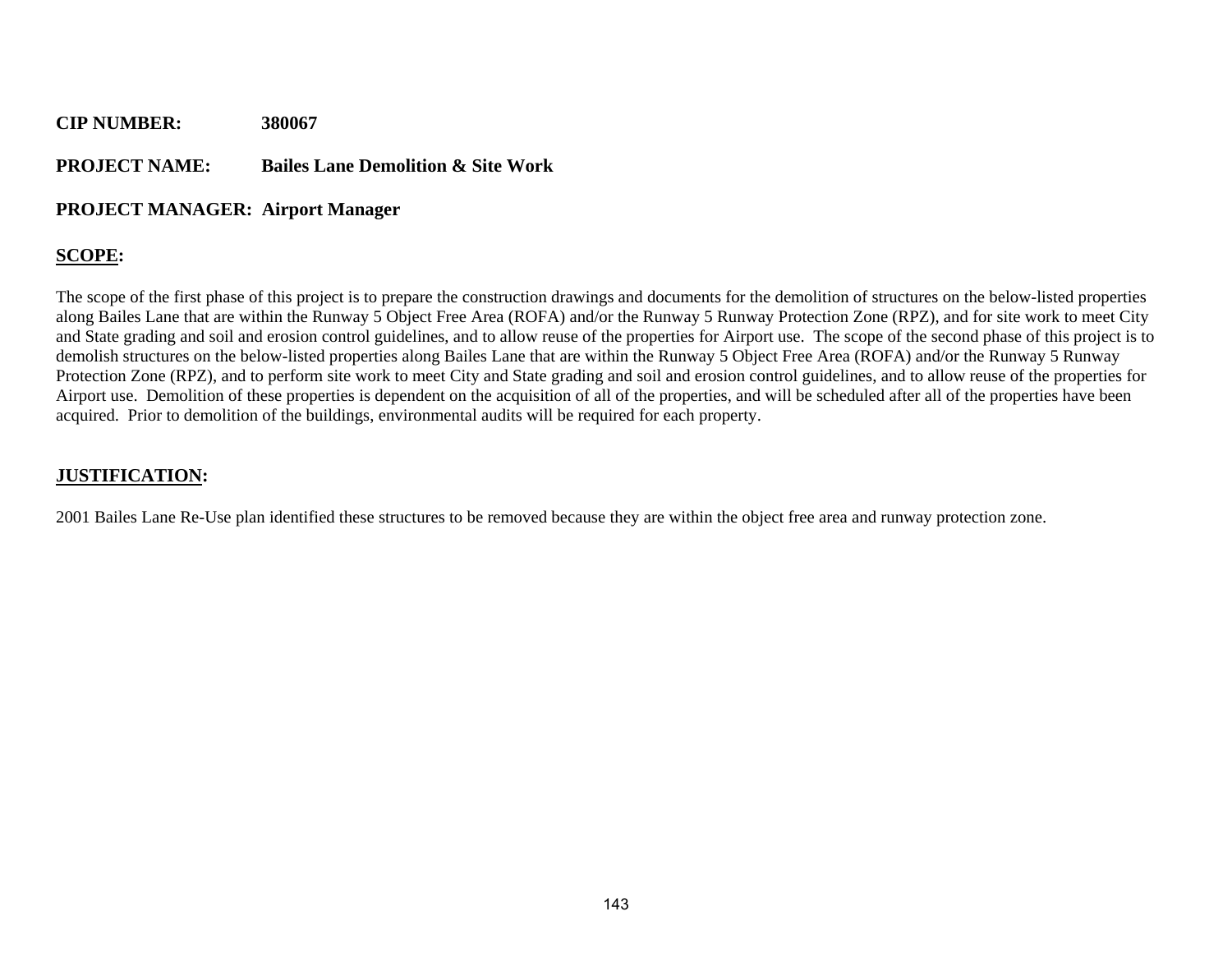**CIP NUMBER:** **380067**

**PROJECT NAME:** **Bailes Lane Demolition & Site Work**

**PROJECT MANAGER: Airport Manager**

**SCOPE:**

The scope of the first phase of this project is to prepare the construction drawings and documents for the demolition of structures on the below-listed properties along Bailes Lane that are within the Runway 5 Object Free Area (ROFA) and/or the Runway 5 Runway Protection Zone (RPZ), and for site work to meet City and State grading and soil and erosion control guidelines, and to allow reuse of the properties for Airport use. The scope of the second phase of this project is to demolish structures on the below-listed properties along Bailes Lane that are within the Runway 5 Object Free Area (ROFA) and/or the Runway 5 Runway Protection Zone (RPZ), and to perform site work to meet City and State grading and soil and erosion control guidelines, and to allow reuse of the properties for Airport use. Demolition of these properties is dependent on the acquisition of all of the properties, and will be scheduled after all of the properties have been acquired. Prior to demolition of the buildings, environmental audits will be required for each property.

**JUSTIFICATION:**

2001 Bailes Lane Re-Use plan identified these structures to be removed because they are within the object free area and runway protection zone.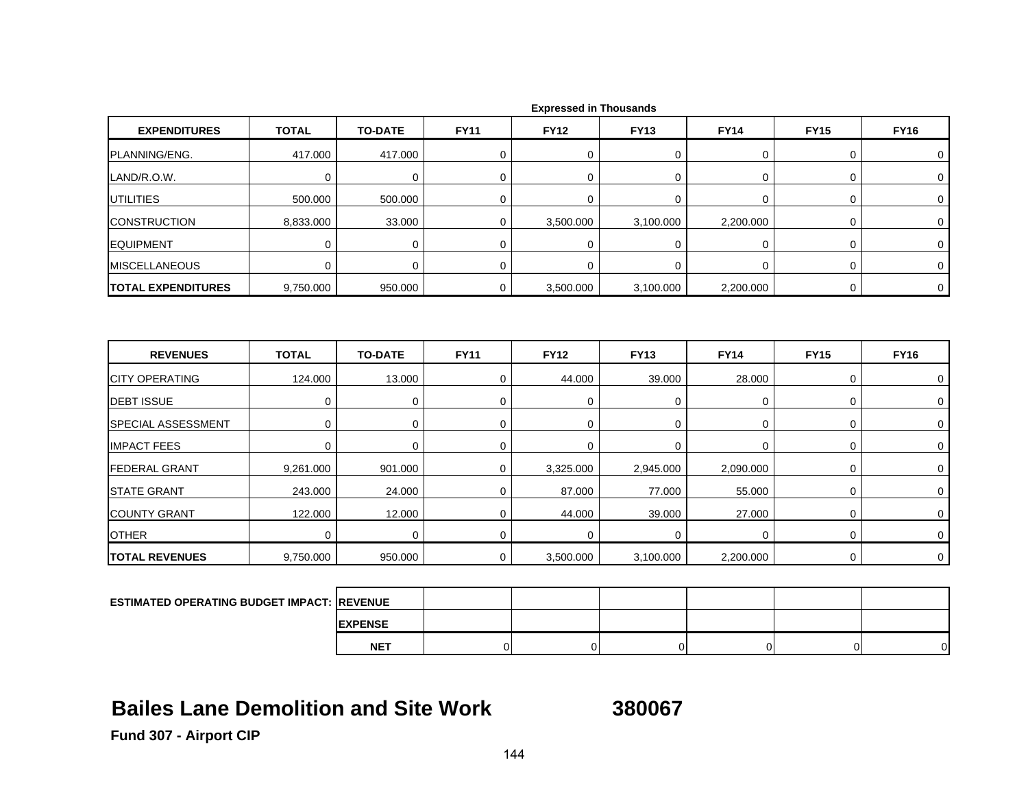Expressed in Thousands

| EXPENDITURES | TOTAL | TO-DATE | FY11 | FY12 | FY13 | FY14 | FY15 | FY16 |
|---|---|---|---|---|---|---|---|---|
| PLANNING/ENG. | 417.000 | 417.000 | 0 | 0 | 0 | 0 | 0 | 0 |
| LAND/R.O.W. | 0 | 0 | 0 | 0 | 0 | 0 | 0 | 0 |
| UTILITIES | 500.000 | 500.000 | 0 | 0 | 0 | 0 | 0 | 0 |
| CONSTRUCTION | 8,833.000 | 33.000 | 0 | 3,500.000 | 3,100.000 | 2,200.000 | 0 | 0 |
| EQUIPMENT | 0 | 0 | 0 | 0 | 0 | 0 | 0 | 0 |
| MISCELLANEOUS | 0 | 0 | 0 | 0 | 0 | 0 | 0 | 0 |
| **TOTAL EXPENDITURES** | 9,750.000 | 950.000 | 0 | 3,500.000 | 3,100.000 | 2,200.000 | 0 | 0 |

| REVENUES | TOTAL | TO-DATE | FY11 | FY12 | FY13 | FY14 | FY15 | FY16 |
|---|---|---|---|---|---|---|---|---|
| CITY OPERATING | 124.000 | 13.000 | 0 | 44.000 | 39.000 | 28.000 | 0 | 0 |
| DEBT ISSUE | 0 | 0 | 0 | 0 | 0 | 0 | 0 | 0 |
| SPECIAL ASSESSMENT | 0 | 0 | 0 | 0 | 0 | 0 | 0 | 0 |
| IMPACT FEES | 0 | 0 | 0 | 0 | 0 | 0 | 0 | 0 |
| FEDERAL GRANT | 9,261.000 | 901.000 | 0 | 3,325.000 | 2,945.000 | 2,090.000 | 0 | 0 |
| STATE GRANT | 243.000 | 24.000 | 0 | 87.000 | 77.000 | 55.000 | 0 | 0 |
| COUNTY GRANT | 122.000 | 12.000 | 0 | 44.000 | 39.000 | 27.000 | 0 | 0 |
| OTHER | 0 | 0 | 0 | 0 | 0 | 0 | 0 | 0 |
| **TOTAL REVENUES** | 9,750.000 | 950.000 | 0 | 3,500.000 | 3,100.000 | 2,200.000 | 0 | 0 |

| ESTIMATED OPERATING BUDGET IMPACT: | | | | | | | |
|---|---|---|---|---|---|---|---|
| | REVENUE | | | | | | |
| | EXPENSE | | | | | | |
| | NET | 0 | 0 | 0 | 0 | 0 | 0 |

## Bailes Lane Demolition and Site Work 380067

**Fund 307 - Airport CIP**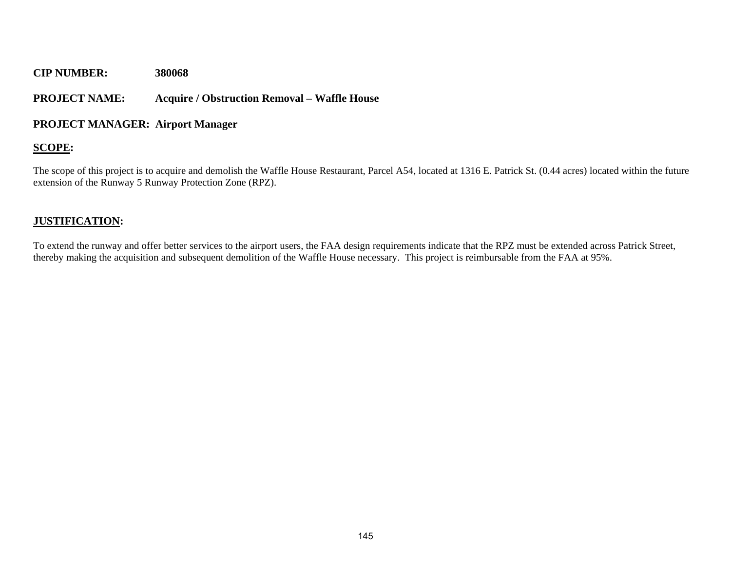**CIP NUMBER:** **380068**

**PROJECT NAME:** **Acquire / Obstruction Removal – Waffle House**

**PROJECT MANAGER:** **Airport Manager**

**<u>SCOPE</u>:**

The scope of this project is to acquire and demolish the Waffle House Restaurant, Parcel A54, located at 1316 E. Patrick St. (0.44 acres) located within the future extension of the Runway 5 Runway Protection Zone (RPZ).

**<u>JUSTIFICATION</u>:**

To extend the runway and offer better services to the airport users, the FAA design requirements indicate that the RPZ must be extended across Patrick Street, thereby making the acquisition and subsequent demolition of the Waffle House necessary. This project is reimbursable from the FAA at 95%.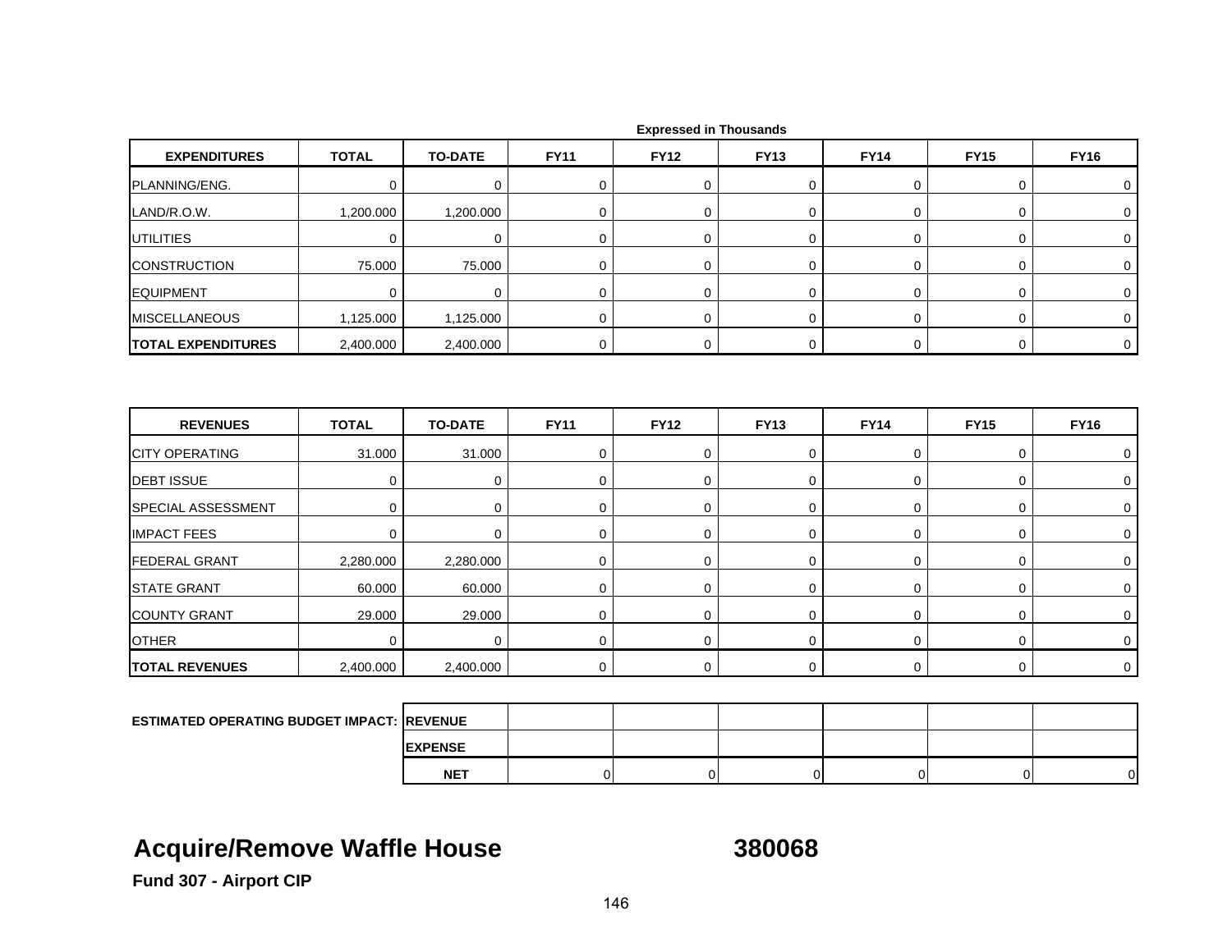Expressed in Thousands

| EXPENDITURES | TOTAL | TO-DATE | FY11 | FY12 | FY13 | FY14 | FY15 | FY16 |
|---|---|---|---|---|---|---|---|---|
| PLANNING/ENG. | 0 | 0 | 0 | 0 | 0 | 0 | 0 | 0 |
| LAND/R.O.W. | 1,200.000 | 1,200.000 | 0 | 0 | 0 | 0 | 0 | 0 |
| UTILITIES | 0 | 0 | 0 | 0 | 0 | 0 | 0 | 0 |
| CONSTRUCTION | 75.000 | 75.000 | 0 | 0 | 0 | 0 | 0 | 0 |
| EQUIPMENT | 0 | 0 | 0 | 0 | 0 | 0 | 0 | 0 |
| MISCELLANEOUS | 1,125.000 | 1,125.000 | 0 | 0 | 0 | 0 | 0 | 0 |
| **TOTAL EXPENDITURES** | 2,400.000 | 2,400.000 | 0 | 0 | 0 | 0 | 0 | 0 |

| REVENUES | TOTAL | TO-DATE | FY11 | FY12 | FY13 | FY14 | FY15 | FY16 |
|---|---|---|---|---|---|---|---|---|
| CITY OPERATING | 31.000 | 31.000 | 0 | 0 | 0 | 0 | 0 | 0 |
| DEBT ISSUE | 0 | 0 | 0 | 0 | 0 | 0 | 0 | 0 |
| SPECIAL ASSESSMENT | 0 | 0 | 0 | 0 | 0 | 0 | 0 | 0 |
| IMPACT FEES | 0 | 0 | 0 | 0 | 0 | 0 | 0 | 0 |
| FEDERAL GRANT | 2,280.000 | 2,280.000 | 0 | 0 | 0 | 0 | 0 | 0 |
| STATE GRANT | 60.000 | 60.000 | 0 | 0 | 0 | 0 | 0 | 0 |
| COUNTY GRANT | 29.000 | 29.000 | 0 | 0 | 0 | 0 | 0 | 0 |
| OTHER | 0 | 0 | 0 | 0 | 0 | 0 | 0 | 0 |
| **TOTAL REVENUES** | 2,400.000 | 2,400.000 | 0 | 0 | 0 | 0 | 0 | 0 |

| ESTIMATED OPERATING BUDGET IMPACT: | | | | | | | |
|---|---|---|---|---|---|---|---|
| | REVENUE | | | | | | |
| | EXPENSE | | | | | | |
| | NET | 0 | 0 | 0 | 0 | 0 | 0 |

# Acquire/Remove Waffle House 380068

**Fund 307 - Airport CIP**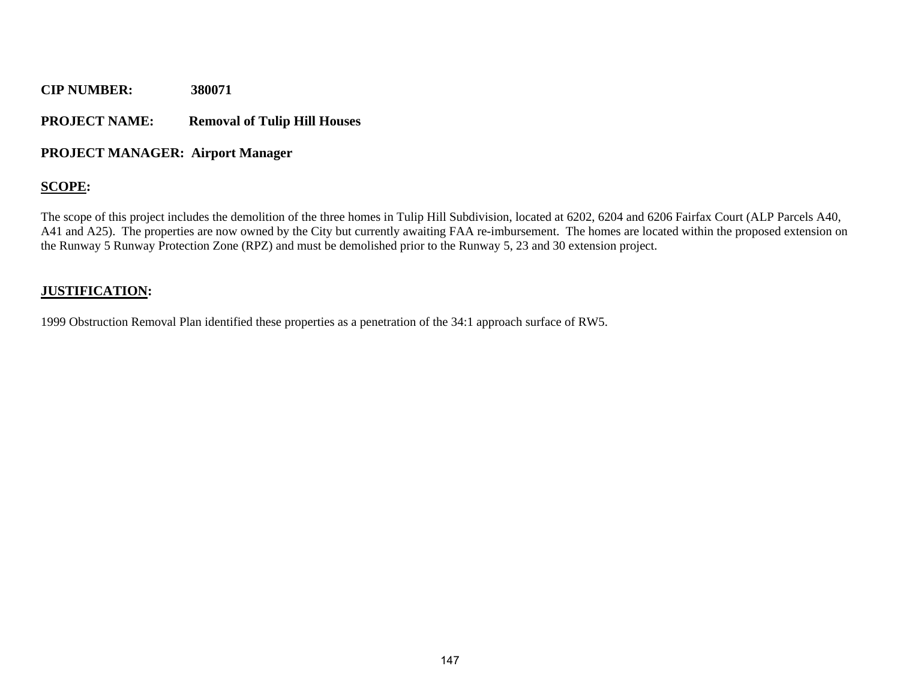**CIP NUMBER:** **380071**

**PROJECT NAME:** **Removal of Tulip Hill Houses**

**PROJECT MANAGER: Airport Manager**

**SCOPE:**

The scope of this project includes the demolition of the three homes in Tulip Hill Subdivision, located at 6202, 6204 and 6206 Fairfax Court (ALP Parcels A40, A41 and A25). The properties are now owned by the City but currently awaiting FAA re-imbursement. The homes are located within the proposed extension on the Runway 5 Runway Protection Zone (RPZ) and must be demolished prior to the Runway 5, 23 and 30 extension project.

**JUSTIFICATION:**

1999 Obstruction Removal Plan identified these properties as a penetration of the 34:1 approach surface of RW5.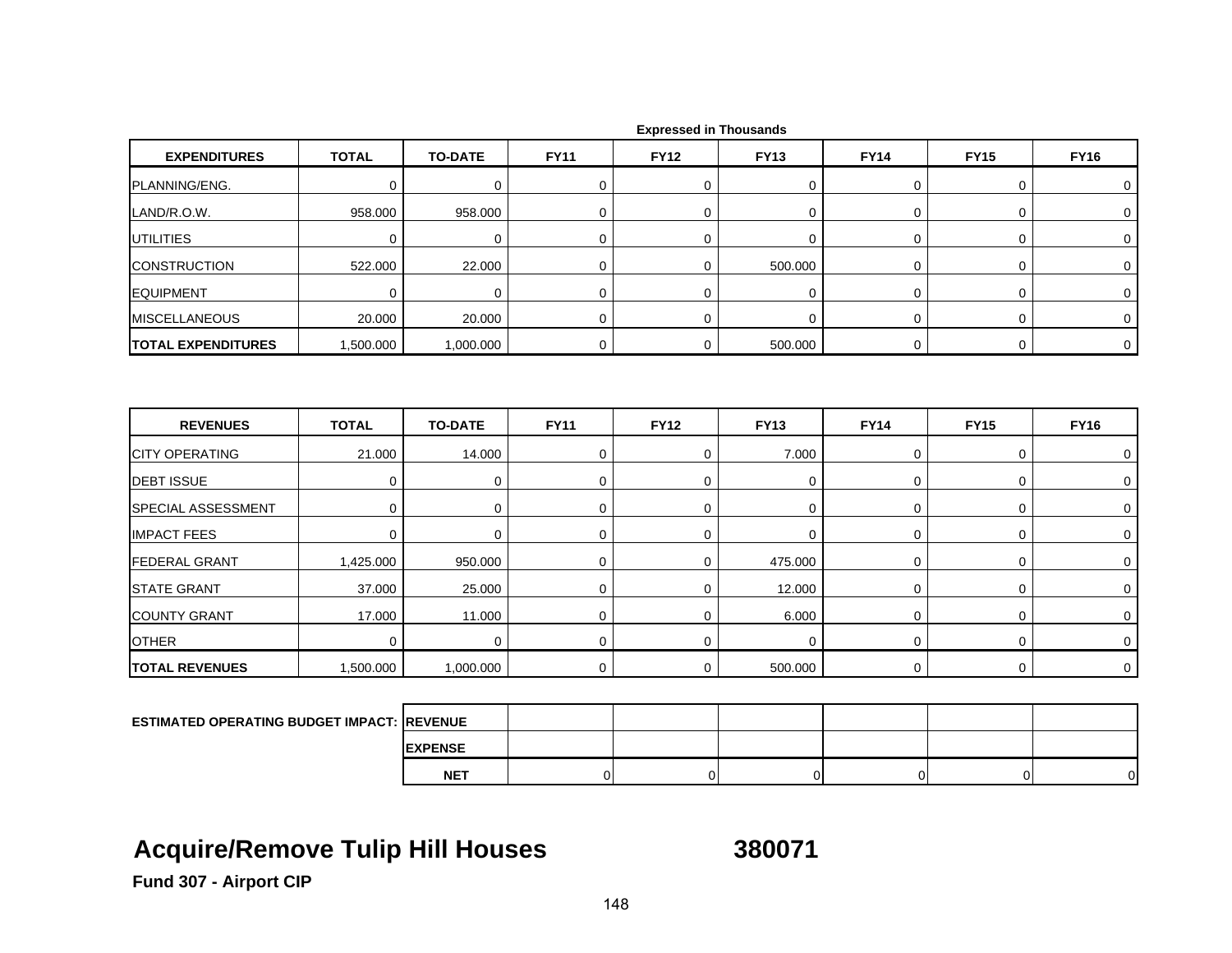Expressed in Thousands

| EXPENDITURES | TOTAL | TO-DATE | FY11 | FY12 | FY13 | FY14 | FY15 | FY16 |
|---|---|---|---|---|---|---|---|---|
| PLANNING/ENG. | 0 | 0 | 0 | 0 | 0 | 0 | 0 | 0 |
| LAND/R.O.W. | 958.000 | 958.000 | 0 | 0 | 0 | 0 | 0 | 0 |
| UTILITIES | 0 | 0 | 0 | 0 | 0 | 0 | 0 | 0 |
| CONSTRUCTION | 522.000 | 22.000 | 0 | 0 | 500.000 | 0 | 0 | 0 |
| EQUIPMENT | 0 | 0 | 0 | 0 | 0 | 0 | 0 | 0 |
| MISCELLANEOUS | 20.000 | 20.000 | 0 | 0 | 0 | 0 | 0 | 0 |
| **TOTAL EXPENDITURES** | 1,500.000 | 1,000.000 | 0 | 0 | 500.000 | 0 | 0 | 0 |

| REVENUES | TOTAL | TO-DATE | FY11 | FY12 | FY13 | FY14 | FY15 | FY16 |
|---|---|---|---|---|---|---|---|---|
| CITY OPERATING | 21.000 | 14.000 | 0 | 0 | 7.000 | 0 | 0 | 0 |
| DEBT ISSUE | 0 | 0 | 0 | 0 | 0 | 0 | 0 | 0 |
| SPECIAL ASSESSMENT | 0 | 0 | 0 | 0 | 0 | 0 | 0 | 0 |
| IMPACT FEES | 0 | 0 | 0 | 0 | 0 | 0 | 0 | 0 |
| FEDERAL GRANT | 1,425.000 | 950.000 | 0 | 0 | 475.000 | 0 | 0 | 0 |
| STATE GRANT | 37.000 | 25.000 | 0 | 0 | 12.000 | 0 | 0 | 0 |
| COUNTY GRANT | 17.000 | 11.000 | 0 | 0 | 6.000 | 0 | 0 | 0 |
| OTHER | 0 | 0 | 0 | 0 | 0 | 0 | 0 | 0 |
| **TOTAL REVENUES** | 1,500.000 | 1,000.000 | 0 | 0 | 500.000 | 0 | 0 | 0 |

| ESTIMATED OPERATING BUDGET IMPACT: | | | | | | | |
|---|---|---|---|---|---|---|---|
| | REVENUE | | | | | | |
| | EXPENSE | | | | | | |
| | NET | 0 | 0 | 0 | 0 | 0 | 0 |

# Acquire/Remove Tulip Hill Houses 380071

**Fund 307 - Airport CIP**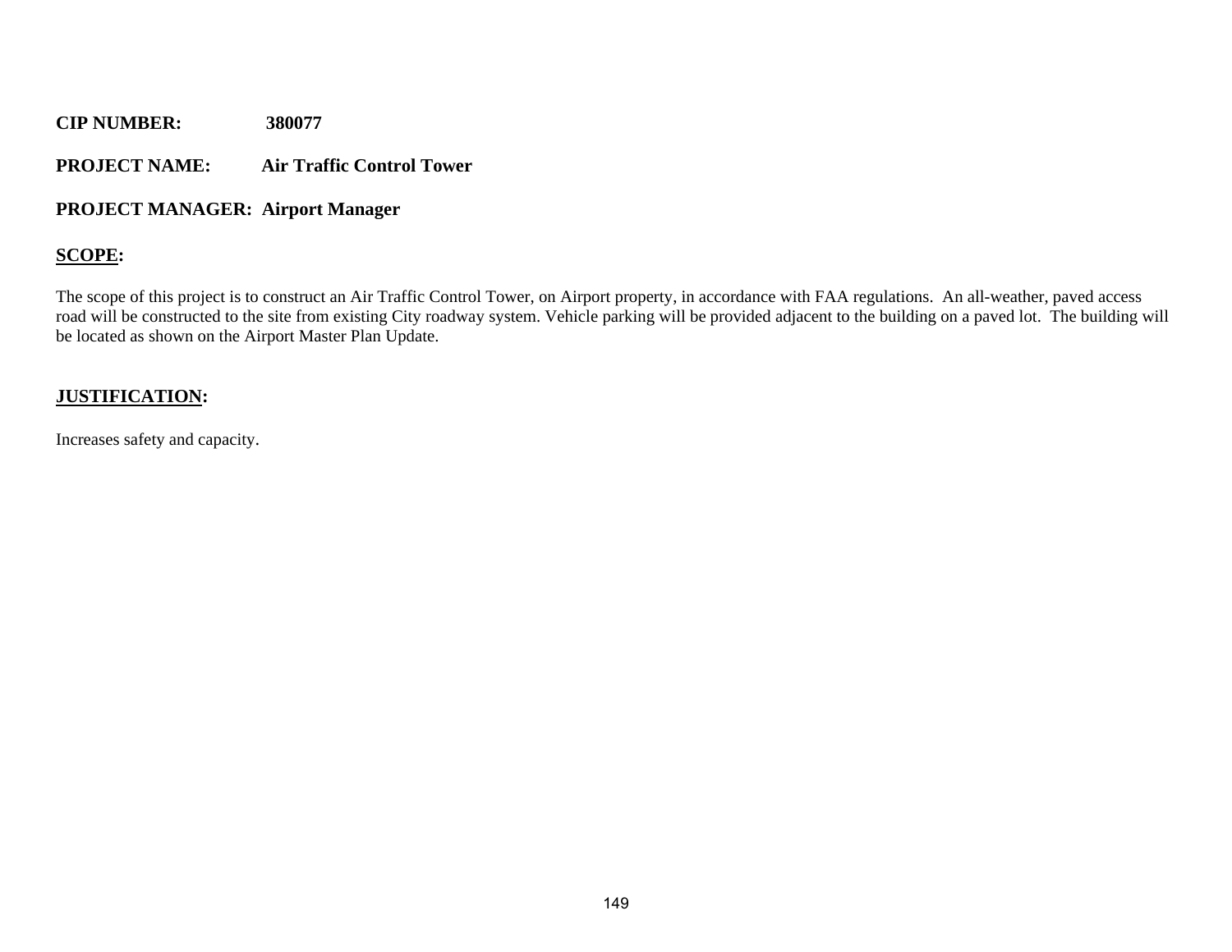**CIP NUMBER:** 380077

**PROJECT NAME:** Air Traffic Control Tower

**PROJECT MANAGER:** Airport Manager

**SCOPE:**

The scope of this project is to construct an Air Traffic Control Tower, on Airport property, in accordance with FAA regulations. An all-weather, paved access road will be constructed to the site from existing City roadway system. Vehicle parking will be provided adjacent to the building on a paved lot. The building will be located as shown on the Airport Master Plan Update.

**JUSTIFICATION:**

Increases safety and capacity.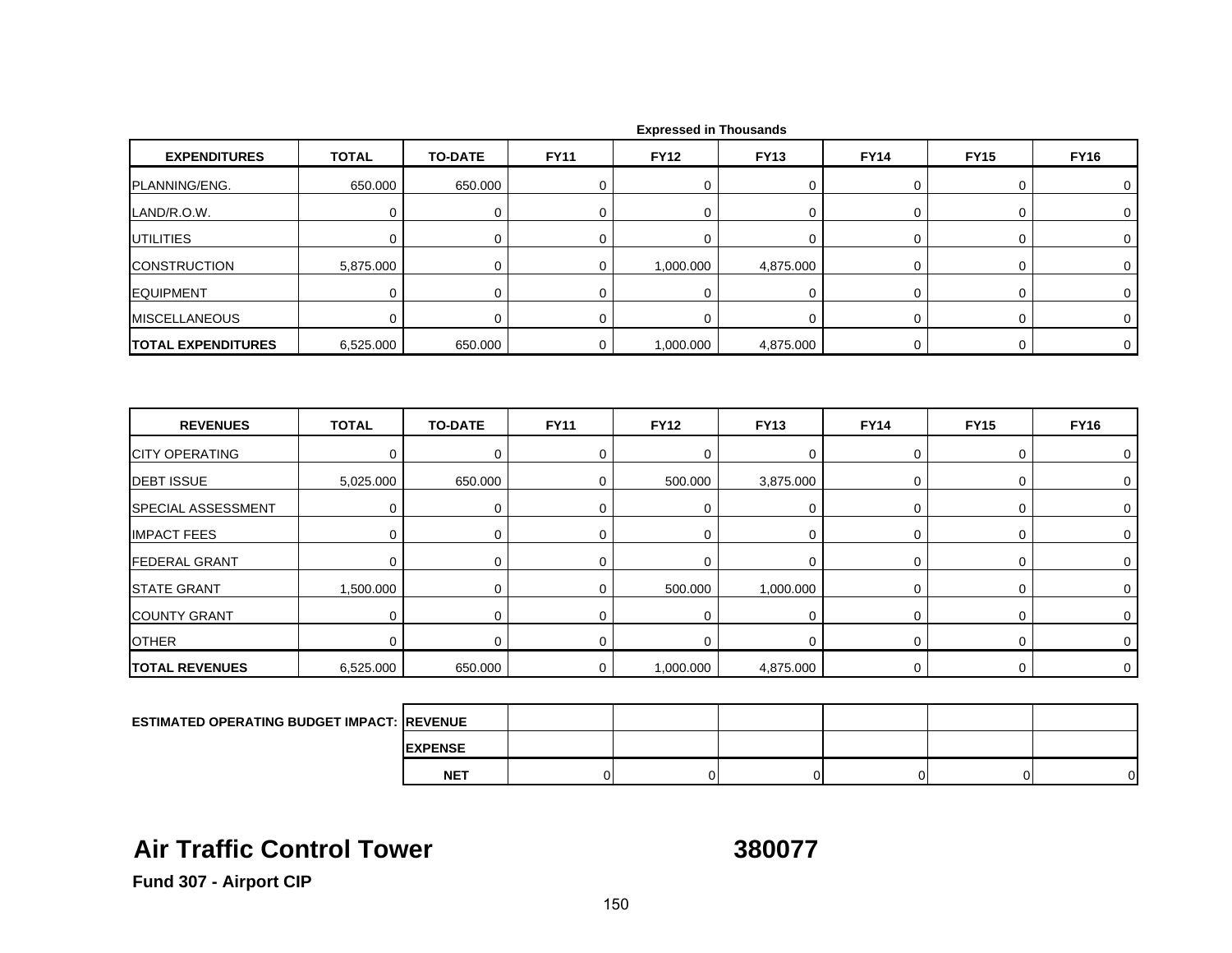Expressed in Thousands

| EXPENDITURES | TOTAL | TO-DATE | FY11 | FY12 | FY13 | FY14 | FY15 | FY16 |
|---|---|---|---|---|---|---|---|---|
| PLANNING/ENG. | 650.000 | 650.000 | 0 | 0 | 0 | 0 | 0 | 0 |
| LAND/R.O.W. | 0 | 0 | 0 | 0 | 0 | 0 | 0 | 0 |
| UTILITIES | 0 | 0 | 0 | 0 | 0 | 0 | 0 | 0 |
| CONSTRUCTION | 5,875.000 | 0 | 0 | 1,000.000 | 4,875.000 | 0 | 0 | 0 |
| EQUIPMENT | 0 | 0 | 0 | 0 | 0 | 0 | 0 | 0 |
| MISCELLANEOUS | 0 | 0 | 0 | 0 | 0 | 0 | 0 | 0 |
| **TOTAL EXPENDITURES** | 6,525.000 | 650.000 | 0 | 1,000.000 | 4,875.000 | 0 | 0 | 0 |

| REVENUES | TOTAL | TO-DATE | FY11 | FY12 | FY13 | FY14 | FY15 | FY16 |
|---|---|---|---|---|---|---|---|---|
| CITY OPERATING | 0 | 0 | 0 | 0 | 0 | 0 | 0 | 0 |
| DEBT ISSUE | 5,025.000 | 650.000 | 0 | 500.000 | 3,875.000 | 0 | 0 | 0 |
| SPECIAL ASSESSMENT | 0 | 0 | 0 | 0 | 0 | 0 | 0 | 0 |
| IMPACT FEES | 0 | 0 | 0 | 0 | 0 | 0 | 0 | 0 |
| FEDERAL GRANT | 0 | 0 | 0 | 0 | 0 | 0 | 0 | 0 |
| STATE GRANT | 1,500.000 | 0 | 0 | 500.000 | 1,000.000 | 0 | 0 | 0 |
| COUNTY GRANT | 0 | 0 | 0 | 0 | 0 | 0 | 0 | 0 |
| OTHER | 0 | 0 | 0 | 0 | 0 | 0 | 0 | 0 |
| **TOTAL REVENUES** | 6,525.000 | 650.000 | 0 | 1,000.000 | 4,875.000 | 0 | 0 | 0 |

| ESTIMATED OPERATING BUDGET IMPACT: | | | | | | | |
|---|---|---|---|---|---|---|---|
| | **REVENUE** | | | | | | |
| | **EXPENSE** | | | | | | |
| | **NET** | 0 | 0 | 0 | 0 | 0 | 0 |

# Air Traffic Control Tower 380077

**Fund 307 - Airport CIP**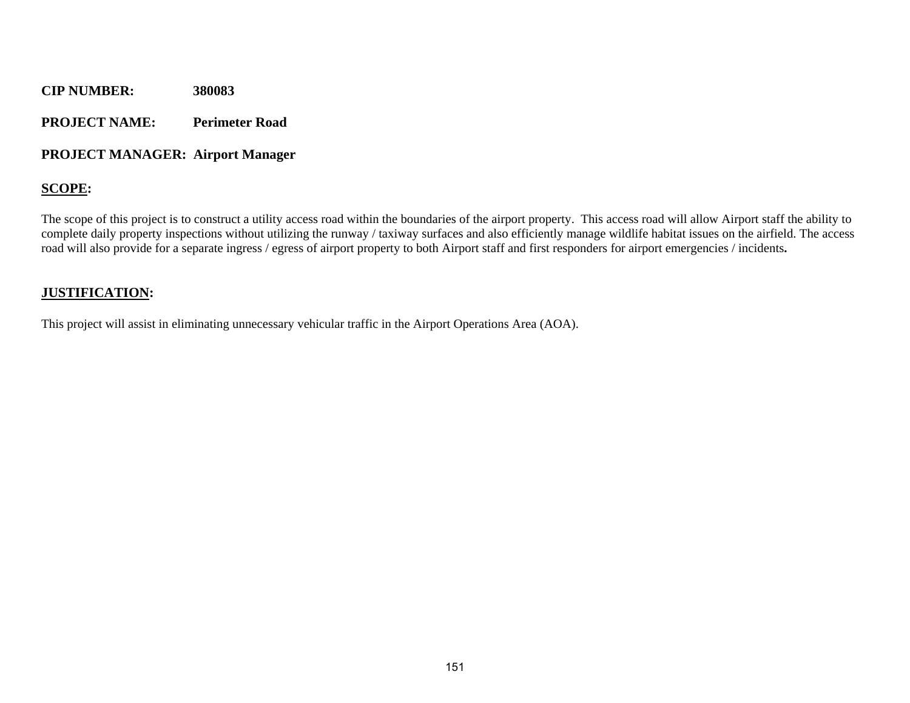**CIP NUMBER:** **380083**

**PROJECT NAME:** **Perimeter Road**

**PROJECT MANAGER:** **Airport Manager**

**SCOPE:**

The scope of this project is to construct a utility access road within the boundaries of the airport property. This access road will allow Airport staff the ability to complete daily property inspections without utilizing the runway / taxiway surfaces and also efficiently manage wildlife habitat issues on the airfield. The access road will also provide for a separate ingress / egress of airport property to both Airport staff and first responders for airport emergencies / incidents**.**

**JUSTIFICATION:**

This project will assist in eliminating unnecessary vehicular traffic in the Airport Operations Area (AOA).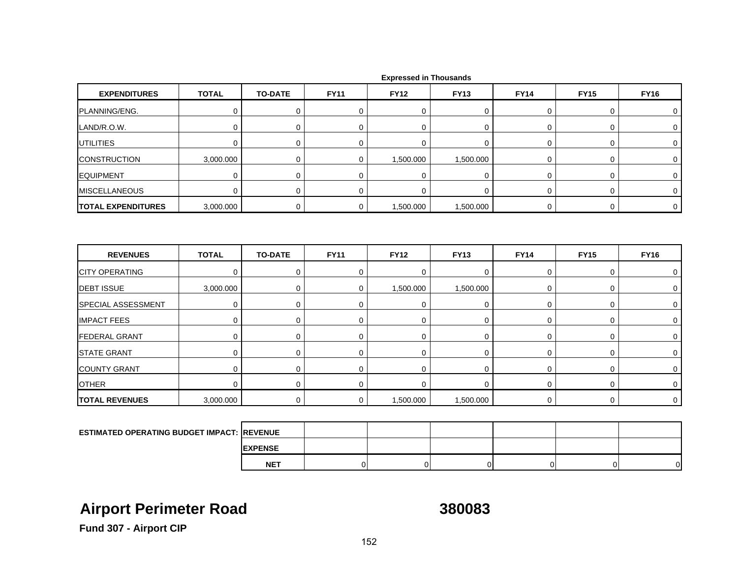Expressed in Thousands

| EXPENDITURES | TOTAL | TO-DATE | FY11 | FY12 | FY13 | FY14 | FY15 | FY16 |
|---|---|---|---|---|---|---|---|---|
| PLANNING/ENG. | 0 | 0 | 0 | 0 | 0 | 0 | 0 | 0 |
| LAND/R.O.W. | 0 | 0 | 0 | 0 | 0 | 0 | 0 | 0 |
| UTILITIES | 0 | 0 | 0 | 0 | 0 | 0 | 0 | 0 |
| CONSTRUCTION | 3,000.000 | 0 | 0 | 1,500.000 | 1,500.000 | 0 | 0 | 0 |
| EQUIPMENT | 0 | 0 | 0 | 0 | 0 | 0 | 0 | 0 |
| MISCELLANEOUS | 0 | 0 | 0 | 0 | 0 | 0 | 0 | 0 |
| **TOTAL EXPENDITURES** | 3,000.000 | 0 | 0 | 1,500.000 | 1,500.000 | 0 | 0 | 0 |

| REVENUES | TOTAL | TO-DATE | FY11 | FY12 | FY13 | FY14 | FY15 | FY16 |
|---|---|---|---|---|---|---|---|---|
| CITY OPERATING | 0 | 0 | 0 | 0 | 0 | 0 | 0 | 0 |
| DEBT ISSUE | 3,000.000 | 0 | 0 | 1,500.000 | 1,500.000 | 0 | 0 | 0 |
| SPECIAL ASSESSMENT | 0 | 0 | 0 | 0 | 0 | 0 | 0 | 0 |
| IMPACT FEES | 0 | 0 | 0 | 0 | 0 | 0 | 0 | 0 |
| FEDERAL GRANT | 0 | 0 | 0 | 0 | 0 | 0 | 0 | 0 |
| STATE GRANT | 0 | 0 | 0 | 0 | 0 | 0 | 0 | 0 |
| COUNTY GRANT | 0 | 0 | 0 | 0 | 0 | 0 | 0 | 0 |
| OTHER | 0 | 0 | 0 | 0 | 0 | 0 | 0 | 0 |
| **TOTAL REVENUES** | 3,000.000 | 0 | 0 | 1,500.000 | 1,500.000 | 0 | 0 | 0 |

| ESTIMATED OPERATING BUDGET IMPACT: | | | | | | | |
|---|---|---|---|---|---|---|---|
| | REVENUE | | | | | | |
| | EXPENSE | | | | | | |
| | NET | 0 | 0 | 0 | 0 | 0 | 0 |

# Airport Perimeter Road 380083

**Fund 307 - Airport CIP**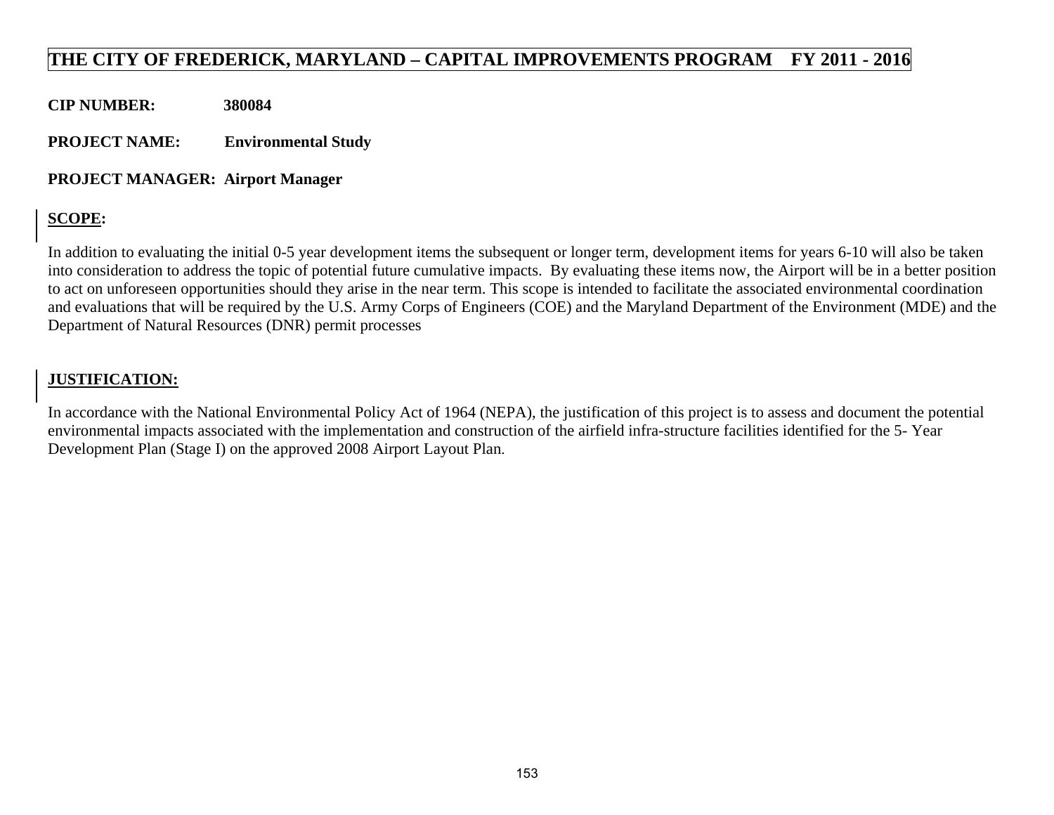# THE CITY OF FREDERICK, MARYLAND – CAPITAL IMPROVEMENTS PROGRAM FY 2011 - 2016

**CIP NUMBER:** 380084

**PROJECT NAME:** Environmental Study

**PROJECT MANAGER:** Airport Manager

**SCOPE:**

In addition to evaluating the initial 0-5 year development items the subsequent or longer term, development items for years 6-10 will also be taken into consideration to address the topic of potential future cumulative impacts. By evaluating these items now, the Airport will be in a better position to act on unforeseen opportunities should they arise in the near term. This scope is intended to facilitate the associated environmental coordination and evaluations that will be required by the U.S. Army Corps of Engineers (COE) and the Maryland Department of the Environment (MDE) and the Department of Natural Resources (DNR) permit processes

**JUSTIFICATION:**

In accordance with the National Environmental Policy Act of 1964 (NEPA), the justification of this project is to assess and document the potential environmental impacts associated with the implementation and construction of the airfield infra-structure facilities identified for the 5- Year Development Plan (Stage I) on the approved 2008 Airport Layout Plan.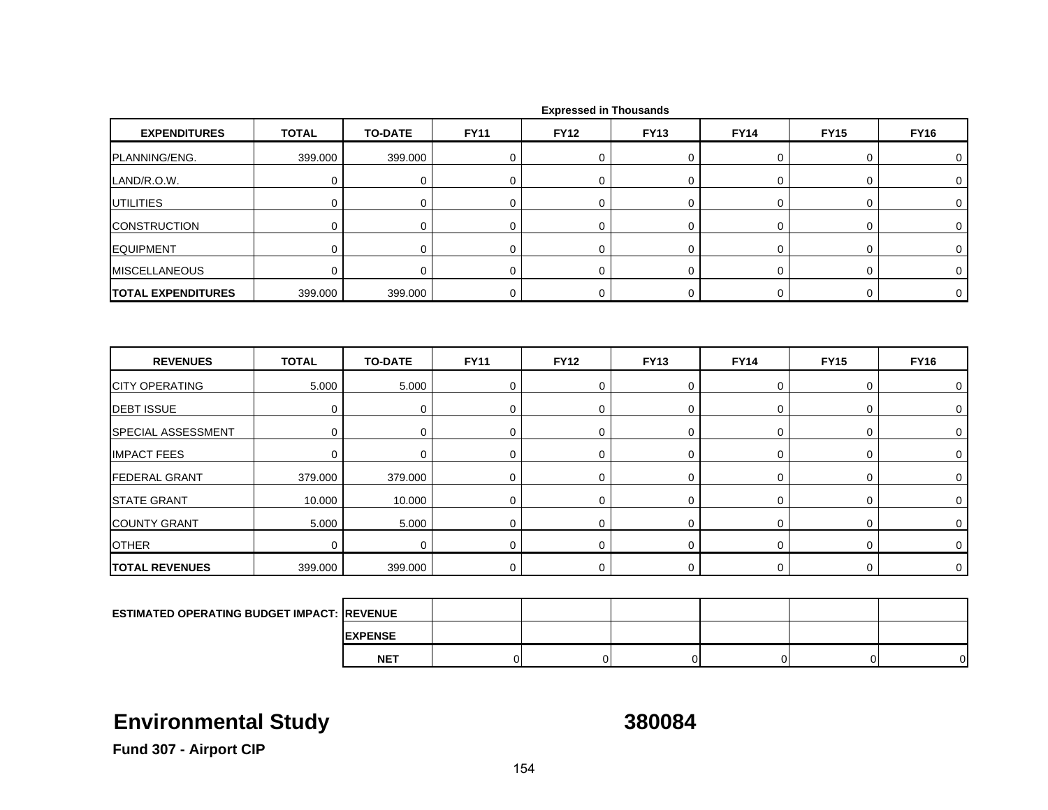Expressed in Thousands

| EXPENDITURES | TOTAL | TO-DATE | FY11 | FY12 | FY13 | FY14 | FY15 | FY16 |
|---|---|---|---|---|---|---|---|---|
| PLANNING/ENG. | 399.000 | 399.000 | 0 | 0 | 0 | 0 | 0 | 0 |
| LAND/R.O.W. | 0 | 0 | 0 | 0 | 0 | 0 | 0 | 0 |
| UTILITIES | 0 | 0 | 0 | 0 | 0 | 0 | 0 | 0 |
| CONSTRUCTION | 0 | 0 | 0 | 0 | 0 | 0 | 0 | 0 |
| EQUIPMENT | 0 | 0 | 0 | 0 | 0 | 0 | 0 | 0 |
| MISCELLANEOUS | 0 | 0 | 0 | 0 | 0 | 0 | 0 | 0 |
| **TOTAL EXPENDITURES** | 399.000 | 399.000 | 0 | 0 | 0 | 0 | 0 | 0 |

| REVENUES | TOTAL | TO-DATE | FY11 | FY12 | FY13 | FY14 | FY15 | FY16 |
|---|---|---|---|---|---|---|---|---|
| CITY OPERATING | 5.000 | 5.000 | 0 | 0 | 0 | 0 | 0 | 0 |
| DEBT ISSUE | 0 | 0 | 0 | 0 | 0 | 0 | 0 | 0 |
| SPECIAL ASSESSMENT | 0 | 0 | 0 | 0 | 0 | 0 | 0 | 0 |
| IMPACT FEES | 0 | 0 | 0 | 0 | 0 | 0 | 0 | 0 |
| FEDERAL GRANT | 379.000 | 379.000 | 0 | 0 | 0 | 0 | 0 | 0 |
| STATE GRANT | 10.000 | 10.000 | 0 | 0 | 0 | 0 | 0 | 0 |
| COUNTY GRANT | 5.000 | 5.000 | 0 | 0 | 0 | 0 | 0 | 0 |
| OTHER | 0 | 0 | 0 | 0 | 0 | 0 | 0 | 0 |
| **TOTAL REVENUES** | 399.000 | 399.000 | 0 | 0 | 0 | 0 | 0 | 0 |

| ESTIMATED OPERATING BUDGET IMPACT: | | | | | | | |
|---|---|---|---|---|---|---|---|
| | REVENUE | | | | | | |
| | EXPENSE | | | | | | |
| | NET | 0 | 0 | 0 | 0 | 0 | 0 |

# Environmental Study 380084

**Fund 307 - Airport CIP**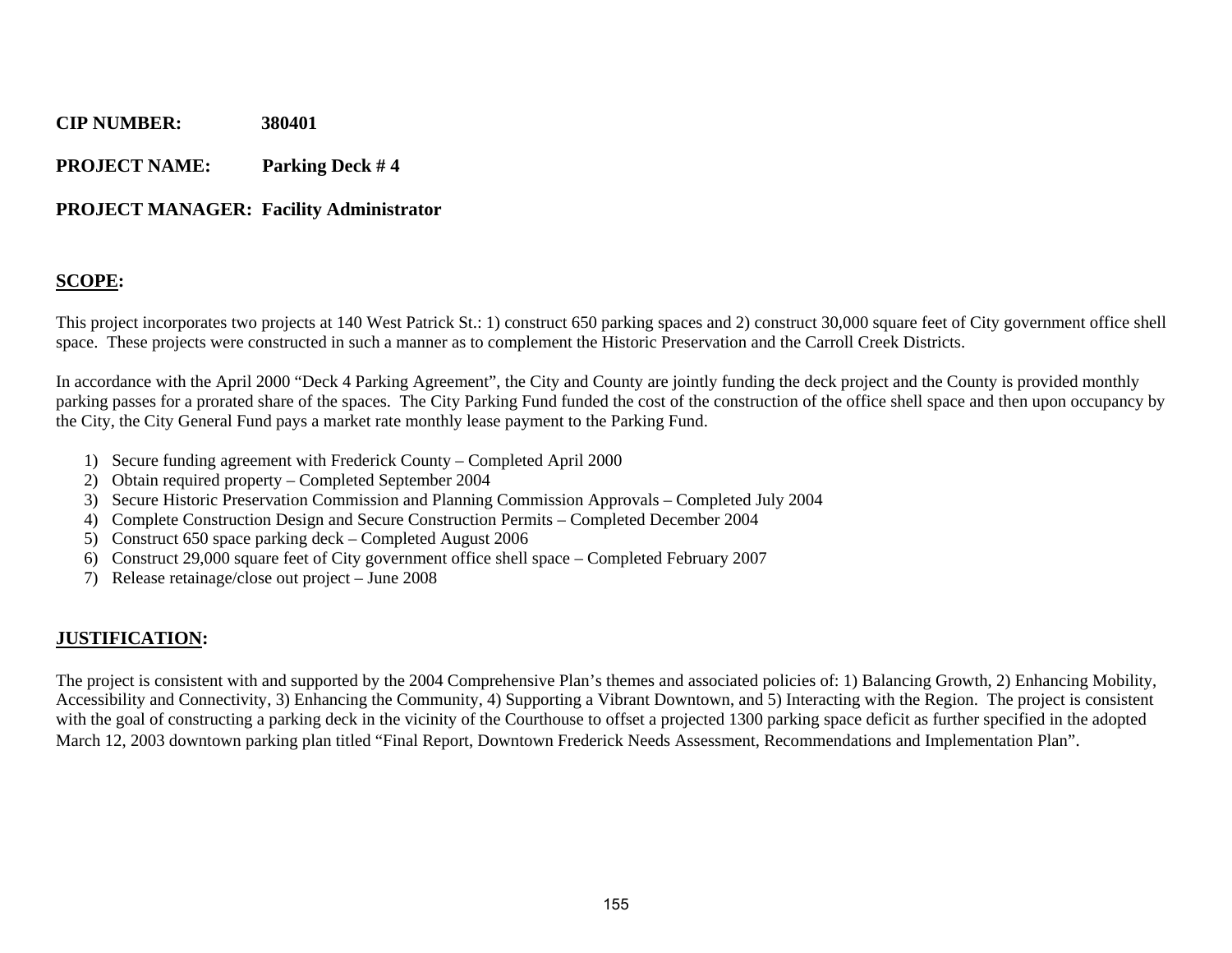**CIP NUMBER:** 380401

**PROJECT NAME:** Parking Deck # 4

**PROJECT MANAGER:** Facility Administrator

## SCOPE:

This project incorporates two projects at 140 West Patrick St.: 1) construct 650 parking spaces and 2) construct 30,000 square feet of City government office shell space. These projects were constructed in such a manner as to complement the Historic Preservation and the Carroll Creek Districts.

In accordance with the April 2000 "Deck 4 Parking Agreement", the City and County are jointly funding the deck project and the County is provided monthly parking passes for a prorated share of the spaces. The City Parking Fund funded the cost of the construction of the office shell space and then upon occupancy by the City, the City General Fund pays a market rate monthly lease payment to the Parking Fund.

1) Secure funding agreement with Frederick County – Completed April 2000
2) Obtain required property – Completed September 2004
3) Secure Historic Preservation Commission and Planning Commission Approvals – Completed July 2004
4) Complete Construction Design and Secure Construction Permits – Completed December 2004
5) Construct 650 space parking deck – Completed August 2006
6) Construct 29,000 square feet of City government office shell space – Completed February 2007
7) Release retainage/close out project – June 2008

## JUSTIFICATION:

The project is consistent with and supported by the 2004 Comprehensive Plan's themes and associated policies of: 1) Balancing Growth, 2) Enhancing Mobility, Accessibility and Connectivity, 3) Enhancing the Community, 4) Supporting a Vibrant Downtown, and 5) Interacting with the Region. The project is consistent with the goal of constructing a parking deck in the vicinity of the Courthouse to offset a projected 1300 parking space deficit as further specified in the adopted March 12, 2003 downtown parking plan titled "Final Report, Downtown Frederick Needs Assessment, Recommendations and Implementation Plan".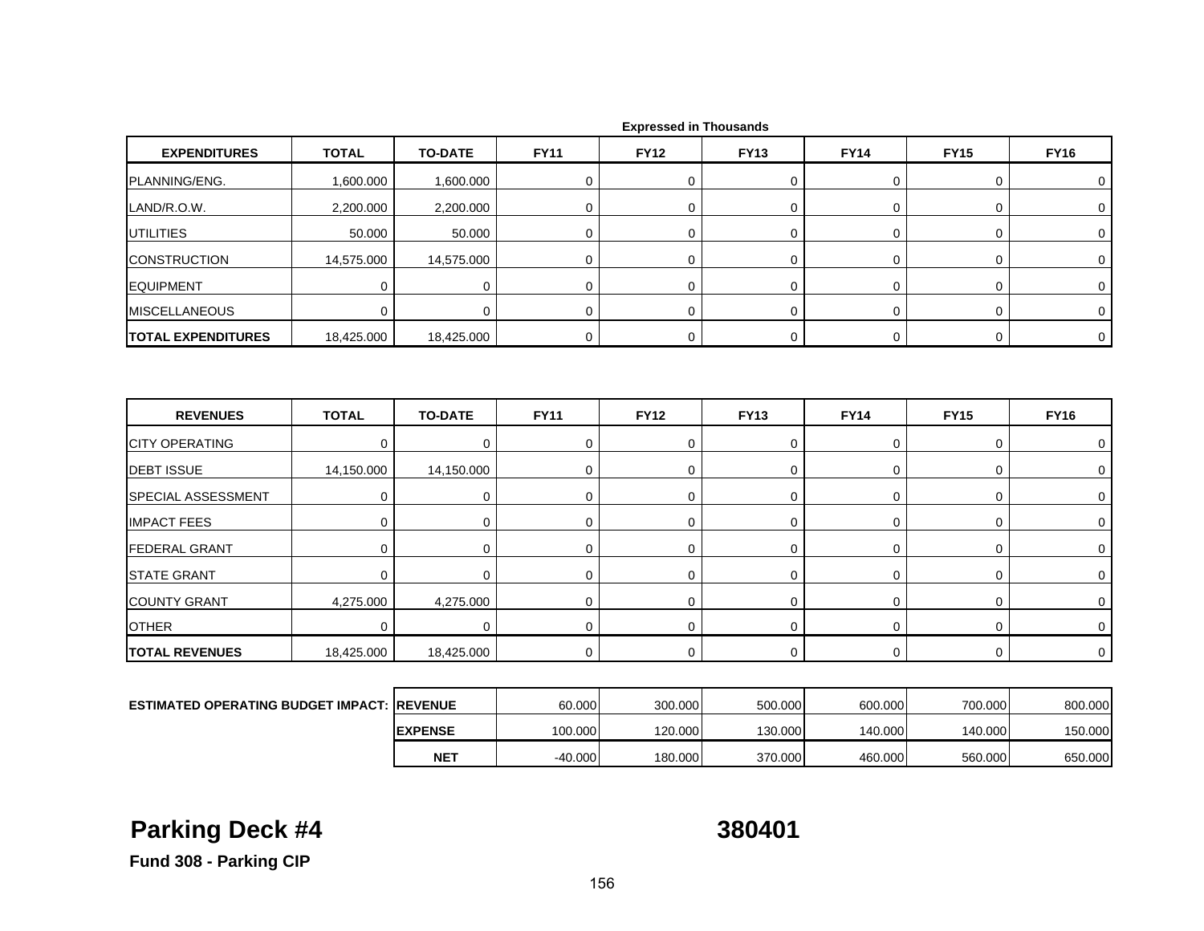Expressed in Thousands

| EXPENDITURES | TOTAL | TO-DATE | FY11 | FY12 | FY13 | FY14 | FY15 | FY16 |
|---|---|---|---|---|---|---|---|---|
| PLANNING/ENG. | 1,600.000 | 1,600.000 | 0 | 0 | 0 | 0 | 0 | 0 |
| LAND/R.O.W. | 2,200.000 | 2,200.000 | 0 | 0 | 0 | 0 | 0 | 0 |
| UTILITIES | 50.000 | 50.000 | 0 | 0 | 0 | 0 | 0 | 0 |
| CONSTRUCTION | 14,575.000 | 14,575.000 | 0 | 0 | 0 | 0 | 0 | 0 |
| EQUIPMENT | 0 | 0 | 0 | 0 | 0 | 0 | 0 | 0 |
| MISCELLANEOUS | 0 | 0 | 0 | 0 | 0 | 0 | 0 | 0 |
| **TOTAL EXPENDITURES** | 18,425.000 | 18,425.000 | 0 | 0 | 0 | 0 | 0 | 0 |

| REVENUES | TOTAL | TO-DATE | FY11 | FY12 | FY13 | FY14 | FY15 | FY16 |
|---|---|---|---|---|---|---|---|---|
| CITY OPERATING | 0 | 0 | 0 | 0 | 0 | 0 | 0 | 0 |
| DEBT ISSUE | 14,150.000 | 14,150.000 | 0 | 0 | 0 | 0 | 0 | 0 |
| SPECIAL ASSESSMENT | 0 | 0 | 0 | 0 | 0 | 0 | 0 | 0 |
| IMPACT FEES | 0 | 0 | 0 | 0 | 0 | 0 | 0 | 0 |
| FEDERAL GRANT | 0 | 0 | 0 | 0 | 0 | 0 | 0 | 0 |
| STATE GRANT | 0 | 0 | 0 | 0 | 0 | 0 | 0 | 0 |
| COUNTY GRANT | 4,275.000 | 4,275.000 | 0 | 0 | 0 | 0 | 0 | 0 |
| OTHER | 0 | 0 | 0 | 0 | 0 | 0 | 0 | 0 |
| **TOTAL REVENUES** | 18,425.000 | 18,425.000 | 0 | 0 | 0 | 0 | 0 | 0 |

| ESTIMATED OPERATING BUDGET IMPACT: | | FY11 | FY12 | FY13 | FY14 | FY15 | FY16 |
|---|---|---|---|---|---|---|---|
| | **REVENUE** | 60.000 | 300.000 | 500.000 | 600.000 | 700.000 | 800.000 |
| | **EXPENSE** | 100.000 | 120.000 | 130.000 | 140.000 | 140.000 | 150.000 |
| | **NET** | -40.000 | 180.000 | 370.000 | 460.000 | 560.000 | 650.000 |

# Parking Deck #4 380401

**Fund 308 - Parking CIP**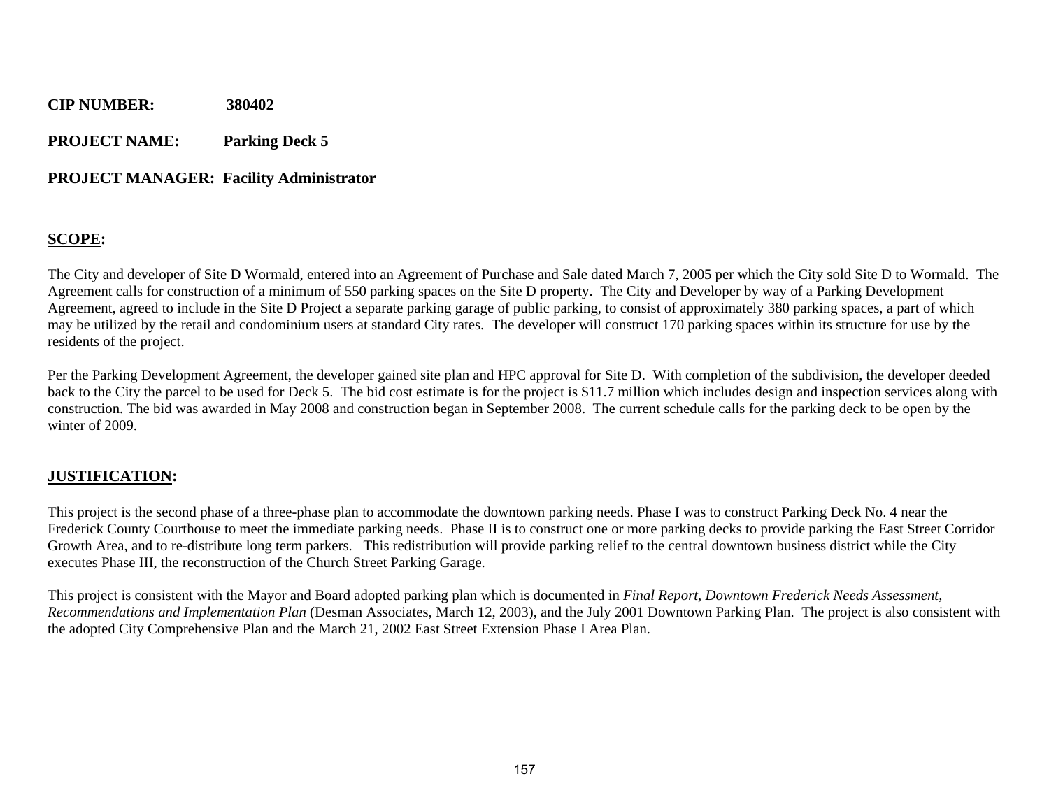**CIP NUMBER:** 380402

**PROJECT NAME:** Parking Deck 5

**PROJECT MANAGER:** Facility Administrator

## SCOPE:

The City and developer of Site D Wormald, entered into an Agreement of Purchase and Sale dated March 7, 2005 per which the City sold Site D to Wormald. The Agreement calls for construction of a minimum of 550 parking spaces on the Site D property. The City and Developer by way of a Parking Development Agreement, agreed to include in the Site D Project a separate parking garage of public parking, to consist of approximately 380 parking spaces, a part of which may be utilized by the retail and condominium users at standard City rates. The developer will construct 170 parking spaces within its structure for use by the residents of the project.

Per the Parking Development Agreement, the developer gained site plan and HPC approval for Site D. With completion of the subdivision, the developer deeded back to the City the parcel to be used for Deck 5. The bid cost estimate is for the project is $11.7 million which includes design and inspection services along with construction. The bid was awarded in May 2008 and construction began in September 2008. The current schedule calls for the parking deck to be open by the winter of 2009.

## JUSTIFICATION:

This project is the second phase of a three-phase plan to accommodate the downtown parking needs. Phase I was to construct Parking Deck No. 4 near the Frederick County Courthouse to meet the immediate parking needs. Phase II is to construct one or more parking decks to provide parking the East Street Corridor Growth Area, and to re-distribute long term parkers. This redistribution will provide parking relief to the central downtown business district while the City executes Phase III, the reconstruction of the Church Street Parking Garage.

This project is consistent with the Mayor and Board adopted parking plan which is documented in *Final Report, Downtown Frederick Needs Assessment, Recommendations and Implementation Plan* (Desman Associates, March 12, 2003), and the July 2001 Downtown Parking Plan. The project is also consistent with the adopted City Comprehensive Plan and the March 21, 2002 East Street Extension Phase I Area Plan.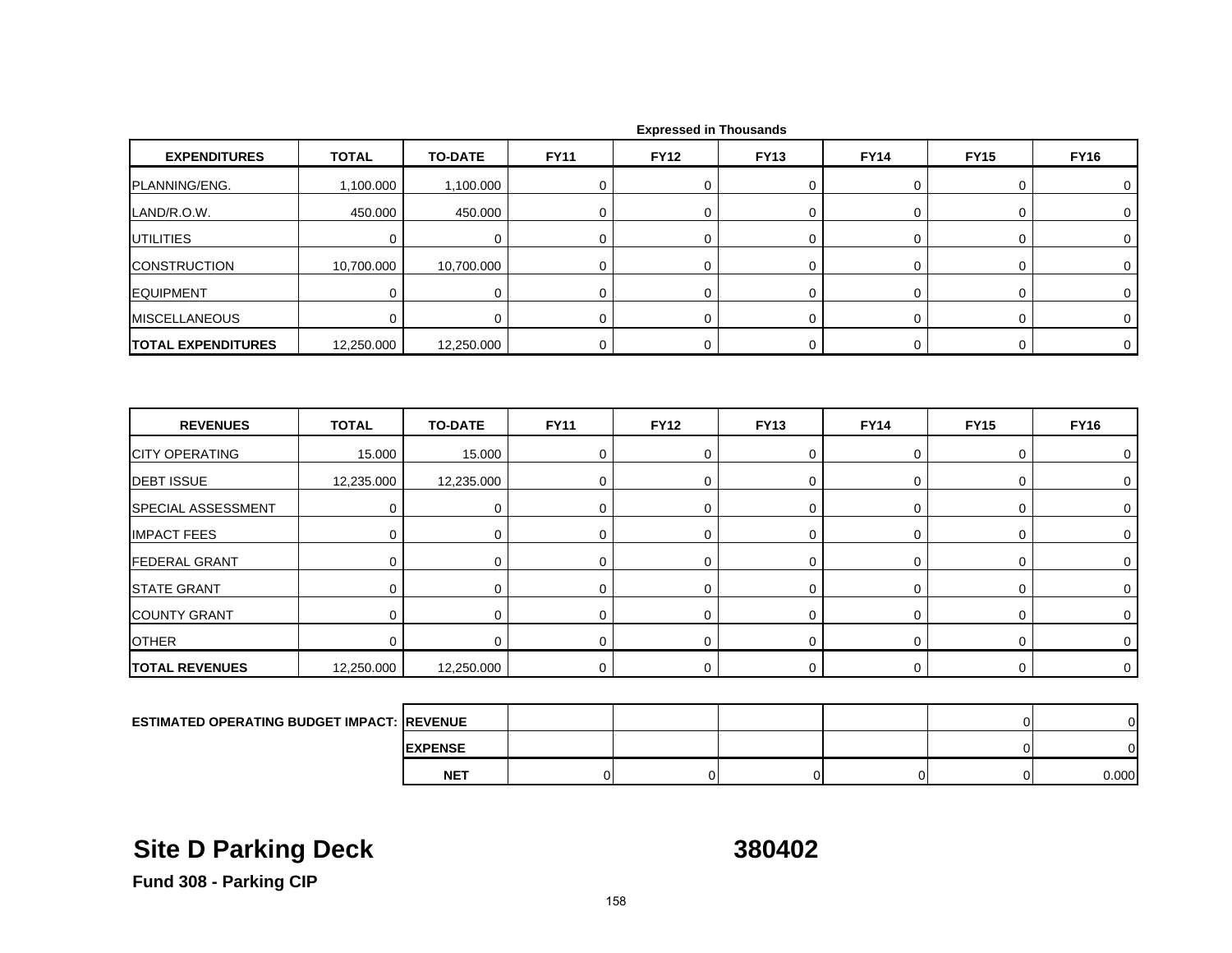Expressed in Thousands

| EXPENDITURES | TOTAL | TO-DATE | FY11 | FY12 | FY13 | FY14 | FY15 | FY16 |
|---|---|---|---|---|---|---|---|---|
| PLANNING/ENG. | 1,100.000 | 1,100.000 | 0 | 0 | 0 | 0 | 0 | 0 |
| LAND/R.O.W. | 450.000 | 450.000 | 0 | 0 | 0 | 0 | 0 | 0 |
| UTILITIES | 0 | 0 | 0 | 0 | 0 | 0 | 0 | 0 |
| CONSTRUCTION | 10,700.000 | 10,700.000 | 0 | 0 | 0 | 0 | 0 | 0 |
| EQUIPMENT | 0 | 0 | 0 | 0 | 0 | 0 | 0 | 0 |
| MISCELLANEOUS | 0 | 0 | 0 | 0 | 0 | 0 | 0 | 0 |
| **TOTAL EXPENDITURES** | 12,250.000 | 12,250.000 | 0 | 0 | 0 | 0 | 0 | 0 |

| REVENUES | TOTAL | TO-DATE | FY11 | FY12 | FY13 | FY14 | FY15 | FY16 |
|---|---|---|---|---|---|---|---|---|
| CITY OPERATING | 15.000 | 15.000 | 0 | 0 | 0 | 0 | 0 | 0 |
| DEBT ISSUE | 12,235.000 | 12,235.000 | 0 | 0 | 0 | 0 | 0 | 0 |
| SPECIAL ASSESSMENT | 0 | 0 | 0 | 0 | 0 | 0 | 0 | 0 |
| IMPACT FEES | 0 | 0 | 0 | 0 | 0 | 0 | 0 | 0 |
| FEDERAL GRANT | 0 | 0 | 0 | 0 | 0 | 0 | 0 | 0 |
| STATE GRANT | 0 | 0 | 0 | 0 | 0 | 0 | 0 | 0 |
| COUNTY GRANT | 0 | 0 | 0 | 0 | 0 | 0 | 0 | 0 |
| OTHER | 0 | 0 | 0 | 0 | 0 | 0 | 0 | 0 |
| **TOTAL REVENUES** | 12,250.000 | 12,250.000 | 0 | 0 | 0 | 0 | 0 | 0 |

| ESTIMATED OPERATING BUDGET IMPACT: | | FY11 | FY12 | FY13 | FY14 | FY15 | FY16 |
|---|---|---|---|---|---|---|---|
| | **REVENUE** | | | | | 0 | 0 |
| | **EXPENSE** | | | | | 0 | 0 |
| | **NET** | 0 | 0 | 0 | 0 | 0 | 0.000 |

# Site D Parking Deck — 380402

**Fund 308 - Parking CIP**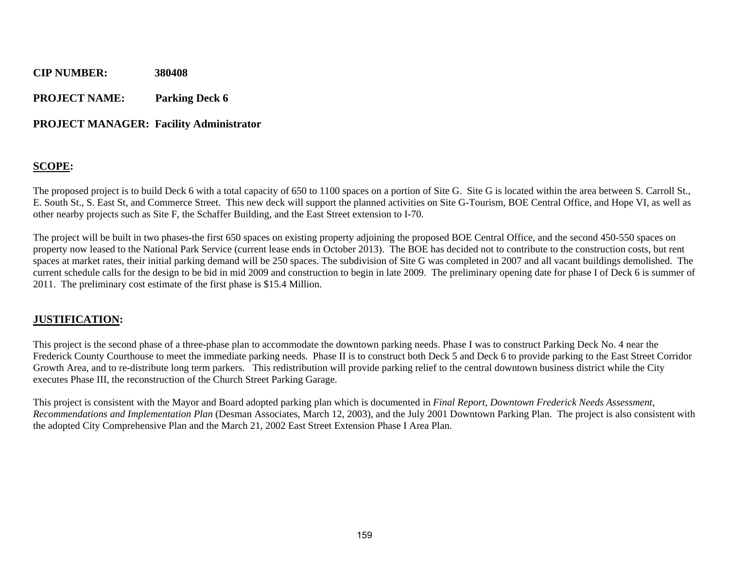**CIP NUMBER:** 380408

**PROJECT NAME:** Parking Deck 6

**PROJECT MANAGER:** Facility Administrator

## SCOPE:

The proposed project is to build Deck 6 with a total capacity of 650 to 1100 spaces on a portion of Site G. Site G is located within the area between S. Carroll St., E. South St., S. East St, and Commerce Street. This new deck will support the planned activities on Site G-Tourism, BOE Central Office, and Hope VI, as well as other nearby projects such as Site F, the Schaffer Building, and the East Street extension to I-70.

The project will be built in two phases-the first 650 spaces on existing property adjoining the proposed BOE Central Office, and the second 450-550 spaces on property now leased to the National Park Service (current lease ends in October 2013). The BOE has decided not to contribute to the construction costs, but rent spaces at market rates, their initial parking demand will be 250 spaces. The subdivision of Site G was completed in 2007 and all vacant buildings demolished. The current schedule calls for the design to be bid in mid 2009 and construction to begin in late 2009. The preliminary opening date for phase I of Deck 6 is summer of 2011. The preliminary cost estimate of the first phase is $15.4 Million.

## JUSTIFICATION:

This project is the second phase of a three-phase plan to accommodate the downtown parking needs. Phase I was to construct Parking Deck No. 4 near the Frederick County Courthouse to meet the immediate parking needs. Phase II is to construct both Deck 5 and Deck 6 to provide parking to the East Street Corridor Growth Area, and to re-distribute long term parkers. This redistribution will provide parking relief to the central downtown business district while the City executes Phase III, the reconstruction of the Church Street Parking Garage.

This project is consistent with the Mayor and Board adopted parking plan which is documented in *Final Report, Downtown Frederick Needs Assessment, Recommendations and Implementation Plan* (Desman Associates, March 12, 2003), and the July 2001 Downtown Parking Plan. The project is also consistent with the adopted City Comprehensive Plan and the March 21, 2002 East Street Extension Phase I Area Plan.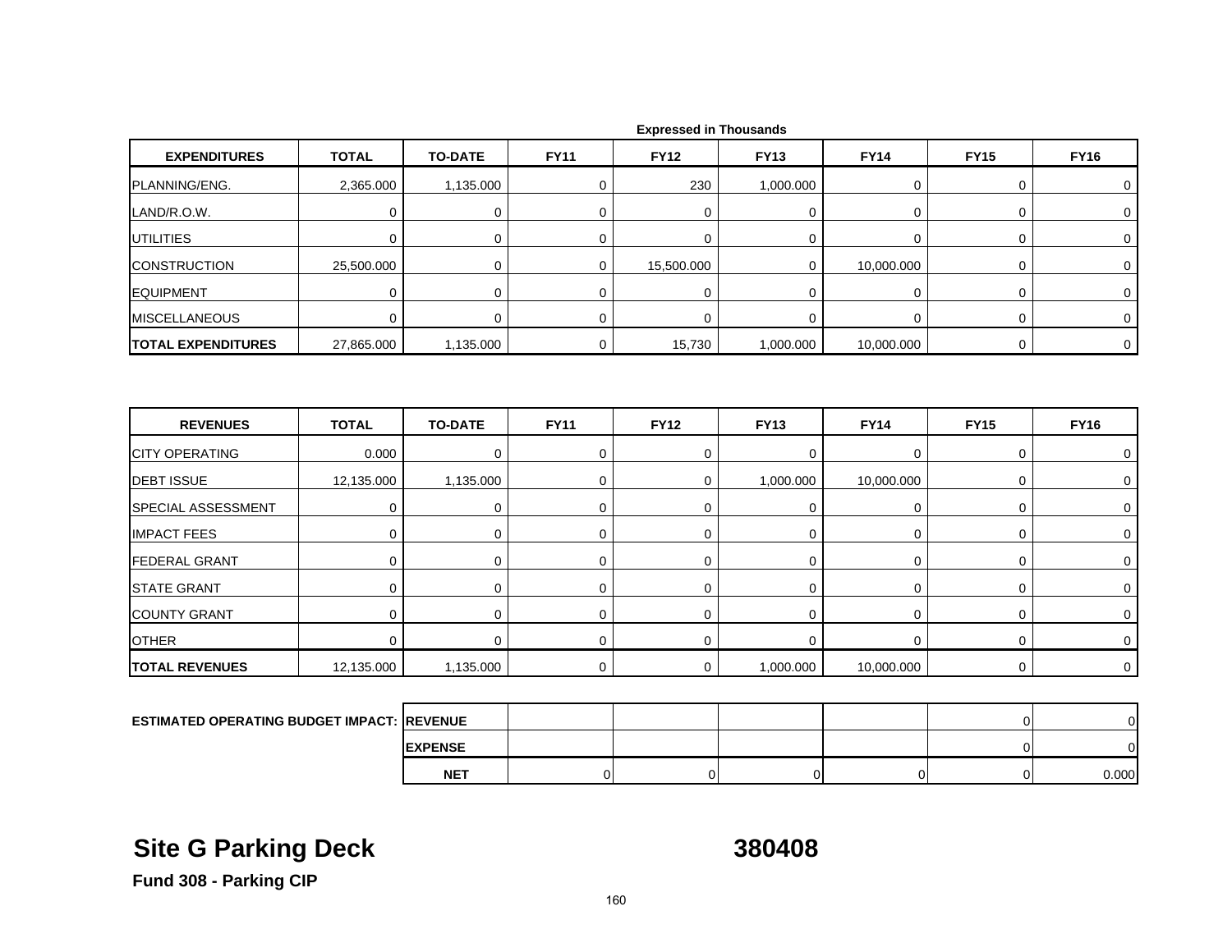Expressed in Thousands

| EXPENDITURES | TOTAL | TO-DATE | FY11 | FY12 | FY13 | FY14 | FY15 | FY16 |
|---|---|---|---|---|---|---|---|---|
| PLANNING/ENG. | 2,365.000 | 1,135.000 | 0 | 230 | 1,000.000 | 0 | 0 | 0 |
| LAND/R.O.W. | 0 | 0 | 0 | 0 | 0 | 0 | 0 | 0 |
| UTILITIES | 0 | 0 | 0 | 0 | 0 | 0 | 0 | 0 |
| CONSTRUCTION | 25,500.000 | 0 | 0 | 15,500.000 | 0 | 10,000.000 | 0 | 0 |
| EQUIPMENT | 0 | 0 | 0 | 0 | 0 | 0 | 0 | 0 |
| MISCELLANEOUS | 0 | 0 | 0 | 0 | 0 | 0 | 0 | 0 |
| **TOTAL EXPENDITURES** | 27,865.000 | 1,135.000 | 0 | 15,730 | 1,000.000 | 10,000.000 | 0 | 0 |

| REVENUES | TOTAL | TO-DATE | FY11 | FY12 | FY13 | FY14 | FY15 | FY16 |
|---|---|---|---|---|---|---|---|---|
| CITY OPERATING | 0.000 | 0 | 0 | 0 | 0 | 0 | 0 | 0 |
| DEBT ISSUE | 12,135.000 | 1,135.000 | 0 | 0 | 1,000.000 | 10,000.000 | 0 | 0 |
| SPECIAL ASSESSMENT | 0 | 0 | 0 | 0 | 0 | 0 | 0 | 0 |
| IMPACT FEES | 0 | 0 | 0 | 0 | 0 | 0 | 0 | 0 |
| FEDERAL GRANT | 0 | 0 | 0 | 0 | 0 | 0 | 0 | 0 |
| STATE GRANT | 0 | 0 | 0 | 0 | 0 | 0 | 0 | 0 |
| COUNTY GRANT | 0 | 0 | 0 | 0 | 0 | 0 | 0 | 0 |
| OTHER | 0 | 0 | 0 | 0 | 0 | 0 | 0 | 0 |
| **TOTAL REVENUES** | 12,135.000 | 1,135.000 | 0 | 0 | 1,000.000 | 10,000.000 | 0 | 0 |

| ESTIMATED OPERATING BUDGET IMPACT: | | | | | | | |
|---|---|---|---|---|---|---|---|
| | REVENUE | | | | | 0 | 0 |
| | EXPENSE | | | | | 0 | 0 |
| | NET | 0 | 0 | 0 | 0 | 0 | 0.000 |

## Site G Parking Deck 380408

**Fund 308 - Parking CIP**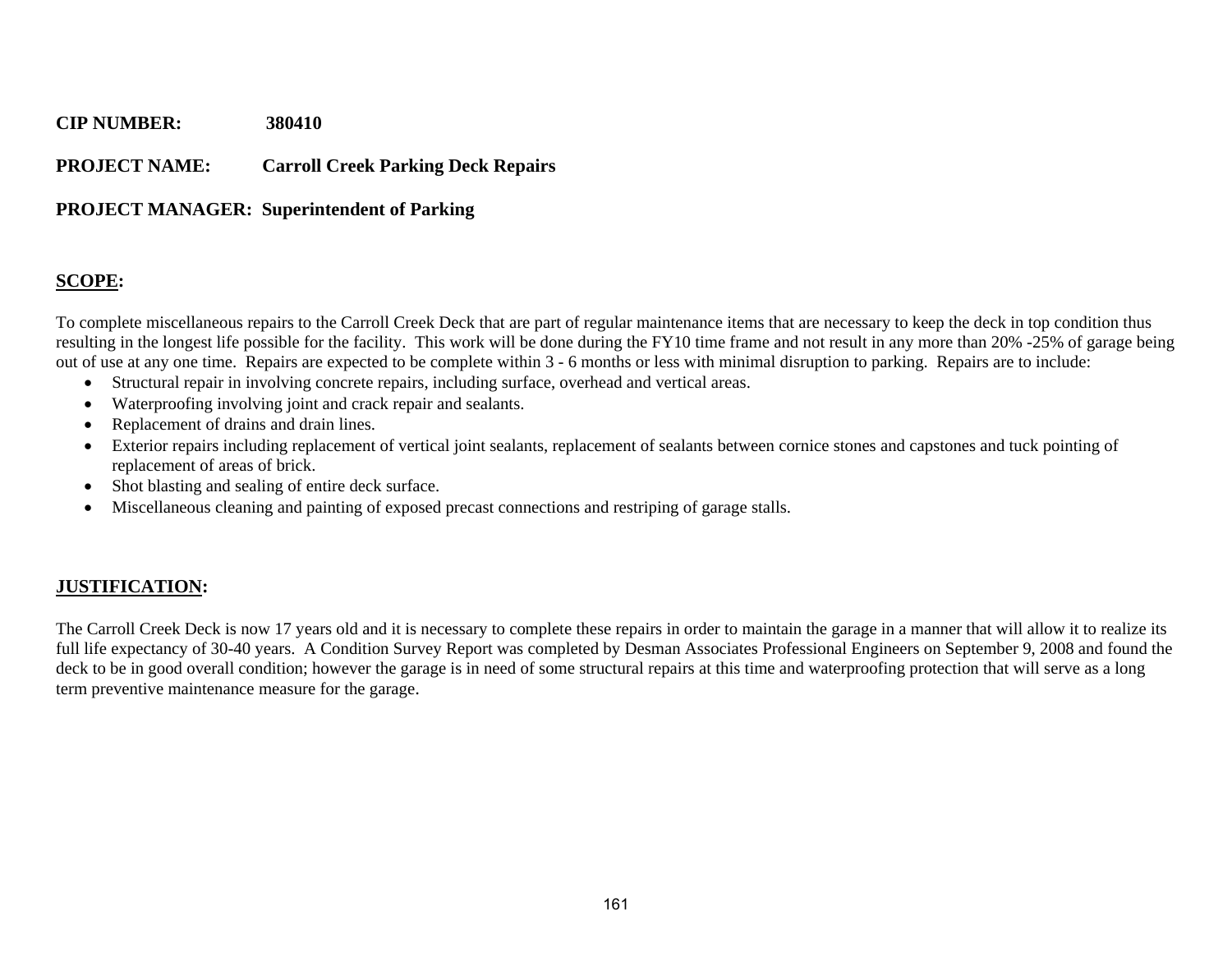**CIP NUMBER:** 380410

**PROJECT NAME:** Carroll Creek Parking Deck Repairs

**PROJECT MANAGER:** Superintendent of Parking

## SCOPE:

To complete miscellaneous repairs to the Carroll Creek Deck that are part of regular maintenance items that are necessary to keep the deck in top condition thus resulting in the longest life possible for the facility. This work will be done during the FY10 time frame and not result in any more than 20% -25% of garage being out of use at any one time. Repairs are expected to be complete within 3 - 6 months or less with minimal disruption to parking. Repairs are to include:

- Structural repair in involving concrete repairs, including surface, overhead and vertical areas.
- Waterproofing involving joint and crack repair and sealants.
- Replacement of drains and drain lines.
- Exterior repairs including replacement of vertical joint sealants, replacement of sealants between cornice stones and capstones and tuck pointing of replacement of areas of brick.
- Shot blasting and sealing of entire deck surface.
- Miscellaneous cleaning and painting of exposed precast connections and restriping of garage stalls.

## JUSTIFICATION:

The Carroll Creek Deck is now 17 years old and it is necessary to complete these repairs in order to maintain the garage in a manner that will allow it to realize its full life expectancy of 30-40 years. A Condition Survey Report was completed by Desman Associates Professional Engineers on September 9, 2008 and found the deck to be in good overall condition; however the garage is in need of some structural repairs at this time and waterproofing protection that will serve as a long term preventive maintenance measure for the garage.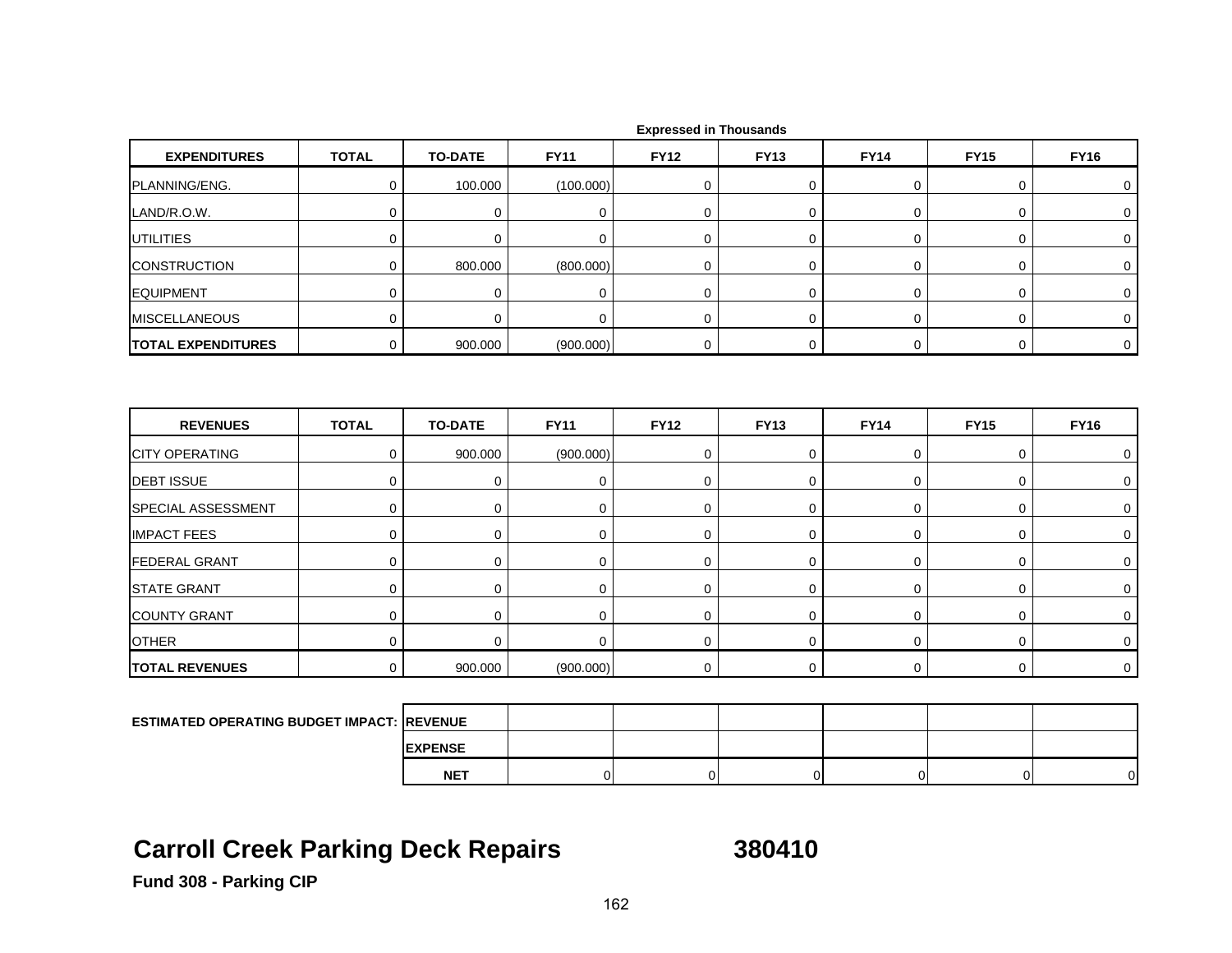Expressed in Thousands

| EXPENDITURES | TOTAL | TO-DATE | FY11 | FY12 | FY13 | FY14 | FY15 | FY16 |
|---|---|---|---|---|---|---|---|---|
| PLANNING/ENG. | 0 | 100.000 | (100.000) | 0 | 0 | 0 | 0 | 0 |
| LAND/R.O.W. | 0 | 0 | 0 | 0 | 0 | 0 | 0 | 0 |
| UTILITIES | 0 | 0 | 0 | 0 | 0 | 0 | 0 | 0 |
| CONSTRUCTION | 0 | 800.000 | (800.000) | 0 | 0 | 0 | 0 | 0 |
| EQUIPMENT | 0 | 0 | 0 | 0 | 0 | 0 | 0 | 0 |
| MISCELLANEOUS | 0 | 0 | 0 | 0 | 0 | 0 | 0 | 0 |
| **TOTAL EXPENDITURES** | 0 | 900.000 | (900.000) | 0 | 0 | 0 | 0 | 0 |

| REVENUES | TOTAL | TO-DATE | FY11 | FY12 | FY13 | FY14 | FY15 | FY16 |
|---|---|---|---|---|---|---|---|---|
| CITY OPERATING | 0 | 900.000 | (900.000) | 0 | 0 | 0 | 0 | 0 |
| DEBT ISSUE | 0 | 0 | 0 | 0 | 0 | 0 | 0 | 0 |
| SPECIAL ASSESSMENT | 0 | 0 | 0 | 0 | 0 | 0 | 0 | 0 |
| IMPACT FEES | 0 | 0 | 0 | 0 | 0 | 0 | 0 | 0 |
| FEDERAL GRANT | 0 | 0 | 0 | 0 | 0 | 0 | 0 | 0 |
| STATE GRANT | 0 | 0 | 0 | 0 | 0 | 0 | 0 | 0 |
| COUNTY GRANT | 0 | 0 | 0 | 0 | 0 | 0 | 0 | 0 |
| OTHER | 0 | 0 | 0 | 0 | 0 | 0 | 0 | 0 |
| **TOTAL REVENUES** | 0 | 900.000 | (900.000) | 0 | 0 | 0 | 0 | 0 |

| ESTIMATED OPERATING BUDGET IMPACT: | | | | | | |
|---|---|---|---|---|---|---|
| REVENUE | | | | | | |
| EXPENSE | | | | | | |
| NET | 0 | 0 | 0 | 0 | 0 | 0 |

# Carroll Creek Parking Deck Repairs 380410

**Fund 308 - Parking CIP**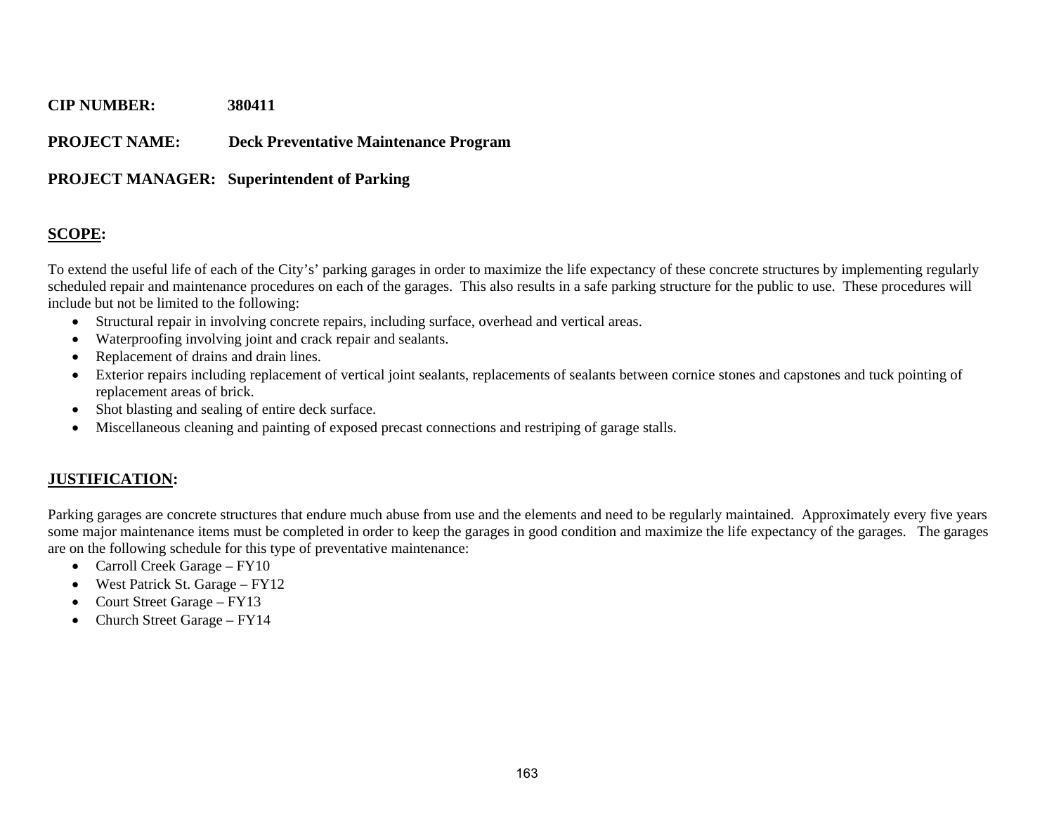**CIP NUMBER:** 380411

**PROJECT NAME:** Deck Preventative Maintenance Program

**PROJECT MANAGER:** Superintendent of Parking

## SCOPE:

To extend the useful life of each of the City's' parking garages in order to maximize the life expectancy of these concrete structures by implementing regularly scheduled repair and maintenance procedures on each of the garages. This also results in a safe parking structure for the public to use. These procedures will include but not be limited to the following:

- Structural repair in involving concrete repairs, including surface, overhead and vertical areas.
- Waterproofing involving joint and crack repair and sealants.
- Replacement of drains and drain lines.
- Exterior repairs including replacement of vertical joint sealants, replacements of sealants between cornice stones and capstones and tuck pointing of replacement areas of brick.
- Shot blasting and sealing of entire deck surface.
- Miscellaneous cleaning and painting of exposed precast connections and restriping of garage stalls.

## JUSTIFICATION:

Parking garages are concrete structures that endure much abuse from use and the elements and need to be regularly maintained. Approximately every five years some major maintenance items must be completed in order to keep the garages in good condition and maximize the life expectancy of the garages. The garages are on the following schedule for this type of preventative maintenance:

- Carroll Creek Garage – FY10
- West Patrick St. Garage – FY12
- Court Street Garage – FY13
- Church Street Garage – FY14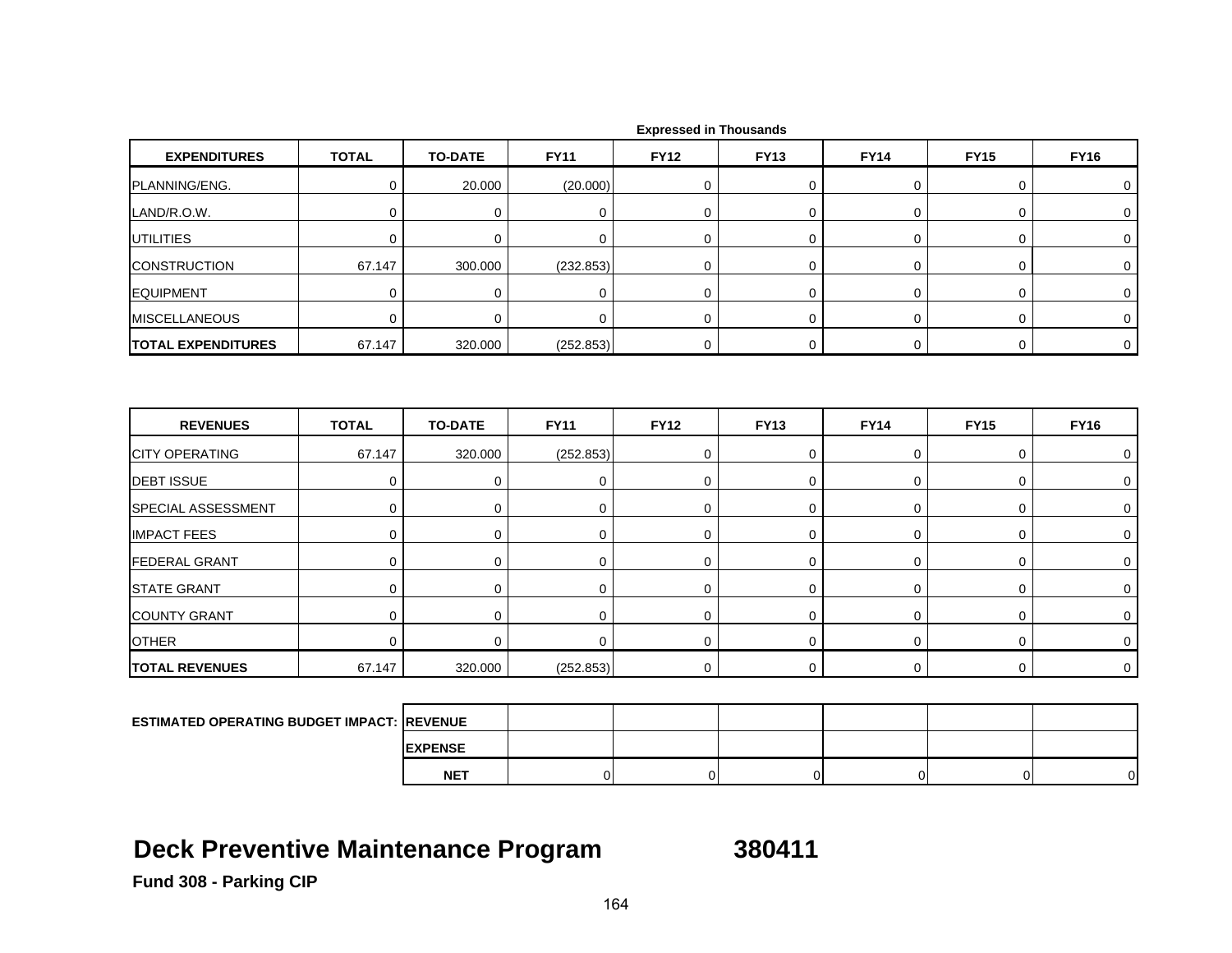Expressed in Thousands

| EXPENDITURES | TOTAL | TO-DATE | FY11 | FY12 | FY13 | FY14 | FY15 | FY16 |
|---|---|---|---|---|---|---|---|---|
| PLANNING/ENG. | 0 | 20.000 | (20.000) | 0 | 0 | 0 | 0 | 0 |
| LAND/R.O.W. | 0 | 0 | 0 | 0 | 0 | 0 | 0 | 0 |
| UTILITIES | 0 | 0 | 0 | 0 | 0 | 0 | 0 | 0 |
| CONSTRUCTION | 67.147 | 300.000 | (232.853) | 0 | 0 | 0 | 0 | 0 |
| EQUIPMENT | 0 | 0 | 0 | 0 | 0 | 0 | 0 | 0 |
| MISCELLANEOUS | 0 | 0 | 0 | 0 | 0 | 0 | 0 | 0 |
| **TOTAL EXPENDITURES** | 67.147 | 320.000 | (252.853) | 0 | 0 | 0 | 0 | 0 |

| REVENUES | TOTAL | TO-DATE | FY11 | FY12 | FY13 | FY14 | FY15 | FY16 |
|---|---|---|---|---|---|---|---|---|
| CITY OPERATING | 67.147 | 320.000 | (252.853) | 0 | 0 | 0 | 0 | 0 |
| DEBT ISSUE | 0 | 0 | 0 | 0 | 0 | 0 | 0 | 0 |
| SPECIAL ASSESSMENT | 0 | 0 | 0 | 0 | 0 | 0 | 0 | 0 |
| IMPACT FEES | 0 | 0 | 0 | 0 | 0 | 0 | 0 | 0 |
| FEDERAL GRANT | 0 | 0 | 0 | 0 | 0 | 0 | 0 | 0 |
| STATE GRANT | 0 | 0 | 0 | 0 | 0 | 0 | 0 | 0 |
| COUNTY GRANT | 0 | 0 | 0 | 0 | 0 | 0 | 0 | 0 |
| OTHER | 0 | 0 | 0 | 0 | 0 | 0 | 0 | 0 |
| **TOTAL REVENUES** | 67.147 | 320.000 | (252.853) | 0 | 0 | 0 | 0 | 0 |

| ESTIMATED OPERATING BUDGET IMPACT: | | FY11 | FY12 | FY13 | FY14 | FY15 | FY16 |
|---|---|---|---|---|---|---|---|
| | **REVENUE** | | | | | | |
| | **EXPENSE** | | | | | | |
| | **NET** | 0 | 0 | 0 | 0 | 0 | 0 |

## Deck Preventive Maintenance Program 380411

**Fund 308 - Parking CIP**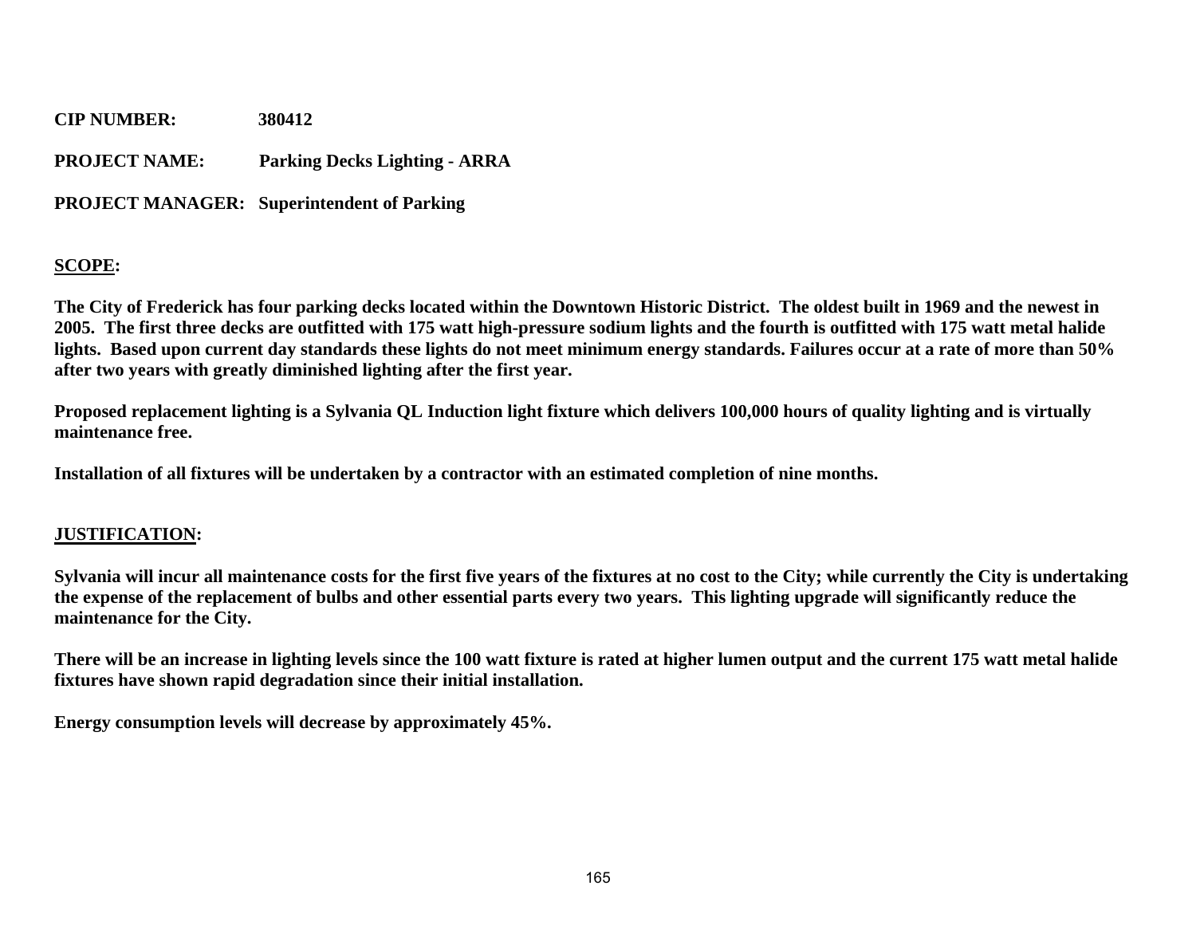**CIP NUMBER:** 380412

**PROJECT NAME:** Parking Decks Lighting - ARRA

**PROJECT MANAGER:** Superintendent of Parking

**SCOPE:**

**The City of Frederick has four parking decks located within the Downtown Historic District. The oldest built in 1969 and the newest in 2005. The first three decks are outfitted with 175 watt high-pressure sodium lights and the fourth is outfitted with 175 watt metal halide lights. Based upon current day standards these lights do not meet minimum energy standards. Failures occur at a rate of more than 50% after two years with greatly diminished lighting after the first year.**

**Proposed replacement lighting is a Sylvania QL Induction light fixture which delivers 100,000 hours of quality lighting and is virtually maintenance free.**

**Installation of all fixtures will be undertaken by a contractor with an estimated completion of nine months.**

**JUSTIFICATION:**

**Sylvania will incur all maintenance costs for the first five years of the fixtures at no cost to the City; while currently the City is undertaking the expense of the replacement of bulbs and other essential parts every two years. This lighting upgrade will significantly reduce the maintenance for the City.**

**There will be an increase in lighting levels since the 100 watt fixture is rated at higher lumen output and the current 175 watt metal halide fixtures have shown rapid degradation since their initial installation.**

**Energy consumption levels will decrease by approximately 45%.**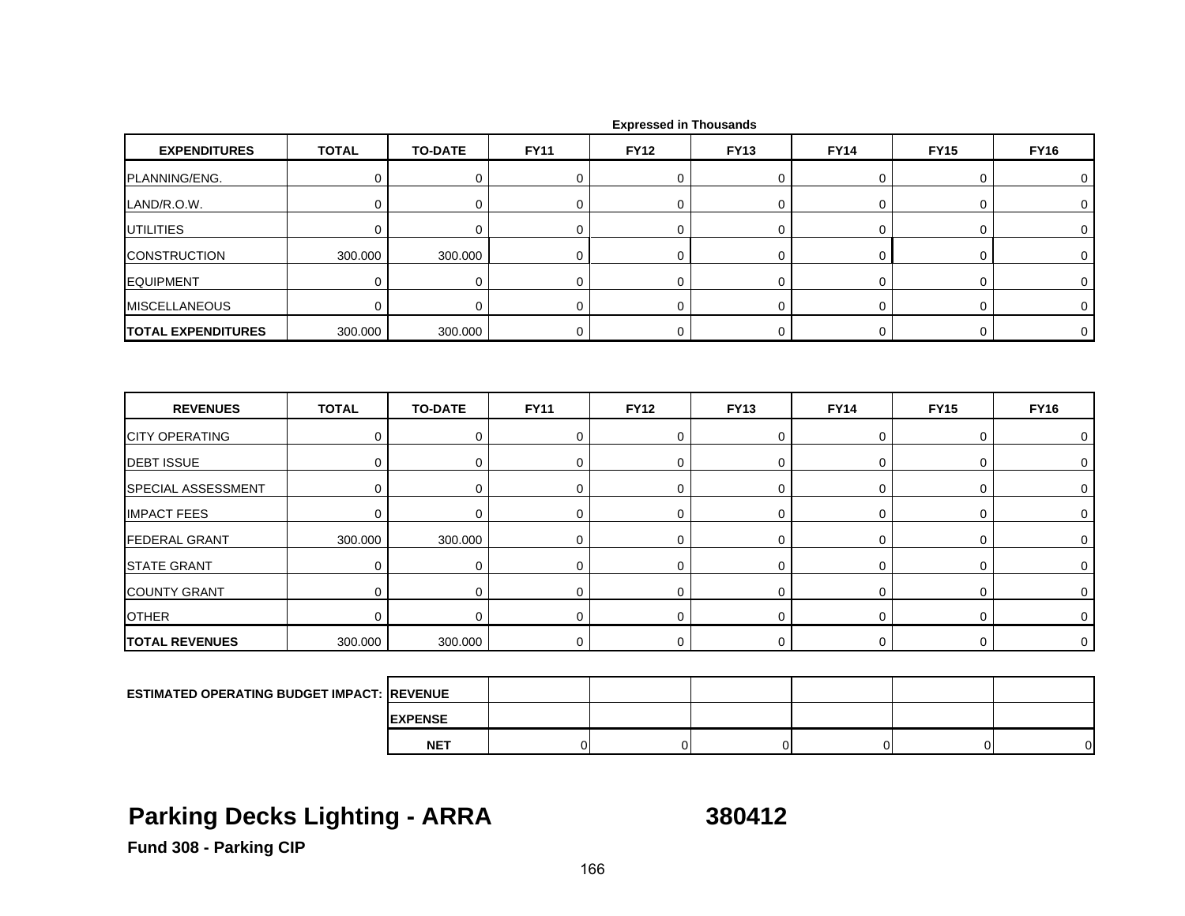Expressed in Thousands

| EXPENDITURES | TOTAL | TO-DATE | FY11 | FY12 | FY13 | FY14 | FY15 | FY16 |
|---|---|---|---|---|---|---|---|---|
| PLANNING/ENG. | 0 | 0 | 0 | 0 | 0 | 0 | 0 | 0 |
| LAND/R.O.W. | 0 | 0 | 0 | 0 | 0 | 0 | 0 | 0 |
| UTILITIES | 0 | 0 | 0 | 0 | 0 | 0 | 0 | 0 |
| CONSTRUCTION | 300.000 | 300.000 | 0 | 0 | 0 | 0 | 0 | 0 |
| EQUIPMENT | 0 | 0 | 0 | 0 | 0 | 0 | 0 | 0 |
| MISCELLANEOUS | 0 | 0 | 0 | 0 | 0 | 0 | 0 | 0 |
| **TOTAL EXPENDITURES** | 300.000 | 300.000 | 0 | 0 | 0 | 0 | 0 | 0 |

| REVENUES | TOTAL | TO-DATE | FY11 | FY12 | FY13 | FY14 | FY15 | FY16 |
|---|---|---|---|---|---|---|---|---|
| CITY OPERATING | 0 | 0 | 0 | 0 | 0 | 0 | 0 | 0 |
| DEBT ISSUE | 0 | 0 | 0 | 0 | 0 | 0 | 0 | 0 |
| SPECIAL ASSESSMENT | 0 | 0 | 0 | 0 | 0 | 0 | 0 | 0 |
| IMPACT FEES | 0 | 0 | 0 | 0 | 0 | 0 | 0 | 0 |
| FEDERAL GRANT | 300.000 | 300.000 | 0 | 0 | 0 | 0 | 0 | 0 |
| STATE GRANT | 0 | 0 | 0 | 0 | 0 | 0 | 0 | 0 |
| COUNTY GRANT | 0 | 0 | 0 | 0 | 0 | 0 | 0 | 0 |
| OTHER | 0 | 0 | 0 | 0 | 0 | 0 | 0 | 0 |
| **TOTAL REVENUES** | 300.000 | 300.000 | 0 | 0 | 0 | 0 | 0 | 0 |

| ESTIMATED OPERATING BUDGET IMPACT: | | | | | | |
|---|---|---|---|---|---|---|
| REVENUE | | | | | | |
| EXPENSE | | | | | | |
| NET | 0 | 0 | 0 | 0 | 0 | 0 |

## Parking Decks Lighting - ARRA 380412

**Fund 308 - Parking CIP**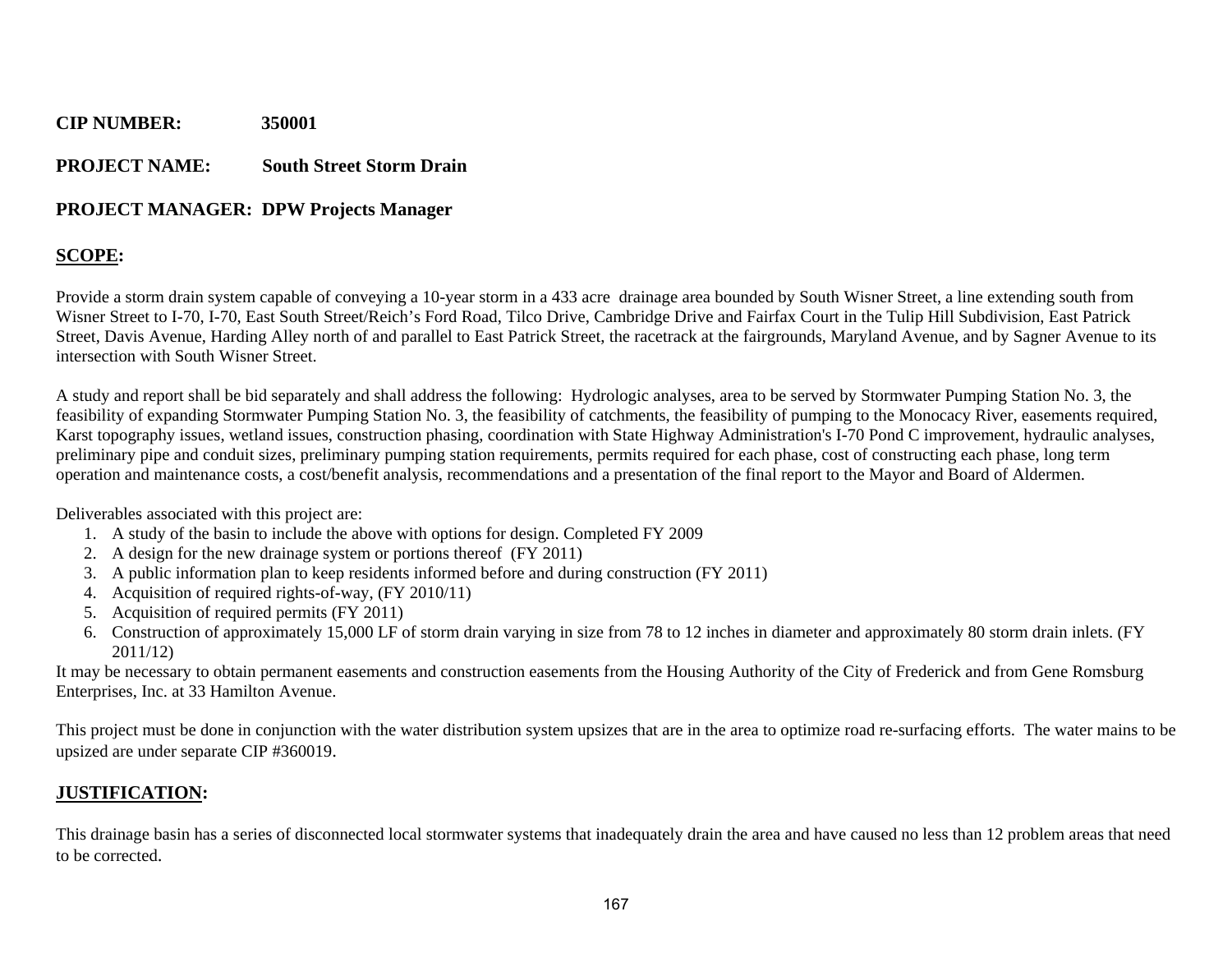**CIP NUMBER:** **350001**

**PROJECT NAME:** **South Street Storm Drain**

**PROJECT MANAGER: DPW Projects Manager**

## **SCOPE:**

Provide a storm drain system capable of conveying a 10-year storm in a 433 acre drainage area bounded by South Wisner Street, a line extending south from Wisner Street to I-70, I-70, East South Street/Reich's Ford Road, Tilco Drive, Cambridge Drive and Fairfax Court in the Tulip Hill Subdivision, East Patrick Street, Davis Avenue, Harding Alley north of and parallel to East Patrick Street, the racetrack at the fairgrounds, Maryland Avenue, and by Sagner Avenue to its intersection with South Wisner Street.

A study and report shall be bid separately and shall address the following: Hydrologic analyses, area to be served by Stormwater Pumping Station No. 3, the feasibility of expanding Stormwater Pumping Station No. 3, the feasibility of catchments, the feasibility of pumping to the Monocacy River, easements required, Karst topography issues, wetland issues, construction phasing, coordination with State Highway Administration's I-70 Pond C improvement, hydraulic analyses, preliminary pipe and conduit sizes, preliminary pumping station requirements, permits required for each phase, cost of constructing each phase, long term operation and maintenance costs, a cost/benefit analysis, recommendations and a presentation of the final report to the Mayor and Board of Aldermen.

Deliverables associated with this project are:

1. A study of the basin to include the above with options for design. Completed FY 2009
2. A design for the new drainage system or portions thereof (FY 2011)
3. A public information plan to keep residents informed before and during construction (FY 2011)
4. Acquisition of required rights-of-way, (FY 2010/11)
5. Acquisition of required permits (FY 2011)
6. Construction of approximately 15,000 LF of storm drain varying in size from 78 to 12 inches in diameter and approximately 80 storm drain inlets. (FY 2011/12)

It may be necessary to obtain permanent easements and construction easements from the Housing Authority of the City of Frederick and from Gene Romsburg Enterprises, Inc. at 33 Hamilton Avenue.

This project must be done in conjunction with the water distribution system upsizes that are in the area to optimize road re-surfacing efforts. The water mains to be upsized are under separate CIP #360019.

## **JUSTIFICATION:**

This drainage basin has a series of disconnected local stormwater systems that inadequately drain the area and have caused no less than 12 problem areas that need to be corrected.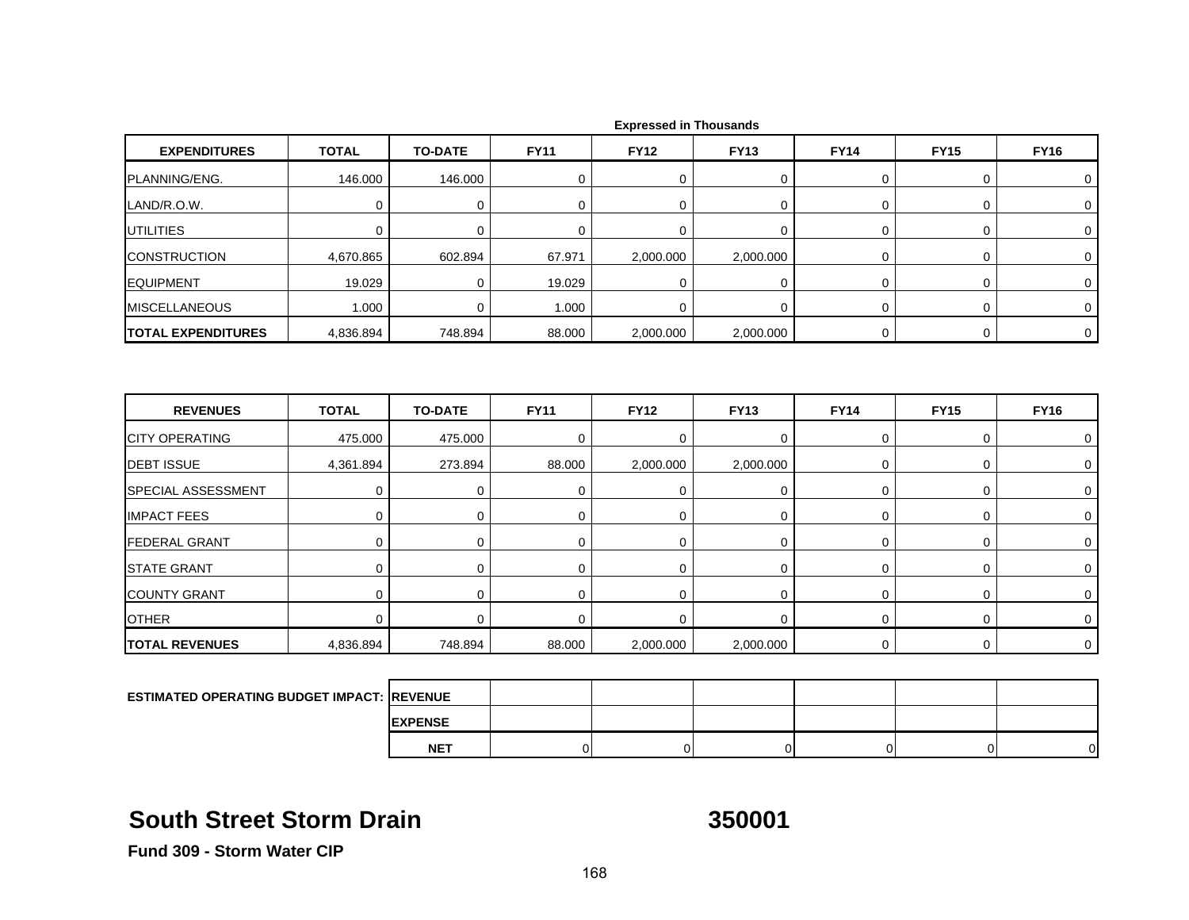Expressed in Thousands

| EXPENDITURES | TOTAL | TO-DATE | FY11 | FY12 | FY13 | FY14 | FY15 | FY16 |
|---|---|---|---|---|---|---|---|---|
| PLANNING/ENG. | 146.000 | 146.000 | 0 | 0 | 0 | 0 | 0 | 0 |
| LAND/R.O.W. | 0 | 0 | 0 | 0 | 0 | 0 | 0 | 0 |
| UTILITIES | 0 | 0 | 0 | 0 | 0 | 0 | 0 | 0 |
| CONSTRUCTION | 4,670.865 | 602.894 | 67.971 | 2,000.000 | 2,000.000 | 0 | 0 | 0 |
| EQUIPMENT | 19.029 | 0 | 19.029 | 0 | 0 | 0 | 0 | 0 |
| MISCELLANEOUS | 1.000 | 0 | 1.000 | 0 | 0 | 0 | 0 | 0 |
| **TOTAL EXPENDITURES** | 4,836.894 | 748.894 | 88.000 | 2,000.000 | 2,000.000 | 0 | 0 | 0 |

| REVENUES | TOTAL | TO-DATE | FY11 | FY12 | FY13 | FY14 | FY15 | FY16 |
|---|---|---|---|---|---|---|---|---|
| CITY OPERATING | 475.000 | 475.000 | 0 | 0 | 0 | 0 | 0 | 0 |
| DEBT ISSUE | 4,361.894 | 273.894 | 88.000 | 2,000.000 | 2,000.000 | 0 | 0 | 0 |
| SPECIAL ASSESSMENT | 0 | 0 | 0 | 0 | 0 | 0 | 0 | 0 |
| IMPACT FEES | 0 | 0 | 0 | 0 | 0 | 0 | 0 | 0 |
| FEDERAL GRANT | 0 | 0 | 0 | 0 | 0 | 0 | 0 | 0 |
| STATE GRANT | 0 | 0 | 0 | 0 | 0 | 0 | 0 | 0 |
| COUNTY GRANT | 0 | 0 | 0 | 0 | 0 | 0 | 0 | 0 |
| OTHER | 0 | 0 | 0 | 0 | 0 | 0 | 0 | 0 |
| **TOTAL REVENUES** | 4,836.894 | 748.894 | 88.000 | 2,000.000 | 2,000.000 | 0 | 0 | 0 |

| ESTIMATED OPERATING BUDGET IMPACT: | | | | | | | |
|---|---|---|---|---|---|---|---|
| | REVENUE | | | | | | |
| | EXPENSE | | | | | | |
| | NET | 0 | 0 | 0 | 0 | 0 | 0 |

# South Street Storm Drain 350001

**Fund 309 - Storm Water CIP**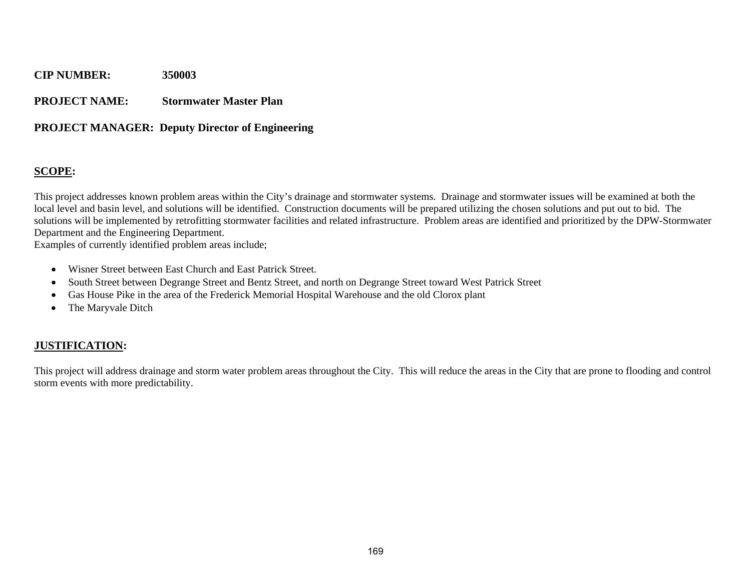**CIP NUMBER:** 350003

**PROJECT NAME:** Stormwater Master Plan

**PROJECT MANAGER:** Deputy Director of Engineering

## SCOPE:

This project addresses known problem areas within the City's drainage and stormwater systems. Drainage and stormwater issues will be examined at both the local level and basin level, and solutions will be identified. Construction documents will be prepared utilizing the chosen solutions and put out to bid. The solutions will be implemented by retrofitting stormwater facilities and related infrastructure. Problem areas are identified and prioritized by the DPW-Stormwater Department and the Engineering Department.
Examples of currently identified problem areas include;

- Wisner Street between East Church and East Patrick Street.
- South Street between Degrange Street and Bentz Street, and north on Degrange Street toward West Patrick Street
- Gas House Pike in the area of the Frederick Memorial Hospital Warehouse and the old Clorox plant
- The Maryvale Ditch

## JUSTIFICATION:

This project will address drainage and storm water problem areas throughout the City. This will reduce the areas in the City that are prone to flooding and control storm events with more predictability.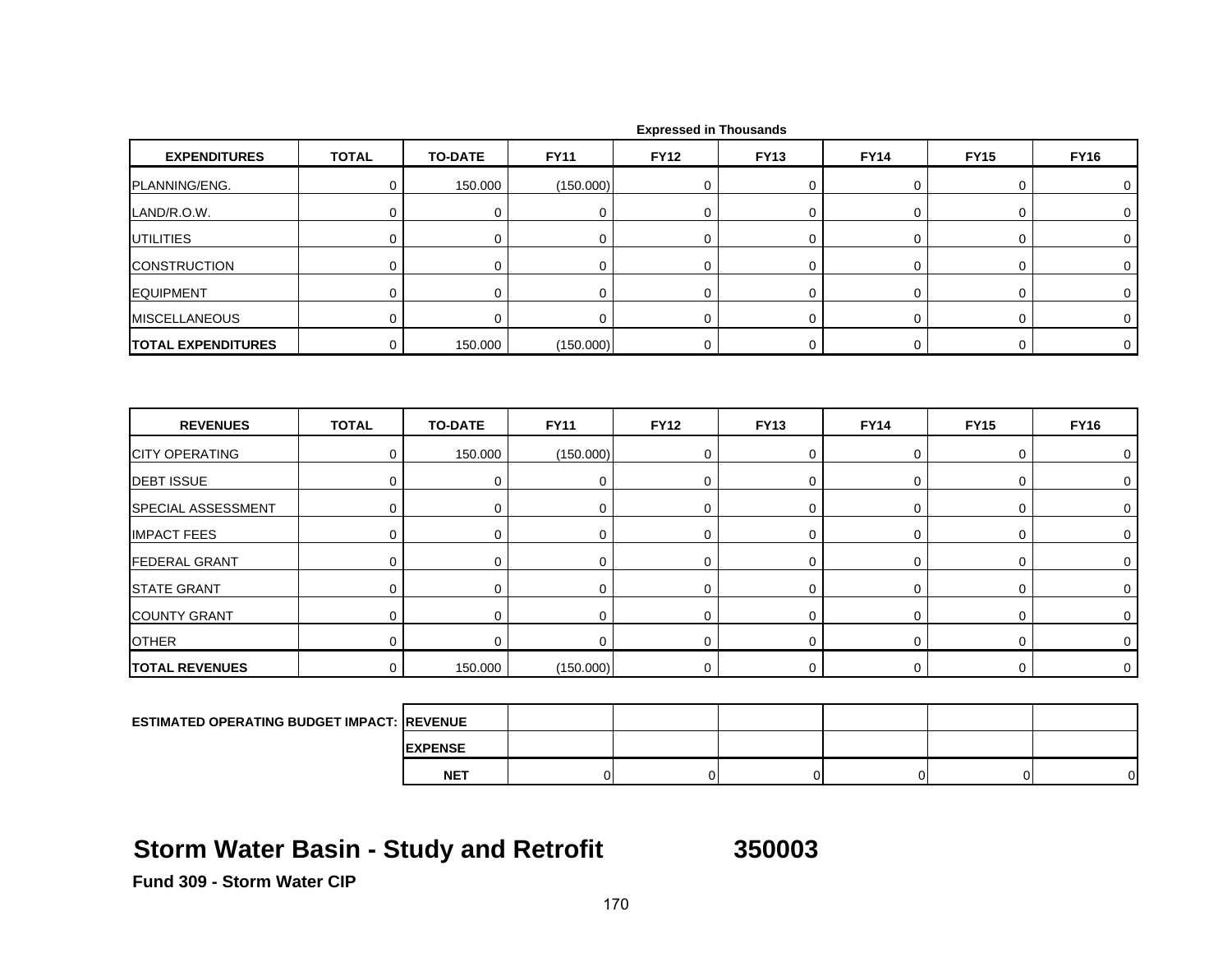Expressed in Thousands

| EXPENDITURES | TOTAL | TO-DATE | FY11 | FY12 | FY13 | FY14 | FY15 | FY16 |
|---|---|---|---|---|---|---|---|---|
| PLANNING/ENG. | 0 | 150.000 | (150.000) | 0 | 0 | 0 | 0 | 0 |
| LAND/R.O.W. | 0 | 0 | 0 | 0 | 0 | 0 | 0 | 0 |
| UTILITIES | 0 | 0 | 0 | 0 | 0 | 0 | 0 | 0 |
| CONSTRUCTION | 0 | 0 | 0 | 0 | 0 | 0 | 0 | 0 |
| EQUIPMENT | 0 | 0 | 0 | 0 | 0 | 0 | 0 | 0 |
| MISCELLANEOUS | 0 | 0 | 0 | 0 | 0 | 0 | 0 | 0 |
| **TOTAL EXPENDITURES** | 0 | 150.000 | (150.000) | 0 | 0 | 0 | 0 | 0 |

| REVENUES | TOTAL | TO-DATE | FY11 | FY12 | FY13 | FY14 | FY15 | FY16 |
|---|---|---|---|---|---|---|---|---|
| CITY OPERATING | 0 | 150.000 | (150.000) | 0 | 0 | 0 | 0 | 0 |
| DEBT ISSUE | 0 | 0 | 0 | 0 | 0 | 0 | 0 | 0 |
| SPECIAL ASSESSMENT | 0 | 0 | 0 | 0 | 0 | 0 | 0 | 0 |
| IMPACT FEES | 0 | 0 | 0 | 0 | 0 | 0 | 0 | 0 |
| FEDERAL GRANT | 0 | 0 | 0 | 0 | 0 | 0 | 0 | 0 |
| STATE GRANT | 0 | 0 | 0 | 0 | 0 | 0 | 0 | 0 |
| COUNTY GRANT | 0 | 0 | 0 | 0 | 0 | 0 | 0 | 0 |
| OTHER | 0 | 0 | 0 | 0 | 0 | 0 | 0 | 0 |
| **TOTAL REVENUES** | 0 | 150.000 | (150.000) | 0 | 0 | 0 | 0 | 0 |

| ESTIMATED OPERATING BUDGET IMPACT: | | | | | | |
|---|---|---|---|---|---|---|
| REVENUE | | | | | | |
| EXPENSE | | | | | | |
| NET | 0 | 0 | 0 | 0 | 0 | 0 |

# Storm Water Basin - Study and Retrofit 350003

**Fund 309 - Storm Water CIP**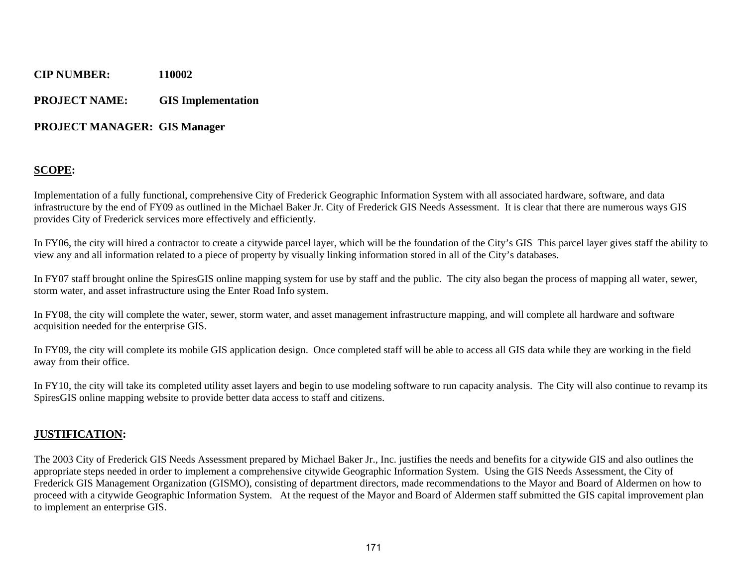**CIP NUMBER:** 110002

**PROJECT NAME:** GIS Implementation

**PROJECT MANAGER:** GIS Manager

## SCOPE:

Implementation of a fully functional, comprehensive City of Frederick Geographic Information System with all associated hardware, software, and data infrastructure by the end of FY09 as outlined in the Michael Baker Jr. City of Frederick GIS Needs Assessment. It is clear that there are numerous ways GIS provides City of Frederick services more effectively and efficiently.

In FY06, the city will hired a contractor to create a citywide parcel layer, which will be the foundation of the City's GIS This parcel layer gives staff the ability to view any and all information related to a piece of property by visually linking information stored in all of the City's databases.

In FY07 staff brought online the SpiresGIS online mapping system for use by staff and the public. The city also began the process of mapping all water, sewer, storm water, and asset infrastructure using the Enter Road Info system.

In FY08, the city will complete the water, sewer, storm water, and asset management infrastructure mapping, and will complete all hardware and software acquisition needed for the enterprise GIS.

In FY09, the city will complete its mobile GIS application design. Once completed staff will be able to access all GIS data while they are working in the field away from their office.

In FY10, the city will take its completed utility asset layers and begin to use modeling software to run capacity analysis. The City will also continue to revamp its SpiresGIS online mapping website to provide better data access to staff and citizens.

## JUSTIFICATION:

The 2003 City of Frederick GIS Needs Assessment prepared by Michael Baker Jr., Inc. justifies the needs and benefits for a citywide GIS and also outlines the appropriate steps needed in order to implement a comprehensive citywide Geographic Information System. Using the GIS Needs Assessment, the City of Frederick GIS Management Organization (GISMO), consisting of department directors, made recommendations to the Mayor and Board of Aldermen on how to proceed with a citywide Geographic Information System. At the request of the Mayor and Board of Aldermen staff submitted the GIS capital improvement plan to implement an enterprise GIS.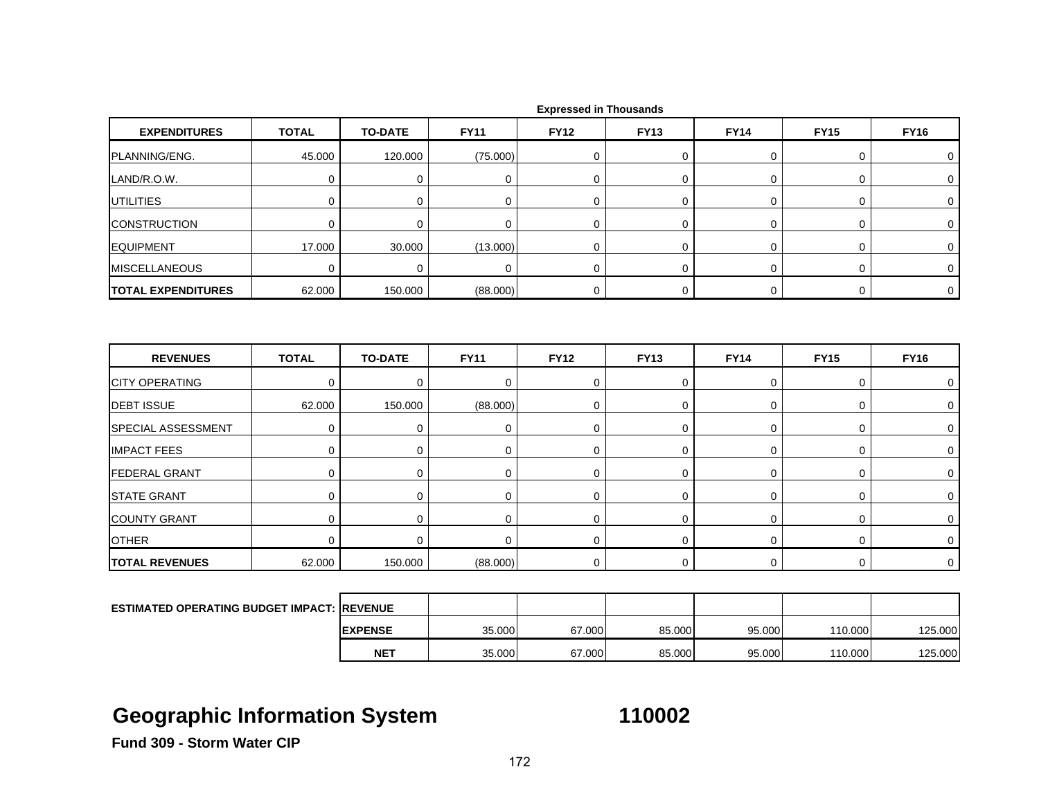Expressed in Thousands

| EXPENDITURES | TOTAL | TO-DATE | FY11 | FY12 | FY13 | FY14 | FY15 | FY16 |
|---|---|---|---|---|---|---|---|---|
| PLANNING/ENG. | 45.000 | 120.000 | (75.000) | 0 | 0 | 0 | 0 | 0 |
| LAND/R.O.W. | 0 | 0 | 0 | 0 | 0 | 0 | 0 | 0 |
| UTILITIES | 0 | 0 | 0 | 0 | 0 | 0 | 0 | 0 |
| CONSTRUCTION | 0 | 0 | 0 | 0 | 0 | 0 | 0 | 0 |
| EQUIPMENT | 17.000 | 30.000 | (13.000) | 0 | 0 | 0 | 0 | 0 |
| MISCELLANEOUS | 0 | 0 | 0 | 0 | 0 | 0 | 0 | 0 |
| **TOTAL EXPENDITURES** | 62.000 | 150.000 | (88.000) | 0 | 0 | 0 | 0 | 0 |

| REVENUES | TOTAL | TO-DATE | FY11 | FY12 | FY13 | FY14 | FY15 | FY16 |
|---|---|---|---|---|---|---|---|---|
| CITY OPERATING | 0 | 0 | 0 | 0 | 0 | 0 | 0 | 0 |
| DEBT ISSUE | 62.000 | 150.000 | (88.000) | 0 | 0 | 0 | 0 | 0 |
| SPECIAL ASSESSMENT | 0 | 0 | 0 | 0 | 0 | 0 | 0 | 0 |
| IMPACT FEES | 0 | 0 | 0 | 0 | 0 | 0 | 0 | 0 |
| FEDERAL GRANT | 0 | 0 | 0 | 0 | 0 | 0 | 0 | 0 |
| STATE GRANT | 0 | 0 | 0 | 0 | 0 | 0 | 0 | 0 |
| COUNTY GRANT | 0 | 0 | 0 | 0 | 0 | 0 | 0 | 0 |
| OTHER | 0 | 0 | 0 | 0 | 0 | 0 | 0 | 0 |
| **TOTAL REVENUES** | 62.000 | 150.000 | (88.000) | 0 | 0 | 0 | 0 | 0 |

| ESTIMATED OPERATING BUDGET IMPACT: | | FY11 | FY12 | FY13 | FY14 | FY15 | FY16 |
|---|---|---|---|---|---|---|---|
| | **REVENUE** | | | | | | |
| | **EXPENSE** | 35.000 | 67.000 | 85.000 | 95.000 | 110.000 | 125.000 |
| | **NET** | 35.000 | 67.000 | 85.000 | 95.000 | 110.000 | 125.000 |

# Geographic Information System 110002

**Fund 309 - Storm Water CIP**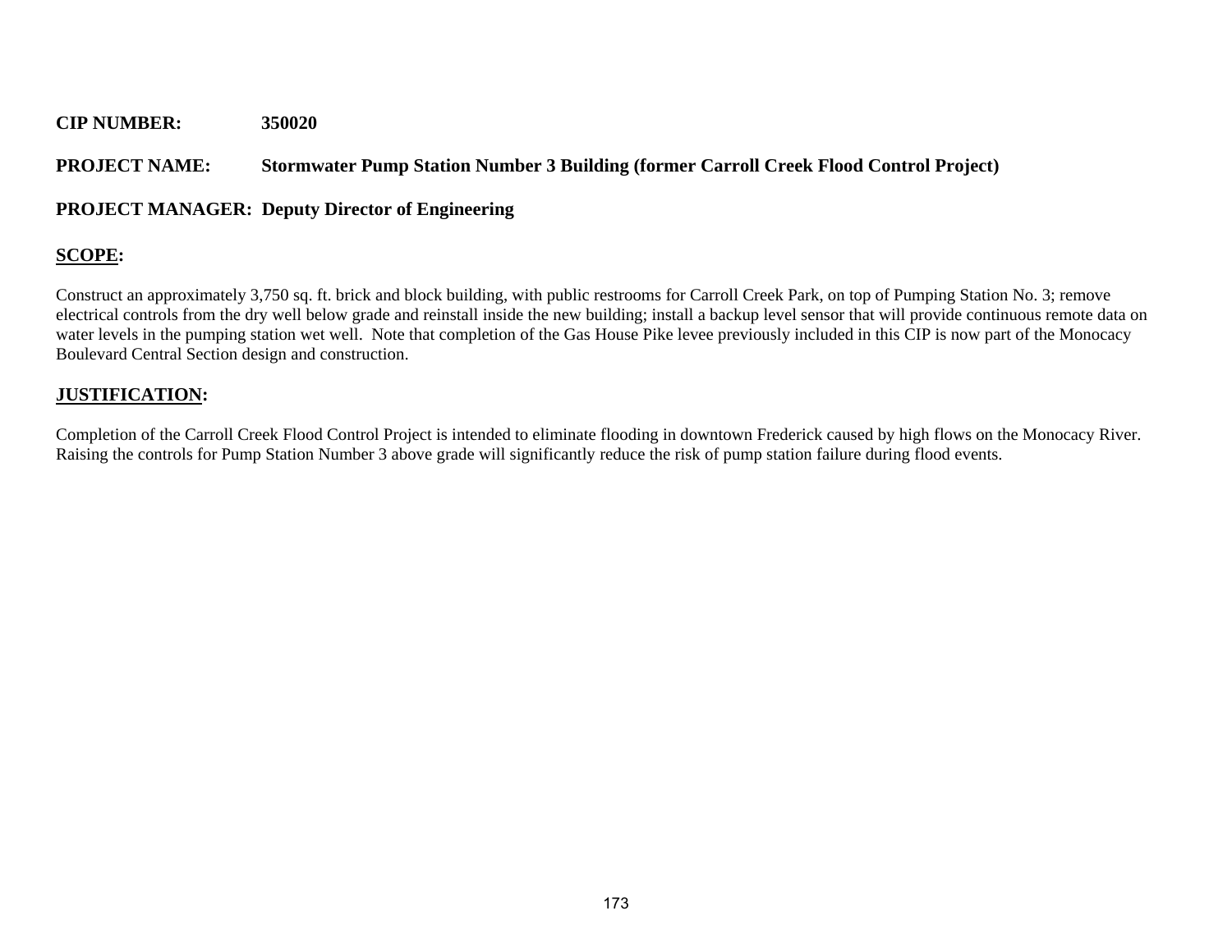**CIP NUMBER:** 350020

**PROJECT NAME:** Stormwater Pump Station Number 3 Building (former Carroll Creek Flood Control Project)

**PROJECT MANAGER:** Deputy Director of Engineering

## SCOPE:

Construct an approximately 3,750 sq. ft. brick and block building, with public restrooms for Carroll Creek Park, on top of Pumping Station No. 3; remove electrical controls from the dry well below grade and reinstall inside the new building; install a backup level sensor that will provide continuous remote data on water levels in the pumping station wet well. Note that completion of the Gas House Pike levee previously included in this CIP is now part of the Monocacy Boulevard Central Section design and construction.

## JUSTIFICATION:

Completion of the Carroll Creek Flood Control Project is intended to eliminate flooding in downtown Frederick caused by high flows on the Monocacy River. Raising the controls for Pump Station Number 3 above grade will significantly reduce the risk of pump station failure during flood events.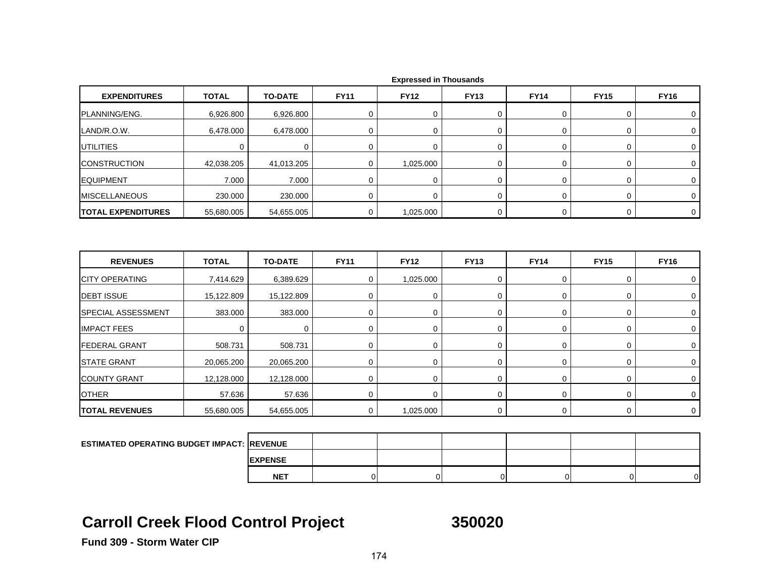Expressed in Thousands

| EXPENDITURES | TOTAL | TO-DATE | FY11 | FY12 | FY13 | FY14 | FY15 | FY16 |
|---|---|---|---|---|---|---|---|---|
| PLANNING/ENG. | 6,926.800 | 6,926.800 | 0 | 0 | 0 | 0 | 0 | 0 |
| LAND/R.O.W. | 6,478.000 | 6,478.000 | 0 | 0 | 0 | 0 | 0 | 0 |
| UTILITIES | 0 | 0 | 0 | 0 | 0 | 0 | 0 | 0 |
| CONSTRUCTION | 42,038.205 | 41,013.205 | 0 | 1,025.000 | 0 | 0 | 0 | 0 |
| EQUIPMENT | 7.000 | 7.000 | 0 | 0 | 0 | 0 | 0 | 0 |
| MISCELLANEOUS | 230.000 | 230.000 | 0 | 0 | 0 | 0 | 0 | 0 |
| **TOTAL EXPENDITURES** | 55,680.005 | 54,655.005 | 0 | 1,025.000 | 0 | 0 | 0 | 0 |

| REVENUES | TOTAL | TO-DATE | FY11 | FY12 | FY13 | FY14 | FY15 | FY16 |
|---|---|---|---|---|---|---|---|---|
| CITY OPERATING | 7,414.629 | 6,389.629 | 0 | 1,025.000 | 0 | 0 | 0 | 0 |
| DEBT ISSUE | 15,122.809 | 15,122.809 | 0 | 0 | 0 | 0 | 0 | 0 |
| SPECIAL ASSESSMENT | 383.000 | 383.000 | 0 | 0 | 0 | 0 | 0 | 0 |
| IMPACT FEES | 0 | 0 | 0 | 0 | 0 | 0 | 0 | 0 |
| FEDERAL GRANT | 508.731 | 508.731 | 0 | 0 | 0 | 0 | 0 | 0 |
| STATE GRANT | 20,065.200 | 20,065.200 | 0 | 0 | 0 | 0 | 0 | 0 |
| COUNTY GRANT | 12,128.000 | 12,128.000 | 0 | 0 | 0 | 0 | 0 | 0 |
| OTHER | 57.636 | 57.636 | 0 | 0 | 0 | 0 | 0 | 0 |
| **TOTAL REVENUES** | 55,680.005 | 54,655.005 | 0 | 1,025.000 | 0 | 0 | 0 | 0 |

| ESTIMATED OPERATING BUDGET IMPACT: | | | | | | | |
|---|---|---|---|---|---|---|---|
| | REVENUE | | | | | | |
| | EXPENSE | | | | | | |
| | NET | 0 | 0 | 0 | 0 | 0 | 0 |

# Carroll Creek Flood Control Project 350020

**Fund 309 - Storm Water CIP**